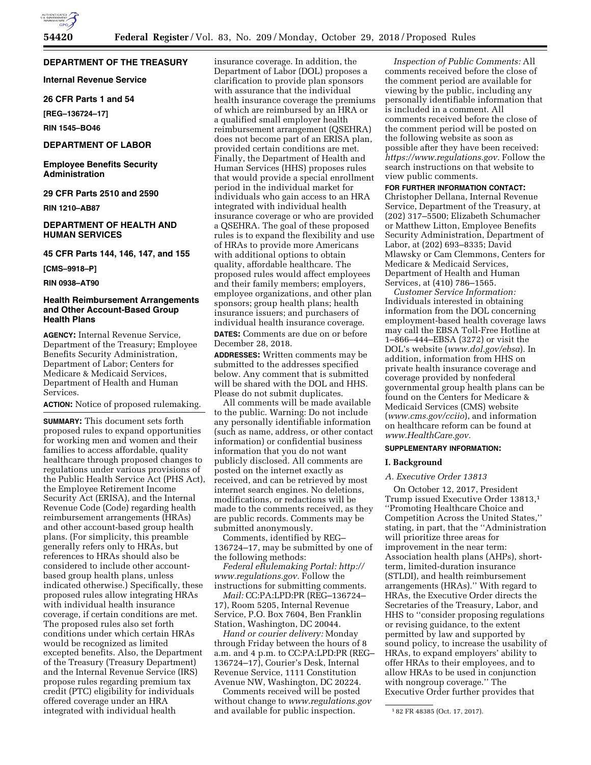## DEPARTMENT OF THE TREASURY

### Internal Revenue Service

### 26 CFR Parts 1 and 54

**[REG–136724–17]**

**RIN 1545–BO46**

## DEPARTMENT OF LABOR

### Employee Benefits Security Administration

### 29 CFR Parts 2510 and 2590

**RIN 1210–AB87**

## DEPARTMENT OF HEALTH AND HUMAN SERVICES

### 45 CFR Parts 144, 146, 147, and 155

**[CMS–9918–P]**

**RIN 0938–AT90**

# Health Reimbursement Arrangements and Other Account-Based Group Health Plans

**AGENCY:** Internal Revenue Service, Department of the Treasury; Employee Benefits Security Administration, Department of Labor; Centers for Medicare & Medicaid Services, Department of Health and Human Services.

**ACTION:** Notice of proposed rulemaking.

**SUMMARY:** This document sets forth proposed rules to expand opportunities for working men and women and their families to access affordable, quality healthcare through proposed changes to regulations under various provisions of the Public Health Service Act (PHS Act), the Employee Retirement Income Security Act (ERISA), and the Internal Revenue Code (Code) regarding health reimbursement arrangements (HRAs) and other account-based group health plans. (For simplicity, this preamble generally refers only to HRAs, but references to HRAs should also be considered to include other account-based group health plans, unless indicated otherwise.) Specifically, these proposed rules allow integrating HRAs with individual health insurance coverage, if certain conditions are met. The proposed rules also set forth conditions under which certain HRAs would be recognized as limited excepted benefits. Also, the Department of the Treasury (Treasury Department) and the Internal Revenue Service (IRS) propose rules regarding premium tax credit (PTC) eligibility for individuals offered coverage under an HRA integrated with individual health insurance coverage. In addition, the Department of Labor (DOL) proposes a clarification to provide plan sponsors with assurance that the individual health insurance coverage the premiums of which are reimbursed by an HRA or a qualified small employer health reimbursement arrangement (QSEHRA) does not become part of an ERISA plan, provided certain conditions are met. Finally, the Department of Health and Human Services (HHS) proposes rules that would provide a special enrollment period in the individual market for individuals who gain access to an HRA integrated with individual health insurance coverage or who are provided a QSEHRA. The goal of these proposed rules is to expand the flexibility and use of HRAs to provide more Americans with additional options to obtain quality, affordable healthcare. The proposed rules would affect employees and their family members; employers, employee organizations, and other plan sponsors; group health plans; health insurance issuers; and purchasers of individual health insurance coverage.

**DATES:** Comments are due on or before December 28, 2018.

**ADDRESSES:** Written comments may be submitted to the addresses specified below. Any comment that is submitted will be shared with the DOL and HHS. Please do not submit duplicates.

All comments will be made available to the public. Warning: Do not include any personally identifiable information (such as name, address, or other contact information) or confidential business information that you do not want publicly disclosed. All comments are posted on the internet exactly as received, and can be retrieved by most internet search engines. No deletions, modifications, or redactions will be made to the comments received, as they are public records. Comments may be submitted anonymously.

Comments, identified by REG–136724–17, may be submitted by one of the following methods:

*Federal eRulemaking Portal: http://www.regulations.gov.* Follow the instructions for submitting comments.

*Mail:* CC:PA:LPD:PR (REG–136724–17), Room 5205, Internal Revenue Service, P.O. Box 7604, Ben Franklin Station, Washington, DC 20044.

*Hand or courier delivery:* Monday through Friday between the hours of 8 a.m. and 4 p.m. to CC:PA:LPD:PR (REG–136724–17), Courier's Desk, Internal Revenue Service, 1111 Constitution Avenue NW, Washington, DC 20224.

Comments received will be posted without change to *www.regulations.gov* and available for public inspection.

*Inspection of Public Comments:* All comments received before the close of the comment period are available for viewing by the public, including any personally identifiable information that is included in a comment. All comments received before the close of the comment period will be posted on the following website as soon as possible after they have been received: *https://www.regulations.gov.* Follow the search instructions on that website to view public comments.

**FOR FURTHER INFORMATION CONTACT:** Christopher Dellana, Internal Revenue Service, Department of the Treasury, at (202) 317–5500; Elizabeth Schumacher or Matthew Litton, Employee Benefits Security Administration, Department of Labor, at (202) 693–8335; David Mlawsky or Cam Clemmons, Centers for Medicare & Medicaid Services, Department of Health and Human Services, at (410) 786–1565.

*Customer Service Information:* Individuals interested in obtaining information from the DOL concerning employment-based health coverage laws may call the EBSA Toll-Free Hotline at 1–866–444–EBSA (3272) or visit the DOL's website (*www.dol.gov/ebsa*). In addition, information from HHS on private health insurance coverage and coverage provided by nonfederal governmental group health plans can be found on the Centers for Medicare & Medicaid Services (CMS) website (*www.cms.gov/cciio*), and information on healthcare reform can be found at *www.HealthCare.gov.*

**SUPPLEMENTARY INFORMATION:**

## I. Background

### *A. Executive Order 13813*

On October 12, 2017, President Trump issued Executive Order 13813,[1] ''Promoting Healthcare Choice and Competition Across the United States,'' stating, in part, that the ''Administration will prioritize three areas for improvement in the near term: Association health plans (AHPs), short-term, limited-duration insurance (STLDI), and health reimbursement arrangements (HRAs).'' With regard to HRAs, the Executive Order directs the Secretaries of the Treasury, Labor, and HHS to ''consider proposing regulations or revising guidance, to the extent permitted by law and supported by sound policy, to increase the usability of HRAs, to expand employers' ability to offer HRAs to their employees, and to allow HRAs to be used in conjunction with nongroup coverage.'' The Executive Order further provides that

[1] 82 FR 48385 (Oct. 17, 2017).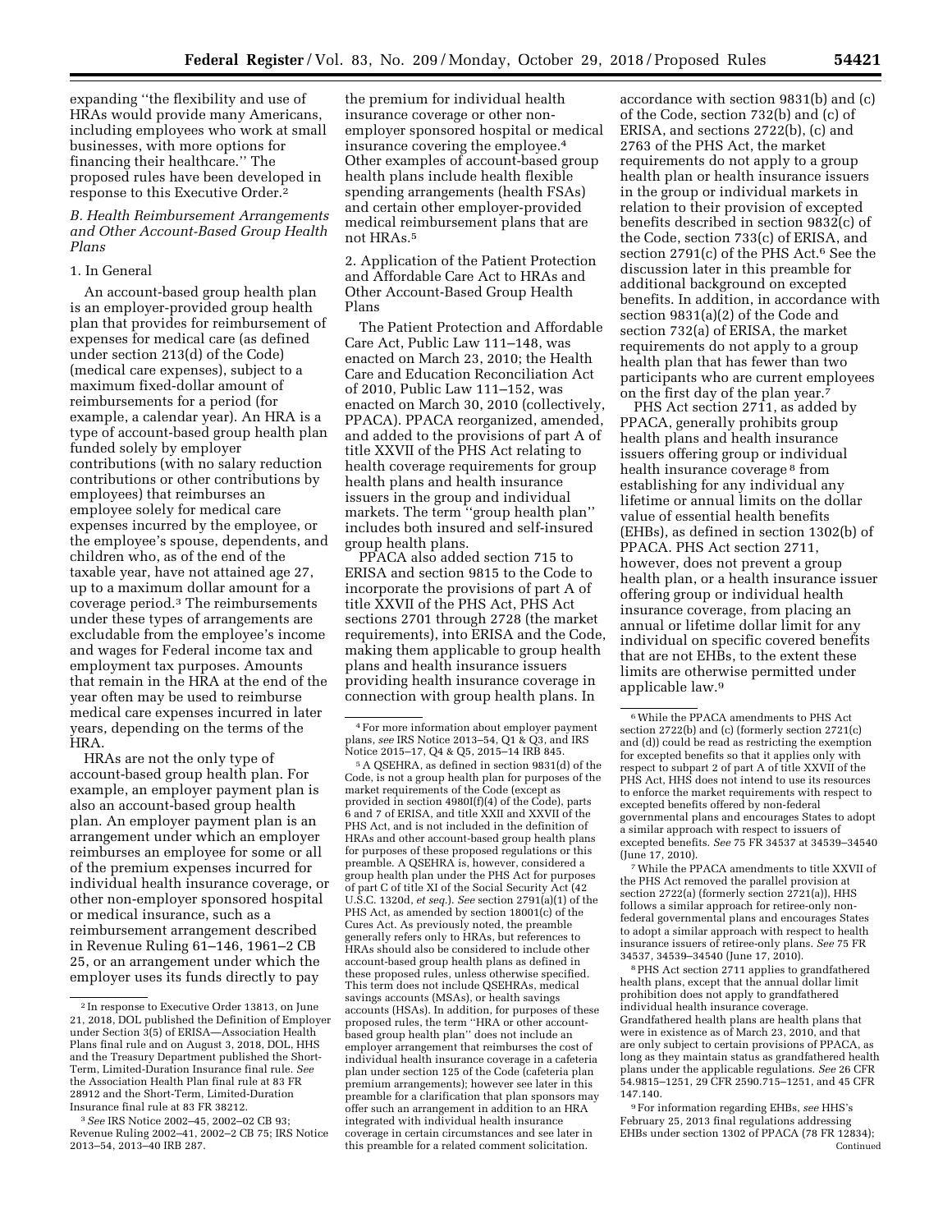expanding "the flexibility and use of HRAs would provide many Americans, including employees who work at small businesses, with more options for financing their healthcare." The proposed rules have been developed in response to this Executive Order.[2]

### B. Health Reimbursement Arrangements and Other Account-Based Group Health Plans

#### 1. In General

An account-based group health plan is an employer-provided group health plan that provides for reimbursement of expenses for medical care (as defined under section 213(d) of the Code) (medical care expenses), subject to a maximum fixed-dollar amount of reimbursements for a period (for example, a calendar year). An HRA is a type of account-based group health plan funded solely by employer contributions (with no salary reduction contributions or other contributions by employees) that reimburses an employee solely for medical care expenses incurred by the employee, or the employee's spouse, dependents, and children who, as of the end of the taxable year, have not attained age 27, up to a maximum dollar amount for a coverage period.[3] The reimbursements under these types of arrangements are excludable from the employee's income and wages for Federal income tax and employment tax purposes. Amounts that remain in the HRA at the end of the year often may be used to reimburse medical care expenses incurred in later years, depending on the terms of the HRA.

HRAs are not the only type of account-based group health plan. For example, an employer payment plan is also an account-based group health plan. An employer payment plan is an arrangement under which an employer reimburses an employee for some or all of the premium expenses incurred for individual health insurance coverage, or other non-employer sponsored hospital or medical insurance, such as a reimbursement arrangement described in Revenue Ruling 61–146, 1961–2 CB 25, or an arrangement under which the employer uses its funds directly to pay the premium for individual health insurance coverage or other non-employer sponsored hospital or medical insurance covering the employee.[4] Other examples of account-based group health plans include health flexible spending arrangements (health FSAs) and certain other employer-provided medical reimbursement plans that are not HRAs.[5]

#### 2. Application of the Patient Protection and Affordable Care Act to HRAs and Other Account-Based Group Health Plans

The Patient Protection and Affordable Care Act, Public Law 111–148, was enacted on March 23, 2010; the Health Care and Education Reconciliation Act of 2010, Public Law 111–152, was enacted on March 30, 2010 (collectively, PPACA). PPACA reorganized, amended, and added to the provisions of part A of title XXVII of the PHS Act relating to health coverage requirements for group health plans and health insurance issuers in the group and individual markets. The term "group health plan" includes both insured and self-insured group health plans.

PPACA also added section 715 to ERISA and section 9815 to the Code to incorporate the provisions of part A of title XXVII of the PHS Act, PHS Act sections 2701 through 2728 (the market requirements), into ERISA and the Code, making them applicable to group health plans and health insurance issuers providing health insurance coverage in connection with group health plans. In accordance with section 9831(b) and (c) of the Code, section 732(b) and (c) of ERISA, and sections 2722(b), (c) and 2763 of the PHS Act, the market requirements do not apply to a group health plan or health insurance issuers in the group or individual markets in relation to their provision of excepted benefits described in section 9832(c) of the Code, section 733(c) of ERISA, and section 2791(c) of the PHS Act.[6] See the discussion later in this preamble for additional background on excepted benefits. In addition, in accordance with section 9831(a)(2) of the Code and section 732(a) of ERISA, the market requirements do not apply to a group health plan that has fewer than two participants who are current employees on the first day of the plan year.[7]

PHS Act section 2711, as added by PPACA, generally prohibits group health plans and health insurance issuers offering group or individual health insurance coverage[8] from establishing for any individual any lifetime or annual limits on the dollar value of essential health benefits (EHBs), as defined in section 1302(b) of PPACA. PHS Act section 2711, however, does not prevent a group health plan, or a health insurance issuer offering group or individual health insurance coverage, from placing an annual or lifetime dollar limit for any individual on specific covered benefits that are not EHBs, to the extent these limits are otherwise permitted under applicable law.[9]

---

[2] In response to Executive Order 13813, on June 21, 2018, DOL published the Definition of Employer under Section 3(5) of ERISA—Association Health Plans final rule and on August 3, 2018, DOL, HHS and the Treasury Department published the Short-Term, Limited-Duration Insurance final rule. *See* the Association Health Plan final rule at 83 FR 28912 and the Short-Term, Limited-Duration Insurance final rule at 83 FR 38212.

[3] *See* IRS Notice 2002–45, 2002–02 CB 93; Revenue Ruling 2002–41, 2002–2 CB 75; IRS Notice 2013–54, 2013–40 IRB 287.

[4] For more information about employer payment plans, *see* IRS Notice 2013–54, Q1 & Q3, and IRS Notice 2015–17, Q4 & Q5, 2015–14 IRB 845.

[5] A QSEHRA, as defined in section 9831(d) of the Code, is not a group health plan for purposes of the market requirements of the Code (except as provided in section 4980I(f)(4) of the Code), parts 6 and 7 of ERISA, and title XXII and XXVII of the PHS Act, and is not included in the definition of HRAs and other account-based group health plans for purposes of these proposed regulations or this preamble. A QSEHRA is, however, considered a group health plan under the PHS Act for purposes of part C of title XI of the Social Security Act (42 U.S.C. 1320d, *et seq.*). *See* section 2791(a)(1) of the PHS Act, as amended by section 18001(c) of the Cures Act. As previously noted, the preamble generally refers only to HRAs, but references to HRAs should also be considered to include other account-based group health plans as defined in these proposed rules, unless otherwise specified. This term does not include QSEHRAs, medical savings accounts (MSAs), or health savings accounts (HSAs). In addition, for purposes of these proposed rules, the term "HRA or other account-based group health plan" does not include an employer arrangement that reimburses the cost of individual health insurance coverage in a cafeteria plan under section 125 of the Code (cafeteria plan premium arrangements); however see later in this preamble for a clarification that plan sponsors may offer such an arrangement in addition to an HRA integrated with individual health insurance coverage in certain circumstances and see later in this preamble for a related comment solicitation.

[6] While the PPACA amendments to PHS Act section 2722(b) and (c) (formerly section 2721(c) and (d)) could be read as restricting the exemption for excepted benefits so that it applies only with respect to subpart 2 of part A of title XXVII of the PHS Act, HHS does not intend to use its resources to enforce the market requirements with respect to excepted benefits offered by non-federal governmental plans and encourages States to adopt a similar approach with respect to issuers of excepted benefits. *See* 75 FR 34537 at 34539–34540 (June 17, 2010).

[7] While the PPACA amendments to title XXVII of the PHS Act removed the parallel provision at section 2722(a) (formerly section 2721(a)), HHS follows a similar approach for retiree-only non-federal governmental plans and encourages States to adopt a similar approach with respect to health insurance issuers of retiree-only plans. *See* 75 FR 34537, 34539–34540 (June 17, 2010).

[8] PHS Act section 2711 applies to grandfathered health plans, except that the annual dollar limit prohibition does not apply to grandfathered individual health insurance coverage. Grandfathered health plans are health plans that were in existence as of March 23, 2010, and that are only subject to certain provisions of PPACA, as long as they maintain status as grandfathered health plans under the applicable regulations. *See* 26 CFR 54.9815–1251, 29 CFR 2590.715–1251, and 45 CFR 147.140.

[9] For information regarding EHBs, *see* HHS's February 25, 2013 final regulations addressing EHBs under section 1302 of PPACA (78 FR 12834); Continued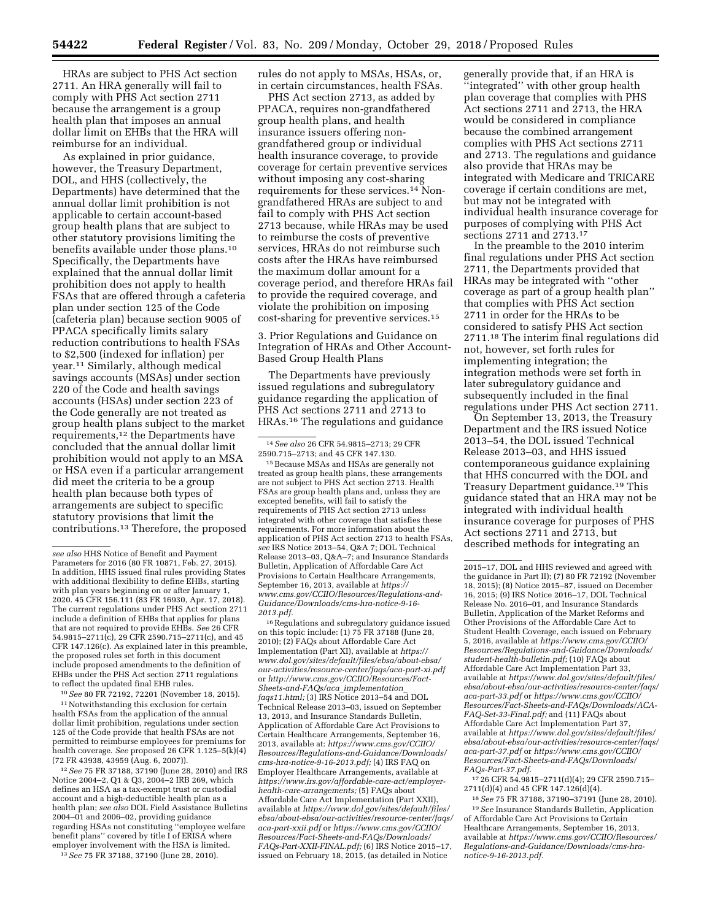HRAs are subject to PHS Act section 2711. An HRA generally will fail to comply with PHS Act section 2711 because the arrangement is a group health plan that imposes an annual dollar limit on EHBs that the HRA will reimburse for an individual.

As explained in prior guidance, however, the Treasury Department, DOL, and HHS (collectively, the Departments) have determined that the annual dollar limit prohibition is not applicable to certain account-based group health plans that are subject to other statutory provisions limiting the benefits available under those plans.[10] Specifically, the Departments have explained that the annual dollar limit prohibition does not apply to health FSAs that are offered through a cafeteria plan under section 125 of the Code (cafeteria plan) because section 9005 of PPACA specifically limits salary reduction contributions to health FSAs to $2,500 (indexed for inflation) per year.[11] Similarly, although medical savings accounts (MSAs) under section 220 of the Code and health savings accounts (HSAs) under section 223 of the Code generally are not treated as group health plans subject to the market requirements,[12] the Departments have concluded that the annual dollar limit prohibition would not apply to an MSA or HSA even if a particular arrangement did meet the criteria to be a group health plan because both types of arrangements are subject to specific statutory provisions that limit the contributions.[13] Therefore, the proposed rules do not apply to MSAs, HSAs, or, in certain circumstances, health FSAs.

PHS Act section 2713, as added by PPACA, requires non-grandfathered group health plans, and health insurance issuers offering non-grandfathered group or individual health insurance coverage, to provide coverage for certain preventive services without imposing any cost-sharing requirements for these services.[14] Non-grandfathered HRAs are subject to and fail to comply with PHS Act section 2713 because, while HRAs may be used to reimburse the costs of preventive services, HRAs do not reimburse such costs after the HRAs have reimbursed the maximum dollar amount for a coverage period, and therefore HRAs fail to provide the required coverage, and violate the prohibition on imposing cost-sharing for preventive services.[15]

3. Prior Regulations and Guidance on Integration of HRAs and Other Account-Based Group Health Plans

The Departments have previously issued regulations and subregulatory guidance regarding the application of PHS Act sections 2711 and 2713 to HRAs.[16] The regulations and guidance generally provide that, if an HRA is "integrated" with other group health plan coverage that complies with PHS Act sections 2711 and 2713, the HRA would be considered in compliance because the combined arrangement complies with PHS Act sections 2711 and 2713. The regulations and guidance also provide that HRAs may be integrated with Medicare and TRICARE coverage if certain conditions are met, but may not be integrated with individual health insurance coverage for purposes of complying with PHS Act sections 2711 and 2713.[17]

In the preamble to the 2010 interim final regulations under PHS Act section 2711, the Departments provided that HRAs may be integrated with "other coverage as part of a group health plan" that complies with PHS Act section 2711 in order for the HRAs to be considered to satisfy PHS Act section 2711.[18] The interim final regulations did not, however, set forth rules for implementing integration; the integration methods were set forth in later subregulatory guidance and subsequently included in the final regulations under PHS Act section 2711.

On September 13, 2013, the Treasury Department and the IRS issued Notice 2013–54, the DOL issued Technical Release 2013–03, and HHS issued contemporaneous guidance explaining that HHS concurred with the DOL and Treasury Department guidance.[19] This guidance stated that an HRA may not be integrated with individual health insurance coverage for purposes of PHS Act sections 2711 and 2713, but described methods for integrating an

---

*see also* HHS Notice of Benefit and Payment Parameters for 2016 (80 FR 10871, Feb. 27, 2015). In addition, HHS issued final rules providing States with additional flexibility to define EHBs, starting with plan years beginning on or after January 1, 2020. 45 CFR 156.111 (83 FR 16930, Apr. 17, 2018). The current regulations under PHS Act section 2711 include a definition of EHBs that applies for plans that are not required to provide EHBs. *See* 26 CFR 54.9815–2711(c), 29 CFR 2590.715–2711(c), and 45 CFR 147.126(c). As explained later in this preamble, the proposed rules set forth in this document include proposed amendments to the definition of EHBs under the PHS Act section 2711 regulations to reflect the updated final EHB rules.

[10] *See* 80 FR 72192, 72201 (November 18, 2015).

[11] Notwithstanding this exclusion for certain health FSAs from the application of the annual dollar limit prohibition, regulations under section 125 of the Code provide that health FSAs are not permitted to reimburse employees for premiums for health coverage. *See* proposed 26 CFR 1.125–5(k)(4) (72 FR 43938, 43959 (Aug. 6, 2007)).

[12] *See* 75 FR 37188, 37190 (June 28, 2010) and IRS Notice 2004–2, Q1 & Q3, 2004–2 IRB 269, which defines an HSA as a tax-exempt trust or custodial account and a high-deductible health plan as a health plan; *see also* DOL Field Assistance Bulletins 2004–01 and 2006–02, providing guidance regarding HSAs not constituting "employee welfare benefit plans" covered by title I of ERISA where employer involvement with the HSA is limited.

[13] *See* 75 FR 37188, 37190 (June 28, 2010).

[14] *See also* 26 CFR 54.9815–2713; 29 CFR 2590.715–2713; and 45 CFR 147.130.

[15] Because MSAs and HSAs are generally not treated as group health plans, these arrangements are not subject to PHS Act section 2713. Health FSAs are group health plans and, unless they are excepted benefits, will fail to satisfy the requirements of PHS Act section 2713 unless integrated with other coverage that satisfies these requirements. For more information about the application of PHS Act section 2713 to health FSAs, *see* IRS Notice 2013–54, Q&A 7; DOL Technical Release 2013–03, Q&A–7; and Insurance Standards Bulletin, Application of Affordable Care Act Provisions to Certain Healthcare Arrangements, September 16, 2013, available at *https://www.cms.gov/CCIIO/Resources/Regulations-and-Guidance/Downloads/cms-hra-notice-9-16-2013.pdf*.

[16] Regulations and subregulatory guidance issued on this topic include: (1) 75 FR 37188 (June 28, 2010); (2) FAQs about Affordable Care Act Implementation (Part XI), available at *https://www.dol.gov/sites/default/files/ebsa/about-ebsa/our-activities/resource-center/faqs/aca-part-xi.pdf* or *http://www.cms.gov/CCIIO/Resources/Fact-Sheets-and-FAQs/aca_implementation_faqs11.html;* (3) IRS Notice 2013–54 and DOL Technical Release 2013–03, issued on September 13, 2013, and Insurance Standards Bulletin, Application of Affordable Care Act Provisions to Certain Healthcare Arrangements, September 16, 2013, available at: *https://www.cms.gov/CCIIO/Resources/Regulations-and-Guidance/Downloads/cms-hra-notice-9-16-2013.pdf;* (4) IRS FAQ on Employer Healthcare Arrangements, available at *https://www.irs.gov/affordable-care-act/employer-health-care-arrangements;* (5) FAQs about Affordable Care Act Implementation (Part XXII), available at *https://www.dol.gov/sites/default/files/ebsa/about-ebsa/our-activities/resource-center/faqs/aca-part-xxii.pdf* or *https://www.cms.gov/CCIIO/Resources/Fact-Sheets-and-FAQs/Downloads/FAQs-Part-XXII-FINAL.pdf;* (6) IRS Notice 2015–17, issued on February 18, 2015, (as detailed in Notice 2015–17, DOL and HHS reviewed and agreed with the guidance in Part II); (7) 80 FR 72192 (November 18, 2015); (8) Notice 2015–87, issued on December 16, 2015; (9) IRS Notice 2016–17, DOL Technical Release No. 2016–01, and Insurance Standards Bulletin, Application of the Market Reforms and Other Provisions of the Affordable Care Act to Student Health Coverage, each issued on February 5, 2016, available at *https://www.cms.gov/CCIIO/Resources/Regulations-and-Guidance/Downloads/student-health-bulletin.pdf;* (10) FAQs about Affordable Care Act Implementation Part 33, available at *https://www.dol.gov/sites/default/files/ebsa/about-ebsa/our-activities/resource-center/faqs/aca-part-33.pdf* or *https://www.cms.gov/CCIIO/Resources/Fact-Sheets-and-FAQs/Downloads/ACA-FAQ-Set-33-Final.pdf;* and (11) FAQs about Affordable Care Act Implementation Part 37, available at *https://www.dol.gov/sites/default/files/ebsa/about-ebsa/our-activities/resource-center/faqs/aca-part-37.pdf* or *https://www.cms.gov/CCIIO/Resources/Fact-Sheets-and-FAQs/Downloads/FAQs-Part-37.pdf*.

[17] 26 CFR 54.9815–2711(d)(4); 29 CFR 2590.715–2711(d)(4) and 45 CFR 147.126(d)(4).

[18] *See* 75 FR 37188, 37190–37191 (June 28, 2010).

[19] *See* Insurance Standards Bulletin, Application of Affordable Care Act Provisions to Certain Healthcare Arrangements, September 16, 2013, available at *https://www.cms.gov/CCIIO/Resources/Regulations-and-Guidance/Downloads/cms-hra-notice-9-16-2013.pdf*.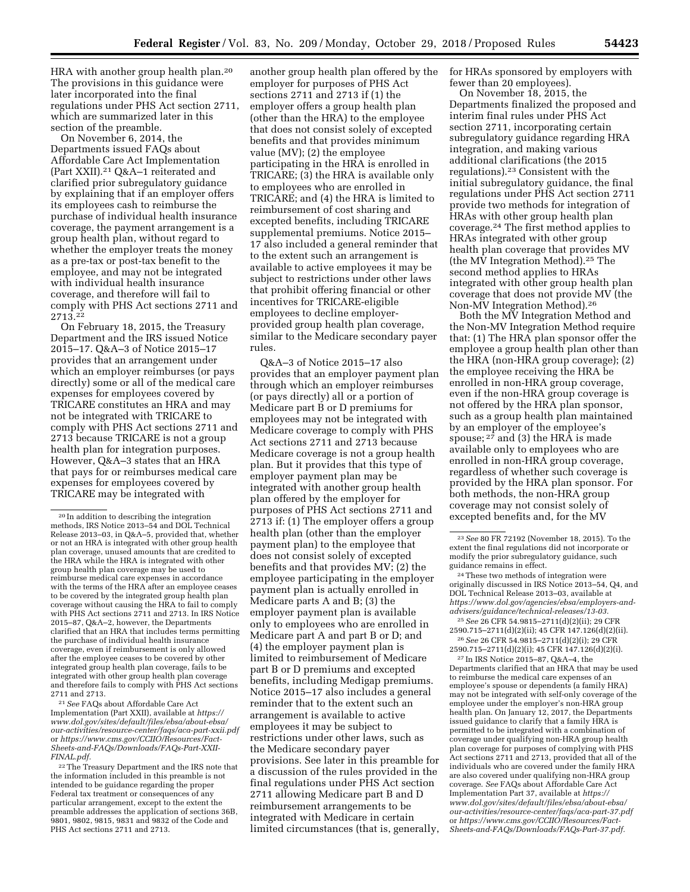HRA with another group health plan.[20] The provisions in this guidance were later incorporated into the final regulations under PHS Act section 2711, which are summarized later in this section of the preamble.

On November 6, 2014, the Departments issued FAQs about Affordable Care Act Implementation (Part XXII).[21] Q&A–1 reiterated and clarified prior subregulatory guidance by explaining that if an employer offers its employees cash to reimburse the purchase of individual health insurance coverage, the payment arrangement is a group health plan, without regard to whether the employer treats the money as a pre-tax or post-tax benefit to the employee, and may not be integrated with individual health insurance coverage, and therefore will fail to comply with PHS Act sections 2711 and 2713.[22]

On February 18, 2015, the Treasury Department and the IRS issued Notice 2015–17. Q&A–3 of Notice 2015–17 provides that an arrangement under which an employer reimburses (or pays directly) some or all of the medical care expenses for employees covered by TRICARE constitutes an HRA and may not be integrated with TRICARE to comply with PHS Act sections 2711 and 2713 because TRICARE is not a group health plan for integration purposes. However, Q&A–3 states that an HRA that pays for or reimburses medical care expenses for employees covered by TRICARE may be integrated with another group health plan offered by the employer for purposes of PHS Act sections 2711 and 2713 if (1) the employer offers a group health plan (other than the HRA) to the employee that does not consist solely of excepted benefits and that provides minimum value (MV); (2) the employee participating in the HRA is enrolled in TRICARE; (3) the HRA is available only to employees who are enrolled in TRICARE; and (4) the HRA is limited to reimbursement of cost sharing and excepted benefits, including TRICARE supplemental premiums. Notice 2015–17 also included a general reminder that to the extent such an arrangement is available to active employees it may be subject to restrictions under other laws that prohibit offering financial or other incentives for TRICARE-eligible employees to decline employer-provided group health plan coverage, similar to the Medicare secondary payer rules.

Q&A–3 of Notice 2015–17 also provides that an employer payment plan through which an employer reimburses (or pays directly) all or a portion of Medicare part B or D premiums for employees may not be integrated with Medicare coverage to comply with PHS Act sections 2711 and 2713 because Medicare coverage is not a group health plan. But it provides that this type of employer payment plan may be integrated with another group health plan offered by the employer for purposes of PHS Act sections 2711 and 2713 if: (1) The employer offers a group health plan (other than the employer payment plan) to the employee that does not consist solely of excepted benefits and that provides MV; (2) the employee participating in the employer payment plan is actually enrolled in Medicare parts A and B; (3) the employer payment plan is available only to employees who are enrolled in Medicare part A and part B or D; and (4) the employer payment plan is limited to reimbursement of Medicare part B or D premiums and excepted benefits, including Medigap premiums. Notice 2015–17 also includes a general reminder that to the extent such an arrangement is available to active employees it may be subject to restrictions under other laws, such as the Medicare secondary payer provisions. See later in this preamble for a discussion of the rules provided in the final regulations under PHS Act section 2711 allowing Medicare part B and D reimbursement arrangements to be integrated with Medicare in certain limited circumstances (that is, generally, for HRAs sponsored by employers with fewer than 20 employees).

On November 18, 2015, the Departments finalized the proposed and interim final rules under PHS Act section 2711, incorporating certain subregulatory guidance regarding HRA integration, and making various additional clarifications (the 2015 regulations).[23] Consistent with the initial subregulatory guidance, the final regulations under PHS Act section 2711 provide two methods for integration of HRAs with other group health plan coverage.[24] The first method applies to HRAs integrated with other group health plan coverage that provides MV (the MV Integration Method).[25] The second method applies to HRAs integrated with other group health plan coverage that does not provide MV (the Non-MV Integration Method).[26]

Both the MV Integration Method and the Non-MV Integration Method require that: (1) The HRA plan sponsor offer the employee a group health plan other than the HRA (non-HRA group coverage); (2) the employee receiving the HRA be enrolled in non-HRA group coverage, even if the non-HRA group coverage is not offered by the HRA plan sponsor, such as a group health plan maintained by an employer of the employee's spouse;[27] and (3) the HRA is made available only to employees who are enrolled in non-HRA group coverage, regardless of whether such coverage is provided by the HRA plan sponsor. For both methods, the non-HRA group coverage may not consist solely of excepted benefits and, for the MV

---

[20] In addition to describing the integration methods, IRS Notice 2013–54 and DOL Technical Release 2013–03, in Q&A–5, provided that, whether or not an HRA is integrated with other group health plan coverage, unused amounts that are credited to the HRA while the HRA is integrated with other group health plan coverage may be used to reimburse medical care expenses in accordance with the terms of the HRA after an employee ceases to be covered by the integrated group health plan coverage without causing the HRA to fail to comply with PHS Act sections 2711 and 2713. In IRS Notice 2015–87, Q&A–2, however, the Departments clarified that an HRA that includes terms permitting the purchase of individual health insurance coverage, even if reimbursement is only allowed after the employee ceases to be covered by other integrated group health plan coverage, fails to be integrated with other group health plan coverage and therefore fails to comply with PHS Act sections 2711 and 2713.

[21] *See* FAQs about Affordable Care Act Implementation (Part XXII), available at *https://www.dol.gov/sites/default/files/ebsa/about-ebsa/our-activities/resource-center/faqs/aca-part-xxii.pdf* or *https://www.cms.gov/CCIIO/Resources/Fact-Sheets-and-FAQs/Downloads/FAQs-Part-XXII-FINAL.pdf.*

[22] The Treasury Department and the IRS note that the information included in this preamble is not intended to be guidance regarding the proper Federal tax treatment or consequences of any particular arrangement, except to the extent the preamble addresses the application of sections 36B, 9801, 9802, 9815, 9831 and 9832 of the Code and PHS Act sections 2711 and 2713.

[23] *See* 80 FR 72192 (November 18, 2015). To the extent the final regulations did not incorporate or modify the prior subregulatory guidance, such guidance remains in effect.

[24] These two methods of integration were originally discussed in IRS Notice 2013–54, Q4, and DOL Technical Release 2013–03, available at *https://www.dol.gov/agencies/ebsa/employers-and-advisers/guidance/technical-releases/13-03.*

[25] *See* 26 CFR 54.9815–2711(d)(2)(ii); 29 CFR 2590.715–2711(d)(2)(ii); 45 CFR 147.126(d)(2)(ii).

[26] *See* 26 CFR 54.9815–2711(d)(2)(i); 29 CFR 2590.715–2711(d)(2)(i); 45 CFR 147.126(d)(2)(i).

[27] In IRS Notice 2015–87, Q&A–4, the Departments clarified that an HRA that may be used to reimburse the medical care expenses of an employee's spouse or dependents (a family HRA) may not be integrated with self-only coverage of the employee under the employer's non-HRA group health plan. On January 12, 2017, the Departments issued guidance to clarify that a family HRA is permitted to be integrated with a combination of coverage under qualifying non-HRA group health plan coverage for purposes of complying with PHS Act sections 2711 and 2713, provided that all of the individuals who are covered under the family HRA are also covered under qualifying non-HRA group coverage. *See* FAQs about Affordable Care Act Implementation Part 37, available at *https://www.dol.gov/sites/default/files/ebsa/about-ebsa/our-activities/resource-center/faqs/aca-part-37.pdf* or *https://www.cms.gov/CCIIO/Resources/Fact-Sheets-and-FAQs/Downloads/FAQs-Part-37.pdf.*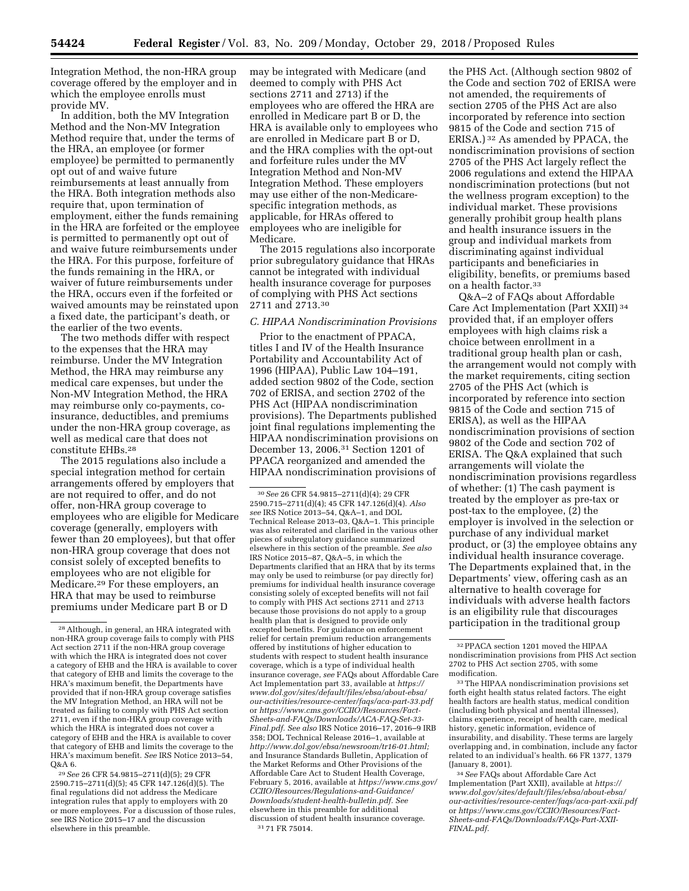Integration Method, the non-HRA group coverage offered by the employer and in which the employee enrolls must provide MV.

In addition, both the MV Integration Method and the Non-MV Integration Method require that, under the terms of the HRA, an employee (or former employee) be permitted to permanently opt out of and waive future reimbursements at least annually from the HRA. Both integration methods also require that, upon termination of employment, either the funds remaining in the HRA are forfeited or the employee is permitted to permanently opt out of and waive future reimbursements under the HRA. For this purpose, forfeiture of the funds remaining in the HRA, or waiver of future reimbursements under the HRA, occurs even if the forfeited or waived amounts may be reinstated upon a fixed date, the participant's death, or the earlier of the two events.

The two methods differ with respect to the expenses that the HRA may reimburse. Under the MV Integration Method, the HRA may reimburse any medical care expenses, but under the Non-MV Integration Method, the HRA may reimburse only co-payments, co-insurance, deductibles, and premiums under the non-HRA group coverage, as well as medical care that does not constitute EHBs.[28]

The 2015 regulations also include a special integration method for certain arrangements offered by employers that are not required to offer, and do not offer, non-HRA group coverage to employees who are eligible for Medicare coverage (generally, employers with fewer than 20 employees), but that offer non-HRA group coverage that does not consist solely of excepted benefits to employees who are not eligible for Medicare.[29] For these employers, an HRA that may be used to reimburse premiums under Medicare part B or D may be integrated with Medicare (and deemed to comply with PHS Act sections 2711 and 2713) if the employees who are offered the HRA are enrolled in Medicare part B or D, the HRA is available only to employees who are enrolled in Medicare part B or D, and the HRA complies with the opt-out and forfeiture rules under the MV Integration Method and Non-MV Integration Method. These employers may use either of the non-Medicare-specific integration methods, as applicable, for HRAs offered to employees who are ineligible for Medicare.

The 2015 regulations also incorporate prior subregulatory guidance that HRAs cannot be integrated with individual health insurance coverage for purposes of complying with PHS Act sections 2711 and 2713.[30]

### C. HIPAA Nondiscrimination Provisions

Prior to the enactment of PPACA, titles I and IV of the Health Insurance Portability and Accountability Act of 1996 (HIPAA), Public Law 104–191, added section 9802 of the Code, section 702 of ERISA, and section 2702 of the PHS Act (HIPAA nondiscrimination provisions). The Departments published joint final regulations implementing the HIPAA nondiscrimination provisions on December 13, 2006.[31] Section 1201 of PPACA reorganized and amended the HIPAA nondiscrimination provisions of the PHS Act. (Although section 9802 of the Code and section 702 of ERISA were not amended, the requirements of section 2705 of the PHS Act are also incorporated by reference into section 9815 of the Code and section 715 of ERISA.)[32] As amended by PPACA, the nondiscrimination provisions of section 2705 of the PHS Act largely reflect the 2006 regulations and extend the HIPAA nondiscrimination protections (but not the wellness program exception) to the individual market. These provisions generally prohibit group health plans and health insurance issuers in the group and individual markets from discriminating against individual participants and beneficiaries in eligibility, benefits, or premiums based on a health factor.[33]

Q&A–2 of FAQs about Affordable Care Act Implementation (Part XXII)[34] provided that, if an employer offers employees with high claims risk a choice between enrollment in a traditional group health plan or cash, the arrangement would not comply with the market requirements, citing section 2705 of the PHS Act (which is incorporated by reference into section 9815 of the Code and section 715 of ERISA), as well as the HIPAA nondiscrimination provisions of section 9802 of the Code and section 702 of ERISA. The Q&A explained that such arrangements will violate the nondiscrimination provisions regardless of whether: (1) The cash payment is treated by the employer as pre-tax or post-tax to the employee, (2) the employer is involved in the selection or purchase of any individual market product, or (3) the employee obtains any individual health insurance coverage. The Departments explained that, in the Departments' view, offering cash as an alternative to health coverage for individuals with adverse health factors is an eligibility rule that discourages participation in the traditional group

---

[28] Although, in general, an HRA integrated with non-HRA group coverage fails to comply with PHS Act section 2711 if the non-HRA group coverage with which the HRA is integrated does not cover a category of EHB and the HRA is available to cover that category of EHB and limits the coverage to the HRA's maximum benefit, the Departments have provided that if non-HRA group coverage satisfies the MV Integration Method, an HRA will not be treated as failing to comply with PHS Act section 2711, even if the non-HRA group coverage with which the HRA is integrated does not cover a category of EHB and the HRA is available to cover that category of EHB and limits the coverage to the HRA's maximum benefit. *See* IRS Notice 2013–54, Q&A 6.

[29] *See* 26 CFR 54.9815–2711(d)(5); 29 CFR 2590.715–2711(d)(5); 45 CFR 147.126(d)(5). The final regulations did not address the Medicare integration rules that apply to employers with 20 or more employees. For a discussion of those rules, see IRS Notice 2015–17 and the discussion elsewhere in this preamble.

[30] *See* 26 CFR 54.9815–2711(d)(4); 29 CFR 2590.715–2711(d)(4); 45 CFR 147.126(d)(4). *Also see* IRS Notice 2013–54, Q&A–1, and DOL Technical Release 2013–03, Q&A–1. This principle was also reiterated and clarified in the various other pieces of subregulatory guidance summarized elsewhere in this section of the preamble. *See also* IRS Notice 2015–87, Q&A–5, in which the Departments clarified that an HRA that by its terms may only be used to reimburse (or pay directly for) premiums for individual health insurance coverage consisting solely of excepted benefits will not fail to comply with PHS Act sections 2711 and 2713 because those provisions do not apply to a group health plan that is designed to provide only excepted benefits. For guidance on enforcement relief for certain premium reduction arrangements offered by institutions of higher education to students with respect to student health insurance coverage, which is a type of individual health insurance coverage, *see* FAQs about Affordable Care Act Implementation part 33, available at *https://www.dol.gov/sites/default/files/ebsa/about-ebsa/our-activities/resource-center/faqs/aca-part-33.pdf* or *https://www.cms.gov/CCIIO/Resources/Fact-Sheets-and-FAQs/Downloads/ACA-FAQ-Set-33-Final.pdf. See also* IRS Notice 2016–17, 2016–9 IRB 358; DOL Technical Release 2016–1, available at *http://www.dol.gov/ebsa/newsroom/tr16-01.html;* and Insurance Standards Bulletin, Application of the Market Reforms and Other Provisions of the Affordable Care Act to Student Health Coverage, February 5, 2016, available at *https://www.cms.gov/CCIIO/Resources/Regulations-and-Guidance/Downloads/student-health-bulletin.pdf. See* elsewhere in this preamble for additional discussion of student health insurance coverage.

[31] 71 FR 75014.

[32] PPACA section 1201 moved the HIPAA nondiscrimination provisions from PHS Act section 2702 to PHS Act section 2705, with some modification.

[33] The HIPAA nondiscrimination provisions set forth eight health status related factors. The eight health factors are health status, medical condition (including both physical and mental illnesses), claims experience, receipt of health care, medical history, genetic information, evidence of insurability, and disability. These terms are largely overlapping and, in combination, include any factor related to an individual's health. 66 FR 1377, 1379 (January 8, 2001).

[34] *See* FAQs about Affordable Care Act Implementation (Part XXII), available at *https://www.dol.gov/sites/default/files/ebsa/about-ebsa/our-activities/resource-center/faqs/aca-part-xxii.pdf* or *https://www.cms.gov/CCIIO/Resources/Fact-Sheets-and-FAQs/Downloads/FAQs-Part-XXII-FINAL.pdf.*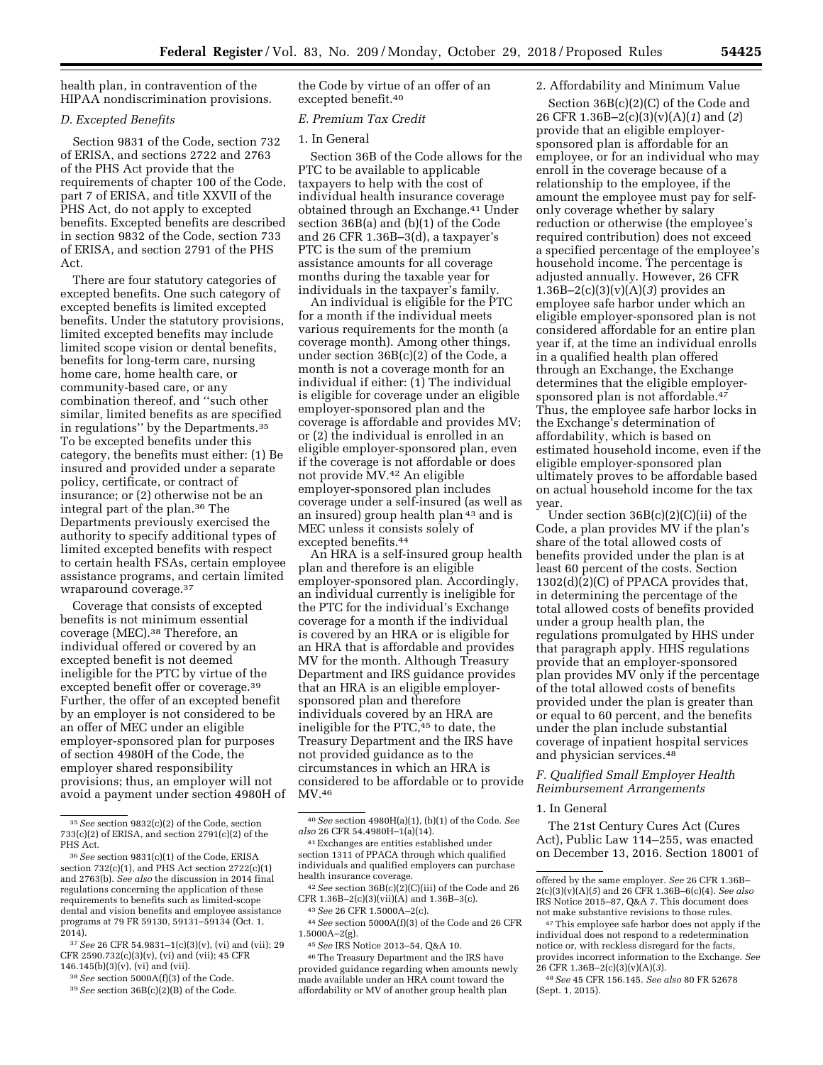health plan, in contravention of the HIPAA nondiscrimination provisions.

### *D. Excepted Benefits*

Section 9831 of the Code, section 732 of ERISA, and sections 2722 and 2763 of the PHS Act provide that the requirements of chapter 100 of the Code, part 7 of ERISA, and title XXVII of the PHS Act, do not apply to excepted benefits. Excepted benefits are described in section 9832 of the Code, section 733 of ERISA, and section 2791 of the PHS Act.

There are four statutory categories of excepted benefits. One such category of excepted benefits is limited excepted benefits. Under the statutory provisions, limited excepted benefits may include limited scope vision or dental benefits, benefits for long-term care, nursing home care, home health care, or community-based care, or any combination thereof, and ''such other similar, limited benefits as are specified in regulations'' by the Departments.[35] To be excepted benefits under this category, the benefits must either: (1) Be insured and provided under a separate policy, certificate, or contract of insurance; or (2) otherwise not be an integral part of the plan.[36] The Departments previously exercised the authority to specify additional types of limited excepted benefits with respect to certain health FSAs, certain employee assistance programs, and certain limited wraparound coverage.[37]

Coverage that consists of excepted benefits is not minimum essential coverage (MEC).[38] Therefore, an individual offered or covered by an excepted benefit is not deemed ineligible for the PTC by virtue of the excepted benefit offer or coverage.[39] Further, the offer of an excepted benefit by an employer is not considered to be an offer of MEC under an eligible employer-sponsored plan for purposes of section 4980H of the Code, the employer shared responsibility provisions; thus, an employer will not avoid a payment under section 4980H of the Code by virtue of an offer of an excepted benefit.[40]

### *E. Premium Tax Credit*

#### 1. In General

Section 36B of the Code allows for the PTC to be available to applicable taxpayers to help with the cost of individual health insurance coverage obtained through an Exchange.[41] Under section 36B(a) and (b)(1) of the Code and 26 CFR 1.36B–3(d), a taxpayer's PTC is the sum of the premium assistance amounts for all coverage months during the taxable year for individuals in the taxpayer's family.

An individual is eligible for the PTC for a month if the individual meets various requirements for the month (a coverage month). Among other things, under section 36B(c)(2) of the Code, a month is not a coverage month for an individual if either: (1) The individual is eligible for coverage under an eligible employer-sponsored plan and the coverage is affordable and provides MV; or (2) the individual is enrolled in an eligible employer-sponsored plan, even if the coverage is not affordable or does not provide MV.[42] An eligible employer-sponsored plan includes coverage under a self-insured (as well as an insured) group health plan [43] and is MEC unless it consists solely of excepted benefits.[44]

An HRA is a self-insured group health plan and therefore is an eligible employer-sponsored plan. Accordingly, an individual currently is ineligible for the PTC for the individual's Exchange coverage for a month if the individual is covered by an HRA or is eligible for an HRA that is affordable and provides MV for the month. Although Treasury Department and IRS guidance provides that an HRA is an eligible employer-sponsored plan and therefore individuals covered by an HRA are ineligible for the PTC,[45] to date, the Treasury Department and the IRS have not provided guidance as to the circumstances in which an HRA is considered to be affordable or to provide MV.[46]

#### 2. Affordability and Minimum Value

Section 36B(c)(2)(C) of the Code and 26 CFR 1.36B–2(c)(3)(v)(A)(*1*) and (*2*) provide that an eligible employer-sponsored plan is affordable for an employee, or for an individual who may enroll in the coverage because of a relationship to the employee, if the amount the employee must pay for self-only coverage whether by salary reduction or otherwise (the employee's required contribution) does not exceed a specified percentage of the employee's household income. The percentage is adjusted annually. However, 26 CFR 1.36B–2(c)(3)(v)(A)(*3*) provides an employee safe harbor under which an eligible employer-sponsored plan is not considered affordable for an entire plan year if, at the time an individual enrolls in a qualified health plan offered through an Exchange, the Exchange determines that the eligible employer-sponsored plan is not affordable.[47] Thus, the employee safe harbor locks in the Exchange's determination of affordability, which is based on estimated household income, even if the eligible employer-sponsored plan ultimately proves to be affordable based on actual household income for the tax year.

Under section 36B(c)(2)(C)(ii) of the Code, a plan provides MV if the plan's share of the total allowed costs of benefits provided under the plan is at least 60 percent of the costs. Section 1302(d)(2)(C) of PPACA provides that, in determining the percentage of the total allowed costs of benefits provided under a group health plan, the regulations promulgated by HHS under that paragraph apply. HHS regulations provide that an employer-sponsored plan provides MV only if the percentage of the total allowed costs of benefits provided under the plan is greater than or equal to 60 percent, and the benefits under the plan include substantial coverage of inpatient hospital services and physician services.[48]

### *F. Qualified Small Employer Health Reimbursement Arrangements*

#### 1. In General

The 21st Century Cures Act (Cures Act), Public Law 114–255, was enacted on December 13, 2016. Section 18001 of

---

[35] *See* section 9832(c)(2) of the Code, section 733(c)(2) of ERISA, and section 2791(c)(2) of the PHS Act.

[36] *See* section 9831(c)(1) of the Code, ERISA section 732(c)(1), and PHS Act section 2722(c)(1) and 2763(b). *See also* the discussion in 2014 final regulations concerning the application of these requirements to benefits such as limited-scope dental and vision benefits and employee assistance programs at 79 FR 59130, 59131–59134 (Oct. 1, 2014).

[37] *See* 26 CFR 54.9831–1(c)(3)(v), (vi) and (vii); 29 CFR 2590.732(c)(3)(v), (vi) and (vii); 45 CFR 146.145(b)(3)(v), (vi) and (vii).

[38] *See* section 5000A(f)(3) of the Code.

[39] *See* section 36B(c)(2)(B) of the Code.

[40] *See* section 4980H(a)(1), (b)(1) of the Code. *See also* 26 CFR 54.4980H–1(a)(14).

[41] Exchanges are entities established under section 1311 of PPACA through which qualified individuals and qualified employers can purchase health insurance coverage.

[42] *See* section 36B(c)(2)(C)(iii) of the Code and 26 CFR 1.36B–2(c)(3)(vii)(A) and 1.36B–3(c).

[43] *See* 26 CFR 1.5000A–2(c).

[44] *See* section 5000A(f)(3) of the Code and 26 CFR 1.5000A–2(g).

[45] *See* IRS Notice 2013–54, Q&A 10.

[46] The Treasury Department and the IRS have provided guidance regarding when amounts newly made available under an HRA count toward the affordability or MV of another group health plan offered by the same employer. *See* 26 CFR 1.36B–2(c)(3)(v)(A)(*5*) and 26 CFR 1.36B–6(c)(4). *See also* IRS Notice 2015–87, Q&A 7. This document does not make substantive revisions to those rules.

[47] This employee safe harbor does not apply if the individual does not respond to a redetermination notice or, with reckless disregard for the facts, provides incorrect information to the Exchange. *See* 26 CFR 1.36B–2(c)(3)(v)(A)(*3*).

[48] *See* 45 CFR 156.145. *See also* 80 FR 52678 (Sept. 1, 2015).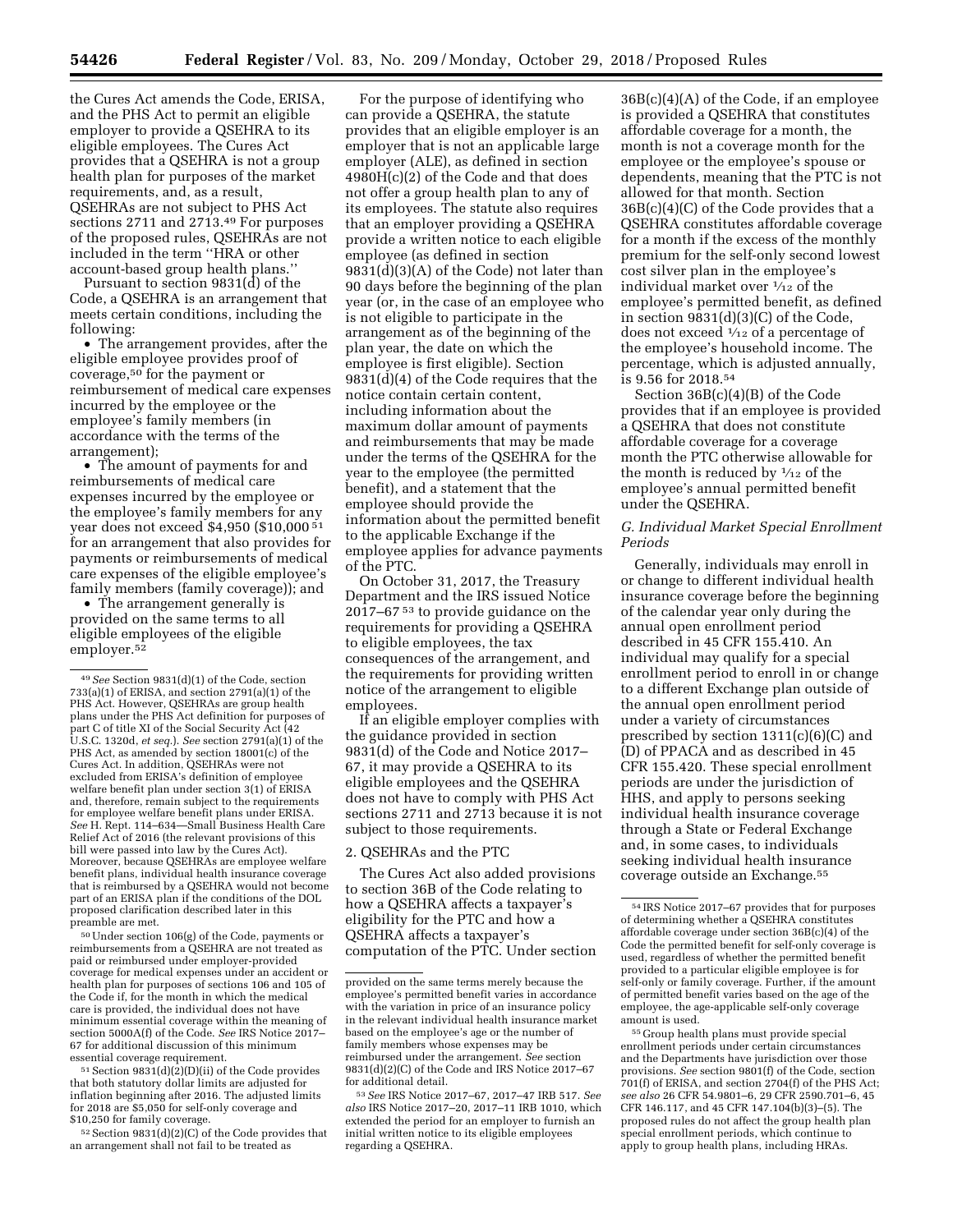the Cures Act amends the Code, ERISA, and the PHS Act to permit an eligible employer to provide a QSEHRA to its eligible employees. The Cures Act provides that a QSEHRA is not a group health plan for purposes of the market requirements, and, as a result, QSEHRAs are not subject to PHS Act sections 2711 and 2713.[49] For purposes of the proposed rules, QSEHRAs are not included in the term ''HRA or other account-based group health plans.''

Pursuant to section 9831(d) of the Code, a QSEHRA is an arrangement that meets certain conditions, including the following:

- The arrangement provides, after the eligible employee provides proof of coverage,[50] for the payment or reimbursement of medical care expenses incurred by the employee or the employee's family members (in accordance with the terms of the arrangement);
- The amount of payments for and reimbursements of medical care expenses incurred by the employee or the employee's family members for any year does not exceed $4,950 ($10,000[51] for an arrangement that also provides for payments or reimbursements of medical care expenses of the eligible employee's family members (family coverage)); and
- The arrangement generally is provided on the same terms to all eligible employees of the eligible employer.[52]

For the purpose of identifying who can provide a QSEHRA, the statute provides that an eligible employer is an employer that is not an applicable large employer (ALE), as defined in section 4980H(c)(2) of the Code and that does not offer a group health plan to any of its employees. The statute also requires that an employer providing a QSEHRA provide a written notice to each eligible employee (as defined in section 9831(d)(3)(A) of the Code) not later than 90 days before the beginning of the plan year (or, in the case of an employee who is not eligible to participate in the arrangement as of the beginning of the plan year, the date on which the employee is first eligible). Section 9831(d)(4) of the Code requires that the notice contain certain content, including information about the maximum dollar amount of payments and reimbursements that may be made under the terms of the QSEHRA for the year to the employee (the permitted benefit), and a statement that the employee should provide the information about the permitted benefit to the applicable Exchange if the employee applies for advance payments of the PTC.

On October 31, 2017, the Treasury Department and the IRS issued Notice 2017–67[53] to provide guidance on the requirements for providing a QSEHRA to eligible employees, the tax consequences of the arrangement, and the requirements for providing written notice of the arrangement to eligible employees.

If an eligible employer complies with the guidance provided in section 9831(d) of the Code and Notice 2017–67, it may provide a QSEHRA to its eligible employees and the QSEHRA does not have to comply with PHS Act sections 2711 and 2713 because it is not subject to those requirements.

### 2. QSEHRAs and the PTC

The Cures Act also added provisions to section 36B of the Code relating to how a QSEHRA affects a taxpayer's eligibility for the PTC and how a QSEHRA affects a taxpayer's computation of the PTC. Under section 36B(c)(4)(A) of the Code, if an employee is provided a QSEHRA that constitutes affordable coverage for a month, the month is not a coverage month for the employee or the employee's spouse or dependents, meaning that the PTC is not allowed for that month. Section 36B(c)(4)(C) of the Code provides that a QSEHRA constitutes affordable coverage for a month if the excess of the monthly premium for the self-only second lowest cost silver plan in the employee's individual market over 1⁄12 of the employee's permitted benefit, as defined in section 9831(d)(3)(C) of the Code, does not exceed 1⁄12 of a percentage of the employee's household income. The percentage, which is adjusted annually, is 9.56 for 2018.[54]

Section 36B(c)(4)(B) of the Code provides that if an employee is provided a QSEHRA that does not constitute affordable coverage for a coverage month the PTC otherwise allowable for the month is reduced by 1⁄12 of the employee's annual permitted benefit under the QSEHRA.

### G. Individual Market Special Enrollment Periods

Generally, individuals may enroll in or change to different individual health insurance coverage before the beginning of the calendar year only during the annual open enrollment period described in 45 CFR 155.410. An individual may qualify for a special enrollment period to enroll in or change to a different Exchange plan outside of the annual open enrollment period under a variety of circumstances prescribed by section 1311(c)(6)(C) and (D) of PPACA and as described in 45 CFR 155.420. These special enrollment periods are under the jurisdiction of HHS, and apply to persons seeking individual health insurance coverage through a State or Federal Exchange and, in some cases, to individuals seeking individual health insurance coverage outside an Exchange.[55]

---

[49] *See* Section 9831(d)(1) of the Code, section 733(a)(1) of ERISA, and section 2791(a)(1) of the PHS Act. However, QSEHRAs are group health plans under the PHS Act definition for purposes of part C of title XI of the Social Security Act (42 U.S.C. 1320d, *et seq.*). *See* section 2791(a)(1) of the PHS Act, as amended by section 18001(c) of the Cures Act. In addition, QSEHRAs were not excluded from ERISA's definition of employee welfare benefit plan under section 3(1) of ERISA and, therefore, remain subject to the requirements for employee welfare benefit plans under ERISA. *See* H. Rept. 114–634—Small Business Health Care Relief Act of 2016 (the relevant provisions of this bill were passed into law by the Cures Act). Moreover, because QSEHRAs are employee welfare benefit plans, individual health insurance coverage that is reimbursed by a QSEHRA would not become part of an ERISA plan if the conditions of the DOL proposed clarification described later in this preamble are met.

[50] Under section 106(g) of the Code, payments or reimbursements from a QSEHRA are not treated as paid or reimbursed under employer-provided coverage for medical expenses under an accident or health plan for purposes of sections 106 and 105 of the Code if, for the month in which the medical care is provided, the individual does not have minimum essential coverage within the meaning of section 5000A(f) of the Code. *See* IRS Notice 2017–67 for additional discussion of this minimum essential coverage requirement.

[51] Section 9831(d)(2)(D)(ii) of the Code provides that both statutory dollar limits are adjusted for inflation beginning after 2016. The adjusted limits for 2018 are $5,050 for self-only coverage and $10,250 for family coverage.

[52] Section 9831(d)(2)(C) of the Code provides that an arrangement shall not fail to be treated as provided on the same terms merely because the employee's permitted benefit varies in accordance with the variation in price of an insurance policy in the relevant individual health insurance market based on the employee's age or the number of family members whose expenses may be reimbursed under the arrangement. *See* section 9831(d)(2)(C) of the Code and IRS Notice 2017–67 for additional detail.

[53] *See* IRS Notice 2017–67, 2017–47 IRB 517. *See also* IRS Notice 2017–20, 2017–11 IRB 1010, which extended the period for an employer to furnish an initial written notice to its eligible employees regarding a QSEHRA.

[54] IRS Notice 2017–67 provides that for purposes of determining whether a QSEHRA constitutes affordable coverage under section 36B(c)(4) of the Code the permitted benefit for self-only coverage is used, regardless of whether the permitted benefit provided to a particular eligible employee is for self-only or family coverage. Further, if the amount of permitted benefit varies based on the age of the employee, the age-applicable self-only coverage amount is used.

[55] Group health plans must provide special enrollment periods under certain circumstances and the Departments have jurisdiction over those provisions. *See* section 9801(f) of the Code, section 701(f) of ERISA, and section 2704(f) of the PHS Act; *see also* 26 CFR 54.9801–6, 29 CFR 2590.701–6, 45 CFR 146.117, and 45 CFR 147.104(b)(3)–(5). The proposed rules do not affect the group health plan special enrollment periods, which continue to apply to group health plans, including HRAs.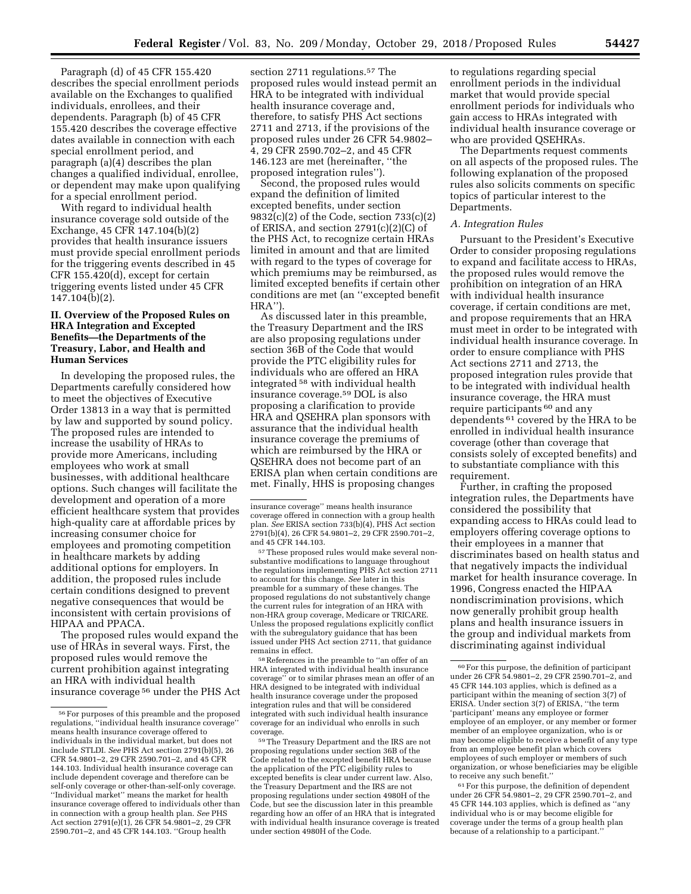Paragraph (d) of 45 CFR 155.420 describes the special enrollment periods available on the Exchanges to qualified individuals, enrollees, and their dependents. Paragraph (b) of 45 CFR 155.420 describes the coverage effective dates available in connection with each special enrollment period, and paragraph (a)(4) describes the plan changes a qualified individual, enrollee, or dependent may make upon qualifying for a special enrollment period.

With regard to individual health insurance coverage sold outside of the Exchange, 45 CFR 147.104(b)(2) provides that health insurance issuers must provide special enrollment periods for the triggering events described in 45 CFR 155.420(d), except for certain triggering events listed under 45 CFR 147.104(b)(2).

## II. Overview of the Proposed Rules on HRA Integration and Excepted Benefits—the Departments of the Treasury, Labor, and Health and Human Services

In developing the proposed rules, the Departments carefully considered how to meet the objectives of Executive Order 13813 in a way that is permitted by law and supported by sound policy. The proposed rules are intended to increase the usability of HRAs to provide more Americans, including employees who work at small businesses, with additional healthcare options. Such changes will facilitate the development and operation of a more efficient healthcare system that provides high-quality care at affordable prices by increasing consumer choice for employees and promoting competition in healthcare markets by adding additional options for employers. In addition, the proposed rules include certain conditions designed to prevent negative consequences that would be inconsistent with certain provisions of HIPAA and PPACA.

The proposed rules would expand the use of HRAs in several ways. First, the proposed rules would remove the current prohibition against integrating an HRA with individual health insurance coverage [56] under the PHS Act section 2711 regulations.[57] The proposed rules would instead permit an HRA to be integrated with individual health insurance coverage and, therefore, to satisfy PHS Act sections 2711 and 2713, if the provisions of the proposed rules under 26 CFR 54.9802–4, 29 CFR 2590.702–2, and 45 CFR 146.123 are met (hereinafter, "the proposed integration rules").

Second, the proposed rules would expand the definition of limited excepted benefits, under section 9832(c)(2) of the Code, section 733(c)(2) of ERISA, and section 2791(c)(2)(C) of the PHS Act, to recognize certain HRAs limited in amount and that are limited with regard to the types of coverage for which premiums may be reimbursed, as limited excepted benefits if certain other conditions are met (an "excepted benefit HRA").

As discussed later in this preamble, the Treasury Department and the IRS are also proposing regulations under section 36B of the Code that would provide the PTC eligibility rules for individuals who are offered an HRA integrated [58] with individual health insurance coverage.[59] DOL is also proposing a clarification to provide HRA and QSEHRA plan sponsors with assurance that the individual health insurance coverage the premiums of which are reimbursed by the HRA or QSEHRA does not become part of an ERISA plan when certain conditions are met. Finally, HHS is proposing changes to regulations regarding special enrollment periods in the individual market that would provide special enrollment periods for individuals who gain access to HRAs integrated with individual health insurance coverage or who are provided QSEHRAs.

The Departments request comments on all aspects of the proposed rules. The following explanation of the proposed rules also solicits comments on specific topics of particular interest to the Departments.

### A. Integration Rules

Pursuant to the President's Executive Order to consider proposing regulations to expand and facilitate access to HRAs, the proposed rules would remove the prohibition on integration of an HRA with individual health insurance coverage, if certain conditions are met, and propose requirements that an HRA must meet in order to be integrated with individual health insurance coverage. In order to ensure compliance with PHS Act sections 2711 and 2713, the proposed integration rules provide that to be integrated with individual health insurance coverage, the HRA must require participants [60] and any dependents [61] covered by the HRA to be enrolled in individual health insurance coverage (other than coverage that consists solely of excepted benefits) and to substantiate compliance with this requirement.

Further, in crafting the proposed integration rules, the Departments have considered the possibility that expanding access to HRAs could lead to employers offering coverage options to their employees in a manner that discriminates based on health status and that negatively impacts the individual market for health insurance coverage. In 1996, Congress enacted the HIPAA nondiscrimination provisions, which now generally prohibit group health plans and health insurance issuers in the group and individual markets from discriminating against individual

---

[56] For purposes of this preamble and the proposed regulations, "individual health insurance coverage" means health insurance coverage offered to individuals in the individual market, but does not include STLDI. *See* PHS Act section 2791(b)(5), 26 CFR 54.9801–2, 29 CFR 2590.701–2, and 45 CFR 144.103. Individual health insurance coverage can include dependent coverage and therefore can be self-only coverage or other-than-self-only coverage. "Individual market" means the market for health insurance coverage offered to individuals other than in connection with a group health plan. *See* PHS Act section 2791(e)(1), 26 CFR 54.9801–2, 29 CFR 2590.701–2, and 45 CFR 144.103. "Group health insurance coverage" means health insurance coverage offered in connection with a group health plan. *See* ERISA section 733(b)(4), PHS Act section 2791(b)(4), 26 CFR 54.9801–2, 29 CFR 2590.701–2, and 45 CFR 144.103.

[57] These proposed rules would make several non-substantive modifications to language throughout the regulations implementing PHS Act section 2711 to account for this change. *See* later in this preamble for a summary of these changes. The proposed regulations do not substantively change the current rules for integration of an HRA with non-HRA group coverage, Medicare or TRICARE. Unless the proposed regulations explicitly conflict with the subregulatory guidance that has been issued under PHS Act section 2711, that guidance remains in effect.

[58] References in the preamble to "an offer of an HRA integrated with individual health insurance coverage" or to similar phrases mean an offer of an HRA designed to be integrated with individual health insurance coverage under the proposed integration rules and that will be considered integrated with such individual health insurance coverage for an individual who enrolls in such coverage.

[59] The Treasury Department and the IRS are not proposing regulations under section 36B of the Code related to the excepted benefit HRA because the application of the PTC eligibility rules to excepted benefits is clear under current law. Also, the Treasury Department and the IRS are not proposing regulations under section 4980H of the Code, but see the discussion later in this preamble regarding how an offer of an HRA that is integrated with individual health insurance coverage is treated under section 4980H of the Code.

[60] For this purpose, the definition of participant under 26 CFR 54.9801–2, 29 CFR 2590.701–2, and 45 CFR 144.103 applies, which is defined as a participant within the meaning of section 3(7) of ERISA. Under section 3(7) of ERISA, "the term 'participant' means any employee or former employee of an employer, or any member or former member of an employee organization, who is or may become eligible to receive a benefit of any type from an employee benefit plan which covers employees of such employer or members of such organization, or whose beneficiaries may be eligible to receive any such benefit."

[61] For this purpose, the definition of dependent under 26 CFR 54.9801–2, 29 CFR 2590.701–2, and 45 CFR 144.103 applies, which is defined as "any individual who is or may become eligible for coverage under the terms of a group health plan because of a relationship to a participant."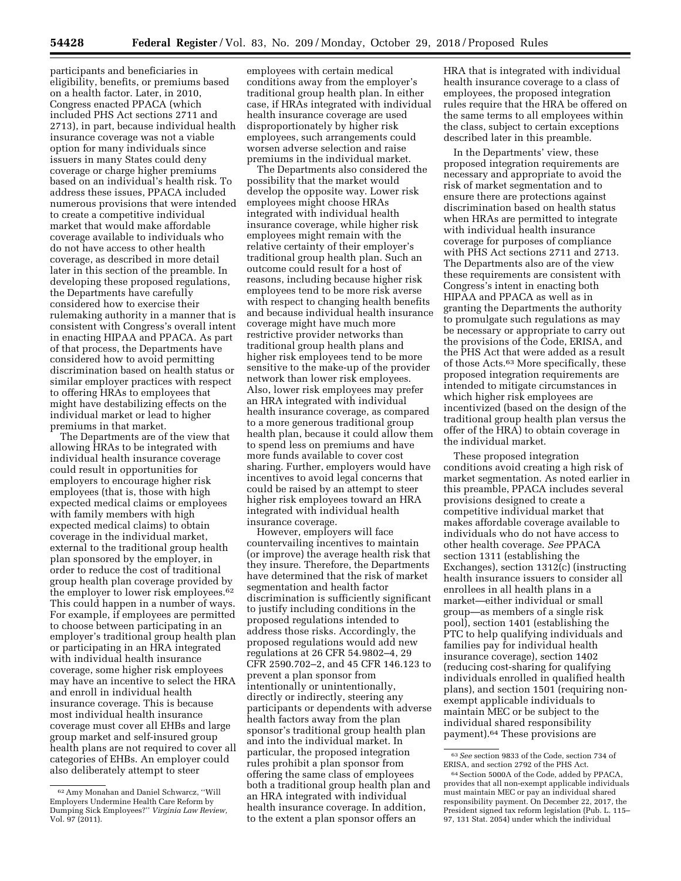participants and beneficiaries in eligibility, benefits, or premiums based on a health factor. Later, in 2010, Congress enacted PPACA (which included PHS Act sections 2711 and 2713), in part, because individual health insurance coverage was not a viable option for many individuals since issuers in many States could deny coverage or charge higher premiums based on an individual's health risk. To address these issues, PPACA included numerous provisions that were intended to create a competitive individual market that would make affordable coverage available to individuals who do not have access to other health coverage, as described in more detail later in this section of the preamble. In developing these proposed regulations, the Departments have carefully considered how to exercise their rulemaking authority in a manner that is consistent with Congress's overall intent in enacting HIPAA and PPACA. As part of that process, the Departments have considered how to avoid permitting discrimination based on health status or similar employer practices with respect to offering HRAs to employees that might have destabilizing effects on the individual market or lead to higher premiums in that market.

The Departments are of the view that allowing HRAs to be integrated with individual health insurance coverage could result in opportunities for employers to encourage higher risk employees (that is, those with high expected medical claims or employees with family members with high expected medical claims) to obtain coverage in the individual market, external to the traditional group health plan sponsored by the employer, in order to reduce the cost of traditional group health plan coverage provided by the employer to lower risk employees.[62] This could happen in a number of ways. For example, if employees are permitted to choose between participating in an employer's traditional group health plan or participating in an HRA integrated with individual health insurance coverage, some higher risk employees may have an incentive to select the HRA and enroll in individual health insurance coverage. This is because most individual health insurance coverage must cover all EHBs and large group market and self-insured group health plans are not required to cover all categories of EHBs. An employer could also deliberately attempt to steer employees with certain medical conditions away from the employer's traditional group health plan. In either case, if HRAs integrated with individual health insurance coverage are used disproportionately by higher risk employees, such arrangements could worsen adverse selection and raise premiums in the individual market.

The Departments also considered the possibility that the market would develop the opposite way. Lower risk employees might choose HRAs integrated with individual health insurance coverage, while higher risk employees might remain with the relative certainty of their employer's traditional group health plan. Such an outcome could result for a host of reasons, including because higher risk employees tend to be more risk averse with respect to changing health benefits and because individual health insurance coverage might have much more restrictive provider networks than traditional group health plans and higher risk employees tend to be more sensitive to the make-up of the provider network than lower risk employees. Also, lower risk employees may prefer an HRA integrated with individual health insurance coverage, as compared to a more generous traditional group health plan, because it could allow them to spend less on premiums and have more funds available to cover cost sharing. Further, employers would have incentives to avoid legal concerns that could be raised by an attempt to steer higher risk employees toward an HRA integrated with individual health insurance coverage.

However, employers will face countervailing incentives to maintain (or improve) the average health risk that they insure. Therefore, the Departments have determined that the risk of market segmentation and health factor discrimination is sufficiently significant to justify including conditions in the proposed regulations intended to address those risks. Accordingly, the proposed regulations would add new regulations at 26 CFR 54.9802–4, 29 CFR 2590.702–2, and 45 CFR 146.123 to prevent a plan sponsor from intentionally or unintentionally, directly or indirectly, steering any participants or dependents with adverse health factors away from the plan sponsor's traditional group health plan and into the individual market. In particular, the proposed integration rules prohibit a plan sponsor from offering the same class of employees both a traditional group health plan and an HRA integrated with individual health insurance coverage. In addition, to the extent a plan sponsor offers an HRA that is integrated with individual health insurance coverage to a class of employees, the proposed integration rules require that the HRA be offered on the same terms to all employees within the class, subject to certain exceptions described later in this preamble.

In the Departments' view, these proposed integration requirements are necessary and appropriate to avoid the risk of market segmentation and to ensure there are protections against discrimination based on health status when HRAs are permitted to integrate with individual health insurance coverage for purposes of compliance with PHS Act sections 2711 and 2713. The Departments also are of the view these requirements are consistent with Congress's intent in enacting both HIPAA and PPACA as well as in granting the Departments the authority to promulgate such regulations as may be necessary or appropriate to carry out the provisions of the Code, ERISA, and the PHS Act that were added as a result of those Acts.[63] More specifically, these proposed integration requirements are intended to mitigate circumstances in which higher risk employees are incentivized (based on the design of the traditional group health plan versus the offer of the HRA) to obtain coverage in the individual market.

These proposed integration conditions avoid creating a high risk of market segmentation. As noted earlier in this preamble, PPACA includes several provisions designed to create a competitive individual market that makes affordable coverage available to individuals who do not have access to other health coverage. *See* PPACA section 1311 (establishing the Exchanges), section 1312(c) (instructing health insurance issuers to consider all enrollees in all health plans in a market—either individual or small group—as members of a single risk pool), section 1401 (establishing the PTC to help qualifying individuals and families pay for individual health insurance coverage), section 1402 (reducing cost-sharing for qualifying individuals enrolled in qualified health plans), and section 1501 (requiring non-exempt applicable individuals to maintain MEC or be subject to the individual shared responsibility payment).[64] These provisions are

[62] Amy Monahan and Daniel Schwarcz, ''Will Employers Undermine Health Care Reform by Dumping Sick Employees?'' *Virginia Law Review,* Vol. 97 (2011).

[63] *See* section 9833 of the Code, section 734 of ERISA, and section 2792 of the PHS Act.

[64] Section 5000A of the Code, added by PPACA, provides that all non-exempt applicable individuals must maintain MEC or pay an individual shared responsibility payment. On December 22, 2017, the President signed tax reform legislation (Pub. L. 115–97, 131 Stat. 2054) under which the individual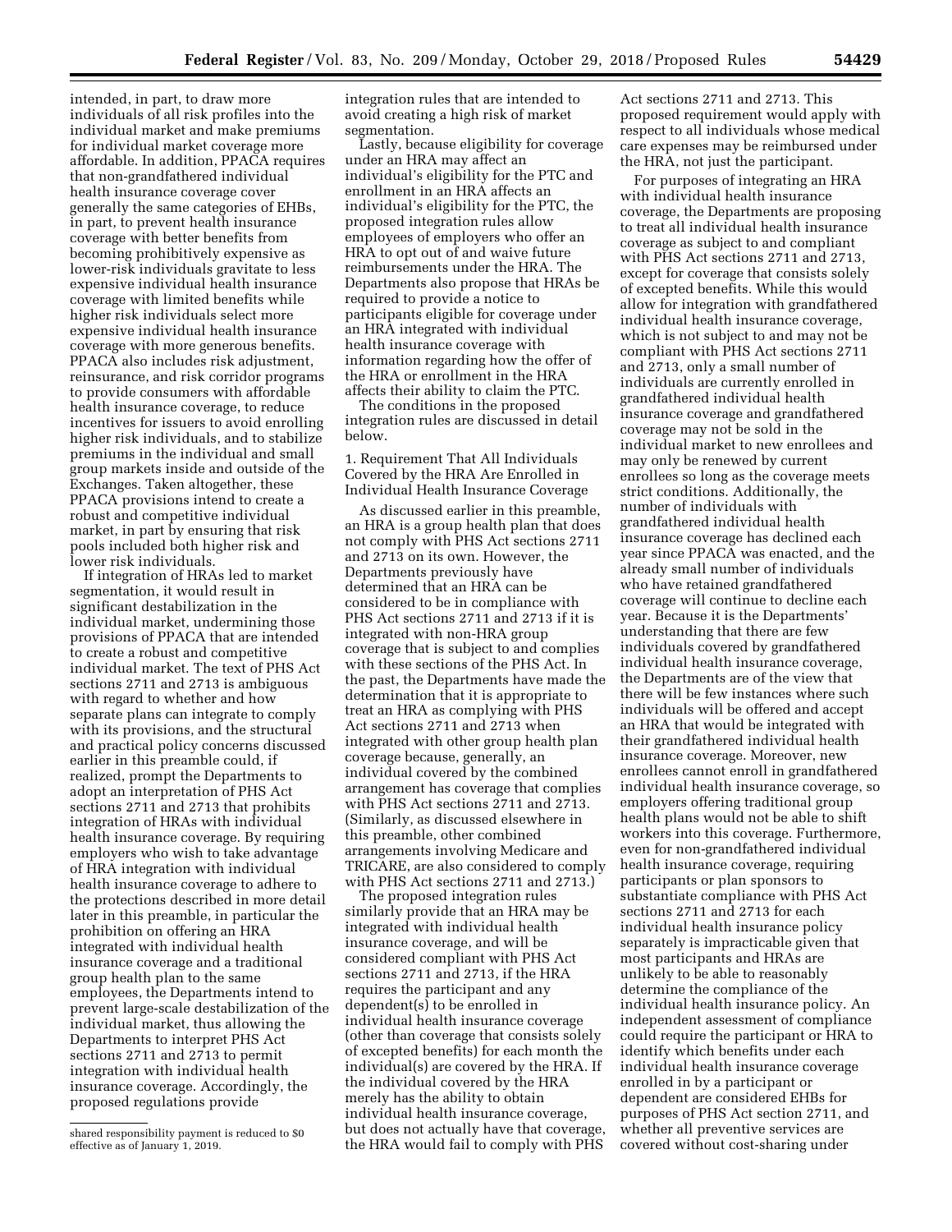intended, in part, to draw more individuals of all risk profiles into the individual market and make premiums for individual market coverage more affordable. In addition, PPACA requires that non-grandfathered individual health insurance coverage cover generally the same categories of EHBs, in part, to prevent health insurance coverage with better benefits from becoming prohibitively expensive as lower-risk individuals gravitate to less expensive individual health insurance coverage with limited benefits while higher risk individuals select more expensive individual health insurance coverage with more generous benefits. PPACA also includes risk adjustment, reinsurance, and risk corridor programs to provide consumers with affordable health insurance coverage, to reduce incentives for issuers to avoid enrolling higher risk individuals, and to stabilize premiums in the individual and small group markets inside and outside of the Exchanges. Taken altogether, these PPACA provisions intend to create a robust and competitive individual market, in part by ensuring that risk pools included both higher risk and lower risk individuals.

If integration of HRAs led to market segmentation, it would result in significant destabilization in the individual market, undermining those provisions of PPACA that are intended to create a robust and competitive individual market. The text of PHS Act sections 2711 and 2713 is ambiguous with regard to whether and how separate plans can integrate to comply with its provisions, and the structural and practical policy concerns discussed earlier in this preamble could, if realized, prompt the Departments to adopt an interpretation of PHS Act sections 2711 and 2713 that prohibits integration of HRAs with individual health insurance coverage. By requiring employers who wish to take advantage of HRA integration with individual health insurance coverage to adhere to the protections described in more detail later in this preamble, in particular the prohibition on offering an HRA integrated with individual health insurance coverage and a traditional group health plan to the same employees, the Departments intend to prevent large-scale destabilization of the individual market, thus allowing the Departments to interpret PHS Act sections 2711 and 2713 to permit integration with individual health insurance coverage. Accordingly, the proposed regulations provide integration rules that are intended to avoid creating a high risk of market segmentation.

Lastly, because eligibility for coverage under an HRA may affect an individual's eligibility for the PTC and enrollment in an HRA affects an individual's eligibility for the PTC, the proposed integration rules allow employees of employers who offer an HRA to opt out of and waive future reimbursements under the HRA. The Departments also propose that HRAs be required to provide a notice to participants eligible for coverage under an HRA integrated with individual health insurance coverage with information regarding how the offer of the HRA or enrollment in the HRA affects their ability to claim the PTC.

The conditions in the proposed integration rules are discussed in detail below.

1. Requirement That All Individuals Covered by the HRA Are Enrolled in Individual Health Insurance Coverage

As discussed earlier in this preamble, an HRA is a group health plan that does not comply with PHS Act sections 2711 and 2713 on its own. However, the Departments previously have determined that an HRA can be considered to be in compliance with PHS Act sections 2711 and 2713 if it is integrated with non-HRA group coverage that is subject to and complies with these sections of the PHS Act. In the past, the Departments have made the determination that it is appropriate to treat an HRA as complying with PHS Act sections 2711 and 2713 when integrated with other group health plan coverage because, generally, an individual covered by the combined arrangement has coverage that complies with PHS Act sections 2711 and 2713. (Similarly, as discussed elsewhere in this preamble, other combined arrangements involving Medicare and TRICARE, are also considered to comply with PHS Act sections 2711 and 2713.)

The proposed integration rules similarly provide that an HRA may be integrated with individual health insurance coverage, and will be considered compliant with PHS Act sections 2711 and 2713, if the HRA requires the participant and any dependent(s) to be enrolled in individual health insurance coverage (other than coverage that consists solely of excepted benefits) for each month the individual(s) are covered by the HRA. If the individual covered by the HRA merely has the ability to obtain individual health insurance coverage, but does not actually have that coverage, the HRA would fail to comply with PHS Act sections 2711 and 2713. This proposed requirement would apply with respect to all individuals whose medical care expenses may be reimbursed under the HRA, not just the participant.

For purposes of integrating an HRA with individual health insurance coverage, the Departments are proposing to treat all individual health insurance coverage as subject to and compliant with PHS Act sections 2711 and 2713, except for coverage that consists solely of excepted benefits. While this would allow for integration with grandfathered individual health insurance coverage, which is not subject to and may not be compliant with PHS Act sections 2711 and 2713, only a small number of individuals are currently enrolled in grandfathered individual health insurance coverage and grandfathered coverage may not be sold in the individual market to new enrollees and may only be renewed by current enrollees so long as the coverage meets strict conditions. Additionally, the number of individuals with grandfathered individual health insurance coverage has declined each year since PPACA was enacted, and the already small number of individuals who have retained grandfathered coverage will continue to decline each year. Because it is the Departments' understanding that there are few individuals covered by grandfathered individual health insurance coverage, the Departments are of the view that there will be few instances where such individuals will be offered and accept an HRA that would be integrated with their grandfathered individual health insurance coverage. Moreover, new enrollees cannot enroll in grandfathered individual health insurance coverage, so employers offering traditional group health plans would not be able to shift workers into this coverage. Furthermore, even for non-grandfathered individual health insurance coverage, requiring participants or plan sponsors to substantiate compliance with PHS Act sections 2711 and 2713 for each individual health insurance policy separately is impracticable given that most participants and HRAs are unlikely to be able to reasonably determine the compliance of the individual health insurance policy. An independent assessment of compliance could require the participant or HRA to identify which benefits under each individual health insurance coverage enrolled in by a participant or dependent are considered EHBs for purposes of PHS Act section 2711, and whether all preventive services are covered without cost-sharing under

shared responsibility payment is reduced to $0 effective as of January 1, 2019.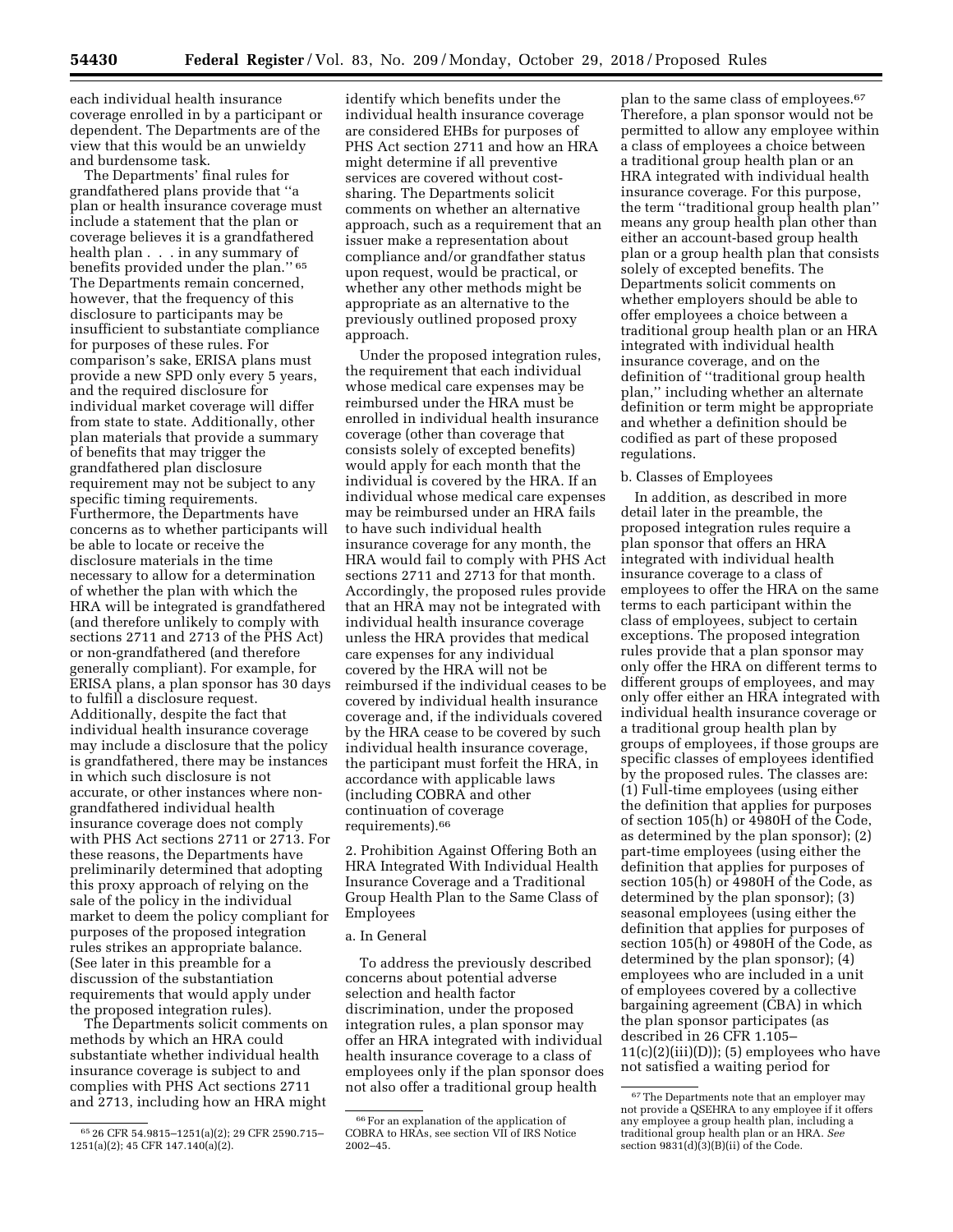each individual health insurance coverage enrolled in by a participant or dependent. The Departments are of the view that this would be an unwieldy and burdensome task.

The Departments' final rules for grandfathered plans provide that "a plan or health insurance coverage must include a statement that the plan or coverage believes it is a grandfathered health plan . . . in any summary of benefits provided under the plan." [65] The Departments remain concerned, however, that the frequency of this disclosure to participants may be insufficient to substantiate compliance for purposes of these rules. For comparison's sake, ERISA plans must provide a new SPD only every 5 years, and the required disclosure for individual market coverage will differ from state to state. Additionally, other plan materials that provide a summary of benefits that may trigger the grandfathered plan disclosure requirement may not be subject to any specific timing requirements. Furthermore, the Departments have concerns as to whether participants will be able to locate or receive the disclosure materials in the time necessary to allow for a determination of whether the plan with which the HRA will be integrated is grandfathered (and therefore unlikely to comply with sections 2711 and 2713 of the PHS Act) or non-grandfathered (and therefore generally compliant). For example, for ERISA plans, a plan sponsor has 30 days to fulfill a disclosure request. Additionally, despite the fact that individual health insurance coverage may include a disclosure that the policy is grandfathered, there may be instances in which such disclosure is not accurate, or other instances where non-grandfathered individual health insurance coverage does not comply with PHS Act sections 2711 or 2713. For these reasons, the Departments have preliminarily determined that adopting this proxy approach of relying on the sale of the policy in the individual market to deem the policy compliant for purposes of the proposed integration rules strikes an appropriate balance. (See later in this preamble for a discussion of the substantiation requirements that would apply under the proposed integration rules).

The Departments solicit comments on methods by which an HRA could substantiate whether individual health insurance coverage is subject to and complies with PHS Act sections 2711 and 2713, including how an HRA might identify which benefits under the individual health insurance coverage are considered EHBs for purposes of PHS Act section 2711 and how an HRA might determine if all preventive services are covered without cost-sharing. The Departments solicit comments on whether an alternative approach, such as a requirement that an issuer make a representation about compliance and/or grandfather status upon request, would be practical, or whether any other methods might be appropriate as an alternative to the previously outlined proposed proxy approach.

Under the proposed integration rules, the requirement that each individual whose medical care expenses may be reimbursed under the HRA must be enrolled in individual health insurance coverage (other than coverage that consists solely of excepted benefits) would apply for each month that the individual is covered by the HRA. If an individual whose medical care expenses may be reimbursed under an HRA fails to have such individual health insurance coverage for any month, the HRA would fail to comply with PHS Act sections 2711 and 2713 for that month. Accordingly, the proposed rules provide that an HRA may not be integrated with individual health insurance coverage unless the HRA provides that medical care expenses for any individual covered by the HRA will not be reimbursed if the individual ceases to be covered by individual health insurance coverage and, if the individuals covered by the HRA cease to be covered by such individual health insurance coverage, the participant must forfeit the HRA, in accordance with applicable laws (including COBRA and other continuation of coverage requirements).[66]

2. Prohibition Against Offering Both an HRA Integrated With Individual Health Insurance Coverage and a Traditional Group Health Plan to the Same Class of Employees

a. In General

To address the previously described concerns about potential adverse selection and health factor discrimination, under the proposed integration rules, a plan sponsor may offer an HRA integrated with individual health insurance coverage to a class of employees only if the plan sponsor does not also offer a traditional group health plan to the same class of employees.[67] Therefore, a plan sponsor would not be permitted to allow any employee within a class of employees a choice between a traditional group health plan or an HRA integrated with individual health insurance coverage. For this purpose, the term "traditional group health plan" means any group health plan other than either an account-based group health plan or a group health plan that consists solely of excepted benefits. The Departments solicit comments on whether employers should be able to offer employees a choice between a traditional group health plan or an HRA integrated with individual health insurance coverage, and on the definition of "traditional group health plan," including whether an alternate definition or term might be appropriate and whether a definition should be codified as part of these proposed regulations.

b. Classes of Employees

In addition, as described in more detail later in the preamble, the proposed integration rules require a plan sponsor that offers an HRA integrated with individual health insurance coverage to a class of employees to offer the HRA on the same terms to each participant within the class of employees, subject to certain exceptions. The proposed integration rules provide that a plan sponsor may only offer the HRA on different terms to different groups of employees, and may only offer either an HRA integrated with individual health insurance coverage or a traditional group health plan by groups of employees, if those groups are specific classes of employees identified by the proposed rules. The classes are: (1) Full-time employees (using either the definition that applies for purposes of section 105(h) or 4980H of the Code, as determined by the plan sponsor); (2) part-time employees (using either the definition that applies for purposes of section 105(h) or 4980H of the Code, as determined by the plan sponsor); (3) seasonal employees (using either the definition that applies for purposes of section 105(h) or 4980H of the Code, as determined by the plan sponsor); (4) employees who are included in a unit of employees covered by a collective bargaining agreement (CBA) in which the plan sponsor participates (as described in 26 CFR 1.105–11(c)(2)(iii)(D)); (5) employees who have not satisfied a waiting period for

[65] 26 CFR 54.9815–1251(a)(2); 29 CFR 2590.715–1251(a)(2); 45 CFR 147.140(a)(2).

[66] For an explanation of the application of COBRA to HRAs, see section VII of IRS Notice 2002–45.

[67] The Departments note that an employer may not provide a QSEHRA to any employee if it offers any employee a group health plan, including a traditional group health plan or an HRA. *See* section 9831(d)(3)(B)(ii) of the Code.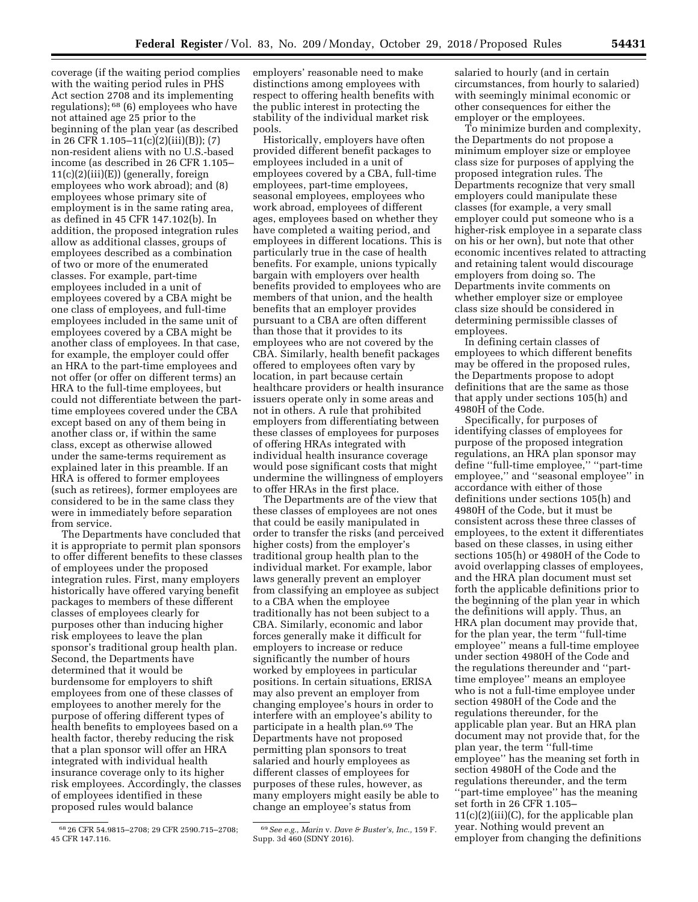coverage (if the waiting period complies with the waiting period rules in PHS Act section 2708 and its implementing regulations);[68] (6) employees who have not attained age 25 prior to the beginning of the plan year (as described in 26 CFR 1.105–11(c)(2)(iii)(B)); (7) non-resident aliens with no U.S.-based income (as described in 26 CFR 1.105–11(c)(2)(iii)(E)) (generally, foreign employees who work abroad); and (8) employees whose primary site of employment is in the same rating area, as defined in 45 CFR 147.102(b). In addition, the proposed integration rules allow as additional classes, groups of employees described as a combination of two or more of the enumerated classes. For example, part-time employees included in a unit of employees covered by a CBA might be one class of employees, and full-time employees included in the same unit of employees covered by a CBA might be another class of employees. In that case, for example, the employer could offer an HRA to the part-time employees and not offer (or offer on different terms) an HRA to the full-time employees, but could not differentiate between the part-time employees covered under the CBA except based on any of them being in another class or, if within the same class, except as otherwise allowed under the same-terms requirement as explained later in this preamble. If an HRA is offered to former employees (such as retirees), former employees are considered to be in the same class they were in immediately before separation from service.

The Departments have concluded that it is appropriate to permit plan sponsors to offer different benefits to these classes of employees under the proposed integration rules. First, many employers historically have offered varying benefit packages to members of these different classes of employees clearly for purposes other than inducing higher risk employees to leave the plan sponsor's traditional group health plan. Second, the Departments have determined that it would be burdensome for employers to shift employees from one of these classes of employees to another merely for the purpose of offering different types of health benefits to employees based on a health factor, thereby reducing the risk that a plan sponsor will offer an HRA integrated with individual health insurance coverage only to its higher risk employees. Accordingly, the classes of employees identified in these proposed rules would balance employers' reasonable need to make distinctions among employees with respect to offering health benefits with the public interest in protecting the stability of the individual market risk pools.

Historically, employers have often provided different benefit packages to employees included in a unit of employees covered by a CBA, full-time employees, part-time employees, seasonal employees, employees who work abroad, employees of different ages, employees based on whether they have completed a waiting period, and employees in different locations. This is particularly true in the case of health benefits. For example, unions typically bargain with employers over health benefits provided to employees who are members of that union, and the health benefits that an employer provides pursuant to a CBA are often different than those that it provides to its employees who are not covered by the CBA. Similarly, health benefit packages offered to employees often vary by location, in part because certain healthcare providers or health insurance issuers operate only in some areas and not in others. A rule that prohibited employers from differentiating between these classes of employees for purposes of offering HRAs integrated with individual health insurance coverage would pose significant costs that might undermine the willingness of employers to offer HRAs in the first place.

The Departments are of the view that these classes of employees are not ones that could be easily manipulated in order to transfer the risks (and perceived higher costs) from the employer's traditional group health plan to the individual market. For example, labor laws generally prevent an employer from classifying an employee as subject to a CBA when the employee traditionally has not been subject to a CBA. Similarly, economic and labor forces generally make it difficult for employers to increase or reduce significantly the number of hours worked by employees in particular positions. In certain situations, ERISA may also prevent an employer from changing employee's hours in order to interfere with an employee's ability to participate in a health plan.[69] The Departments have not proposed permitting plan sponsors to treat salaried and hourly employees as different classes of employees for purposes of these rules, however, as many employers might easily be able to change an employee's status from salaried to hourly (and in certain circumstances, from hourly to salaried) with seemingly minimal economic or other consequences for either the employer or the employees.

To minimize burden and complexity, the Departments do not propose a minimum employer size or employee class size for purposes of applying the proposed integration rules. The Departments recognize that very small employers could manipulate these classes (for example, a very small employer could put someone who is a higher-risk employee in a separate class on his or her own), but note that other economic incentives related to attracting and retaining talent would discourage employers from doing so. The Departments invite comments on whether employer size or employee class size should be considered in determining permissible classes of employees.

In defining certain classes of employees to which different benefits may be offered in the proposed rules, the Departments propose to adopt definitions that are the same as those that apply under sections 105(h) and 4980H of the Code.

Specifically, for purposes of identifying classes of employees for purpose of the proposed integration regulations, an HRA plan sponsor may define "full-time employee," "part-time employee," and "seasonal employee" in accordance with either of those definitions under sections 105(h) and 4980H of the Code, but it must be consistent across these three classes of employees, to the extent it differentiates based on these classes, in using either sections 105(h) or 4980H of the Code to avoid overlapping classes of employees, and the HRA plan document must set forth the applicable definitions prior to the beginning of the plan year in which the definitions will apply. Thus, an HRA plan document may provide that, for the plan year, the term "full-time employee" means a full-time employee under section 4980H of the Code and the regulations thereunder and "part-time employee" means an employee who is not a full-time employee under section 4980H of the Code and the regulations thereunder, for the applicable plan year. But an HRA plan document may not provide that, for the plan year, the term "full-time employee" has the meaning set forth in section 4980H of the Code and the regulations thereunder, and the term "part-time employee" has the meaning set forth in 26 CFR 1.105–11(c)(2)(iii)(C), for the applicable plan year. Nothing would prevent an employer from changing the definitions

[68] 26 CFR 54.9815–2708; 29 CFR 2590.715–2708; 45 CFR 147.116.

[69] *See e.g., Marin* v. *Dave & Buster's, Inc.,* 159 F. Supp. 3d 460 (SDNY 2016).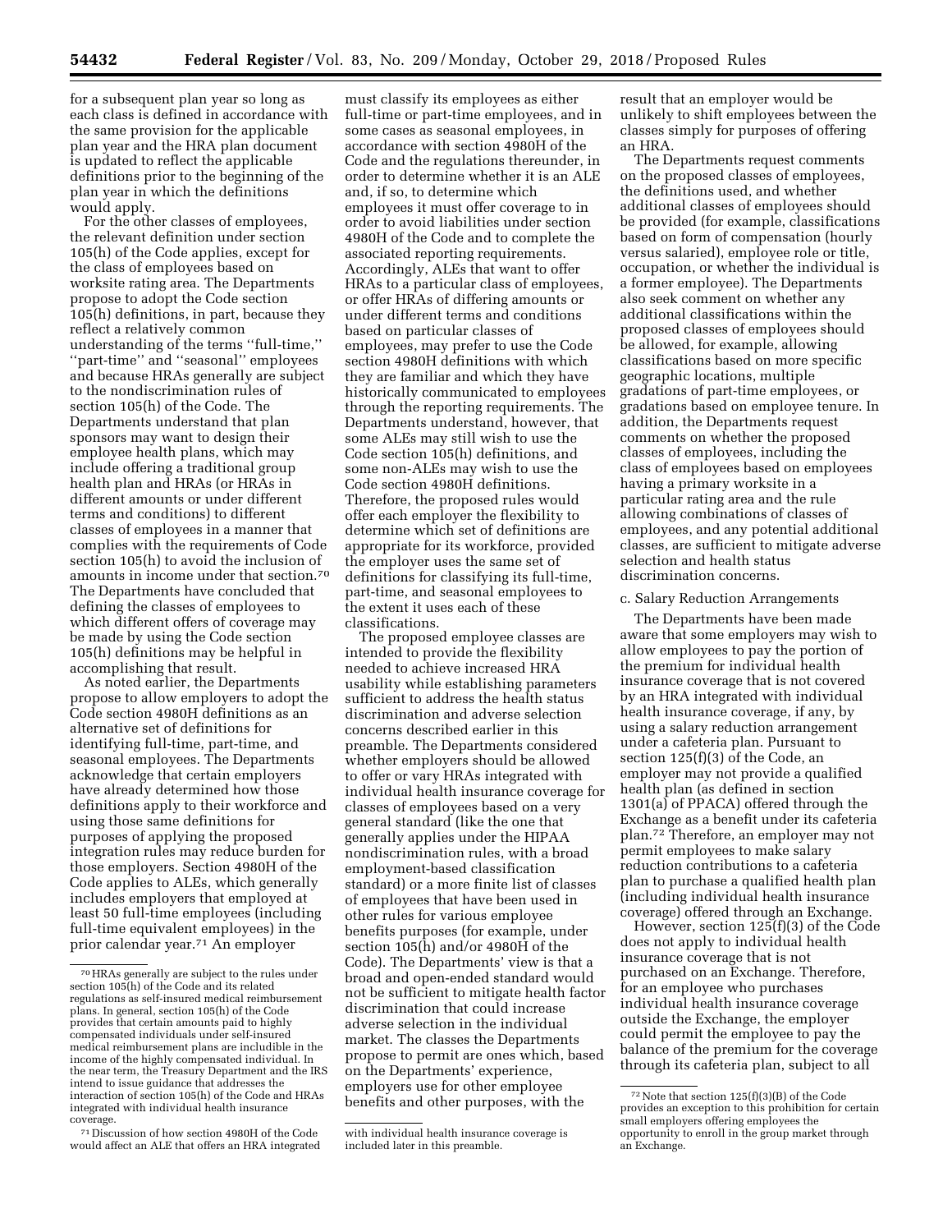for a subsequent plan year so long as each class is defined in accordance with the same provision for the applicable plan year and the HRA plan document is updated to reflect the applicable definitions prior to the beginning of the plan year in which the definitions would apply.

For the other classes of employees, the relevant definition under section 105(h) of the Code applies, except for the class of employees based on worksite rating area. The Departments propose to adopt the Code section 105(h) definitions, in part, because they reflect a relatively common understanding of the terms ''full-time,'' ''part-time'' and ''seasonal'' employees and because HRAs generally are subject to the nondiscrimination rules of section 105(h) of the Code. The Departments understand that plan sponsors may want to design their employee health plans, which may include offering a traditional group health plan and HRAs (or HRAs in different amounts or under different terms and conditions) to different classes of employees in a manner that complies with the requirements of Code section 105(h) to avoid the inclusion of amounts in income under that section.[70] The Departments have concluded that defining the classes of employees to which different offers of coverage may be made by using the Code section 105(h) definitions may be helpful in accomplishing that result.

As noted earlier, the Departments propose to allow employers to adopt the Code section 4980H definitions as an alternative set of definitions for identifying full-time, part-time, and seasonal employees. The Departments acknowledge that certain employers have already determined how those definitions apply to their workforce and using those same definitions for purposes of applying the proposed integration rules may reduce burden for those employers. Section 4980H of the Code applies to ALEs, which generally includes employers that employed at least 50 full-time employees (including full-time equivalent employees) in the prior calendar year.[71] An employer must classify its employees as either full-time or part-time employees, and in some cases as seasonal employees, in accordance with section 4980H of the Code and the regulations thereunder, in order to determine whether it is an ALE and, if so, to determine which employees it must offer coverage to in order to avoid liabilities under section 4980H of the Code and to complete the associated reporting requirements. Accordingly, ALEs that want to offer HRAs to a particular class of employees, or offer HRAs of differing amounts or under different terms and conditions based on particular classes of employees, may prefer to use the Code section 4980H definitions with which they are familiar and which they have historically communicated to employees through the reporting requirements. The Departments understand, however, that some ALEs may still wish to use the Code section 105(h) definitions, and some non-ALEs may wish to use the Code section 4980H definitions. Therefore, the proposed rules would offer each employer the flexibility to determine which set of definitions are appropriate for its workforce, provided the employer uses the same set of definitions for classifying its full-time, part-time, and seasonal employees to the extent it uses each of these classifications.

The proposed employee classes are intended to provide the flexibility needed to achieve increased HRA usability while establishing parameters sufficient to address the health status discrimination and adverse selection concerns described earlier in this preamble. The Departments considered whether employers should be allowed to offer or vary HRAs integrated with individual health insurance coverage for classes of employees based on a very general standard (like the one that generally applies under the HIPAA nondiscrimination rules, with a broad employment-based classification standard) or a more finite list of classes of employees that have been used in other rules for various employee benefits purposes (for example, under section 105(h) and/or 4980H of the Code). The Departments' view is that a broad and open-ended standard would not be sufficient to mitigate health factor discrimination that could increase adverse selection in the individual market. The classes the Departments propose to permit are ones which, based on the Departments' experience, employers use for other employee benefits and other purposes, with the result that an employer would be unlikely to shift employees between the classes simply for purposes of offering an HRA.

The Departments request comments on the proposed classes of employees, the definitions used, and whether additional classes of employees should be provided (for example, classifications based on form of compensation (hourly versus salaried), employee role or title, occupation, or whether the individual is a former employee). The Departments also seek comment on whether any additional classifications within the proposed classes of employees should be allowed, for example, allowing classifications based on more specific geographic locations, multiple gradations of part-time employees, or gradations based on employee tenure. In addition, the Departments request comments on whether the proposed classes of employees, including the class of employees based on employees having a primary worksite in a particular rating area and the rule allowing combinations of classes of employees, and any potential additional classes, are sufficient to mitigate adverse selection and health status discrimination concerns.

c. Salary Reduction Arrangements

The Departments have been made aware that some employers may wish to allow employees to pay the portion of the premium for individual health insurance coverage that is not covered by an HRA integrated with individual health insurance coverage, if any, by using a salary reduction arrangement under a cafeteria plan. Pursuant to section 125(f)(3) of the Code, an employer may not provide a qualified health plan (as defined in section 1301(a) of PPACA) offered through the Exchange as a benefit under its cafeteria plan.[72] Therefore, an employer may not permit employees to make salary reduction contributions to a cafeteria plan to purchase a qualified health plan (including individual health insurance coverage) offered through an Exchange.

However, section 125(f)(3) of the Code does not apply to individual health insurance coverage that is not purchased on an Exchange. Therefore, for an employee who purchases individual health insurance coverage outside the Exchange, the employer could permit the employee to pay the balance of the premium for the coverage through its cafeteria plan, subject to all

---

[70] HRAs generally are subject to the rules under section 105(h) of the Code and its related regulations as self-insured medical reimbursement plans. In general, section 105(h) of the Code provides that certain amounts paid to highly compensated individuals under self-insured medical reimbursement plans are includible in the income of the highly compensated individual. In the near term, the Treasury Department and the IRS intend to issue guidance that addresses the interaction of section 105(h) of the Code and HRAs integrated with individual health insurance coverage.

[71] Discussion of how section 4980H of the Code would affect an ALE that offers an HRA integrated with individual health insurance coverage is included later in this preamble.

[72] Note that section 125(f)(3)(B) of the Code provides an exception to this prohibition for certain small employers offering employees the opportunity to enroll in the group market through an Exchange.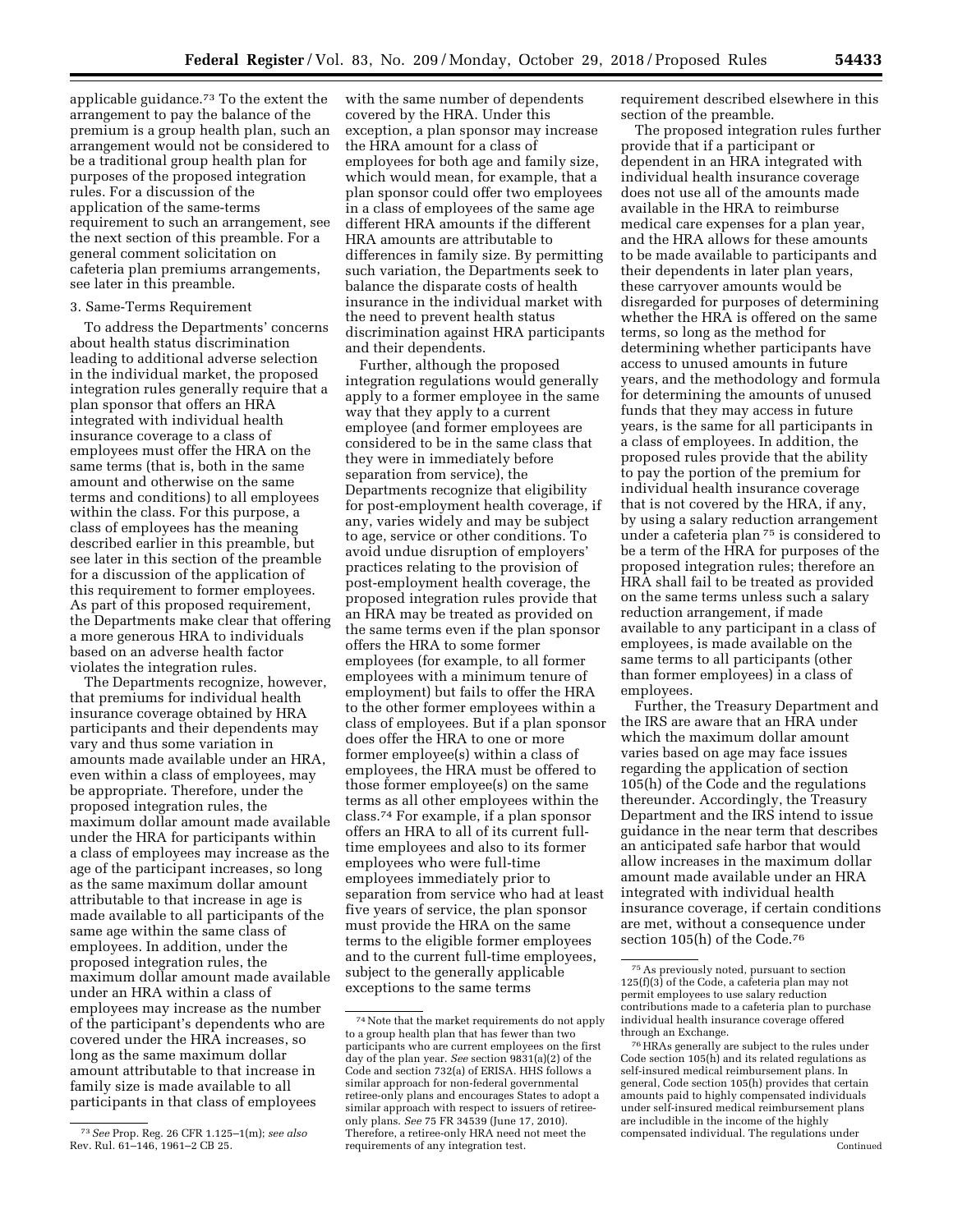applicable guidance.[73] To the extent the arrangement to pay the balance of the premium is a group health plan, such an arrangement would not be considered to be a traditional group health plan for purposes of the proposed integration rules. For a discussion of the application of the same-terms requirement to such an arrangement, see the next section of this preamble. For a general comment solicitation on cafeteria plan premiums arrangements, see later in this preamble.

3. Same-Terms Requirement

To address the Departments' concerns about health status discrimination leading to additional adverse selection in the individual market, the proposed integration rules generally require that a plan sponsor that offers an HRA integrated with individual health insurance coverage to a class of employees must offer the HRA on the same terms (that is, both in the same amount and otherwise on the same terms and conditions) to all employees within the class. For this purpose, a class of employees has the meaning described earlier in this preamble, but see later in this section of the preamble for a discussion of the application of this requirement to former employees. As part of this proposed requirement, the Departments make clear that offering a more generous HRA to individuals based on an adverse health factor violates the integration rules.

The Departments recognize, however, that premiums for individual health insurance coverage obtained by HRA participants and their dependents may vary and thus some variation in amounts made available under an HRA, even within a class of employees, may be appropriate. Therefore, under the proposed integration rules, the maximum dollar amount made available under the HRA for participants within a class of employees may increase as the age of the participant increases, so long as the same maximum dollar amount attributable to that increase in age is made available to all participants of the same age within the same class of employees. In addition, under the proposed integration rules, the maximum dollar amount made available under an HRA within a class of employees may increase as the number of the participant's dependents who are covered under the HRA increases, so long as the same maximum dollar amount attributable to that increase in family size is made available to all participants in that class of employees with the same number of dependents covered by the HRA. Under this exception, a plan sponsor may increase the HRA amount for a class of employees for both age and family size, which would mean, for example, that a plan sponsor could offer two employees in a class of employees of the same age different HRA amounts if the different HRA amounts are attributable to differences in family size. By permitting such variation, the Departments seek to balance the disparate costs of health insurance in the individual market with the need to prevent health status discrimination against HRA participants and their dependents.

Further, although the proposed integration regulations would generally apply to a former employee in the same way that they apply to a current employee (and former employees are considered to be in the same class that they were in immediately before separation from service), the Departments recognize that eligibility for post-employment health coverage, if any, varies widely and may be subject to age, service or other conditions. To avoid undue disruption of employers' practices relating to the provision of post-employment health coverage, the proposed integration rules provide that an HRA may be treated as provided on the same terms even if the plan sponsor offers the HRA to some former employees (for example, to all former employees with a minimum tenure of employment) but fails to offer the HRA to the other former employees within a class of employees. But if a plan sponsor does offer the HRA to one or more former employee(s) within a class of employees, the HRA must be offered to those former employee(s) on the same terms as all other employees within the class.[74] For example, if a plan sponsor offers an HRA to all of its current full-time employees and also to its former employees who were full-time employees immediately prior to separation from service who had at least five years of service, the plan sponsor must provide the HRA on the same terms to the eligible former employees and to the current full-time employees, subject to the generally applicable exceptions to the same terms requirement described elsewhere in this section of the preamble.

The proposed integration rules further provide that if a participant or dependent in an HRA integrated with individual health insurance coverage does not use all of the amounts made available in the HRA to reimburse medical care expenses for a plan year, and the HRA allows for these amounts to be made available to participants and their dependents in later plan years, these carryover amounts would be disregarded for purposes of determining whether the HRA is offered on the same terms, so long as the method for determining whether participants have access to unused amounts in future years, and the methodology and formula for determining the amounts of unused funds that they may access in future years, is the same for all participants in a class of employees. In addition, the proposed rules provide that the ability to pay the portion of the premium for individual health insurance coverage that is not covered by the HRA, if any, by using a salary reduction arrangement under a cafeteria plan[75] is considered to be a term of the HRA for purposes of the proposed integration rules; therefore an HRA shall fail to be treated as provided on the same terms unless such a salary reduction arrangement, if made available to any participant in a class of employees, is made available on the same terms to all participants (other than former employees) in a class of employees.

Further, the Treasury Department and the IRS are aware that an HRA under which the maximum dollar amount varies based on age may face issues regarding the application of section 105(h) of the Code and the regulations thereunder. Accordingly, the Treasury Department and the IRS intend to issue guidance in the near term that describes an anticipated safe harbor that would allow increases in the maximum dollar amount made available under an HRA integrated with individual health insurance coverage, if certain conditions are met, without a consequence under section 105(h) of the Code.[76]

---

[73] *See* Prop. Reg. 26 CFR 1.125–1(m); *see also* Rev. Rul. 61–146, 1961–2 CB 25.

[74] Note that the market requirements do not apply to a group health plan that has fewer than two participants who are current employees on the first day of the plan year. *See* section 9831(a)(2) of the Code and section 732(a) of ERISA. HHS follows a similar approach for non-federal governmental retiree-only plans and encourages States to adopt a similar approach with respect to issuers of retiree-only plans. *See* 75 FR 34539 (June 17, 2010). Therefore, a retiree-only HRA need not meet the requirements of any integration test.

[75] As previously noted, pursuant to section 125(f)(3) of the Code, a cafeteria plan may not permit employees to use salary reduction contributions made to a cafeteria plan to purchase individual health insurance coverage offered through an Exchange.

[76] HRAs generally are subject to the rules under Code section 105(h) and its related regulations as self-insured medical reimbursement plans. In general, Code section 105(h) provides that certain amounts paid to highly compensated individuals under self-insured medical reimbursement plans are includible in the income of the highly compensated individual. The regulations under

Continued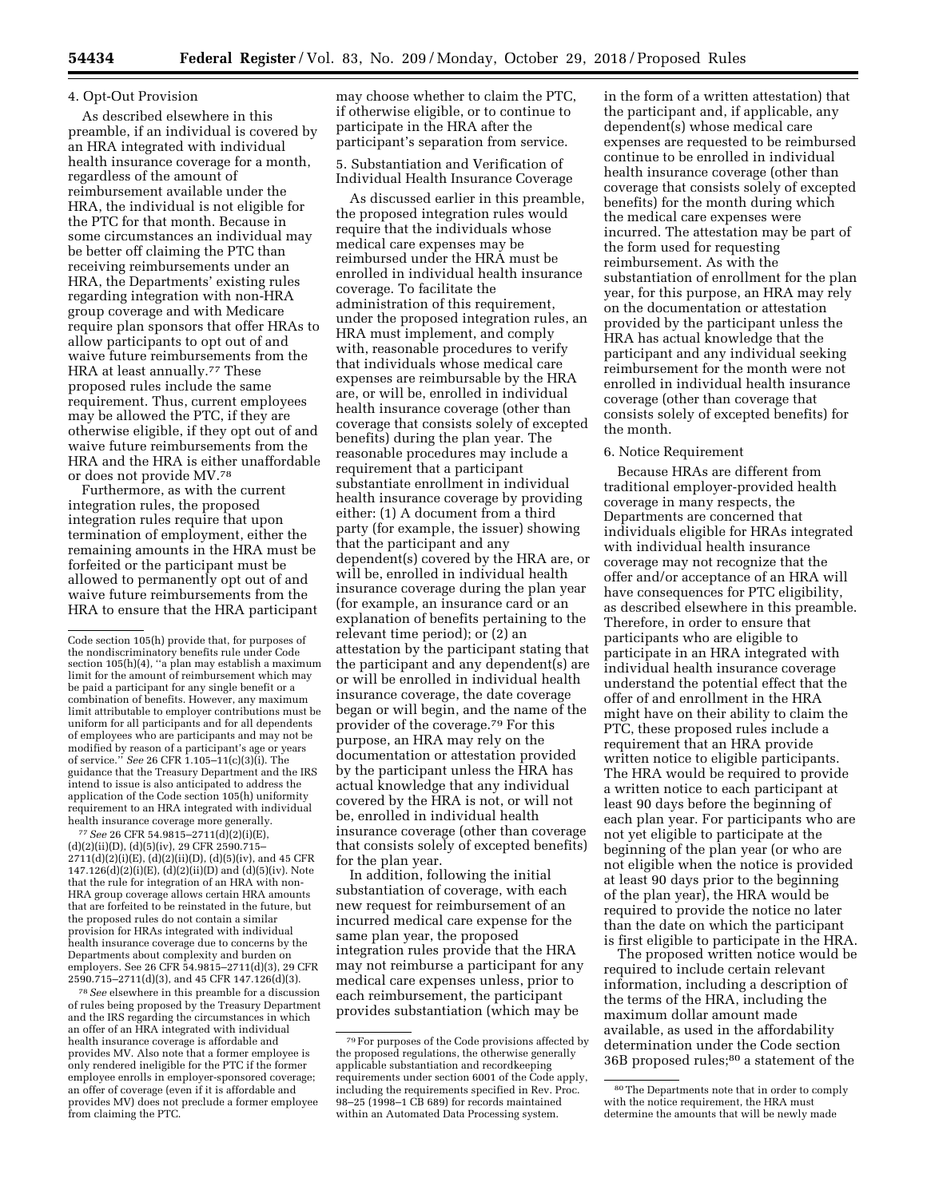### 4. Opt-Out Provision

As described elsewhere in this preamble, if an individual is covered by an HRA integrated with individual health insurance coverage for a month, regardless of the amount of reimbursement available under the HRA, the individual is not eligible for the PTC for that month. Because in some circumstances an individual may be better off claiming the PTC than receiving reimbursements under an HRA, the Departments' existing rules regarding integration with non-HRA group coverage and with Medicare require plan sponsors that offer HRAs to allow participants to opt out of and waive future reimbursements from the HRA at least annually.[77] These proposed rules include the same requirement. Thus, current employees may be allowed the PTC, if they are otherwise eligible, if they opt out of and waive future reimbursements from the HRA and the HRA is either unaffordable or does not provide MV.[78]

Furthermore, as with the current integration rules, the proposed integration rules require that upon termination of employment, either the remaining amounts in the HRA must be forfeited or the participant must be allowed to permanently opt out of and waive future reimbursements from the HRA to ensure that the HRA participant may choose whether to claim the PTC, if otherwise eligible, or to continue to participate in the HRA after the participant's separation from service.

### 5. Substantiation and Verification of Individual Health Insurance Coverage

As discussed earlier in this preamble, the proposed integration rules would require that the individuals whose medical care expenses may be reimbursed under the HRA must be enrolled in individual health insurance coverage. To facilitate the administration of this requirement, under the proposed integration rules, an HRA must implement, and comply with, reasonable procedures to verify that individuals whose medical care expenses are reimbursable by the HRA are, or will be, enrolled in individual health insurance coverage (other than coverage that consists solely of excepted benefits) during the plan year. The reasonable procedures may include a requirement that a participant substantiate enrollment in individual health insurance coverage by providing either: (1) A document from a third party (for example, the issuer) showing that the participant and any dependent(s) covered by the HRA are, or will be, enrolled in individual health insurance coverage during the plan year (for example, an insurance card or an explanation of benefits pertaining to the relevant time period); or (2) an attestation by the participant stating that the participant and any dependent(s) are or will be enrolled in individual health insurance coverage, the date coverage began or will begin, and the name of the provider of the coverage.[79] For this purpose, an HRA may rely on the documentation or attestation provided by the participant unless the HRA has actual knowledge that any individual covered by the HRA is not, or will not be, enrolled in individual health insurance coverage (other than coverage that consists solely of excepted benefits) for the plan year.

In addition, following the initial substantiation of coverage, with each new request for reimbursement of an incurred medical care expense for the same plan year, the proposed integration rules provide that the HRA may not reimburse a participant for any medical care expenses unless, prior to each reimbursement, the participant provides substantiation (which may be in the form of a written attestation) that the participant and, if applicable, any dependent(s) whose medical care expenses are requested to be reimbursed continue to be enrolled in individual health insurance coverage (other than coverage that consists solely of excepted benefits) for the month during which the medical care expenses were incurred. The attestation may be part of the form used for requesting reimbursement. As with the substantiation of enrollment for the plan year, for this purpose, an HRA may rely on the documentation or attestation provided by the participant unless the HRA has actual knowledge that the participant and any individual seeking reimbursement for the month were not enrolled in individual health insurance coverage (other than coverage that consists solely of excepted benefits) for the month.

### 6. Notice Requirement

Because HRAs are different from traditional employer-provided health coverage in many respects, the Departments are concerned that individuals eligible for HRAs integrated with individual health insurance coverage may not recognize that the offer and/or acceptance of an HRA will have consequences for PTC eligibility, as described elsewhere in this preamble. Therefore, in order to ensure that participants who are eligible to participate in an HRA integrated with individual health insurance coverage understand the potential effect that the offer of and enrollment in the HRA might have on their ability to claim the PTC, these proposed rules include a requirement that an HRA provide written notice to eligible participants. The HRA would be required to provide a written notice to each participant at least 90 days before the beginning of each plan year. For participants who are not yet eligible to participate at the beginning of the plan year (or who are not eligible when the notice is provided at least 90 days prior to the beginning of the plan year), the HRA would be required to provide the notice no later than the date on which the participant is first eligible to participate in the HRA.

The proposed written notice would be required to include certain relevant information, including a description of the terms of the HRA, including the maximum dollar amount made available, as used in the affordability determination under the Code section 36B proposed rules;[80] a statement of the

---

Code section 105(h) provide that, for purposes of the nondiscriminatory benefits rule under Code section 105(h)(4), "a plan may establish a maximum limit for the amount of reimbursement which may be paid a participant for any single benefit or a combination of benefits. However, any maximum limit attributable to employer contributions must be uniform for all participants and for all dependents of employees who are participants and may not be modified by reason of a participant's age or years of service." *See* 26 CFR 1.105–11(c)(3)(i). The guidance that the Treasury Department and the IRS intend to issue is also anticipated to address the application of the Code section 105(h) uniformity requirement to an HRA integrated with individual health insurance coverage more generally.

[77] *See* 26 CFR 54.9815–2711(d)(2)(i)(E), (d)(2)(ii)(D), (d)(5)(iv), 29 CFR 2590.715–2711(d)(2)(i)(E), (d)(2)(ii)(D), (d)(5)(iv), and 45 CFR 147.126(d)(2)(i)(E), (d)(2)(ii)(D) and (d)(5)(iv). Note that the rule for integration of an HRA with non-HRA group coverage allows certain HRA amounts that are forfeited to be reinstated in the future, but the proposed rules do not contain a similar provision for HRAs integrated with individual health insurance coverage due to concerns by the Departments about complexity and burden on employers. See 26 CFR 54.9815–2711(d)(3), 29 CFR 2590.715–2711(d)(3), and 45 CFR 147.126(d)(3).

[78] *See* elsewhere in this preamble for a discussion of rules being proposed by the Treasury Department and the IRS regarding the circumstances in which an offer of an HRA integrated with individual health insurance coverage is affordable and provides MV. Also note that a former employee is only rendered ineligible for the PTC if the former employee enrolls in employer-sponsored coverage; an offer of coverage (even if it is affordable and provides MV) does not preclude a former employee from claiming the PTC.

[79] For purposes of the Code provisions affected by the proposed regulations, the otherwise generally applicable substantiation and recordkeeping requirements under section 6001 of the Code apply, including the requirements specified in Rev. Proc. 98–25 (1998–1 CB 689) for records maintained within an Automated Data Processing system.

[80] The Departments note that in order to comply with the notice requirement, the HRA must determine the amounts that will be newly made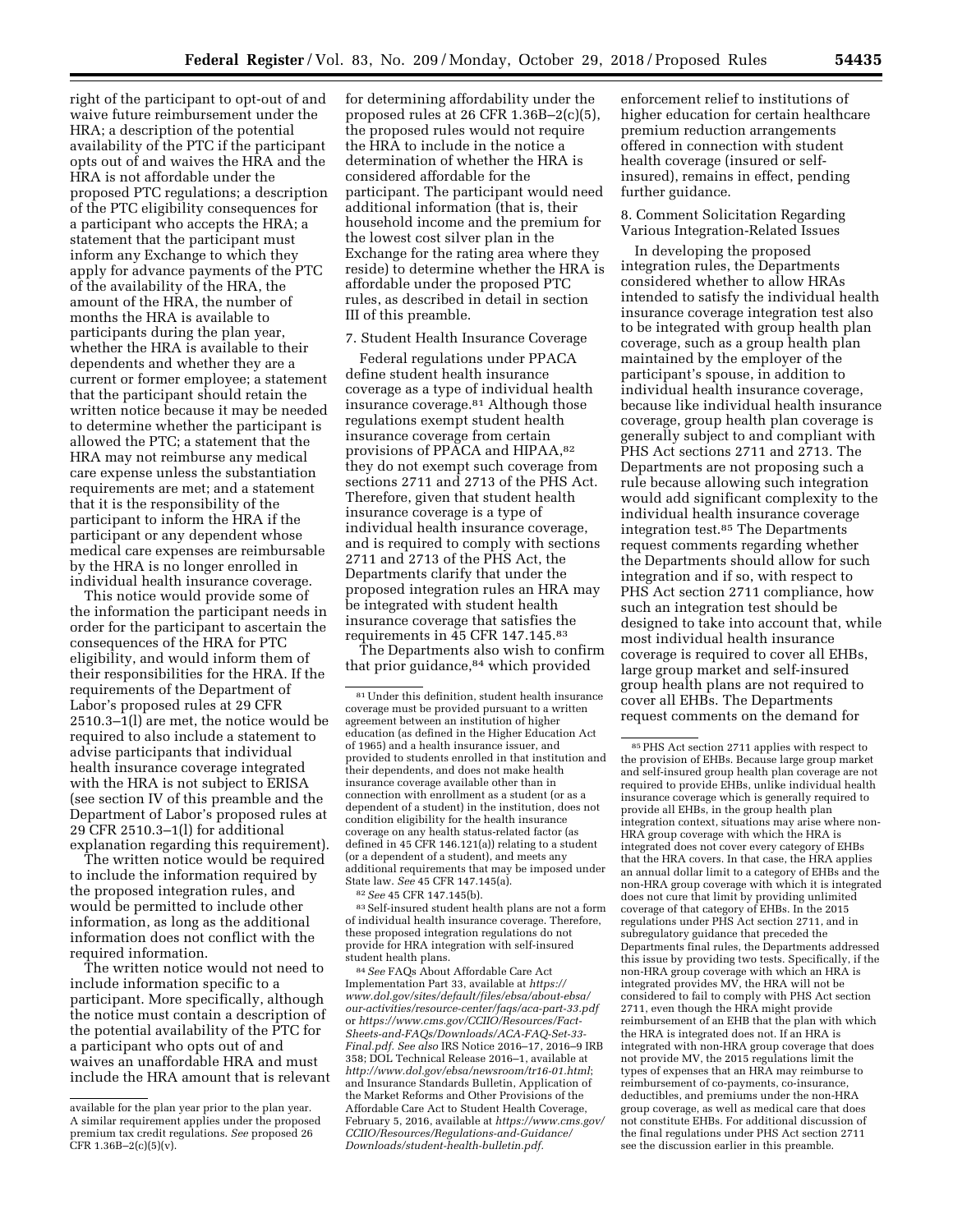right of the participant to opt-out of and waive future reimbursement under the HRA; a description of the potential availability of the PTC if the participant opts out of and waives the HRA and the HRA is not affordable under the proposed PTC regulations; a description of the PTC eligibility consequences for a participant who accepts the HRA; a statement that the participant must inform any Exchange to which they apply for advance payments of the PTC of the availability of the HRA, the amount of the HRA, the number of months the HRA is available to participants during the plan year, whether the HRA is available to their dependents and whether they are a current or former employee; a statement that the participant should retain the written notice because it may be needed to determine whether the participant is allowed the PTC; a statement that the HRA may not reimburse any medical care expense unless the substantiation requirements are met; and a statement that it is the responsibility of the participant to inform the HRA if the participant or any dependent whose medical care expenses are reimbursable by the HRA is no longer enrolled in individual health insurance coverage.

This notice would provide some of the information the participant needs in order for the participant to ascertain the consequences of the HRA for PTC eligibility, and would inform them of their responsibilities for the HRA. If the requirements of the Department of Labor's proposed rules at 29 CFR 2510.3–1(l) are met, the notice would be required to also include a statement to advise participants that individual health insurance coverage integrated with the HRA is not subject to ERISA (see section IV of this preamble and the Department of Labor's proposed rules at 29 CFR 2510.3–1(l) for additional explanation regarding this requirement).

The written notice would be required to include the information required by the proposed integration rules, and would be permitted to include other information, as long as the additional information does not conflict with the required information.

The written notice would not need to include information specific to a participant. More specifically, although the notice must contain a description of the potential availability of the PTC for a participant who opts out of and waives an unaffordable HRA and must include the HRA amount that is relevant for determining affordability under the proposed rules at 26 CFR 1.36B–2(c)(5), the proposed rules would not require the HRA to include in the notice a determination of whether the HRA is considered affordable for the participant. The participant would need additional information (that is, their household income and the premium for the lowest cost silver plan in the Exchange for the rating area where they reside) to determine whether the HRA is affordable under the proposed PTC rules, as described in detail in section III of this preamble.

7. Student Health Insurance Coverage

Federal regulations under PPACA define student health insurance coverage as a type of individual health insurance coverage.[81] Although those regulations exempt student health insurance coverage from certain provisions of PPACA and HIPAA,[82] they do not exempt such coverage from sections 2711 and 2713 of the PHS Act. Therefore, given that student health insurance coverage is a type of individual health insurance coverage, and is required to comply with sections 2711 and 2713 of the PHS Act, the Departments clarify that under the proposed integration rules an HRA may be integrated with student health insurance coverage that satisfies the requirements in 45 CFR 147.145.[83]

The Departments also wish to confirm that prior guidance,[84] which provided enforcement relief to institutions of higher education for certain healthcare premium reduction arrangements offered in connection with student health coverage (insured or self-insured), remains in effect, pending further guidance.

8. Comment Solicitation Regarding Various Integration-Related Issues

In developing the proposed integration rules, the Departments considered whether to allow HRAs intended to satisfy the individual health insurance coverage integration test also to be integrated with group health plan coverage, such as a group health plan maintained by the employer of the participant's spouse, in addition to individual health insurance coverage, because like individual health insurance coverage, group health plan coverage is generally subject to and compliant with PHS Act sections 2711 and 2713. The Departments are not proposing such a rule because allowing such integration would add significant complexity to the individual health insurance coverage integration test.[85] The Departments request comments regarding whether the Departments should allow for such integration and if so, with respect to PHS Act section 2711 compliance, how such an integration test should be designed to take into account that, while most individual health insurance coverage is required to cover all EHBs, large group market and self-insured group health plans are not required to cover all EHBs. The Departments request comments on the demand for

---

available for the plan year prior to the plan year. A similar requirement applies under the proposed premium tax credit regulations. *See* proposed 26 CFR 1.36B–2(c)(5)(v).

[81] Under this definition, student health insurance coverage must be provided pursuant to a written agreement between an institution of higher education (as defined in the Higher Education Act of 1965) and a health insurance issuer, and provided to students enrolled in that institution and their dependents, and does not make health insurance coverage available other than in connection with enrollment as a student (or as a dependent of a student) in the institution, does not condition eligibility for the health insurance coverage on any health status-related factor (as defined in 45 CFR 146.121(a)) relating to a student (or a dependent of a student), and meets any additional requirements that may be imposed under State law. *See* 45 CFR 147.145(a).

[82] *See* 45 CFR 147.145(b).

[83] Self-insured student health plans are not a form of individual health insurance coverage. Therefore, these proposed integration regulations do not provide for HRA integration with self-insured student health plans.

[84] *See* FAQs About Affordable Care Act Implementation Part 33, available at *https://www.dol.gov/sites/default/files/ebsa/about-ebsa/our-activities/resource-center/faqs/aca-part-33.pdf* or *https://www.cms.gov/CCIIO/Resources/Fact-Sheets-and-FAQs/Downloads/ACA-FAQ-Set-33-Final.pdf*. *See also* IRS Notice 2016–17, 2016–9 IRB 358; DOL Technical Release 2016–1, available at *http://www.dol.gov/ebsa/newsroom/tr16-01.html*; and Insurance Standards Bulletin, Application of the Market Reforms and Other Provisions of the Affordable Care Act to Student Health Coverage, February 5, 2016, available at *https://www.cms.gov/CCIIO/Resources/Regulations-and-Guidance/Downloads/student-health-bulletin.pdf*.

[85] PHS Act section 2711 applies with respect to the provision of EHBs. Because large group market and self-insured group health plan coverage are not required to provide EHBs, unlike individual health insurance coverage which is generally required to provide all EHBs, in the group health plan integration context, situations may arise where non-HRA group coverage with which the HRA is integrated does not cover every category of EHBs that the HRA covers. In that case, the HRA applies an annual dollar limit to a category of EHBs and the non-HRA group coverage with which it is integrated does not cure that limit by providing unlimited coverage of that category of EHBs. In the 2015 regulations under PHS Act section 2711, and in subregulatory guidance that preceded the Departments final rules, the Departments addressed this issue by providing two tests. Specifically, if the non-HRA group coverage with which an HRA is integrated provides MV, the HRA will not be considered to fail to comply with PHS Act section 2711, even though the HRA might provide reimbursement of an EHB that the plan with which the HRA is integrated does not. If an HRA is integrated with non-HRA group coverage that does not provide MV, the 2015 regulations limit the types of expenses that an HRA may reimburse to reimbursement of co-payments, co-insurance, deductibles, and premiums under the non-HRA group coverage, as well as medical care that does not constitute EHBs. For additional discussion of the final regulations under PHS Act section 2711 see the discussion earlier in this preamble.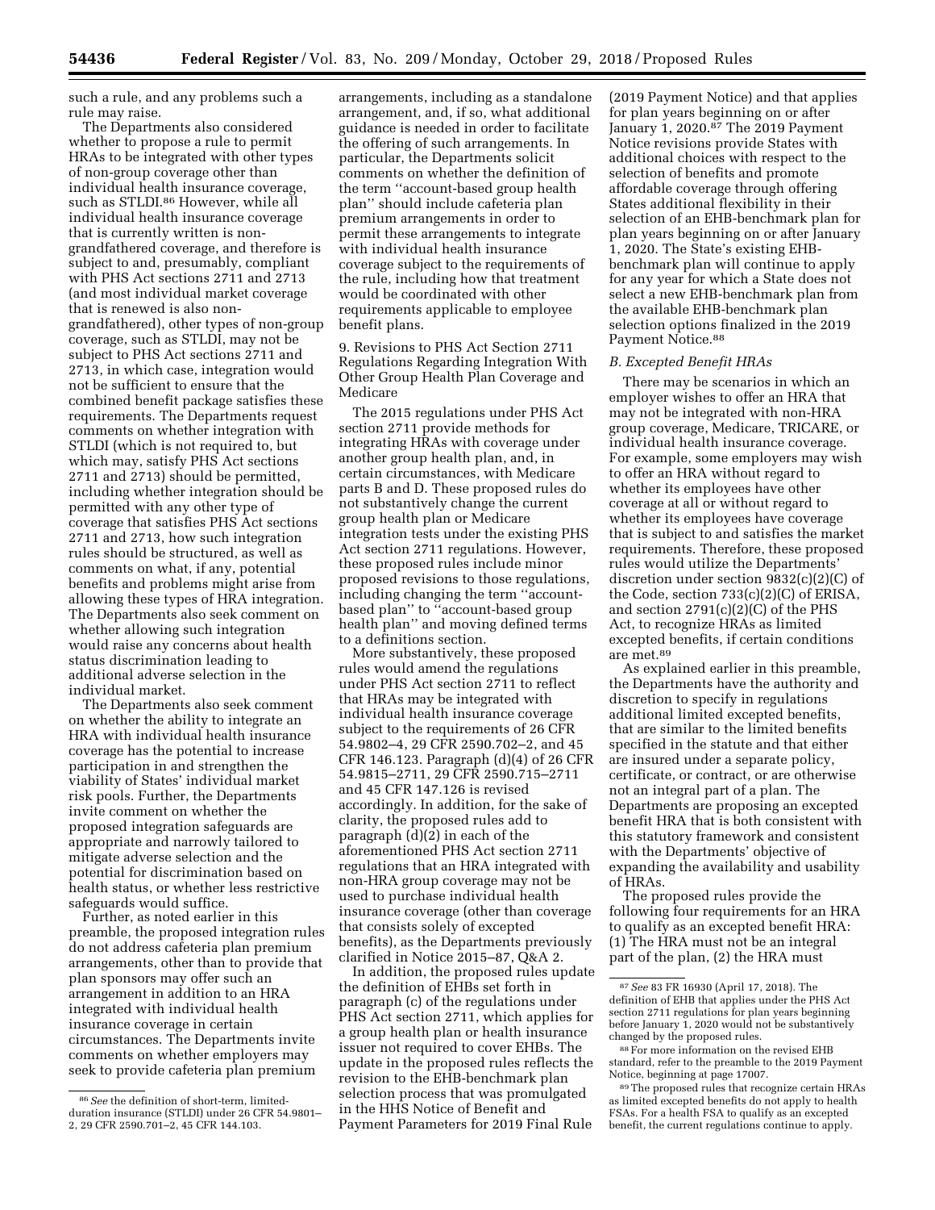such a rule, and any problems such a rule may raise.

The Departments also considered whether to propose a rule to permit HRAs to be integrated with other types of non-group coverage other than individual health insurance coverage, such as STLDI.[86] However, while all individual health insurance coverage that is currently written is non-grandfathered coverage, and therefore is subject to and, presumably, compliant with PHS Act sections 2711 and 2713 (and most individual market coverage that is renewed is also non-grandfathered), other types of non-group coverage, such as STLDI, may not be subject to PHS Act sections 2711 and 2713, in which case, integration would not be sufficient to ensure that the combined benefit package satisfies these requirements. The Departments request comments on whether integration with STLDI (which is not required to, but which may, satisfy PHS Act sections 2711 and 2713) should be permitted, including whether integration should be permitted with any other type of coverage that satisfies PHS Act sections 2711 and 2713, how such integration rules should be structured, as well as comments on what, if any, potential benefits and problems might arise from allowing these types of HRA integration. The Departments also seek comment on whether allowing such integration would raise any concerns about health status discrimination leading to additional adverse selection in the individual market.

The Departments also seek comment on whether the ability to integrate an HRA with individual health insurance coverage has the potential to increase participation in and strengthen the viability of States' individual market risk pools. Further, the Departments invite comment on whether the proposed integration safeguards are appropriate and narrowly tailored to mitigate adverse selection and the potential for discrimination based on health status, or whether less restrictive safeguards would suffice.

Further, as noted earlier in this preamble, the proposed integration rules do not address cafeteria plan premium arrangements, other than to provide that plan sponsors may offer such an arrangement in addition to an HRA integrated with individual health insurance coverage in certain circumstances. The Departments invite comments on whether employers may seek to provide cafeteria plan premium arrangements, including as a standalone arrangement, and, if so, what additional guidance is needed in order to facilitate the offering of such arrangements. In particular, the Departments solicit comments on whether the definition of the term ''account-based group health plan'' should include cafeteria plan premium arrangements in order to permit these arrangements to integrate with individual health insurance coverage subject to the requirements of the rule, including how that treatment would be coordinated with other requirements applicable to employee benefit plans.

9. Revisions to PHS Act Section 2711 Regulations Regarding Integration With Other Group Health Plan Coverage and Medicare

The 2015 regulations under PHS Act section 2711 provide methods for integrating HRAs with coverage under another group health plan, and, in certain circumstances, with Medicare parts B and D. These proposed rules do not substantively change the current group health plan or Medicare integration tests under the existing PHS Act section 2711 regulations. However, these proposed rules include minor proposed revisions to those regulations, including changing the term ''account-based plan'' to ''account-based group health plan'' and moving defined terms to a definitions section.

More substantively, these proposed rules would amend the regulations under PHS Act section 2711 to reflect that HRAs may be integrated with individual health insurance coverage subject to the requirements of 26 CFR 54.9802–4, 29 CFR 2590.702–2, and 45 CFR 146.123. Paragraph (d)(4) of 26 CFR 54.9815–2711, 29 CFR 2590.715–2711 and 45 CFR 147.126 is revised accordingly. In addition, for the sake of clarity, the proposed rules add to paragraph (d)(2) in each of the aforementioned PHS Act section 2711 regulations that an HRA integrated with non-HRA group coverage may not be used to purchase individual health insurance coverage (other than coverage that consists solely of excepted benefits), as the Departments previously clarified in Notice 2015–87, Q&A 2.

In addition, the proposed rules update the definition of EHBs set forth in paragraph (c) of the regulations under PHS Act section 2711, which applies for a group health plan or health insurance issuer not required to cover EHBs. The update in the proposed rules reflects the revision to the EHB-benchmark plan selection process that was promulgated in the HHS Notice of Benefit and Payment Parameters for 2019 Final Rule (2019 Payment Notice) and that applies for plan years beginning on or after January 1, 2020.[87] The 2019 Payment Notice revisions provide States with additional choices with respect to the selection of benefits and promote affordable coverage through offering States additional flexibility in their selection of an EHB-benchmark plan for plan years beginning on or after January 1, 2020. The State's existing EHB-benchmark plan will continue to apply for any year for which a State does not select a new EHB-benchmark plan from the available EHB-benchmark plan selection options finalized in the 2019 Payment Notice.[88]

### *B. Excepted Benefit HRAs*

There may be scenarios in which an employer wishes to offer an HRA that may not be integrated with non-HRA group coverage, Medicare, TRICARE, or individual health insurance coverage. For example, some employers may wish to offer an HRA without regard to whether its employees have other coverage at all or without regard to whether its employees have coverage that is subject to and satisfies the market requirements. Therefore, these proposed rules would utilize the Departments' discretion under section 9832(c)(2)(C) of the Code, section 733(c)(2)(C) of ERISA, and section 2791(c)(2)(C) of the PHS Act, to recognize HRAs as limited excepted benefits, if certain conditions are met.[89]

As explained earlier in this preamble, the Departments have the authority and discretion to specify in regulations additional limited excepted benefits, that are similar to the limited benefits specified in the statute and that either are insured under a separate policy, certificate, or contract, or are otherwise not an integral part of a plan. The Departments are proposing an excepted benefit HRA that is both consistent with this statutory framework and consistent with the Departments' objective of expanding the availability and usability of HRAs.

The proposed rules provide the following four requirements for an HRA to qualify as an excepted benefit HRA: (1) The HRA must not be an integral part of the plan, (2) the HRA must

---

[86] *See* the definition of short-term, limited-duration insurance (STLDI) under 26 CFR 54.9801–2, 29 CFR 2590.701–2, 45 CFR 144.103.

[87] *See* 83 FR 16930 (April 17, 2018). The definition of EHB that applies under the PHS Act section 2711 regulations for plan years beginning before January 1, 2020 would not be substantively changed by the proposed rules.

[88] For more information on the revised EHB standard, refer to the preamble to the 2019 Payment Notice, beginning at page 17007.

[89] The proposed rules that recognize certain HRAs as limited excepted benefits do not apply to health FSAs. For a health FSA to qualify as an excepted benefit, the current regulations continue to apply.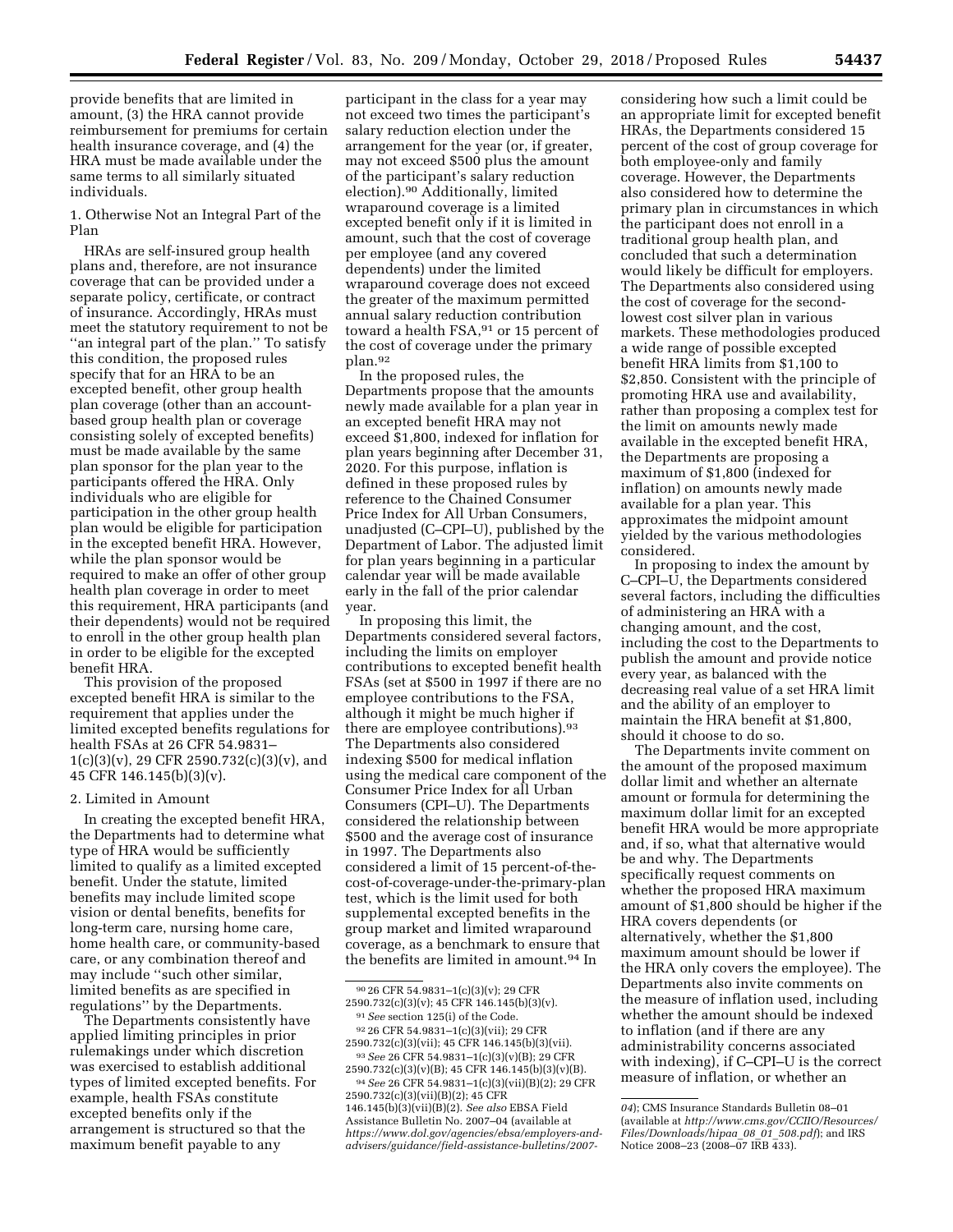provide benefits that are limited in amount, (3) the HRA cannot provide reimbursement for premiums for certain health insurance coverage, and (4) the HRA must be made available under the same terms to all similarly situated individuals.

1. Otherwise Not an Integral Part of the Plan

HRAs are self-insured group health plans and, therefore, are not insurance coverage that can be provided under a separate policy, certificate, or contract of insurance. Accordingly, HRAs must meet the statutory requirement to not be ''an integral part of the plan.'' To satisfy this condition, the proposed rules specify that for an HRA to be an excepted benefit, other group health plan coverage (other than an account-based group health plan or coverage consisting solely of excepted benefits) must be made available by the same plan sponsor for the plan year to the participants offered the HRA. Only individuals who are eligible for participation in the other group health plan would be eligible for participation in the excepted benefit HRA. However, while the plan sponsor would be required to make an offer of other group health plan coverage in order to meet this requirement, HRA participants (and their dependents) would not be required to enroll in the other group health plan in order to be eligible for the excepted benefit HRA.

This provision of the proposed excepted benefit HRA is similar to the requirement that applies under the limited excepted benefits regulations for health FSAs at 26 CFR 54.9831–1(c)(3)(v), 29 CFR 2590.732(c)(3)(v), and 45 CFR 146.145(b)(3)(v).

2. Limited in Amount

In creating the excepted benefit HRA, the Departments had to determine what type of HRA would be sufficiently limited to qualify as a limited excepted benefit. Under the statute, limited benefits may include limited scope vision or dental benefits, benefits for long-term care, nursing home care, home health care, or community-based care, or any combination thereof and may include ''such other similar, limited benefits as are specified in regulations'' by the Departments.

The Departments consistently have applied limiting principles in prior rulemakings under which discretion was exercised to establish additional types of limited excepted benefits. For example, health FSAs constitute excepted benefits only if the arrangement is structured so that the maximum benefit payable to any participant in the class for a year may not exceed two times the participant's salary reduction election under the arrangement for the year (or, if greater, may not exceed $500 plus the amount of the participant's salary reduction election).[90] Additionally, limited wraparound coverage is a limited excepted benefit only if it is limited in amount, such that the cost of coverage per employee (and any covered dependents) under the limited wraparound coverage does not exceed the greater of the maximum permitted annual salary reduction contribution toward a health FSA,[91] or 15 percent of the cost of coverage under the primary plan.[92]

In the proposed rules, the Departments propose that the amounts newly made available for a plan year in an excepted benefit HRA may not exceed $1,800, indexed for inflation for plan years beginning after December 31, 2020. For this purpose, inflation is defined in these proposed rules by reference to the Chained Consumer Price Index for All Urban Consumers, unadjusted (C–CPI–U), published by the Department of Labor. The adjusted limit for plan years beginning in a particular calendar year will be made available early in the fall of the prior calendar year.

In proposing this limit, the Departments considered several factors, including the limits on employer contributions to excepted benefit health FSAs (set at $500 in 1997 if there are no employee contributions to the FSA, although it might be much higher if there are employee contributions).[93] The Departments also considered indexing $500 for medical inflation using the medical care component of the Consumer Price Index for all Urban Consumers (CPI–U). The Departments considered the relationship between $500 and the average cost of insurance in 1997. The Departments also considered a limit of 15 percent-of-the-cost-of-coverage-under-the-primary-plan test, which is the limit used for both supplemental excepted benefits in the group market and limited wraparound coverage, as a benchmark to ensure that the benefits are limited in amount.[94] In considering how such a limit could be an appropriate limit for excepted benefit HRAs, the Departments considered 15 percent of the cost of group coverage for both employee-only and family coverage. However, the Departments also considered how to determine the primary plan in circumstances in which the participant does not enroll in a traditional group health plan, and concluded that such a determination would likely be difficult for employers. The Departments also considered using the cost of coverage for the second-lowest cost silver plan in various markets. These methodologies produced a wide range of possible excepted benefit HRA limits from $1,100 to $2,850. Consistent with the principle of promoting HRA use and availability, rather than proposing a complex test for the limit on amounts newly made available in the excepted benefit HRA, the Departments are proposing a maximum of $1,800 (indexed for inflation) on amounts newly made available for a plan year. This approximates the midpoint amount yielded by the various methodologies considered.

In proposing to index the amount by C–CPI–U, the Departments considered several factors, including the difficulties of administering an HRA with a changing amount, and the cost, including the cost to the Departments to publish the amount and provide notice every year, as balanced with the decreasing real value of a set HRA limit and the ability of an employer to maintain the HRA benefit at $1,800, should it choose to do so.

The Departments invite comment on the amount of the proposed maximum dollar limit and whether an alternate amount or formula for determining the maximum dollar limit for an excepted benefit HRA would be more appropriate and, if so, what that alternative would be and why. The Departments specifically request comments on whether the proposed HRA maximum amount of $1,800 should be higher if the HRA covers dependents (or alternatively, whether the $1,800 maximum amount should be lower if the HRA only covers the employee). The Departments also invite comments on the measure of inflation used, including whether the amount should be indexed to inflation (and if there are any administrability concerns associated with indexing), if C–CPI–U is the correct measure of inflation, or whether an

---

[90] 26 CFR 54.9831–1(c)(3)(v); 29 CFR 2590.732(c)(3)(v); 45 CFR 146.145(b)(3)(v).

[91] *See* section 125(i) of the Code.

[92] 26 CFR 54.9831–1(c)(3)(vii); 29 CFR 2590.732(c)(3)(vii); 45 CFR 146.145(b)(3)(vii).

[93] *See* 26 CFR 54.9831–1(c)(3)(v)(B); 29 CFR 2590.732(c)(3)(v)(B); 45 CFR 146.145(b)(3)(v)(B).

[94] *See* 26 CFR 54.9831–1(c)(3)(vii)(B)(2); 29 CFR 2590.732(c)(3)(vii)(B)(2); 45 CFR 146.145(b)(3)(vii)(B)(2). *See also* EBSA Field Assistance Bulletin No. 2007–04 (available at *https://www.dol.gov/agencies/ebsa/employers-and-advisers/guidance/field-assistance-bulletins/2007-04*); CMS Insurance Standards Bulletin 08–01 (available at *http://www.cms.gov/CCIIO/Resources/Files/Downloads/hipaa_08_01_508.pdf*); and IRS Notice 2008–23 (2008–07 IRB 433).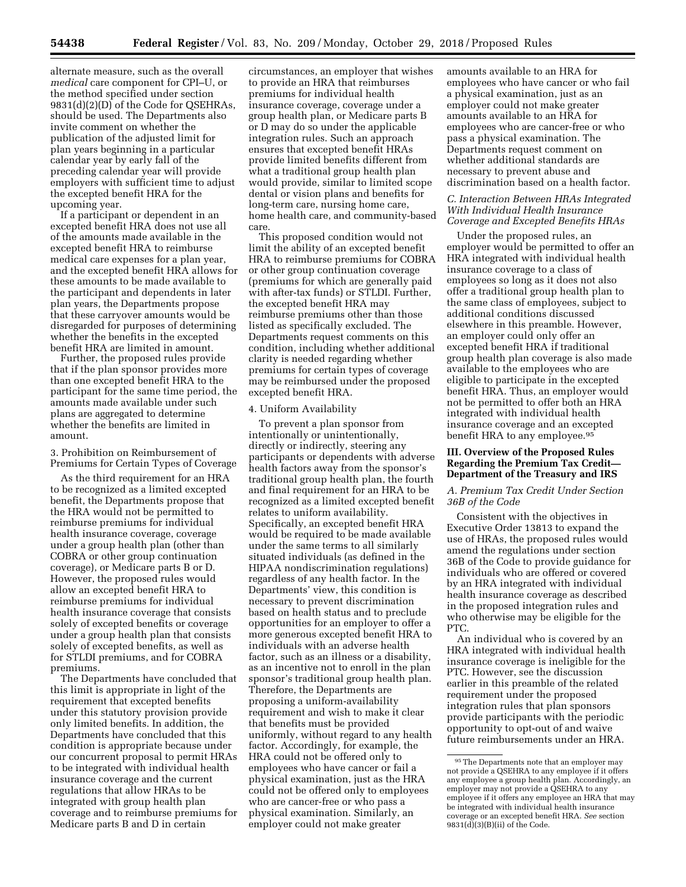alternate measure, such as the overall *medical* care component for CPI–U, or the method specified under section 9831(d)(2)(D) of the Code for QSEHRAs, should be used. The Departments also invite comment on whether the publication of the adjusted limit for plan years beginning in a particular calendar year by early fall of the preceding calendar year will provide employers with sufficient time to adjust the excepted benefit HRA for the upcoming year.

If a participant or dependent in an excepted benefit HRA does not use all of the amounts made available in the excepted benefit HRA to reimburse medical care expenses for a plan year, and the excepted benefit HRA allows for these amounts to be made available to the participant and dependents in later plan years, the Departments propose that these carryover amounts would be disregarded for purposes of determining whether the benefits in the excepted benefit HRA are limited in amount.

Further, the proposed rules provide that if the plan sponsor provides more than one excepted benefit HRA to the participant for the same time period, the amounts made available under such plans are aggregated to determine whether the benefits are limited in amount.

3. Prohibition on Reimbursement of Premiums for Certain Types of Coverage

As the third requirement for an HRA to be recognized as a limited excepted benefit, the Departments propose that the HRA would not be permitted to reimburse premiums for individual health insurance coverage, coverage under a group health plan (other than COBRA or other group continuation coverage), or Medicare parts B or D. However, the proposed rules would allow an excepted benefit HRA to reimburse premiums for individual health insurance coverage that consists solely of excepted benefits or coverage under a group health plan that consists solely of excepted benefits, as well as for STLDI premiums, and for COBRA premiums.

The Departments have concluded that this limit is appropriate in light of the requirement that excepted benefits under this statutory provision provide only limited benefits. In addition, the Departments have concluded that this condition is appropriate because under our concurrent proposal to permit HRAs to be integrated with individual health insurance coverage and the current regulations that allow HRAs to be integrated with group health plan coverage and to reimburse premiums for Medicare parts B and D in certain circumstances, an employer that wishes to provide an HRA that reimburses premiums for individual health insurance coverage, coverage under a group health plan, or Medicare parts B or D may do so under the applicable integration rules. Such an approach ensures that excepted benefit HRAs provide limited benefits different from what a traditional group health plan would provide, similar to limited scope dental or vision plans and benefits for long-term care, nursing home care, home health care, and community-based care.

This proposed condition would not limit the ability of an excepted benefit HRA to reimburse premiums for COBRA or other group continuation coverage (premiums for which are generally paid with after-tax funds) or STLDI. Further, the excepted benefit HRA may reimburse premiums other than those listed as specifically excluded. The Departments request comments on this condition, including whether additional clarity is needed regarding whether premiums for certain types of coverage may be reimbursed under the proposed excepted benefit HRA.

4. Uniform Availability

To prevent a plan sponsor from intentionally or unintentionally, directly or indirectly, steering any participants or dependents with adverse health factors away from the sponsor's traditional group health plan, the fourth and final requirement for an HRA to be recognized as a limited excepted benefit relates to uniform availability. Specifically, an excepted benefit HRA would be required to be made available under the same terms to all similarly situated individuals (as defined in the HIPAA nondiscrimination regulations) regardless of any health factor. In the Departments' view, this condition is necessary to prevent discrimination based on health status and to preclude opportunities for an employer to offer a more generous excepted benefit HRA to individuals with an adverse health factor, such as an illness or a disability, as an incentive not to enroll in the plan sponsor's traditional group health plan. Therefore, the Departments are proposing a uniform-availability requirement and wish to make it clear that benefits must be provided uniformly, without regard to any health factor. Accordingly, for example, the HRA could not be offered only to employees who have cancer or fail a physical examination, just as the HRA could not be offered only to employees who are cancer-free or who pass a physical examination. Similarly, an employer could not make greater amounts available to an HRA for employees who have cancer or who fail a physical examination, just as an employer could not make greater amounts available to an HRA for employees who are cancer-free or who pass a physical examination. The Departments request comment on whether additional standards are necessary to prevent abuse and discrimination based on a health factor.

### C. Interaction Between HRAs Integrated With Individual Health Insurance Coverage and Excepted Benefits HRAs

Under the proposed rules, an employer would be permitted to offer an HRA integrated with individual health insurance coverage to a class of employees so long as it does not also offer a traditional group health plan to the same class of employees, subject to additional conditions discussed elsewhere in this preamble. However, an employer could only offer an excepted benefit HRA if traditional group health plan coverage is also made available to the employees who are eligible to participate in the excepted benefit HRA. Thus, an employer would not be permitted to offer both an HRA integrated with individual health insurance coverage and an excepted benefit HRA to any employee.[95]

## III. Overview of the Proposed Rules Regarding the Premium Tax Credit—Department of the Treasury and IRS

### A. Premium Tax Credit Under Section 36B of the Code

Consistent with the objectives in Executive Order 13813 to expand the use of HRAs, the proposed rules would amend the regulations under section 36B of the Code to provide guidance for individuals who are offered or covered by an HRA integrated with individual health insurance coverage as described in the proposed integration rules and who otherwise may be eligible for the PTC.

An individual who is covered by an HRA integrated with individual health insurance coverage is ineligible for the PTC. However, see the discussion earlier in this preamble of the related requirement under the proposed integration rules that plan sponsors provide participants with the periodic opportunity to opt-out of and waive future reimbursements under an HRA.

[95] The Departments note that an employer may not provide a QSEHRA to any employee if it offers any employee a group health plan. Accordingly, an employer may not provide a QSEHRA to any employee if it offers any employee an HRA that may be integrated with individual health insurance coverage or an excepted benefit HRA. *See* section 9831(d)(3)(B)(ii) of the Code.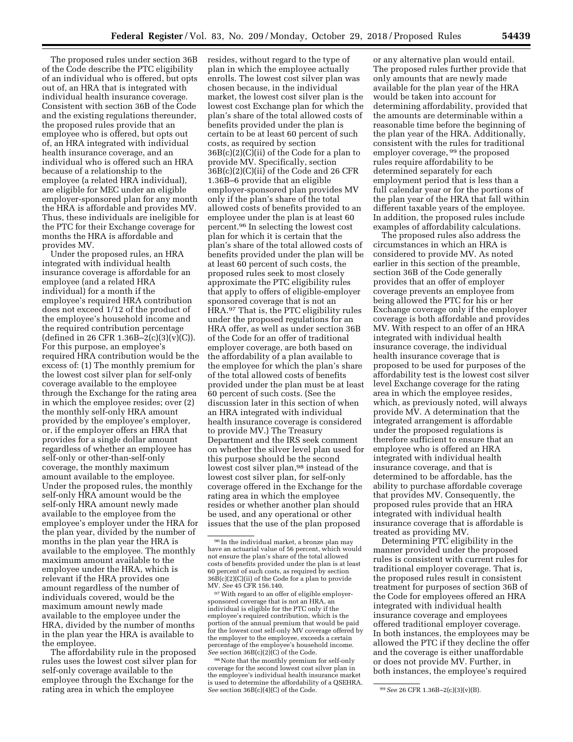The proposed rules under section 36B of the Code describe the PTC eligibility of an individual who is offered, but opts out of, an HRA that is integrated with individual health insurance coverage. Consistent with section 36B of the Code and the existing regulations thereunder, the proposed rules provide that an employee who is offered, but opts out of, an HRA integrated with individual health insurance coverage, and an individual who is offered such an HRA because of a relationship to the employee (a related HRA individual), are eligible for MEC under an eligible employer-sponsored plan for any month the HRA is affordable and provides MV. Thus, these individuals are ineligible for the PTC for their Exchange coverage for months the HRA is affordable and provides MV.

Under the proposed rules, an HRA integrated with individual health insurance coverage is affordable for an employee (and a related HRA individual) for a month if the employee's required HRA contribution does not exceed 1/12 of the product of the employee's household income and the required contribution percentage (defined in 26 CFR 1.36B–2(c)(3)(v)(C)). For this purpose, an employee's required HRA contribution would be the excess of: (1) The monthly premium for the lowest cost silver plan for self-only coverage available to the employee through the Exchange for the rating area in which the employee resides; over (2) the monthly self-only HRA amount provided by the employee's employer, or, if the employer offers an HRA that provides for a single dollar amount regardless of whether an employee has self-only or other-than-self-only coverage, the monthly maximum amount available to the employee. Under the proposed rules, the monthly self-only HRA amount would be the self-only HRA amount newly made available to the employee from the employee's employer under the HRA for the plan year, divided by the number of months in the plan year the HRA is available to the employee. The monthly maximum amount available to the employee under the HRA, which is relevant if the HRA provides one amount regardless of the number of individuals covered, would be the maximum amount newly made available to the employee under the HRA, divided by the number of months in the plan year the HRA is available to the employee.

The affordability rule in the proposed rules uses the lowest cost silver plan for self-only coverage available to the employee through the Exchange for the rating area in which the employee resides, without regard to the type of plan in which the employee actually enrolls. The lowest cost silver plan was chosen because, in the individual market, the lowest cost silver plan is the lowest cost Exchange plan for which the plan's share of the total allowed costs of benefits provided under the plan is certain to be at least 60 percent of such costs, as required by section 36B(c)(2)(C)(ii) of the Code for a plan to provide MV. Specifically, section 36B(c)(2)(C)(ii) of the Code and 26 CFR 1.36B–6 provide that an eligible employer-sponsored plan provides MV only if the plan's share of the total allowed costs of benefits provided to an employee under the plan is at least 60 percent.[96] In selecting the lowest cost plan for which it is certain that the plan's share of the total allowed costs of benefits provided under the plan will be at least 60 percent of such costs, the proposed rules seek to most closely approximate the PTC eligibility rules that apply to offers of eligible-employer sponsored coverage that is not an HRA.[97] That is, the PTC eligibility rules under the proposed regulations for an HRA offer, as well as under section 36B of the Code for an offer of traditional employer coverage, are both based on the affordability of a plan available to the employee for which the plan's share of the total allowed costs of benefits provided under the plan must be at least 60 percent of such costs. (See the discussion later in this section of when an HRA integrated with individual health insurance coverage is considered to provide MV.) The Treasury Department and the IRS seek comment on whether the silver level plan used for this purpose should be the second lowest cost silver plan,[98] instead of the lowest cost silver plan, for self-only coverage offered in the Exchange for the rating area in which the employee resides or whether another plan should be used, and any operational or other issues that the use of the plan proposed or any alternative plan would entail. The proposed rules further provide that only amounts that are newly made available for the plan year of the HRA would be taken into account for determining affordability, provided that the amounts are determinable within a reasonable time before the beginning of the plan year of the HRA. Additionally, consistent with the rules for traditional employer coverage,[99] the proposed rules require affordability to be determined separately for each employment period that is less than a full calendar year or for the portions of the plan year of the HRA that fall within different taxable years of the employee. In addition, the proposed rules include examples of affordability calculations.

The proposed rules also address the circumstances in which an HRA is considered to provide MV. As noted earlier in this section of the preamble, section 36B of the Code generally provides that an offer of employer coverage prevents an employee from being allowed the PTC for his or her Exchange coverage only if the employer coverage is both affordable and provides MV. With respect to an offer of an HRA integrated with individual health insurance coverage, the individual health insurance coverage that is proposed to be used for purposes of the affordability test is the lowest cost silver level Exchange coverage for the rating area in which the employee resides, which, as previously noted, will always provide MV. A determination that the integrated arrangement is affordable under the proposed regulations is therefore sufficient to ensure that an employee who is offered an HRA integrated with individual health insurance coverage, and that is determined to be affordable, has the ability to purchase affordable coverage that provides MV. Consequently, the proposed rules provide that an HRA integrated with individual health insurance coverage that is affordable is treated as providing MV.

Determining PTC eligibility in the manner provided under the proposed rules is consistent with current rules for traditional employer coverage. That is, the proposed rules result in consistent treatment for purposes of section 36B of the Code for employees offered an HRA integrated with individual health insurance coverage and employees offered traditional employer coverage. In both instances, the employees may be allowed the PTC if they decline the offer and the coverage is either unaffordable or does not provide MV. Further, in both instances, the employee's required

---

[96] In the individual market, a bronze plan may have an actuarial value of 56 percent, which would not ensure the plan's share of the total allowed costs of benefits provided under the plan is at least 60 percent of such costs, as required by section 36B(c)(2)(C)(ii) of the Code for a plan to provide MV. *See* 45 CFR 156.140.

[97] With regard to an offer of eligible employer-sponsored coverage that is not an HRA, an individual is eligible for the PTC only if the employee's required contribution, which is the portion of the annual premium that would be paid for the lowest cost self-only MV coverage offered by the employer to the employee, exceeds a certain percentage of the employee's household income. *See* section 36B(c)(2)(C) of the Code.

[98] Note that the monthly premium for self-only coverage for the second lowest cost silver plan in the employee's individual health insurance market is used to determine the affordability of a QSEHRA. *See* section 36B(c)(4)(C) of the Code.

[99] *See* 26 CFR 1.36B–2(c)(3)(v)(B).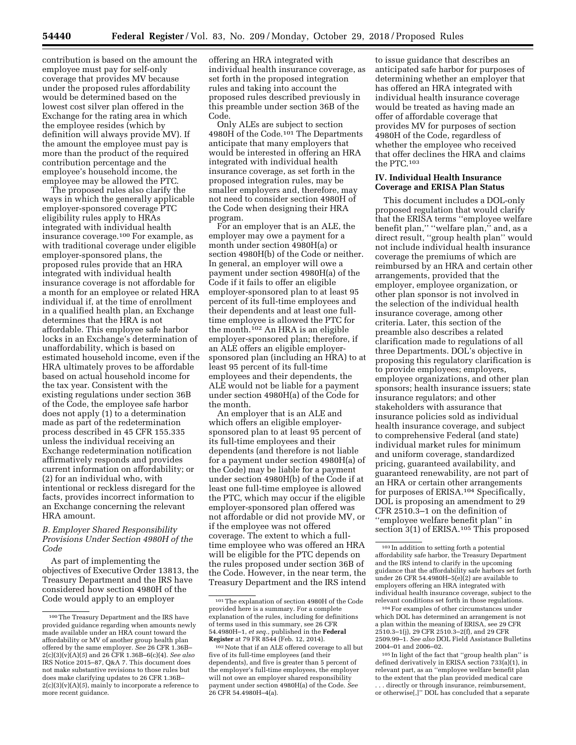contribution is based on the amount the employee must pay for self-only coverage that provides MV because under the proposed rules affordability would be determined based on the lowest cost silver plan offered in the Exchange for the rating area in which the employee resides (which by definition will always provide MV). If the amount the employee must pay is more than the product of the required contribution percentage and the employee's household income, the employee may be allowed the PTC.

The proposed rules also clarify the ways in which the generally applicable employer-sponsored coverage PTC eligibility rules apply to HRAs integrated with individual health insurance coverage.[100] For example, as with traditional coverage under eligible employer-sponsored plans, the proposed rules provide that an HRA integrated with individual health insurance coverage is not affordable for a month for an employee or related HRA individual if, at the time of enrollment in a qualified health plan, an Exchange determines that the HRA is not affordable. This employee safe harbor locks in an Exchange's determination of unaffordability, which is based on estimated household income, even if the HRA ultimately proves to be affordable based on actual household income for the tax year. Consistent with the existing regulations under section 36B of the Code, the employee safe harbor does not apply (1) to a determination made as part of the redetermination process described in 45 CFR 155.335 unless the individual receiving an Exchange redetermination notification affirmatively responds and provides current information on affordability; or (2) for an individual who, with intentional or reckless disregard for the facts, provides incorrect information to an Exchange concerning the relevant HRA amount.

### *B. Employer Shared Responsibility Provisions Under Section 4980H of the Code*

As part of implementing the objectives of Executive Order 13813, the Treasury Department and the IRS have considered how section 4980H of the Code would apply to an employer offering an HRA integrated with individual health insurance coverage, as set forth in the proposed integration rules and taking into account the proposed rules described previously in this preamble under section 36B of the Code.

Only ALEs are subject to section 4980H of the Code.[101] The Departments anticipate that many employers that would be interested in offering an HRA integrated with individual health insurance coverage, as set forth in the proposed integration rules, may be smaller employers and, therefore, may not need to consider section 4980H of the Code when designing their HRA program.

For an employer that is an ALE, the employer may owe a payment for a month under section 4980H(a) or section 4980H(b) of the Code or neither. In general, an employer will owe a payment under section 4980H(a) of the Code if it fails to offer an eligible employer-sponsored plan to at least 95 percent of its full-time employees and their dependents and at least one full-time employee is allowed the PTC for the month.[102] An HRA is an eligible employer-sponsored plan; therefore, if an ALE offers an eligible employer-sponsored plan (including an HRA) to at least 95 percent of its full-time employees and their dependents, the ALE would not be liable for a payment under section 4980H(a) of the Code for the month.

An employer that is an ALE and which offers an eligible employer-sponsored plan to at least 95 percent of its full-time employees and their dependents (and therefore is not liable for a payment under section 4980H(a) of the Code) may be liable for a payment under section 4980H(b) of the Code if at least one full-time employee is allowed the PTC, which may occur if the eligible employer-sponsored plan offered was not affordable or did not provide MV, or if the employee was not offered coverage. The extent to which a full-time employee who was offered an HRA will be eligible for the PTC depends on the rules proposed under section 36B of the Code. However, in the near term, the Treasury Department and the IRS intend to issue guidance that describes an anticipated safe harbor for purposes of determining whether an employer that has offered an HRA integrated with individual health insurance coverage would be treated as having made an offer of affordable coverage that provides MV for purposes of section 4980H of the Code, regardless of whether the employee who received that offer declines the HRA and claims the PTC.[103]

## IV. Individual Health Insurance Coverage and ERISA Plan Status

This document includes a DOL-only proposed regulation that would clarify that the ERISA terms ''employee welfare benefit plan,'' ''welfare plan,'' and, as a direct result, ''group health plan'' would not include individual health insurance coverage the premiums of which are reimbursed by an HRA and certain other arrangements, provided that the employer, employee organization, or other plan sponsor is not involved in the selection of the individual health insurance coverage, among other criteria. Later, this section of the preamble also describes a related clarification made to regulations of all three Departments. DOL's objective in proposing this regulatory clarification is to provide employees; employers, employee organizations, and other plan sponsors; health insurance issuers; state insurance regulators; and other stakeholders with assurance that insurance policies sold as individual health insurance coverage, and subject to comprehensive Federal (and state) individual market rules for minimum and uniform coverage, standardized pricing, guaranteed availability, and guaranteed renewability, are not part of an HRA or certain other arrangements for purposes of ERISA.[104] Specifically, DOL is proposing an amendment to 29 CFR 2510.3–1 on the definition of ''employee welfare benefit plan'' in section 3(1) of ERISA.[105] This proposed

---

[100] The Treasury Department and the IRS have provided guidance regarding when amounts newly made available under an HRA count toward the affordability or MV of another group health plan offered by the same employer. *See* 26 CFR 1.36B–2(c)(3)(v)(A)(*5*) and 26 CFR 1.36B–6(c)(4). *See also* IRS Notice 2015–87, Q&A 7. This document does not make substantive revisions to those rules but does make clarifying updates to 26 CFR 1.36B–2(c)(3)(v)(A)(*5*), mainly to incorporate a reference to more recent guidance.

[101] The explanation of section 4980H of the Code provided here is a summary. For a complete explanation of the rules, including for definitions of terms used in this summary, see 26 CFR 54.4980H–1, *et seq.,* published in the **Federal Register** at 79 FR 8544 (Feb. 12, 2014).

[102] Note that if an ALE offered coverage to all but five of its full-time employees (and their dependents), and five is greater than 5 percent of the employer's full-time employees, the employer will not owe an employer shared responsibility payment under section 4980H(a) of the Code. *See* 26 CFR 54.4980H–4(a).

[103] In addition to setting forth a potential affordability safe harbor, the Treasury Department and the IRS intend to clarify in the upcoming guidance that the affordability safe harbors set forth under 26 CFR 54.4980H–5(e)(2) are available to employers offering an HRA integrated with individual health insurance coverage, subject to the relevant conditions set forth in those regulations.

[104] For examples of other circumstances under which DOL has determined an arrangement is not a plan within the meaning of ERISA, see 29 CFR 2510.3–1(j), 29 CFR 2510.3–2(f), and 29 CFR 2509.99–1. *See also* DOL Field Assistance Bulletins 2004–01 and 2006–02.

[105] In light of the fact that ''group health plan'' is defined derivatively in ERISA section 733(a)(1), in relevant part, as an ''employee welfare benefit plan to the extent that the plan provided medical care . . . directly or through insurance, reimbursement, or otherwise[,]'' DOL has concluded that a separate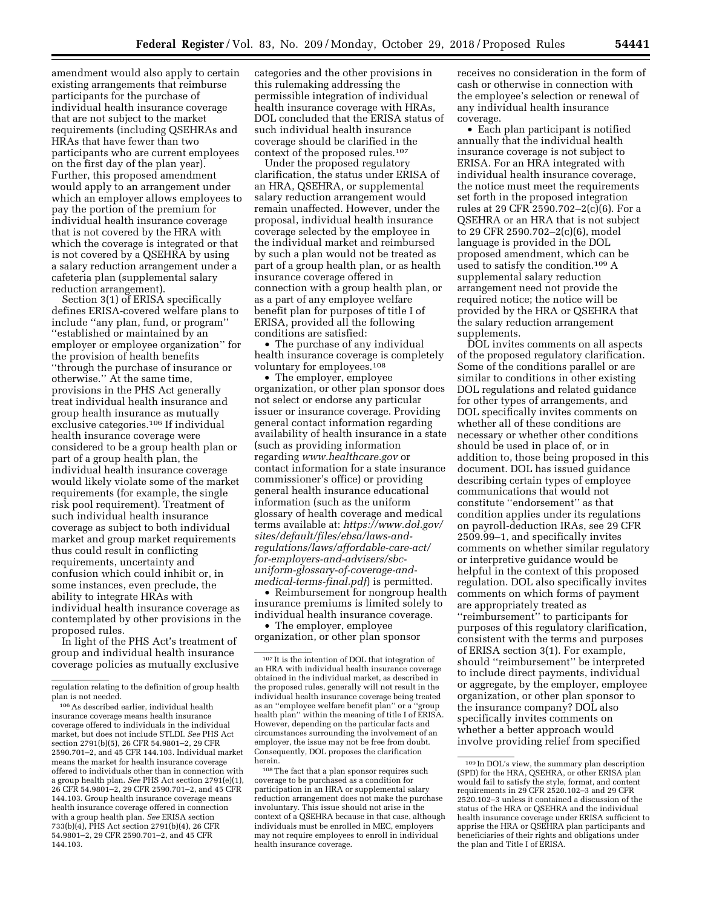amendment would also apply to certain existing arrangements that reimburse participants for the purchase of individual health insurance coverage that are not subject to the market requirements (including QSEHRAs and HRAs that have fewer than two participants who are current employees on the first day of the plan year). Further, this proposed amendment would apply to an arrangement under which an employer allows employees to pay the portion of the premium for individual health insurance coverage that is not covered by the HRA with which the coverage is integrated or that is not covered by a QSEHRA by using a salary reduction arrangement under a cafeteria plan (supplemental salary reduction arrangement).

Section 3(1) of ERISA specifically defines ERISA-covered welfare plans to include ''any plan, fund, or program'' ''established or maintained by an employer or employee organization'' for the provision of health benefits ''through the purchase of insurance or otherwise.'' At the same time, provisions in the PHS Act generally treat individual health insurance and group health insurance as mutually exclusive categories.[106] If individual health insurance coverage were considered to be a group health plan or part of a group health plan, the individual health insurance coverage would likely violate some of the market requirements (for example, the single risk pool requirement). Treatment of such individual health insurance coverage as subject to both individual market and group market requirements thus could result in conflicting requirements, uncertainty and confusion which could inhibit or, in some instances, even preclude, the ability to integrate HRAs with individual health insurance coverage as contemplated by other provisions in the proposed rules.

In light of the PHS Act's treatment of group and individual health insurance coverage policies as mutually exclusive categories and the other provisions in this rulemaking addressing the permissible integration of individual health insurance coverage with HRAs, DOL concluded that the ERISA status of such individual health insurance coverage should be clarified in the context of the proposed rules.[107]

Under the proposed regulatory clarification, the status under ERISA of an HRA, QSEHRA, or supplemental salary reduction arrangement would remain unaffected. However, under the proposal, individual health insurance coverage selected by the employee in the individual market and reimbursed by such a plan would not be treated as part of a group health plan, or as health insurance coverage offered in connection with a group health plan, or as a part of any employee welfare benefit plan for purposes of title I of ERISA, provided all the following conditions are satisfied:

- The purchase of any individual health insurance coverage is completely voluntary for employees.[108]
- The employer, employee organization, or other plan sponsor does not select or endorse any particular issuer or insurance coverage. Providing general contact information regarding availability of health insurance in a state (such as providing information regarding *www.healthcare.gov* or contact information for a state insurance commissioner's office) or providing general health insurance educational information (such as the uniform glossary of health coverage and medical terms available at: *https://www.dol.gov/sites/default/files/ebsa/laws-and-regulations/laws/affordable-care-act/for-employers-and-advisers/sbc-uniform-glossary-of-coverage-and-medical-terms-final.pdf*) is permitted.
- Reimbursement for nongroup health insurance premiums is limited solely to individual health insurance coverage.
- The employer, employee organization, or other plan sponsor receives no consideration in the form of cash or otherwise in connection with the employee's selection or renewal of any individual health insurance coverage.
- Each plan participant is notified annually that the individual health insurance coverage is not subject to ERISA. For an HRA integrated with individual health insurance coverage, the notice must meet the requirements set forth in the proposed integration rules at 29 CFR 2590.702–2(c)(6). For a QSEHRA or an HRA that is not subject to 29 CFR 2590.702–2(c)(6), model language is provided in the DOL proposed amendment, which can be used to satisfy the condition.[109] A supplemental salary reduction arrangement need not provide the required notice; the notice will be provided by the HRA or QSEHRA that the salary reduction arrangement supplements.

DOL invites comments on all aspects of the proposed regulatory clarification. Some of the conditions parallel or are similar to conditions in other existing DOL regulations and related guidance for other types of arrangements, and DOL specifically invites comments on whether all of these conditions are necessary or whether other conditions should be used in place of, or in addition to, those being proposed in this document. DOL has issued guidance describing certain types of employee communications that would not constitute ''endorsement'' as that condition applies under its regulations on payroll-deduction IRAs, see 29 CFR 2509.99–1, and specifically invites comments on whether similar regulatory or interpretive guidance would be helpful in the context of this proposed regulation. DOL also specifically invites comments on which forms of payment are appropriately treated as ''reimbursement'' to participants for purposes of this regulatory clarification, consistent with the terms and purposes of ERISA section 3(1). For example, should ''reimbursement'' be interpreted to include direct payments, individual or aggregate, by the employer, employee organization, or other plan sponsor to the insurance company? DOL also specifically invites comments on whether a better approach would involve providing relief from specified

---

regulation relating to the definition of group health plan is not needed.

[106] As described earlier, individual health insurance coverage means health insurance coverage offered to individuals in the individual market, but does not include STLDI. *See* PHS Act section 2791(b)(5), 26 CFR 54.9801–2, 29 CFR 2590.701–2, and 45 CFR 144.103. Individual market means the market for health insurance coverage offered to individuals other than in connection with a group health plan. *See* PHS Act section 2791(e)(1), 26 CFR 54.9801–2, 29 CFR 2590.701–2, and 45 CFR 144.103. Group health insurance coverage means health insurance coverage offered in connection with a group health plan. *See* ERISA section 733(b)(4), PHS Act section 2791(b)(4), 26 CFR 54.9801–2, 29 CFR 2590.701–2, and 45 CFR 144.103.

[107] It is the intention of DOL that integration of an HRA with individual health insurance coverage obtained in the individual market, as described in the proposed rules, generally will not result in the individual health insurance coverage being treated as an ''employee welfare benefit plan'' or a ''group health plan'' within the meaning of title I of ERISA. However, depending on the particular facts and circumstances surrounding the involvement of an employer, the issue may not be free from doubt. Consequently, DOL proposes the clarification herein.

[108] The fact that a plan sponsor requires such coverage to be purchased as a condition for participation in an HRA or supplemental salary reduction arrangement does not make the purchase involuntary. This issue should not arise in the context of a QSEHRA because in that case, although individuals must be enrolled in MEC, employers may not require employees to enroll in individual health insurance coverage.

[109] In DOL's view, the summary plan description (SPD) for the HRA, QSEHRA, or other ERISA plan would fail to satisfy the style, format, and content requirements in 29 CFR 2520.102–3 and 29 CFR 2520.102–3 unless it contained a discussion of the status of the HRA or QSEHRA and the individual health insurance coverage under ERISA sufficient to apprise the HRA or QSEHRA plan participants and beneficiaries of their rights and obligations under the plan and Title I of ERISA.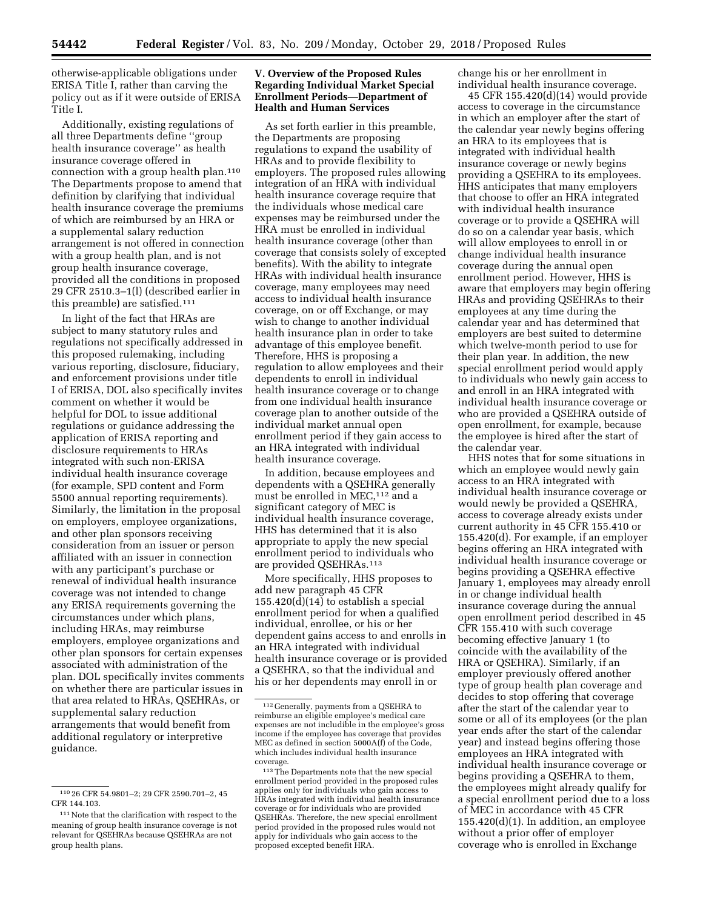otherwise-applicable obligations under ERISA Title I, rather than carving the policy out as if it were outside of ERISA Title I.

Additionally, existing regulations of all three Departments define ''group health insurance coverage'' as health insurance coverage offered in connection with a group health plan.[110] The Departments propose to amend that definition by clarifying that individual health insurance coverage the premiums of which are reimbursed by an HRA or a supplemental salary reduction arrangement is not offered in connection with a group health plan, and is not group health insurance coverage, provided all the conditions in proposed 29 CFR 2510.3–1(l) (described earlier in this preamble) are satisfied.[111]

In light of the fact that HRAs are subject to many statutory rules and regulations not specifically addressed in this proposed rulemaking, including various reporting, disclosure, fiduciary, and enforcement provisions under title I of ERISA, DOL also specifically invites comment on whether it would be helpful for DOL to issue additional regulations or guidance addressing the application of ERISA reporting and disclosure requirements to HRAs integrated with such non-ERISA individual health insurance coverage (for example, SPD content and Form 5500 annual reporting requirements). Similarly, the limitation in the proposal on employers, employee organizations, and other plan sponsors receiving consideration from an issuer or person affiliated with an issuer in connection with any participant's purchase or renewal of individual health insurance coverage was not intended to change any ERISA requirements governing the circumstances under which plans, including HRAs, may reimburse employers, employee organizations and other plan sponsors for certain expenses associated with administration of the plan. DOL specifically invites comments on whether there are particular issues in that area related to HRAs, QSEHRAs, or supplemental salary reduction arrangements that would benefit from additional regulatory or interpretive guidance.

## V. Overview of the Proposed Rules Regarding Individual Market Special Enrollment Periods—Department of Health and Human Services

As set forth earlier in this preamble, the Departments are proposing regulations to expand the usability of HRAs and to provide flexibility to employers. The proposed rules allowing integration of an HRA with individual health insurance coverage require that the individuals whose medical care expenses may be reimbursed under the HRA must be enrolled in individual health insurance coverage (other than coverage that consists solely of excepted benefits). With the ability to integrate HRAs with individual health insurance coverage, many employees may need access to individual health insurance coverage, on or off Exchange, or may wish to change to another individual health insurance plan in order to take advantage of this employee benefit. Therefore, HHS is proposing a regulation to allow employees and their dependents to enroll in individual health insurance coverage or to change from one individual health insurance coverage plan to another outside of the individual market annual open enrollment period if they gain access to an HRA integrated with individual health insurance coverage.

In addition, because employees and dependents with a QSEHRA generally must be enrolled in MEC,[112] and a significant category of MEC is individual health insurance coverage, HHS has determined that it is also appropriate to apply the new special enrollment period to individuals who are provided QSEHRAs.[113]

More specifically, HHS proposes to add new paragraph 45 CFR 155.420(d)(14) to establish a special enrollment period for when a qualified individual, enrollee, or his or her dependent gains access to and enrolls in an HRA integrated with individual health insurance coverage or is provided a QSEHRA, so that the individual and his or her dependents may enroll in or change his or her enrollment in individual health insurance coverage.

45 CFR 155.420(d)(14) would provide access to coverage in the circumstance in which an employer after the start of the calendar year newly begins offering an HRA to its employees that is integrated with individual health insurance coverage or newly begins providing a QSEHRA to its employees. HHS anticipates that many employers that choose to offer an HRA integrated with individual health insurance coverage or to provide a QSEHRA will do so on a calendar year basis, which will allow employees to enroll in or change individual health insurance coverage during the annual open enrollment period. However, HHS is aware that employers may begin offering HRAs and providing QSEHRAs to their employees at any time during the calendar year and has determined that employers are best suited to determine which twelve-month period to use for their plan year. In addition, the new special enrollment period would apply to individuals who newly gain access to and enroll in an HRA integrated with individual health insurance coverage or who are provided a QSEHRA outside of open enrollment, for example, because the employee is hired after the start of the calendar year.

HHS notes that for some situations in which an employee would newly gain access to an HRA integrated with individual health insurance coverage or would newly be provided a QSEHRA, access to coverage already exists under current authority in 45 CFR 155.410 or 155.420(d). For example, if an employer begins offering an HRA integrated with individual health insurance coverage or begins providing a QSEHRA effective January 1, employees may already enroll in or change individual health insurance coverage during the annual open enrollment period described in 45 CFR 155.410 with such coverage becoming effective January 1 (to coincide with the availability of the HRA or QSEHRA). Similarly, if an employer previously offered another type of group health plan coverage and decides to stop offering that coverage after the start of the calendar year to some or all of its employees (or the plan year ends after the start of the calendar year) and instead begins offering those employees an HRA integrated with individual health insurance coverage or begins providing a QSEHRA to them, the employees might already qualify for a special enrollment period due to a loss of MEC in accordance with 45 CFR 155.420(d)(1). In addition, an employee without a prior offer of employer coverage who is enrolled in Exchange

---

[110] 26 CFR 54.9801–2; 29 CFR 2590.701–2, 45 CFR 144.103.

[111] Note that the clarification with respect to the meaning of group health insurance coverage is not relevant for QSEHRAs because QSEHRAs are not group health plans.

[112] Generally, payments from a QSEHRA to reimburse an eligible employee's medical care expenses are not includible in the employee's gross income if the employee has coverage that provides MEC as defined in section 5000A(f) of the Code, which includes individual health insurance coverage.

[113] The Departments note that the new special enrollment period provided in the proposed rules applies only for individuals who gain access to HRAs integrated with individual health insurance coverage or for individuals who are provided QSEHRAs. Therefore, the new special enrollment period provided in the proposed rules would not apply for individuals who gain access to the proposed excepted benefit HRA.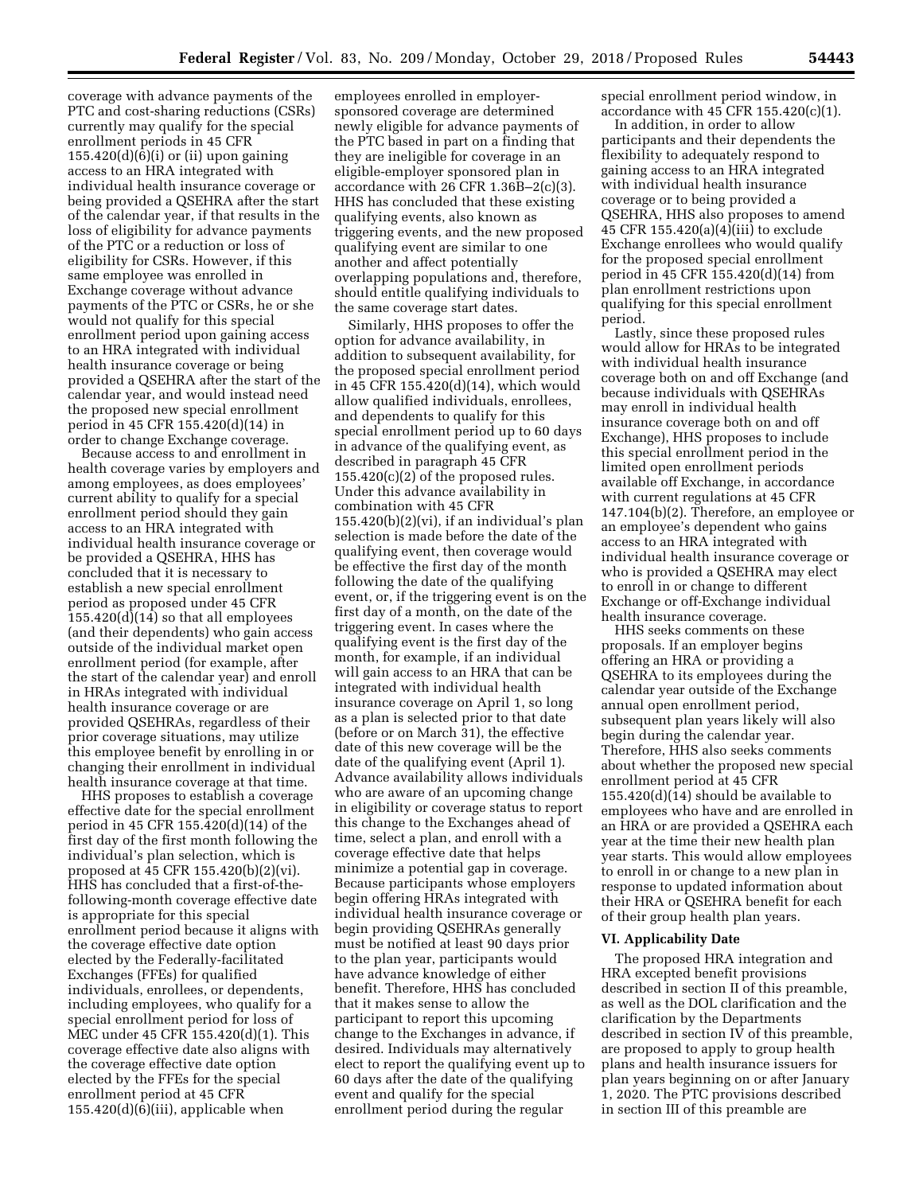coverage with advance payments of the PTC and cost-sharing reductions (CSRs) currently may qualify for the special enrollment periods in 45 CFR 155.420(d)(6)(i) or (ii) upon gaining access to an HRA integrated with individual health insurance coverage or being provided a QSEHRA after the start of the calendar year, if that results in the loss of eligibility for advance payments of the PTC or a reduction or loss of eligibility for CSRs. However, if this same employee was enrolled in Exchange coverage without advance payments of the PTC or CSRs, he or she would not qualify for this special enrollment period upon gaining access to an HRA integrated with individual health insurance coverage or being provided a QSEHRA after the start of the calendar year, and would instead need the proposed new special enrollment period in 45 CFR 155.420(d)(14) in order to change Exchange coverage.

Because access to and enrollment in health coverage varies by employers and among employees, as does employees' current ability to qualify for a special enrollment period should they gain access to an HRA integrated with individual health insurance coverage or be provided a QSEHRA, HHS has concluded that it is necessary to establish a new special enrollment period as proposed under 45 CFR 155.420(d)(14) so that all employees (and their dependents) who gain access outside of the individual market open enrollment period (for example, after the start of the calendar year) and enroll in HRAs integrated with individual health insurance coverage or are provided QSEHRAs, regardless of their prior coverage situations, may utilize this employee benefit by enrolling in or changing their enrollment in individual health insurance coverage at that time.

HHS proposes to establish a coverage effective date for the special enrollment period in 45 CFR 155.420(d)(14) of the first day of the first month following the individual's plan selection, which is proposed at 45 CFR 155.420(b)(2)(vi). HHS has concluded that a first-of-the-following-month coverage effective date is appropriate for this special enrollment period because it aligns with the coverage effective date option elected by the Federally-facilitated Exchanges (FFEs) for qualified individuals, enrollees, or dependents, including employees, who qualify for a special enrollment period for loss of MEC under 45 CFR 155.420(d)(1). This coverage effective date also aligns with the coverage effective date option elected by the FFEs for the special enrollment period at 45 CFR 155.420(d)(6)(iii), applicable when employees enrolled in employer-sponsored coverage are determined newly eligible for advance payments of the PTC based in part on a finding that they are ineligible for coverage in an eligible-employer sponsored plan in accordance with 26 CFR 1.36B–2(c)(3). HHS has concluded that these existing qualifying events, also known as triggering events, and the new proposed qualifying event are similar to one another and affect potentially overlapping populations and, therefore, should entitle qualifying individuals to the same coverage start dates.

Similarly, HHS proposes to offer the option for advance availability, in addition to subsequent availability, for the proposed special enrollment period in 45 CFR 155.420(d)(14), which would allow qualified individuals, enrollees, and dependents to qualify for this special enrollment period up to 60 days in advance of the qualifying event, as described in paragraph 45 CFR 155.420(c)(2) of the proposed rules. Under this advance availability in combination with 45 CFR 155.420(b)(2)(vi), if an individual's plan selection is made before the date of the qualifying event, then coverage would be effective the first day of the month following the date of the qualifying event, or, if the triggering event is on the first day of a month, on the date of the triggering event. In cases where the qualifying event is the first day of the month, for example, if an individual will gain access to an HRA that can be integrated with individual health insurance coverage on April 1, so long as a plan is selected prior to that date (before or on March 31), the effective date of this new coverage will be the date of the qualifying event (April 1). Advance availability allows individuals who are aware of an upcoming change in eligibility or coverage status to report this change to the Exchanges ahead of time, select a plan, and enroll with a coverage effective date that helps minimize a potential gap in coverage. Because participants whose employers begin offering HRAs integrated with individual health insurance coverage or begin providing QSEHRAs generally must be notified at least 90 days prior to the plan year, participants would have advance knowledge of either benefit. Therefore, HHS has concluded that it makes sense to allow the participant to report this upcoming change to the Exchanges in advance, if desired. Individuals may alternatively elect to report the qualifying event up to 60 days after the date of the qualifying event and qualify for the special enrollment period during the regular special enrollment period window, in accordance with 45 CFR 155.420(c)(1).

In addition, in order to allow participants and their dependents the flexibility to adequately respond to gaining access to an HRA integrated with individual health insurance coverage or to being provided a QSEHRA, HHS also proposes to amend 45 CFR 155.420(a)(4)(iii) to exclude Exchange enrollees who would qualify for the proposed special enrollment period in 45 CFR 155.420(d)(14) from plan enrollment restrictions upon qualifying for this special enrollment period.

Lastly, since these proposed rules would allow for HRAs to be integrated with individual health insurance coverage both on and off Exchange (and because individuals with QSEHRAs may enroll in individual health insurance coverage both on and off Exchange), HHS proposes to include this special enrollment period in the limited open enrollment periods available off Exchange, in accordance with current regulations at 45 CFR 147.104(b)(2). Therefore, an employee or an employee's dependent who gains access to an HRA integrated with individual health insurance coverage or who is provided a QSEHRA may elect to enroll in or change to different Exchange or off-Exchange individual health insurance coverage.

HHS seeks comments on these proposals. If an employer begins offering an HRA or providing a QSEHRA to its employees during the calendar year outside of the Exchange annual open enrollment period, subsequent plan years likely will also begin during the calendar year. Therefore, HHS also seeks comments about whether the proposed new special enrollment period at 45 CFR 155.420(d)(14) should be available to employees who have and are enrolled in an HRA or are provided a QSEHRA each year at the time their new health plan year starts. This would allow employees to enroll in or change to a new plan in response to updated information about their HRA or QSEHRA benefit for each of their group health plan years.

### VI. Applicability Date

The proposed HRA integration and HRA excepted benefit provisions described in section II of this preamble, as well as the DOL clarification and the clarification by the Departments described in section IV of this preamble, are proposed to apply to group health plans and health insurance issuers for plan years beginning on or after January 1, 2020. The PTC provisions described in section III of this preamble are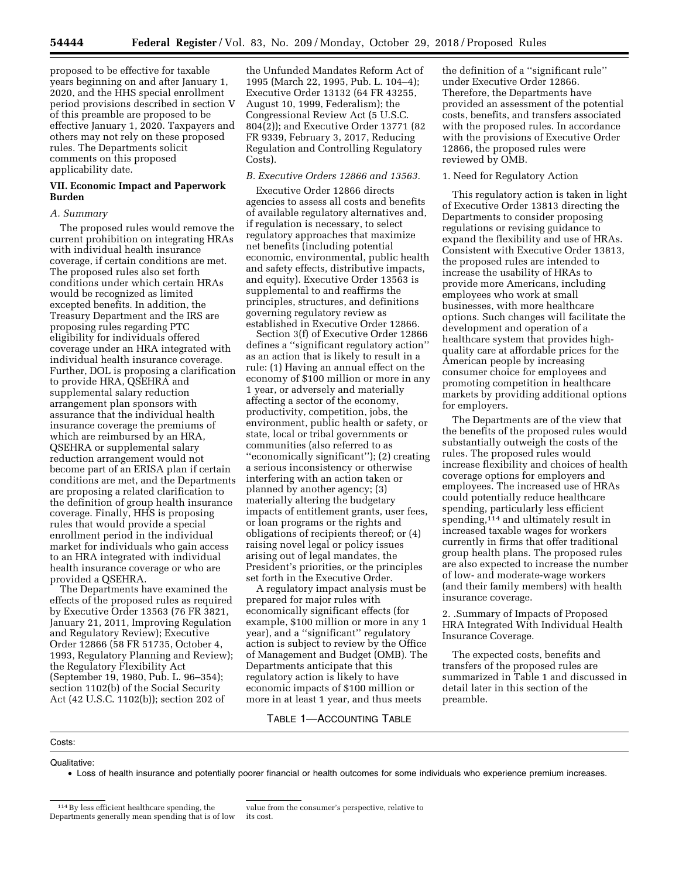proposed to be effective for taxable years beginning on and after January 1, 2020, and the HHS special enrollment period provisions described in section V of this preamble are proposed to be effective January 1, 2020. Taxpayers and others may not rely on these proposed rules. The Departments solicit comments on this proposed applicability date.

## VII. Economic Impact and Paperwork Burden

### *A. Summary*

The proposed rules would remove the current prohibition on integrating HRAs with individual health insurance coverage, if certain conditions are met. The proposed rules also set forth conditions under which certain HRAs would be recognized as limited excepted benefits. In addition, the Treasury Department and the IRS are proposing rules regarding PTC eligibility for individuals offered coverage under an HRA integrated with individual health insurance coverage. Further, DOL is proposing a clarification to provide HRA, QSEHRA and supplemental salary reduction arrangement plan sponsors with assurance that the individual health insurance coverage the premiums of which are reimbursed by an HRA, QSEHRA or supplemental salary reduction arrangement would not become part of an ERISA plan if certain conditions are met, and the Departments are proposing a related clarification to the definition of group health insurance coverage. Finally, HHS is proposing rules that would provide a special enrollment period in the individual market for individuals who gain access to an HRA integrated with individual health insurance coverage or who are provided a QSEHRA.

The Departments have examined the effects of the proposed rules as required by Executive Order 13563 (76 FR 3821, January 21, 2011, Improving Regulation and Regulatory Review); Executive Order 12866 (58 FR 51735, October 4, 1993, Regulatory Planning and Review); the Regulatory Flexibility Act (September 19, 1980, Pub. L. 96–354); section 1102(b) of the Social Security Act (42 U.S.C. 1102(b)); section 202 of the Unfunded Mandates Reform Act of 1995 (March 22, 1995, Pub. L. 104–4); Executive Order 13132 (64 FR 43255, August 10, 1999, Federalism); the Congressional Review Act (5 U.S.C. 804(2)); and Executive Order 13771 (82 FR 9339, February 3, 2017, Reducing Regulation and Controlling Regulatory Costs).

### *B. Executive Orders 12866 and 13563.*

Executive Order 12866 directs agencies to assess all costs and benefits of available regulatory alternatives and, if regulation is necessary, to select regulatory approaches that maximize net benefits (including potential economic, environmental, public health and safety effects, distributive impacts, and equity). Executive Order 13563 is supplemental to and reaffirms the principles, structures, and definitions governing regulatory review as established in Executive Order 12866.

Section 3(f) of Executive Order 12866 defines a ''significant regulatory action'' as an action that is likely to result in a rule: (1) Having an annual effect on the economy of $100 million or more in any 1 year, or adversely and materially affecting a sector of the economy, productivity, competition, jobs, the environment, public health or safety, or state, local or tribal governments or communities (also referred to as ''economically significant''); (2) creating a serious inconsistency or otherwise interfering with an action taken or planned by another agency; (3) materially altering the budgetary impacts of entitlement grants, user fees, or loan programs or the rights and obligations of recipients thereof; or (4) raising novel legal or policy issues arising out of legal mandates, the President's priorities, or the principles set forth in the Executive Order.

A regulatory impact analysis must be prepared for major rules with economically significant effects (for example, $100 million or more in any 1 year), and a ''significant'' regulatory action is subject to review by the Office of Management and Budget (OMB). The Departments anticipate that this regulatory action is likely to have economic impacts of $100 million or more in at least 1 year, and thus meets the definition of a ''significant rule'' under Executive Order 12866. Therefore, the Departments have provided an assessment of the potential costs, benefits, and transfers associated with the proposed rules. In accordance with the provisions of Executive Order 12866, the proposed rules were reviewed by OMB.

1. Need for Regulatory Action

This regulatory action is taken in light of Executive Order 13813 directing the Departments to consider proposing regulations or revising guidance to expand the flexibility and use of HRAs. Consistent with Executive Order 13813, the proposed rules are intended to increase the usability of HRAs to provide more Americans, including employees who work at small businesses, with more healthcare options. Such changes will facilitate the development and operation of a healthcare system that provides high-quality care at affordable prices for the American people by increasing consumer choice for employees and promoting competition in healthcare markets by providing additional options for employers.

The Departments are of the view that the benefits of the proposed rules would substantially outweigh the costs of the rules. The proposed rules would increase flexibility and choices of health coverage options for employers and employees. The increased use of HRAs could potentially reduce healthcare spending, particularly less efficient spending,[114] and ultimately result in increased taxable wages for workers currently in firms that offer traditional group health plans. The proposed rules are also expected to increase the number of low- and moderate-wage workers (and their family members) with health insurance coverage.

2. .Summary of Impacts of Proposed HRA Integrated With Individual Health Insurance Coverage.

The expected costs, benefits and transfers of the proposed rules are summarized in Table 1 and discussed in detail later in this section of the preamble.

TABLE 1—ACCOUNTING TABLE

| Costs: |
|---|
| Qualitative: |
| • Loss of health insurance and potentially poorer financial or health outcomes for some individuals who experience premium increases. |

[114] By less efficient healthcare spending, the Departments generally mean spending that is of low value from the consumer's perspective, relative to its cost.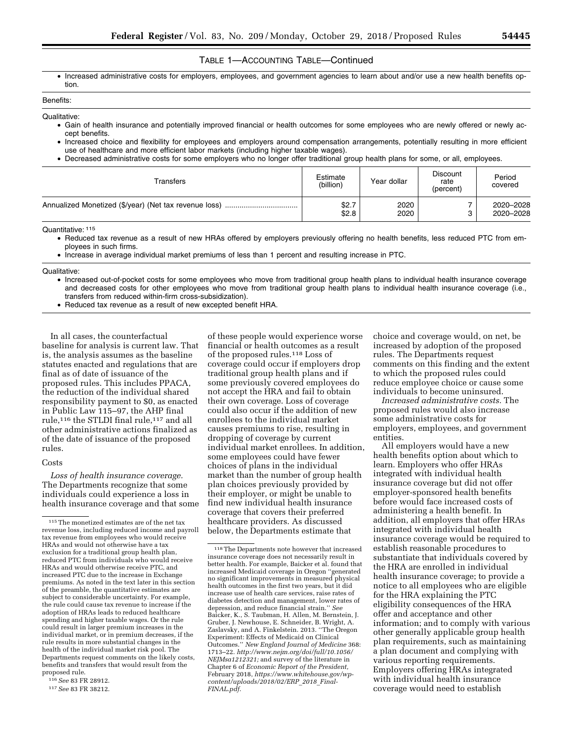TABLE 1—ACCOUNTING TABLE—Continued

- Increased administrative costs for employers, employees, and government agencies to learn about and/or use a new health benefits option.

Benefits:

Qualitative:

- Gain of health insurance and potentially improved financial or health outcomes for some employees who are newly offered or newly accept benefits.
- Increased choice and flexibility for employees and employers around compensation arrangements, potentially resulting in more efficient use of healthcare and more efficient labor markets (including higher taxable wages).
- Decreased administrative costs for some employers who no longer offer traditional group health plans for some, or all, employees.

| Transfers | Estimate (billion) | Year dollar | Discount rate (percent) | Period covered |
|---|---|---|---|---|
| Annualized Monetized ($/year) (Net tax revenue loss) | $2.7 | 2020 | 7 | 2020–2028 |
| | $2.8 | 2020 | 3 | 2020–2028 |

Quantitative:[115]

- Reduced tax revenue as a result of new HRAs offered by employers previously offering no health benefits, less reduced PTC from employees in such firms.
- Increase in average individual market premiums of less than 1 percent and resulting increase in PTC.

Qualitative:

- Increased out-of-pocket costs for some employees who move from traditional group health plans to individual health insurance coverage and decreased costs for other employees who move from traditional group health plans to individual health insurance coverage (i.e., transfers from reduced within-firm cross-subsidization).
- Reduced tax revenue as a result of new excepted benefit HRA.

In all cases, the counterfactual baseline for analysis is current law. That is, the analysis assumes as the baseline statutes enacted and regulations that are final as of date of issuance of the proposed rules. This includes PPACA, the reduction of the individual shared responsibility payment to $0, as enacted in Public Law 115–97, the AHP final rule,[116] the STLDI final rule,[117] and all other administrative actions finalized as of the date of issuance of the proposed rules.

Costs

*Loss of health insurance coverage.* The Departments recognize that some individuals could experience a loss in health insurance coverage and that some of these people would experience worse financial or health outcomes as a result of the proposed rules.[118] Loss of coverage could occur if employers drop traditional group health plans and if some previously covered employees do not accept the HRA and fail to obtain their own coverage. Loss of coverage could also occur if the addition of new enrollees to the individual market causes premiums to rise, resulting in dropping of coverage by current individual market enrollees. In addition, some employees could have fewer choices of plans in the individual market than the number of group health plan choices previously provided by their employer, or might be unable to find new individual health insurance coverage that covers their preferred healthcare providers. As discussed below, the Departments estimate that choice and coverage would, on net, be increased by adoption of the proposed rules. The Departments request comments on this finding and the extent to which the proposed rules could reduce employee choice or cause some individuals to become uninsured.

*Increased administrative costs.* The proposed rules would also increase some administrative costs for employers, employees, and government entities.

All employers would have a new health benefits option about which to learn. Employers who offer HRAs integrated with individual health insurance coverage but did not offer employer-sponsored health benefits before would face increased costs of administering a health benefit. In addition, all employers that offer HRAs integrated with individual health insurance coverage would be required to establish reasonable procedures to substantiate that individuals covered by the HRA are enrolled in individual health insurance coverage; to provide a notice to all employees who are eligible for the HRA explaining the PTC eligibility consequences of the HRA offer and acceptance and other information; and to comply with various other generally applicable group health plan requirements, such as maintaining a plan document and complying with various reporting requirements. Employers offering HRAs integrated with individual health insurance coverage would need to establish

---

[115] The monetized estimates are of the net tax revenue loss, including reduced income and payroll tax revenue from employees who would receive HRAs and would not otherwise have a tax exclusion for a traditional group health plan, reduced PTC from individuals who would receive HRAs and would otherwise receive PTC, and increased PTC due to the increase in Exchange premiums. As noted in the text later in this section of the preamble, the quantitative estimates are subject to considerable uncertainty. For example, the rule could cause tax revenue to increase if the adoption of HRAs leads to reduced healthcare spending and higher taxable wages. Or the rule could result in larger premium increases in the individual market, or in premium decreases, if the rule results in more substantial changes in the health of the individual market risk pool. The Departments request comments on the likely costs, benefits and transfers that would result from the proposed rule.

[116] *See* 83 FR 28912.

[117] *See* 83 FR 38212.

[118] The Departments note however that increased insurance coverage does not necessarily result in better health. For example, Baicker et al. found that increased Medicaid coverage in Oregon "generated no significant improvements in measured physical health outcomes in the first two years, but it did increase use of health care services, raise rates of diabetes detection and management, lower rates of depression, and reduce financial strain." *See* Baicker, K., S. Taubman, H. Allen, M. Bernstein, J. Gruber, J. Newhouse, E. Schneider, B. Wright, A. Zaslavsky, and A. Finkelstein. 2013. "The Oregon Experiment: Effects of Medicaid on Clinical Outcomes." *New England Journal of Medicine* 368: 1713–22. *http://www.nejm.org/doi/full/10.1056/NEJMsa1212321;* and survey of the literature in Chapter 6 of *Economic Report of the President,* February 2018, *https://www.whitehouse.gov/wp-content/uploads/2018/02/ERP_2018_Final-FINAL.pdf.*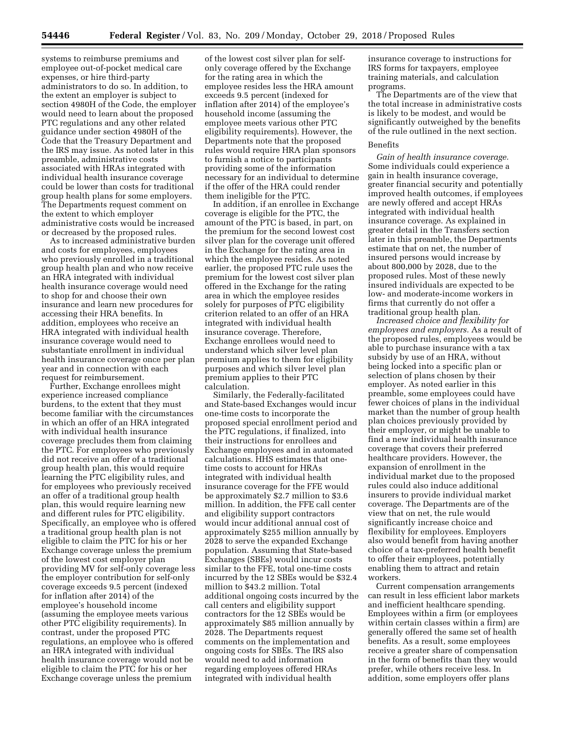systems to reimburse premiums and employee out-of-pocket medical care expenses, or hire third-party administrators to do so. In addition, to the extent an employer is subject to section 4980H of the Code, the employer would need to learn about the proposed PTC regulations and any other related guidance under section 4980H of the Code that the Treasury Department and the IRS may issue. As noted later in this preamble, administrative costs associated with HRAs integrated with individual health insurance coverage could be lower than costs for traditional group health plans for some employers. The Departments request comment on the extent to which employer administrative costs would be increased or decreased by the proposed rules.

As to increased administrative burden and costs for employees, employees who previously enrolled in a traditional group health plan and who now receive an HRA integrated with individual health insurance coverage would need to shop for and choose their own insurance and learn new procedures for accessing their HRA benefits. In addition, employees who receive an HRA integrated with individual health insurance coverage would need to substantiate enrollment in individual health insurance coverage once per plan year and in connection with each request for reimbursement.

Further, Exchange enrollees might experience increased compliance burdens, to the extent that they must become familiar with the circumstances in which an offer of an HRA integrated with individual health insurance coverage precludes them from claiming the PTC. For employees who previously did not receive an offer of a traditional group health plan, this would require learning the PTC eligibility rules, and for employees who previously received an offer of a traditional group health plan, this would require learning new and different rules for PTC eligibility. Specifically, an employee who is offered a traditional group health plan is not eligible to claim the PTC for his or her Exchange coverage unless the premium of the lowest cost employer plan providing MV for self-only coverage less the employer contribution for self-only coverage exceeds 9.5 percent (indexed for inflation after 2014) of the employee's household income (assuming the employee meets various other PTC eligibility requirements). In contrast, under the proposed PTC regulations, an employee who is offered an HRA integrated with individual health insurance coverage would not be eligible to claim the PTC for his or her Exchange coverage unless the premium of the lowest cost silver plan for self-only coverage offered by the Exchange for the rating area in which the employee resides less the HRA amount exceeds 9.5 percent (indexed for inflation after 2014) of the employee's household income (assuming the employee meets various other PTC eligibility requirements). However, the Departments note that the proposed rules would require HRA plan sponsors to furnish a notice to participants providing some of the information necessary for an individual to determine if the offer of the HRA could render them ineligible for the PTC.

In addition, if an enrollee in Exchange coverage is eligible for the PTC, the amount of the PTC is based, in part, on the premium for the second lowest cost silver plan for the coverage unit offered in the Exchange for the rating area in which the employee resides. As noted earlier, the proposed PTC rule uses the premium for the lowest cost silver plan offered in the Exchange for the rating area in which the employee resides solely for purposes of PTC eligibility criterion related to an offer of an HRA integrated with individual health insurance coverage. Therefore, Exchange enrollees would need to understand which silver level plan premium applies to them for eligibility purposes and which silver level plan premium applies to their PTC calculation.

Similarly, the Federally-facilitated and State-based Exchanges would incur one-time costs to incorporate the proposed special enrollment period and the PTC regulations, if finalized, into their instructions for enrollees and Exchange employees and in automated calculations. HHS estimates that one-time costs to account for HRAs integrated with individual health insurance coverage for the FFE would be approximately \$2.7 million to \$3.6 million. In addition, the FFE call center and eligibility support contractors would incur additional annual cost of approximately \$255 million annually by 2028 to serve the expanded Exchange population. Assuming that State-based Exchanges (SBEs) would incur costs similar to the FFE, total one-time costs incurred by the 12 SBEs would be \$32.4 million to \$43.2 million. Total additional ongoing costs incurred by the call centers and eligibility support contractors for the 12 SBEs would be approximately \$85 million annually by 2028. The Departments request comments on the implementation and ongoing costs for SBEs. The IRS also would need to add information regarding employees offered HRAs integrated with individual health insurance coverage to instructions for IRS forms for taxpayers, employee training materials, and calculation programs.

The Departments are of the view that the total increase in administrative costs is likely to be modest, and would be significantly outweighed by the benefits of the rule outlined in the next section.

Benefits

*Gain of health insurance coverage.* Some individuals could experience a gain in health insurance coverage, greater financial security and potentially improved health outcomes, if employees are newly offered and accept HRAs integrated with individual health insurance coverage. As explained in greater detail in the Transfers section later in this preamble, the Departments estimate that on net, the number of insured persons would increase by about 800,000 by 2028, due to the proposed rules. Most of these newly insured individuals are expected to be low- and moderate-income workers in firms that currently do not offer a traditional group health plan.

*Increased choice and flexibility for employees and employers.* As a result of the proposed rules, employees would be able to purchase insurance with a tax subsidy by use of an HRA, without being locked into a specific plan or selection of plans chosen by their employer. As noted earlier in this preamble, some employees could have fewer choices of plans in the individual market than the number of group health plan choices previously provided by their employer, or might be unable to find a new individual health insurance coverage that covers their preferred healthcare providers. However, the expansion of enrollment in the individual market due to the proposed rules could also induce additional insurers to provide individual market coverage. The Departments are of the view that on net, the rule would significantly increase choice and flexibility for employees. Employers also would benefit from having another choice of a tax-preferred health benefit to offer their employees, potentially enabling them to attract and retain workers.

Current compensation arrangements can result in less efficient labor markets and inefficient healthcare spending. Employees within a firm (or employees within certain classes within a firm) are generally offered the same set of health benefits. As a result, some employees receive a greater share of compensation in the form of benefits than they would prefer, while others receive less. In addition, some employers offer plans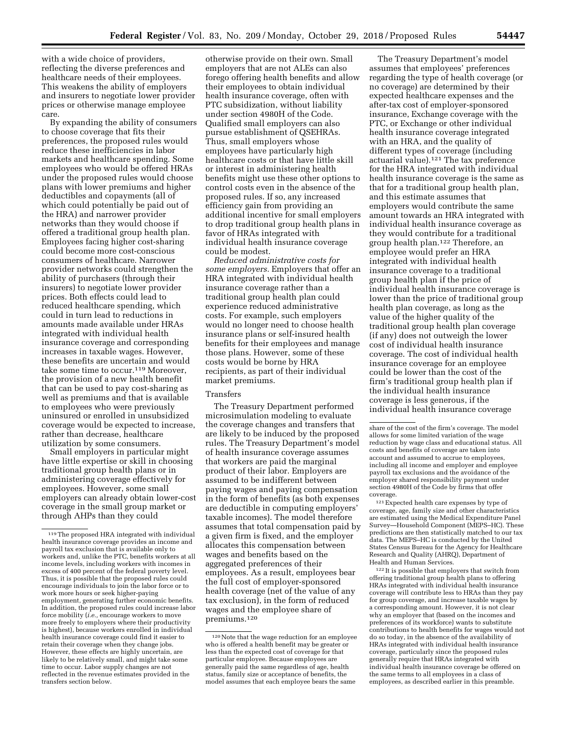with a wide choice of providers, reflecting the diverse preferences and healthcare needs of their employees. This weakens the ability of employers and insurers to negotiate lower provider prices or otherwise manage employee care.

By expanding the ability of consumers to choose coverage that fits their preferences, the proposed rules would reduce these inefficiencies in labor markets and healthcare spending. Some employees who would be offered HRAs under the proposed rules would choose plans with lower premiums and higher deductibles and copayments (all of which could potentially be paid out of the HRA) and narrower provider networks than they would choose if offered a traditional group health plan. Employees facing higher cost-sharing could become more cost-conscious consumers of healthcare. Narrower provider networks could strengthen the ability of purchasers (through their insurers) to negotiate lower provider prices. Both effects could lead to reduced healthcare spending, which could in turn lead to reductions in amounts made available under HRAs integrated with individual health insurance coverage and corresponding increases in taxable wages. However, these benefits are uncertain and would take some time to occur.[119] Moreover, the provision of a new health benefit that can be used to pay cost-sharing as well as premiums and that is available to employees who were previously uninsured or enrolled in unsubsidized coverage would be expected to increase, rather than decrease, healthcare utilization by some consumers.

Small employers in particular might have little expertise or skill in choosing traditional group health plans or in administering coverage effectively for employees. However, some small employers can already obtain lower-cost coverage in the small group market or through AHPs than they could otherwise provide on their own. Small employers that are not ALEs can also forego offering health benefits and allow their employees to obtain individual health insurance coverage, often with PTC subsidization, without liability under section 4980H of the Code. Qualified small employers can also pursue establishment of QSEHRAs. Thus, small employers whose employees have particularly high healthcare costs or that have little skill or interest in administering health benefits might use these other options to control costs even in the absence of the proposed rules. If so, any increased efficiency gain from providing an additional incentive for small employers to drop traditional group health plans in favor of HRAs integrated with individual health insurance coverage could be modest.

*Reduced administrative costs for some employers.* Employers that offer an HRA integrated with individual health insurance coverage rather than a traditional group health plan could experience reduced administrative costs. For example, such employers would no longer need to choose health insurance plans or self-insured health benefits for their employees and manage those plans. However, some of these costs would be borne by HRA recipients, as part of their individual market premiums.

Transfers

The Treasury Department performed microsimulation modeling to evaluate the coverage changes and transfers that are likely to be induced by the proposed rules. The Treasury Department's model of health insurance coverage assumes that workers are paid the marginal product of their labor. Employers are assumed to be indifferent between paying wages and paying compensation in the form of benefits (as both expenses are deductible in computing employers' taxable incomes). The model therefore assumes that total compensation paid by a given firm is fixed, and the employer allocates this compensation between wages and benefits based on the aggregated preferences of their employees. As a result, employees bear the full cost of employer-sponsored health coverage (net of the value of any tax exclusion), in the form of reduced wages and the employee share of premiums.[120]

The Treasury Department's model assumes that employees' preferences regarding the type of health coverage (or no coverage) are determined by their expected healthcare expenses and the after-tax cost of employer-sponsored insurance, Exchange coverage with the PTC, or Exchange or other individual health insurance coverage integrated with an HRA, and the quality of different types of coverage (including actuarial value).[121] The tax preference for the HRA integrated with individual health insurance coverage is the same as that for a traditional group health plan, and this estimate assumes that employers would contribute the same amount towards an HRA integrated with individual health insurance coverage as they would contribute for a traditional group health plan.[122] Therefore, an employee would prefer an HRA integrated with individual health insurance coverage to a traditional group health plan if the price of individual health insurance coverage is lower than the price of traditional group health plan coverage, as long as the value of the higher quality of the traditional group health plan coverage (if any) does not outweigh the lower cost of individual health insurance coverage. The cost of individual health insurance coverage for an employee could be lower than the cost of the firm's traditional group health plan if the individual health insurance coverage is less generous, if the individual health insurance coverage

---

[119] The proposed HRA integrated with individual health insurance coverage provides an income and payroll tax exclusion that is available only to workers and, unlike the PTC, benefits workers at all income levels, including workers with incomes in excess of 400 percent of the federal poverty level. Thus, it is possible that the proposed rules could encourage individuals to join the labor force or to work more hours or seek higher-paying employment, generating further economic benefits. In addition, the proposed rules could increase labor force mobility (*i.e.,* encourage workers to move more freely to employers where their productivity is highest), because workers enrolled in individual health insurance coverage could find it easier to retain their coverage when they change jobs. However, these effects are highly uncertain, are likely to be relatively small, and might take some time to occur. Labor supply changes are not reflected in the revenue estimates provided in the transfers section below.

[120] Note that the wage reduction for an employee who is offered a health benefit may be greater or less than the expected cost of coverage for that particular employee. Because employees are generally paid the same regardless of age, health status, family size or acceptance of benefits, the model assumes that each employee bears the same share of the cost of the firm's coverage. The model allows for some limited variation of the wage reduction by wage class and educational status. All costs and benefits of coverage are taken into account and assumed to accrue to employees, including all income and employer and employee payroll tax exclusions and the avoidance of the employer shared responsibility payment under section 4980H of the Code by firms that offer coverage.

[121] Expected health care expenses by type of coverage, age, family size and other characteristics are estimated using the Medical Expenditure Panel Survey—Household Component (MEPS–HC). These predictions are then statistically matched to our tax data. The MEPS–HC is conducted by the United States Census Bureau for the Agency for Healthcare Research and Quality (AHRQ), Department of Health and Human Services.

[122] It is possible that employers that switch from offering traditional group health plans to offering HRAs integrated with individual health insurance coverage will contribute less to HRAs than they pay for group coverage, and increase taxable wages by a corresponding amount. However, it is not clear why an employer that (based on the incomes and preferences of its workforce) wants to substitute contributions to health benefits for wages would not do so today, in the absence of the availability of HRAs integrated with individual health insurance coverage, particularly since the proposed rules generally require that HRAs integrated with individual health insurance coverage be offered on the same terms to all employees in a class of employees, as described earlier in this preamble.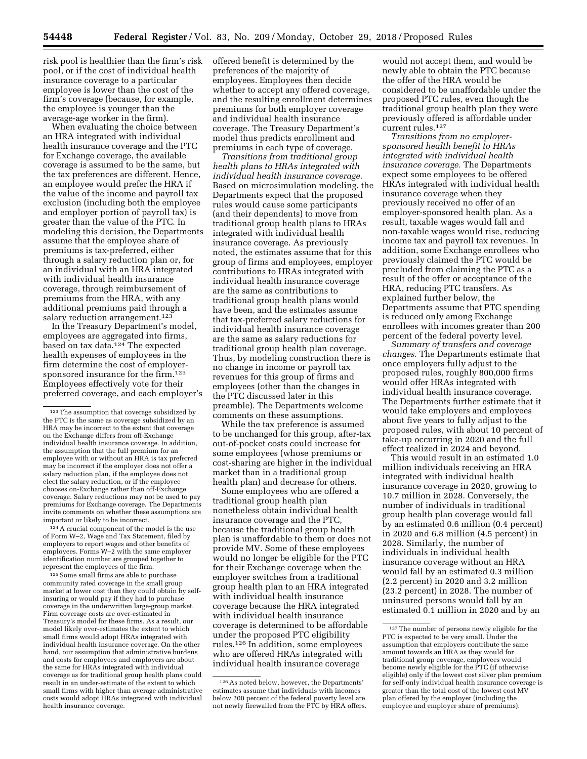risk pool is healthier than the firm's risk pool, or if the cost of individual health insurance coverage to a particular employee is lower than the cost of the firm's coverage (because, for example, the employee is younger than the average-age worker in the firm).

When evaluating the choice between an HRA integrated with individual health insurance coverage and the PTC for Exchange coverage, the available coverage is assumed to be the same, but the tax preferences are different. Hence, an employee would prefer the HRA if the value of the income and payroll tax exclusion (including both the employee and employer portion of payroll tax) is greater than the value of the PTC. In modeling this decision, the Departments assume that the employee share of premiums is tax-preferred, either through a salary reduction plan or, for an individual with an HRA integrated with individual health insurance coverage, through reimbursement of premiums from the HRA, with any additional premiums paid through a salary reduction arrangement.[123]

In the Treasury Department's model, employees are aggregated into firms, based on tax data.[124] The expected health expenses of employees in the firm determine the cost of employer-sponsored insurance for the firm.[125] Employees effectively vote for their preferred coverage, and each employer's offered benefit is determined by the preferences of the majority of employees. Employees then decide whether to accept any offered coverage, and the resulting enrollment determines premiums for both employer coverage and individual health insurance coverage. The Treasury Department's model thus predicts enrollment and premiums in each type of coverage.

*Transitions from traditional group health plans to HRAs integrated with individual health insurance coverage.* Based on microsimulation modeling, the Departments expect that the proposed rules would cause some participants (and their dependents) to move from traditional group health plans to HRAs integrated with individual health insurance coverage. As previously noted, the estimates assume that for this group of firms and employees, employer contributions to HRAs integrated with individual health insurance coverage are the same as contributions to traditional group health plans would have been, and the estimates assume that tax-preferred salary reductions for individual health insurance coverage are the same as salary reductions for traditional group health plan coverage. Thus, by modeling construction there is no change in income or payroll tax revenues for this group of firms and employees (other than the changes in the PTC discussed later in this preamble). The Departments welcome comments on these assumptions.

While the tax preference is assumed to be unchanged for this group, after-tax out-of-pocket costs could increase for some employees (whose premiums or cost-sharing are higher in the individual market than in a traditional group health plan) and decrease for others.

Some employees who are offered a traditional group health plan nonetheless obtain individual health insurance coverage and the PTC, because the traditional group health plan is unaffordable to them or does not provide MV. Some of these employees would no longer be eligible for the PTC for their Exchange coverage when the employer switches from a traditional group health plan to an HRA integrated with individual health insurance coverage because the HRA integrated with individual health insurance coverage is determined to be affordable under the proposed PTC eligibility rules.[126] In addition, some employees who are offered HRAs integrated with individual health insurance coverage would not accept them, and would be newly able to obtain the PTC because the offer of the HRA would be considered to be unaffordable under the proposed PTC rules, even though the traditional group health plan they were previously offered is affordable under current rules.[127]

*Transitions from no employer-sponsored health benefit to HRAs integrated with individual health insurance coverage.* The Departments expect some employees to be offered HRAs integrated with individual health insurance coverage when they previously received no offer of an employer-sponsored health plan. As a result, taxable wages would fall and non-taxable wages would rise, reducing income tax and payroll tax revenues. In addition, some Exchange enrollees who previously claimed the PTC would be precluded from claiming the PTC as a result of the offer or acceptance of the HRA, reducing PTC transfers. As explained further below, the Departments assume that PTC spending is reduced only among Exchange enrollees with incomes greater than 200 percent of the federal poverty level.

*Summary of transfers and coverage changes.* The Departments estimate that once employers fully adjust to the proposed rules, roughly 800,000 firms would offer HRAs integrated with individual health insurance coverage. The Departments further estimate that it would take employers and employees about five years to fully adjust to the proposed rules, with about 10 percent of take-up occurring in 2020 and the full effect realized in 2024 and beyond.

This would result in an estimated 1.0 million individuals receiving an HRA integrated with individual health insurance coverage in 2020, growing to 10.7 million in 2028. Conversely, the number of individuals in traditional group health plan coverage would fall by an estimated 0.6 million (0.4 percent) in 2020 and 6.8 million (4.5 percent) in 2028. Similarly, the number of individuals in individual health insurance coverage without an HRA would fall by an estimated 0.3 million (2.2 percent) in 2020 and 3.2 million (23.2 percent) in 2028. The number of uninsured persons would fall by an estimated 0.1 million in 2020 and by an

---

[123] The assumption that coverage subsidized by the PTC is the same as coverage subsidized by an HRA may be incorrect to the extent that coverage on the Exchange differs from off-Exchange individual health insurance coverage. In addition, the assumption that the full premium for an employee with or without an HRA is tax preferred may be incorrect if the employer does not offer a salary reduction plan, if the employee does not elect the salary reduction, or if the employee chooses on-Exchange rather than off-Exchange coverage. Salary reductions may not be used to pay premiums for Exchange coverage. The Departments invite comments on whether these assumptions are important or likely to be incorrect.

[124] A crucial component of the model is the use of Form W–2, Wage and Tax Statement, filed by employers to report wages and other benefits of employees. Forms W–2 with the same employer identification number are grouped together to represent the employees of the firm.

[125] Some small firms are able to purchase community rated coverage in the small group market at lower cost than they could obtain by self-insuring or would pay if they had to purchase coverage in the underwritten large-group market. Firm coverage costs are over-estimated in Treasury's model for these firms. As a result, our model likely over-estimates the extent to which small firms would adopt HRAs integrated with individual health insurance coverage. On the other hand, our assumption that administrative burdens and costs for employees and employers are about the same for HRAs integrated with individual coverage as for traditional group health plans could result in an under-estimate of the extent to which small firms with higher than average administrative costs would adopt HRAs integrated with individual health insurance coverage.

[126] As noted below, however, the Departments' estimates assume that individuals with incomes below 200 percent of the federal poverty level are not newly firewalled from the PTC by HRA offers.

[127] The number of persons newly eligible for the PTC is expected to be very small. Under the assumption that employers contribute the same amount towards an HRA as they would for traditional group coverage, employees would become newly eligible for the PTC (if otherwise eligible) only if the lowest cost silver plan premium for self-only individual health insurance coverage is greater than the total cost of the lowest cost MV plan offered by the employer (including the employee and employer share of premiums).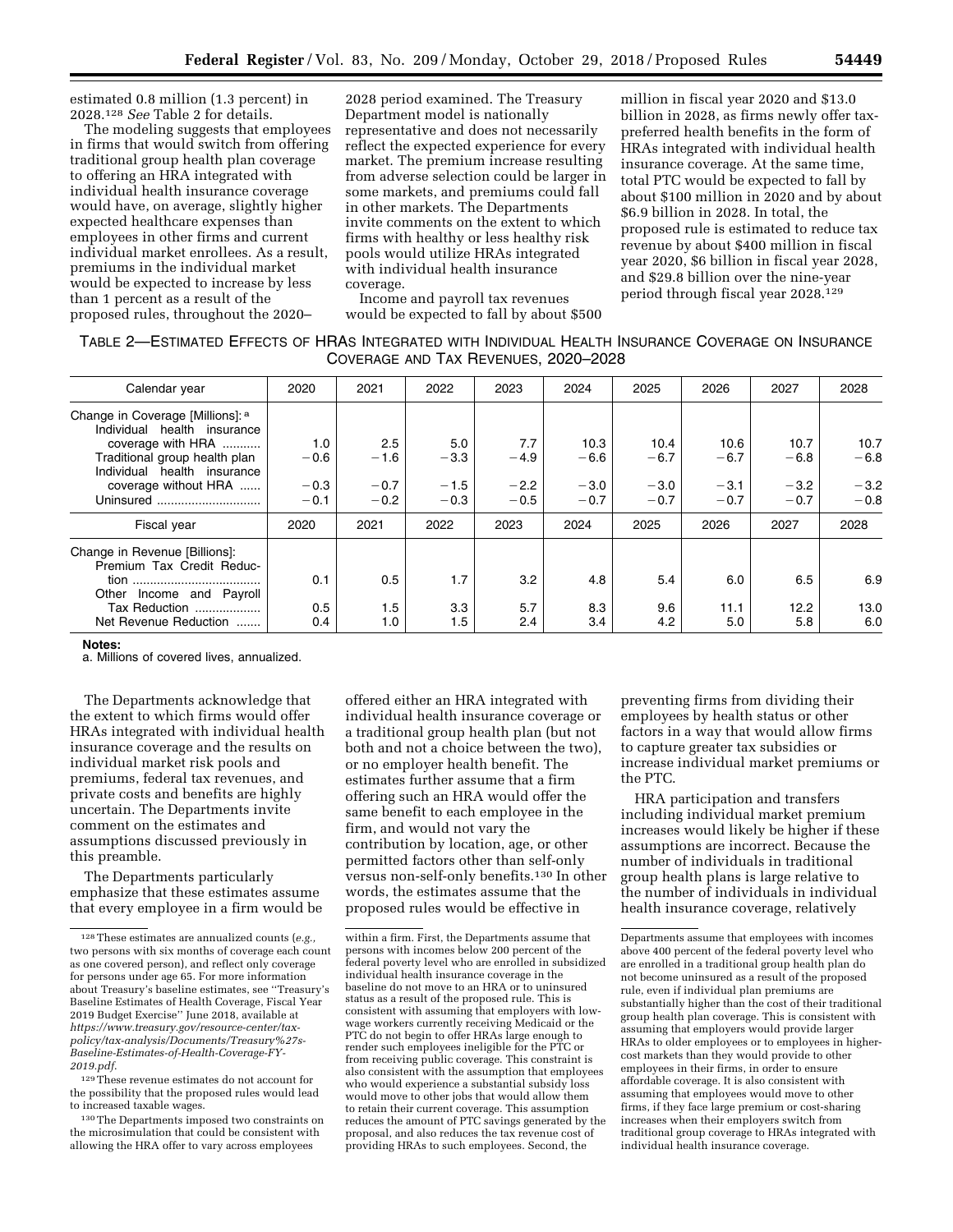estimated 0.8 million (1.3 percent) in 2028.[128] *See* Table 2 for details.

The modeling suggests that employees in firms that would switch from offering traditional group health plan coverage to offering an HRA integrated with individual health insurance coverage would have, on average, slightly higher expected healthcare expenses than employees in other firms and current individual market enrollees. As a result, premiums in the individual market would be expected to increase by less than 1 percent as a result of the proposed rules, throughout the 2020–2028 period examined. The Treasury Department model is nationally representative and does not necessarily reflect the expected experience for every market. The premium increase resulting from adverse selection could be larger in some markets, and premiums could fall in other markets. The Departments invite comments on the extent to which firms with healthy or less healthy risk pools would utilize HRAs integrated with individual health insurance coverage.

Income and payroll tax revenues would be expected to fall by about $500 million in fiscal year 2020 and $13.0 billion in 2028, as firms newly offer tax-preferred health benefits in the form of HRAs integrated with individual health insurance coverage. At the same time, total PTC would be expected to fall by about $100 million in 2020 and by about $6.9 billion in 2028. In total, the proposed rule is estimated to reduce tax revenue by about $400 million in fiscal year 2020, $6 billion in fiscal year 2028, and $29.8 billion over the nine-year period through fiscal year 2028.[129]

TABLE 2—ESTIMATED EFFECTS OF HRAS INTEGRATED WITH INDIVIDUAL HEALTH INSURANCE COVERAGE ON INSURANCE COVERAGE AND TAX REVENUES, 2020–2028

| Calendar year | 2020 | 2021 | 2022 | 2023 | 2024 | 2025 | 2026 | 2027 | 2028 |
|---|---|---|---|---|---|---|---|---|---|
| Change in Coverage [Millions]: [a] | | | | | | | | | |
| Individual health insurance coverage with HRA | 1.0 | 2.5 | 5.0 | 7.7 | 10.3 | 10.4 | 10.6 | 10.7 | 10.7 |
| Traditional group health plan | −0.6 | −1.6 | −3.3 | −4.9 | −6.6 | −6.7 | −6.7 | −6.8 | −6.8 |
| Individual health insurance coverage without HRA | −0.3 | −0.7 | −1.5 | −2.2 | −3.0 | −3.0 | −3.1 | −3.2 | −3.2 |
| Uninsured | −0.1 | −0.2 | −0.3 | −0.5 | −0.7 | −0.7 | −0.7 | −0.7 | −0.8 |
| **Fiscal year** | **2020** | **2021** | **2022** | **2023** | **2024** | **2025** | **2026** | **2027** | **2028** |
| Change in Revenue [Billions]: | | | | | | | | | |
| Premium Tax Credit Reduction | 0.1 | 0.5 | 1.7 | 3.2 | 4.8 | 5.4 | 6.0 | 6.5 | 6.9 |
| Other Income and Payroll Tax Reduction | 0.5 | 1.5 | 3.3 | 5.7 | 8.3 | 9.6 | 11.1 | 12.2 | 13.0 |
| Net Revenue Reduction | 0.4 | 1.0 | 1.5 | 2.4 | 3.4 | 4.2 | 5.0 | 5.8 | 6.0 |

**Notes:**
a. Millions of covered lives, annualized.

The Departments acknowledge that the extent to which firms would offer HRAs integrated with individual health insurance coverage and the results on individual market risk pools and premiums, federal tax revenues, and private costs and benefits are highly uncertain. The Departments invite comment on the estimates and assumptions discussed previously in this preamble.

The Departments particularly emphasize that these estimates assume that every employee in a firm would be offered either an HRA integrated with individual health insurance coverage or a traditional group health plan (but not both and not a choice between the two), or no employer health benefit. The estimates further assume that a firm offering such an HRA would offer the same benefit to each employee in the firm, and would not vary the contribution by location, age, or other permitted factors other than self-only versus non-self-only benefits.[130] In other words, the estimates assume that the proposed rules would be effective in preventing firms from dividing their employees by health status or other factors in a way that would allow firms to capture greater tax subsidies or increase individual market premiums or the PTC.

HRA participation and transfers including individual market premium increases would likely be higher if these assumptions are incorrect. Because the number of individuals in traditional group health plans is large relative to the number of individuals in individual health insurance coverage, relatively

[128] These estimates are annualized counts (*e.g.*, two persons with six months of coverage each count as one covered person), and reflect only coverage for persons under age 65. For more information about Treasury's baseline estimates, see "Treasury's Baseline Estimates of Health Coverage, Fiscal Year 2019 Budget Exercise" June 2018, available at *https://www.treasury.gov/resource-center/tax-policy/tax-analysis/Documents/Treasury%27s-Baseline-Estimates-of-Health-Coverage-FY-2019.pdf*.

[129] These revenue estimates do not account for the possibility that the proposed rules would lead to increased taxable wages.

[130] The Departments imposed two constraints on the microsimulation that could be consistent with allowing the HRA offer to vary across employees within a firm. First, the Departments assume that persons with incomes below 200 percent of the federal poverty level who are enrolled in subsidized individual health insurance coverage in the baseline do not move to an HRA or to uninsured status as a result of the proposed rule. This is consistent with assuming that employers with low-wage workers currently receiving Medicaid or the PTC do not begin to offer HRAs large enough to render such employees ineligible for the PTC or from receiving public coverage. This constraint is also consistent with the assumption that employees who would experience a substantial subsidy loss would move to other jobs that would allow them to retain their current coverage. This assumption reduces the amount of PTC savings generated by the proposal, and also reduces the tax revenue cost of providing HRAs to such employees. Second, the Departments assume that employees with incomes above 400 percent of the federal poverty level who are enrolled in a traditional group health plan do not become uninsured as a result of the proposed rule, even if individual plan premiums are substantially higher than the cost of their traditional group health plan coverage. This is consistent with assuming that employers would provide larger HRAs to older employees or to employees in higher-cost markets than they would provide to other employees in their firms, in order to ensure affordable coverage. It is also consistent with assuming that employees would move to other firms, if they face large premium or cost-sharing increases when their employers switch from traditional group coverage to HRAs integrated with individual health insurance coverage.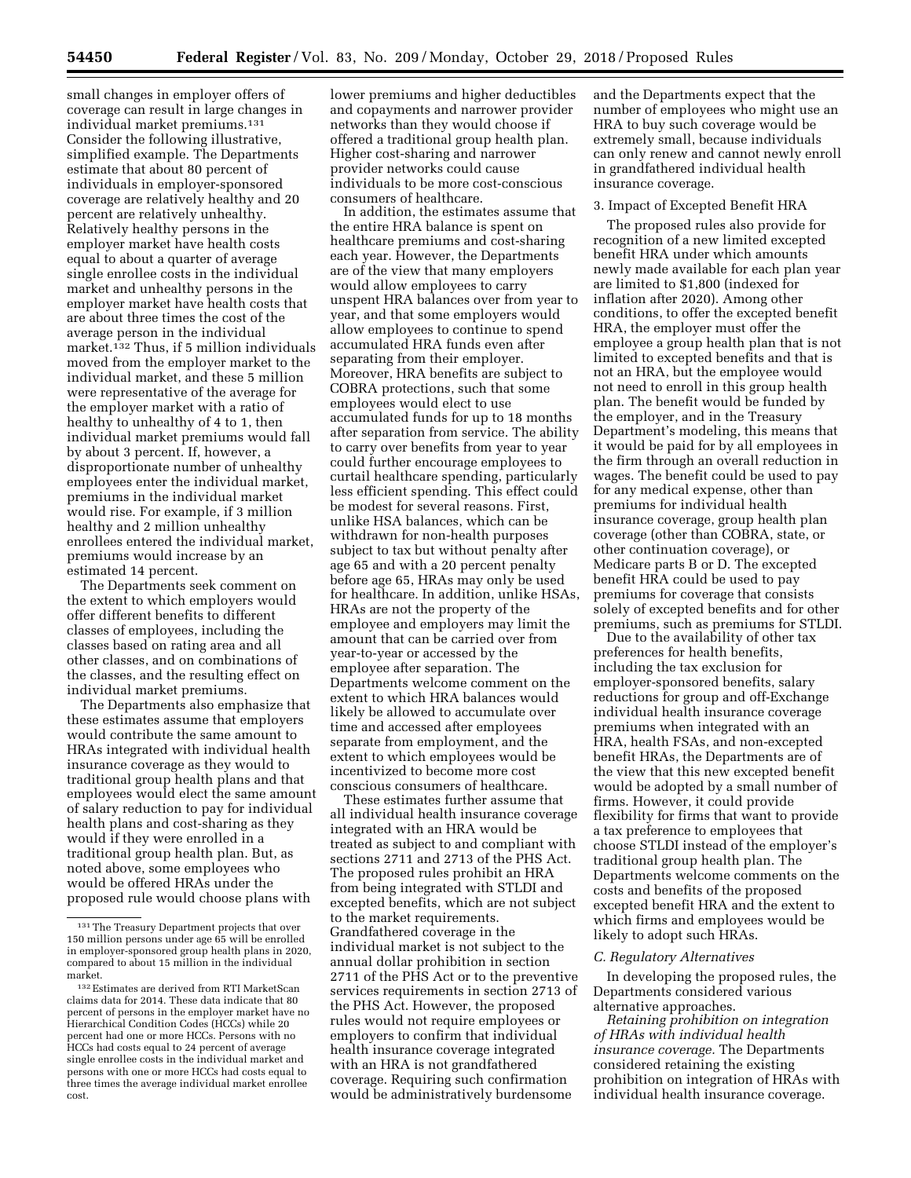small changes in employer offers of coverage can result in large changes in individual market premiums.[131] Consider the following illustrative, simplified example. The Departments estimate that about 80 percent of individuals in employer-sponsored coverage are relatively healthy and 20 percent are relatively unhealthy. Relatively healthy persons in the employer market have health costs equal to about a quarter of average single enrollee costs in the individual market and unhealthy persons in the employer market have health costs that are about three times the cost of the average person in the individual market.[132] Thus, if 5 million individuals moved from the employer market to the individual market, and these 5 million were representative of the average for the employer market with a ratio of healthy to unhealthy of 4 to 1, then individual market premiums would fall by about 3 percent. If, however, a disproportionate number of unhealthy employees enter the individual market, premiums in the individual market would rise. For example, if 3 million healthy and 2 million unhealthy enrollees entered the individual market, premiums would increase by an estimated 14 percent.

The Departments seek comment on the extent to which employers would offer different benefits to different classes of employees, including the classes based on rating area and all other classes, and on combinations of the classes, and the resulting effect on individual market premiums.

The Departments also emphasize that these estimates assume that employers would contribute the same amount to HRAs integrated with individual health insurance coverage as they would to traditional group health plans and that employees would elect the same amount of salary reduction to pay for individual health plans and cost-sharing as they would if they were enrolled in a traditional group health plan. But, as noted above, some employees who would be offered HRAs under the proposed rule would choose plans with lower premiums and higher deductibles and copayments and narrower provider networks than they would choose if offered a traditional group health plan. Higher cost-sharing and narrower provider networks could cause individuals to be more cost-conscious consumers of healthcare.

In addition, the estimates assume that the entire HRA balance is spent on healthcare premiums and cost-sharing each year. However, the Departments are of the view that many employers would allow employees to carry unspent HRA balances over from year to year, and that some employers would allow employees to continue to spend accumulated HRA funds even after separating from their employer. Moreover, HRA benefits are subject to COBRA protections, such that some employees would elect to use accumulated funds for up to 18 months after separation from service. The ability to carry over benefits from year to year could further encourage employees to curtail healthcare spending, particularly less efficient spending. This effect could be modest for several reasons. First, unlike HSA balances, which can be withdrawn for non-health purposes subject to tax but without penalty after age 65 and with a 20 percent penalty before age 65, HRAs may only be used for healthcare. In addition, unlike HSAs, HRAs are not the property of the employee and employers may limit the amount that can be carried over from year-to-year or accessed by the employee after separation. The Departments welcome comment on the extent to which HRA balances would likely be allowed to accumulate over time and accessed after employees separate from employment, and the extent to which employees would be incentivized to become more cost conscious consumers of healthcare.

These estimates further assume that all individual health insurance coverage integrated with an HRA would be treated as subject to and compliant with sections 2711 and 2713 of the PHS Act. The proposed rules prohibit an HRA from being integrated with STLDI and excepted benefits, which are not subject to the market requirements. Grandfathered coverage in the individual market is not subject to the annual dollar prohibition in section 2711 of the PHS Act or to the preventive services requirements in section 2713 of the PHS Act. However, the proposed rules would not require employees or employers to confirm that individual health insurance coverage integrated with an HRA is not grandfathered coverage. Requiring such confirmation would be administratively burdensome and the Departments expect that the number of employees who might use an HRA to buy such coverage would be extremely small, because individuals can only renew and cannot newly enroll in grandfathered individual health insurance coverage.

3. Impact of Excepted Benefit HRA

The proposed rules also provide for recognition of a new limited excepted benefit HRA under which amounts newly made available for each plan year are limited to $1,800 (indexed for inflation after 2020). Among other conditions, to offer the excepted benefit HRA, the employer must offer the employee a group health plan that is not limited to excepted benefits and that is not an HRA, but the employee would not need to enroll in this group health plan. The benefit would be funded by the employer, and in the Treasury Department's modeling, this means that it would be paid for by all employees in the firm through an overall reduction in wages. The benefit could be used to pay for any medical expense, other than premiums for individual health insurance coverage, group health plan coverage (other than COBRA, state, or other continuation coverage), or Medicare parts B or D. The excepted benefit HRA could be used to pay premiums for coverage that consists solely of excepted benefits and for other premiums, such as premiums for STLDI.

Due to the availability of other tax preferences for health benefits, including the tax exclusion for employer-sponsored benefits, salary reductions for group and off-Exchange individual health insurance coverage premiums when integrated with an HRA, health FSAs, and non-excepted benefit HRAs, the Departments are of the view that this new excepted benefit would be adopted by a small number of firms. However, it could provide flexibility for firms that want to provide a tax preference to employees that choose STLDI instead of the employer's traditional group health plan. The Departments welcome comments on the costs and benefits of the proposed excepted benefit HRA and the extent to which firms and employees would be likely to adopt such HRAs.

*C. Regulatory Alternatives*

In developing the proposed rules, the Departments considered various alternative approaches.

*Retaining prohibition on integration of HRAs with individual health insurance coverage.* The Departments considered retaining the existing prohibition on integration of HRAs with individual health insurance coverage.

---

[131] The Treasury Department projects that over 150 million persons under age 65 will be enrolled in employer-sponsored group health plans in 2020, compared to about 15 million in the individual market.

[132] Estimates are derived from RTI MarketScan claims data for 2014. These data indicate that 80 percent of persons in the employer market have no Hierarchical Condition Codes (HCCs) while 20 percent had one or more HCCs. Persons with no HCCs had costs equal to 24 percent of average single enrollee costs in the individual market and persons with one or more HCCs had costs equal to three times the average individual market enrollee cost.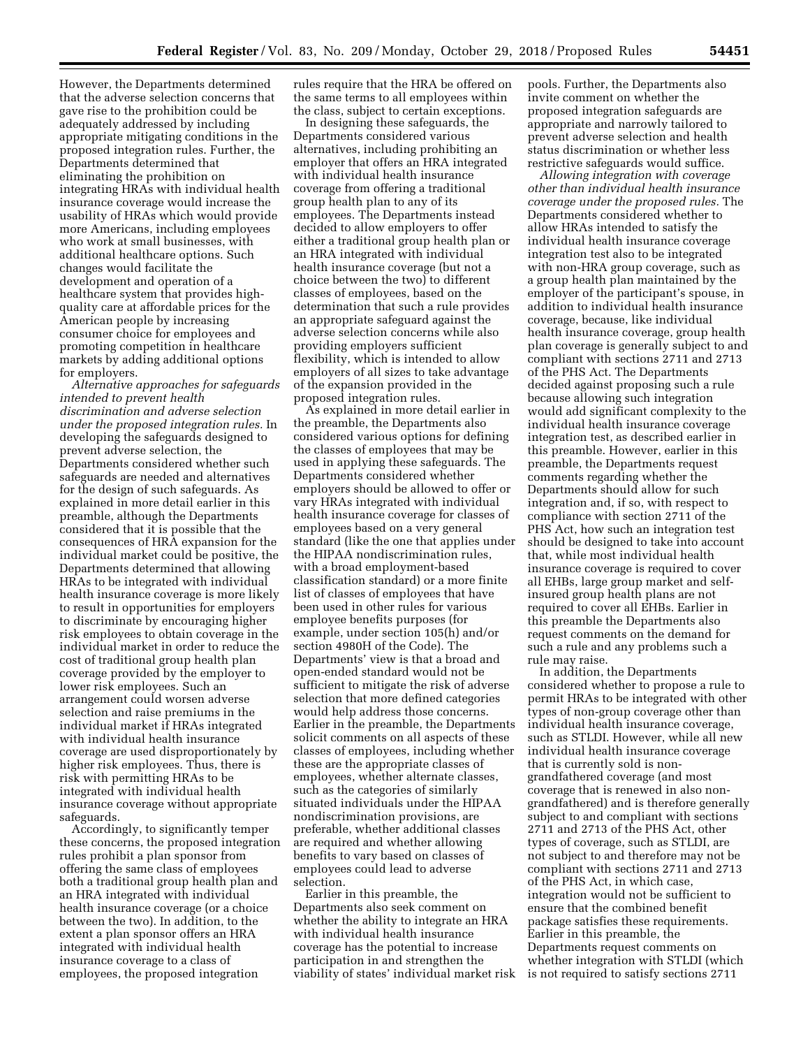However, the Departments determined that the adverse selection concerns that gave rise to the prohibition could be adequately addressed by including appropriate mitigating conditions in the proposed integration rules. Further, the Departments determined that eliminating the prohibition on integrating HRAs with individual health insurance coverage would increase the usability of HRAs which would provide more Americans, including employees who work at small businesses, with additional healthcare options. Such changes would facilitate the development and operation of a healthcare system that provides high-quality care at affordable prices for the American people by increasing consumer choice for employees and promoting competition in healthcare markets by adding additional options for employers.

*Alternative approaches for safeguards intended to prevent health discrimination and adverse selection under the proposed integration rules.* In developing the safeguards designed to prevent adverse selection, the Departments considered whether such safeguards are needed and alternatives for the design of such safeguards. As explained in more detail earlier in this preamble, although the Departments considered that it is possible that the consequences of HRA expansion for the individual market could be positive, the Departments determined that allowing HRAs to be integrated with individual health insurance coverage is more likely to result in opportunities for employers to discriminate by encouraging higher risk employees to obtain coverage in the individual market in order to reduce the cost of traditional group health plan coverage provided by the employer to lower risk employees. Such an arrangement could worsen adverse selection and raise premiums in the individual market if HRAs integrated with individual health insurance coverage are used disproportionately by higher risk employees. Thus, there is risk with permitting HRAs to be integrated with individual health insurance coverage without appropriate safeguards.

Accordingly, to significantly temper these concerns, the proposed integration rules prohibit a plan sponsor from offering the same class of employees both a traditional group health plan and an HRA integrated with individual health insurance coverage (or a choice between the two). In addition, to the extent a plan sponsor offers an HRA integrated with individual health insurance coverage to a class of employees, the proposed integration rules require that the HRA be offered on the same terms to all employees within the class, subject to certain exceptions.

In designing these safeguards, the Departments considered various alternatives, including prohibiting an employer that offers an HRA integrated with individual health insurance coverage from offering a traditional group health plan to any of its employees. The Departments instead decided to allow employers to offer either a traditional group health plan or an HRA integrated with individual health insurance coverage (but not a choice between the two) to different classes of employees, based on the determination that such a rule provides an appropriate safeguard against the adverse selection concerns while also providing employers sufficient flexibility, which is intended to allow employers of all sizes to take advantage of the expansion provided in the proposed integration rules.

As explained in more detail earlier in the preamble, the Departments also considered various options for defining the classes of employees that may be used in applying these safeguards. The Departments considered whether employers should be allowed to offer or vary HRAs integrated with individual health insurance coverage for classes of employees based on a very general standard (like the one that applies under the HIPAA nondiscrimination rules, with a broad employment-based classification standard) or a more finite list of classes of employees that have been used in other rules for various employee benefits purposes (for example, under section 105(h) and/or section 4980H of the Code). The Departments' view is that a broad and open-ended standard would not be sufficient to mitigate the risk of adverse selection that more defined categories would help address those concerns. Earlier in the preamble, the Departments solicit comments on all aspects of these classes of employees, including whether these are the appropriate classes of employees, whether alternate classes, such as the categories of similarly situated individuals under the HIPAA nondiscrimination provisions, are preferable, whether additional classes are required and whether allowing benefits to vary based on classes of employees could lead to adverse selection.

Earlier in this preamble, the Departments also seek comment on whether the ability to integrate an HRA with individual health insurance coverage has the potential to increase participation in and strengthen the viability of states' individual market risk pools. Further, the Departments also invite comment on whether the proposed integration safeguards are appropriate and narrowly tailored to prevent adverse selection and health status discrimination or whether less restrictive safeguards would suffice.

*Allowing integration with coverage other than individual health insurance coverage under the proposed rules.* The Departments considered whether to allow HRAs intended to satisfy the individual health insurance coverage integration test also to be integrated with non-HRA group coverage, such as a group health plan maintained by the employer of the participant's spouse, in addition to individual health insurance coverage, because, like individual health insurance coverage, group health plan coverage is generally subject to and compliant with sections 2711 and 2713 of the PHS Act. The Departments decided against proposing such a rule because allowing such integration would add significant complexity to the individual health insurance coverage integration test, as described earlier in this preamble. However, earlier in this preamble, the Departments request comments regarding whether the Departments should allow for such integration and, if so, with respect to compliance with section 2711 of the PHS Act, how such an integration test should be designed to take into account that, while most individual health insurance coverage is required to cover all EHBs, large group market and self-insured group health plans are not required to cover all EHBs. Earlier in this preamble the Departments also request comments on the demand for such a rule and any problems such a rule may raise.

In addition, the Departments considered whether to propose a rule to permit HRAs to be integrated with other types of non-group coverage other than individual health insurance coverage, such as STLDI. However, while all new individual health insurance coverage that is currently sold is non-grandfathered coverage (and most coverage that is renewed in also non-grandfathered) and is therefore generally subject to and compliant with sections 2711 and 2713 of the PHS Act, other types of coverage, such as STLDI, are not subject to and therefore may not be compliant with sections 2711 and 2713 of the PHS Act, in which case, integration would not be sufficient to ensure that the combined benefit package satisfies these requirements. Earlier in this preamble, the Departments request comments on whether integration with STLDI (which is not required to satisfy sections 2711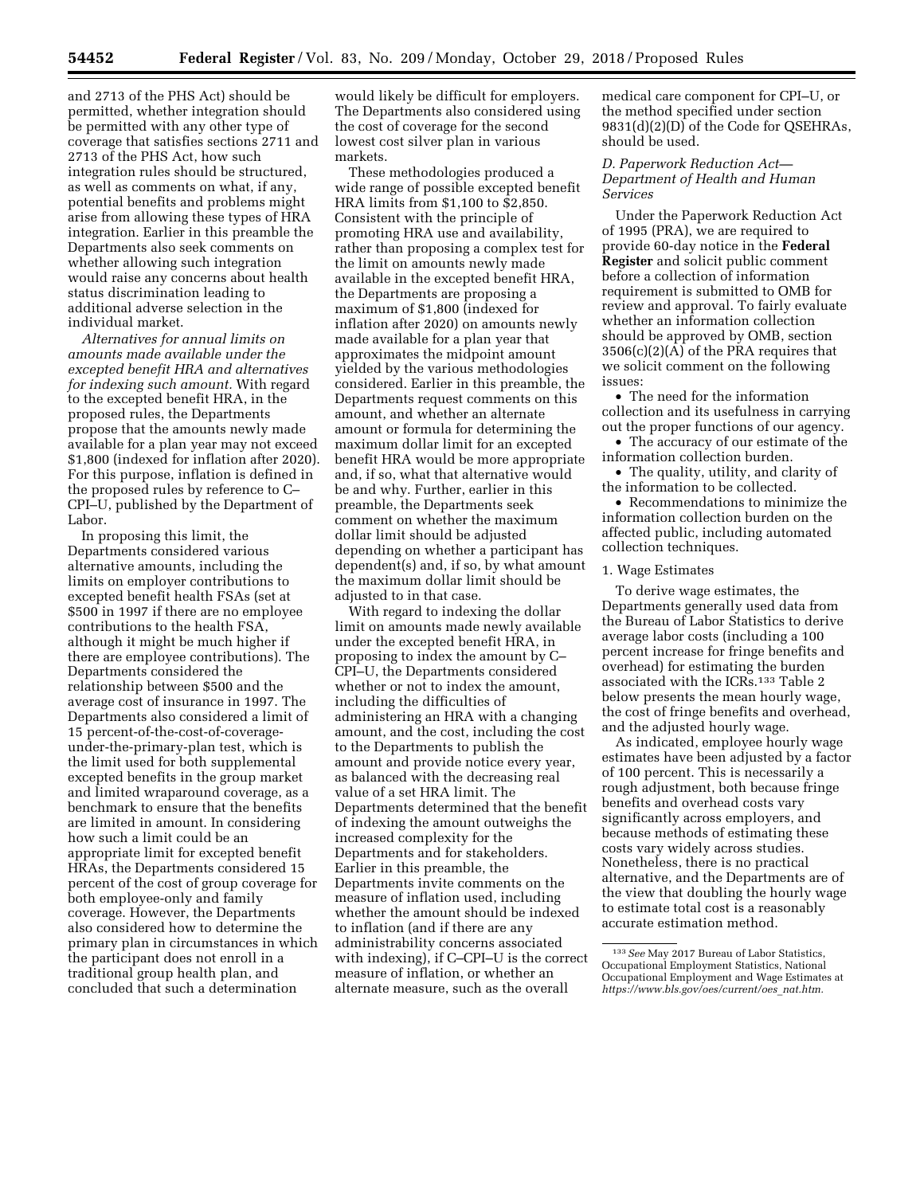and 2713 of the PHS Act) should be permitted, whether integration should be permitted with any other type of coverage that satisfies sections 2711 and 2713 of the PHS Act, how such integration rules should be structured, as well as comments on what, if any, potential benefits and problems might arise from allowing these types of HRA integration. Earlier in this preamble the Departments also seek comments on whether allowing such integration would raise any concerns about health status discrimination leading to additional adverse selection in the individual market.

*Alternatives for annual limits on amounts made available under the excepted benefit HRA and alternatives for indexing such amount.* With regard to the excepted benefit HRA, in the proposed rules, the Departments propose that the amounts newly made available for a plan year may not exceed $1,800 (indexed for inflation after 2020). For this purpose, inflation is defined in the proposed rules by reference to C–CPI–U, published by the Department of Labor.

In proposing this limit, the Departments considered various alternative amounts, including the limits on employer contributions to excepted benefit health FSAs (set at $500 in 1997 if there are no employee contributions to the health FSA, although it might be much higher if there are employee contributions). The Departments considered the relationship between $500 and the average cost of insurance in 1997. The Departments also considered a limit of 15 percent-of-the-cost-of-coverage-under-the-primary-plan test, which is the limit used for both supplemental excepted benefits in the group market and limited wraparound coverage, as a benchmark to ensure that the benefits are limited in amount. In considering how such a limit could be an appropriate limit for excepted benefit HRAs, the Departments considered 15 percent of the cost of group coverage for both employee-only and family coverage. However, the Departments also considered how to determine the primary plan in circumstances in which the participant does not enroll in a traditional group health plan, and concluded that such a determination would likely be difficult for employers. The Departments also considered using the cost of coverage for the second lowest cost silver plan in various markets.

These methodologies produced a wide range of possible excepted benefit HRA limits from $1,100 to $2,850. Consistent with the principle of promoting HRA use and availability, rather than proposing a complex test for the limit on amounts newly made available in the excepted benefit HRA, the Departments are proposing a maximum of $1,800 (indexed for inflation after 2020) on amounts newly made available for a plan year that approximates the midpoint amount yielded by the various methodologies considered. Earlier in this preamble, the Departments request comments on this amount, and whether an alternate amount or formula for determining the maximum dollar limit for an excepted benefit HRA would be more appropriate and, if so, what that alternative would be and why. Further, earlier in this preamble, the Departments seek comment on whether the maximum dollar limit should be adjusted depending on whether a participant has dependent(s) and, if so, by what amount the maximum dollar limit should be adjusted to in that case.

With regard to indexing the dollar limit on amounts made newly available under the excepted benefit HRA, in proposing to index the amount by C–CPI–U, the Departments considered whether or not to index the amount, including the difficulties of administering an HRA with a changing amount, and the cost, including the cost to the Departments to publish the amount and provide notice every year, as balanced with the decreasing real value of a set HRA limit. The Departments determined that the benefit of indexing the amount outweighs the increased complexity for the Departments and for stakeholders. Earlier in this preamble, the Departments invite comments on the measure of inflation used, including whether the amount should be indexed to inflation (and if there are any administrability concerns associated with indexing), if C–CPI–U is the correct measure of inflation, or whether an alternate measure, such as the overall medical care component for CPI–U, or the method specified under section 9831(d)(2)(D) of the Code for QSEHRAs, should be used.

### *D. Paperwork Reduction Act—Department of Health and Human Services*

Under the Paperwork Reduction Act of 1995 (PRA), we are required to provide 60-day notice in the **Federal Register** and solicit public comment before a collection of information requirement is submitted to OMB for review and approval. To fairly evaluate whether an information collection should be approved by OMB, section 3506(c)(2)(A) of the PRA requires that we solicit comment on the following issues:

- The need for the information collection and its usefulness in carrying out the proper functions of our agency.
- The accuracy of our estimate of the information collection burden.
- The quality, utility, and clarity of the information to be collected.
- Recommendations to minimize the information collection burden on the affected public, including automated collection techniques.

#### 1. Wage Estimates

To derive wage estimates, the Departments generally used data from the Bureau of Labor Statistics to derive average labor costs (including a 100 percent increase for fringe benefits and overhead) for estimating the burden associated with the ICRs.[133] Table 2 below presents the mean hourly wage, the cost of fringe benefits and overhead, and the adjusted hourly wage.

As indicated, employee hourly wage estimates have been adjusted by a factor of 100 percent. This is necessarily a rough adjustment, both because fringe benefits and overhead costs vary significantly across employers, and because methods of estimating these costs vary widely across studies. Nonetheless, there is no practical alternative, and the Departments are of the view that doubling the hourly wage to estimate total cost is a reasonably accurate estimation method.

[133] *See* May 2017 Bureau of Labor Statistics, Occupational Employment Statistics, National Occupational Employment and Wage Estimates at *https://www.bls.gov/oes/current/oes_nat.htm.*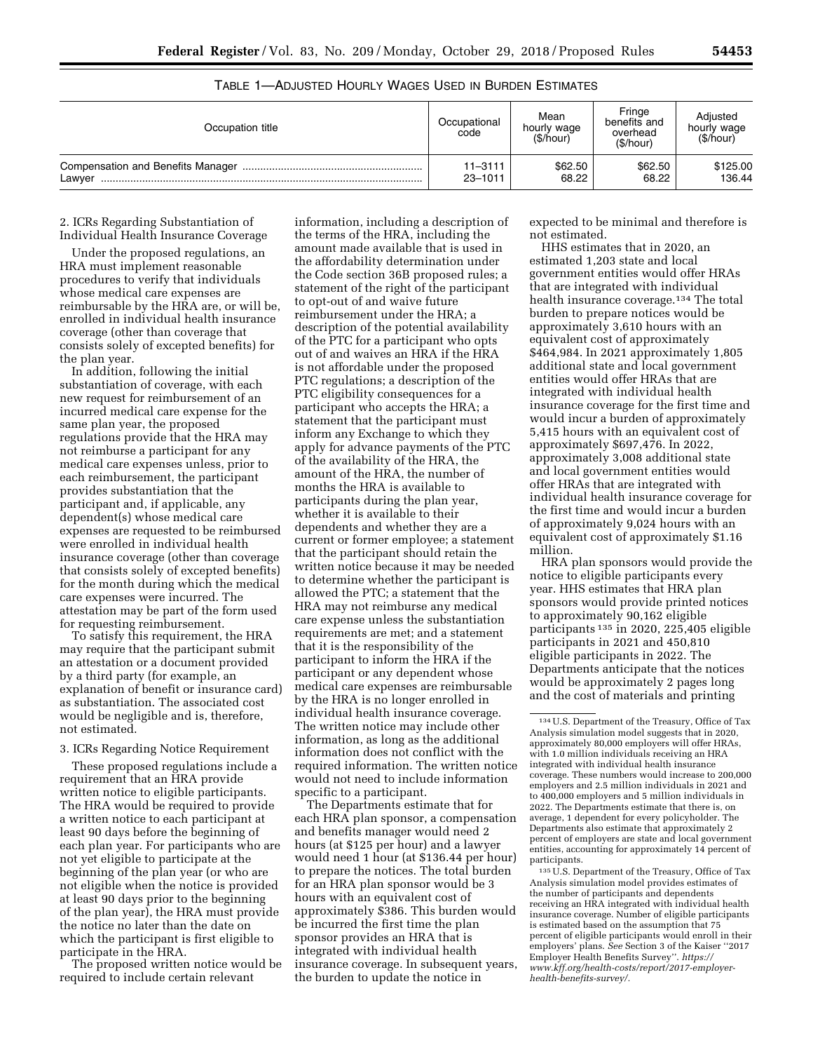TABLE 1—ADJUSTED HOURLY WAGES USED IN BURDEN ESTIMATES

| Occupation title | Occupational code | Mean hourly wage ($/hour) | Fringe benefits and overhead ($/hour) | Adjusted hourly wage ($/hour) |
|---|---|---|---|---|
| Compensation and Benefits Manager | 11–3111 | $62.50 | $62.50 | $125.00 |
| Lawyer | 23–1011 | 68.22 | 68.22 | 136.44 |

2. ICRs Regarding Substantiation of Individual Health Insurance Coverage

Under the proposed regulations, an HRA must implement reasonable procedures to verify that individuals whose medical care expenses are reimbursable by the HRA are, or will be, enrolled in individual health insurance coverage (other than coverage that consists solely of excepted benefits) for the plan year.

In addition, following the initial substantiation of coverage, with each new request for reimbursement of an incurred medical care expense for the same plan year, the proposed regulations provide that the HRA may not reimburse a participant for any medical care expenses unless, prior to each reimbursement, the participant provides substantiation that the participant and, if applicable, any dependent(s) whose medical care expenses are requested to be reimbursed were enrolled in individual health insurance coverage (other than coverage that consists solely of excepted benefits) for the month during which the medical care expenses were incurred. The attestation may be part of the form used for requesting reimbursement.

To satisfy this requirement, the HRA may require that the participant submit an attestation or a document provided by a third party (for example, an explanation of benefit or insurance card) as substantiation. The associated cost would be negligible and is, therefore, not estimated.

3. ICRs Regarding Notice Requirement

These proposed regulations include a requirement that an HRA provide written notice to eligible participants. The HRA would be required to provide a written notice to each participant at least 90 days before the beginning of each plan year. For participants who are not yet eligible to participate at the beginning of the plan year (or who are not eligible when the notice is provided at least 90 days prior to the beginning of the plan year), the HRA must provide the notice no later than the date on which the participant is first eligible to participate in the HRA.

The proposed written notice would be required to include certain relevant information, including a description of the terms of the HRA, including the amount made available that is used in the affordability determination under the Code section 36B proposed rules; a statement of the right of the participant to opt-out of and waive future reimbursement under the HRA; a description of the potential availability of the PTC for a participant who opts out of and waives an HRA if the HRA is not affordable under the proposed PTC regulations; a description of the PTC eligibility consequences for a participant who accepts the HRA; a statement that the participant must inform any Exchange to which they apply for advance payments of the PTC of the availability of the HRA, the amount of the HRA, the number of months the HRA is available to participants during the plan year, whether it is available to their dependents and whether they are a current or former employee; a statement that the participant should retain the written notice because it may be needed to determine whether the participant is allowed the PTC; a statement that the HRA may not reimburse any medical care expense unless the substantiation requirements are met; and a statement that it is the responsibility of the participant to inform the HRA if the participant or any dependent whose medical care expenses are reimbursable by the HRA is no longer enrolled in individual health insurance coverage. The written notice may include other information, as long as the additional information does not conflict with the required information. The written notice would not need to include information specific to a participant.

The Departments estimate that for each HRA plan sponsor, a compensation and benefits manager would need 2 hours (at $125 per hour) and a lawyer would need 1 hour (at $136.44 per hour) to prepare the notices. The total burden for an HRA plan sponsor would be 3 hours with an equivalent cost of approximately $386. This burden would be incurred the first time the plan sponsor provides an HRA that is integrated with individual health insurance coverage. In subsequent years, the burden to update the notice in expected to be minimal and therefore is not estimated.

HHS estimates that in 2020, an estimated 1,203 state and local government entities would offer HRAs that are integrated with individual health insurance coverage.[134] The total burden to prepare notices would be approximately 3,610 hours with an equivalent cost of approximately $464,984. In 2021 approximately 1,805 additional state and local government entities would offer HRAs that are integrated with individual health insurance coverage for the first time and would incur a burden of approximately 5,415 hours with an equivalent cost of approximately $697,476. In 2022, approximately 3,008 additional state and local government entities would offer HRAs that are integrated with individual health insurance coverage for the first time and would incur a burden of approximately 9,024 hours with an equivalent cost of approximately $1.16 million.

HRA plan sponsors would provide the notice to eligible participants every year. HHS estimates that HRA plan sponsors would provide printed notices to approximately 90,162 eligible participants[135] in 2020, 225,405 eligible participants in 2021 and 450,810 eligible participants in 2022. The Departments anticipate that the notices would be approximately 2 pages long and the cost of materials and printing

[134] U.S. Department of the Treasury, Office of Tax Analysis simulation model suggests that in 2020, approximately 80,000 employers will offer HRAs, with 1.0 million individuals receiving an HRA integrated with individual health insurance coverage. These numbers would increase to 200,000 employers and 2.5 million individuals in 2021 and to 400,000 employers and 5 million individuals in 2022. The Departments estimate that there is, on average, 1 dependent for every policyholder. The Departments also estimate that approximately 2 percent of employers are state and local government entities, accounting for approximately 14 percent of participants.

[135] U.S. Department of the Treasury, Office of Tax Analysis simulation model provides estimates of the number of participants and dependents receiving an HRA integrated with individual health insurance coverage. Number of eligible participants is estimated based on the assumption that 75 percent of eligible participants would enroll in their employers' plans. *See* Section 3 of the Kaiser "2017 Employer Health Benefits Survey". *https://www.kff.org/health-costs/report/2017-employer-health-benefits-survey/.*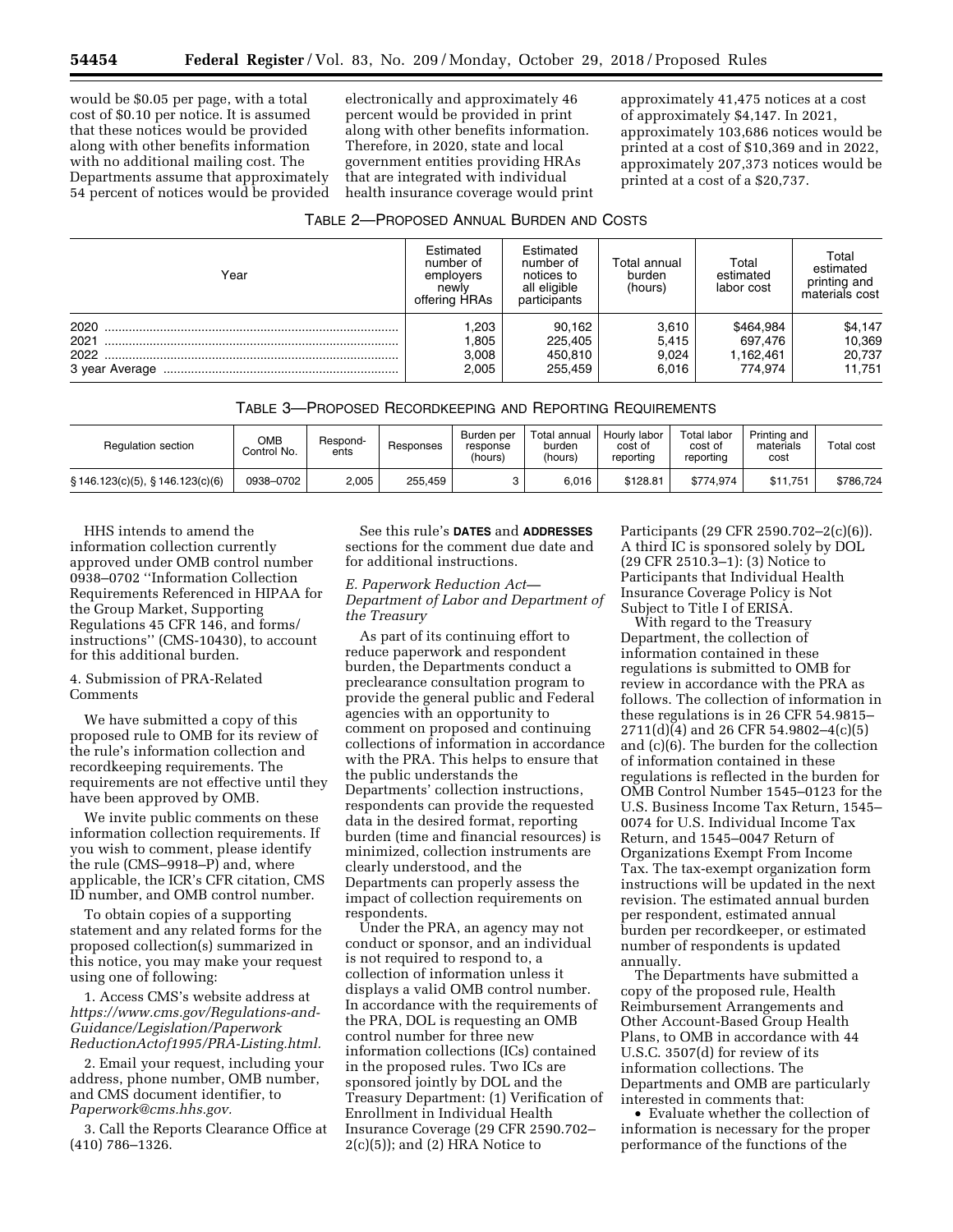would be $0.05 per page, with a total cost of $0.10 per notice. It is assumed that these notices would be provided along with other benefits information with no additional mailing cost. The Departments assume that approximately 54 percent of notices would be provided electronically and approximately 46 percent would be provided in print along with other benefits information. Therefore, in 2020, state and local government entities providing HRAs that are integrated with individual health insurance coverage would print approximately 41,475 notices at a cost of approximately $4,147. In 2021, approximately 103,686 notices would be printed at a cost of $10,369 and in 2022, approximately 207,373 notices would be printed at a cost of a $20,737.

TABLE 2—PROPOSED ANNUAL BURDEN AND COSTS

| Year | Estimated number of employers newly offering HRAs | Estimated number of notices to all eligible participants | Total annual burden (hours) | Total estimated labor cost | Total estimated printing and materials cost |
|---|---|---|---|---|---|
| 2020 | 1,203 | 90,162 | 3,610 | $464,984 | $4,147 |
| 2021 | 1,805 | 225,405 | 5,415 | 697,476 | 10,369 |
| 2022 | 3,008 | 450,810 | 9,024 | 1,162,461 | 20,737 |
| 3 year Average | 2,005 | 255,459 | 6,016 | 774,974 | 11,751 |

TABLE 3—PROPOSED RECORDKEEPING AND REPORTING REQUIREMENTS

| Regulation section | OMB Control No. | Respondents | Responses | Burden per response (hours) | Total annual burden (hours) | Hourly labor cost of reporting | Total labor cost of reporting | Printing and materials cost | Total cost |
|---|---|---|---|---|---|---|---|---|---|
| § 146.123(c)(5), § 146.123(c)(6) | 0938–0702 | 2,005 | 255,459 | 3 | 6,016 | $128.81 | $774,974 | $11,751 | $786,724 |

HHS intends to amend the information collection currently approved under OMB control number 0938–0702 ''Information Collection Requirements Referenced in HIPAA for the Group Market, Supporting Regulations 45 CFR 146, and forms/instructions'' (CMS-10430), to account for this additional burden.

4. Submission of PRA-Related Comments

We have submitted a copy of this proposed rule to OMB for its review of the rule's information collection and recordkeeping requirements. The requirements are not effective until they have been approved by OMB.

We invite public comments on these information collection requirements. If you wish to comment, please identify the rule (CMS–9918–P) and, where applicable, the ICR's CFR citation, CMS ID number, and OMB control number.

To obtain copies of a supporting statement and any related forms for the proposed collection(s) summarized in this notice, you may make your request using one of following:

1. Access CMS's website address at *https://www.cms.gov/Regulations-and-Guidance/Legislation/Paperwork ReductionActof1995/PRA-Listing.html.*

2. Email your request, including your address, phone number, OMB number, and CMS document identifier, to *Paperwork@cms.hhs.gov.*

3. Call the Reports Clearance Office at (410) 786–1326.

See this rule's **DATES** and **ADDRESSES** sections for the comment due date and for additional instructions.

### *E. Paperwork Reduction Act—Department of Labor and Department of the Treasury*

As part of its continuing effort to reduce paperwork and respondent burden, the Departments conduct a preclearance consultation program to provide the general public and Federal agencies with an opportunity to comment on proposed and continuing collections of information in accordance with the PRA. This helps to ensure that the public understands the Departments' collection instructions, respondents can provide the requested data in the desired format, reporting burden (time and financial resources) is minimized, collection instruments are clearly understood, and the Departments can properly assess the impact of collection requirements on respondents.

Under the PRA, an agency may not conduct or sponsor, and an individual is not required to respond to, a collection of information unless it displays a valid OMB control number. In accordance with the requirements of the PRA, DOL is requesting an OMB control number for three new information collections (ICs) contained in the proposed rules. Two ICs are sponsored jointly by DOL and the Treasury Department: (1) Verification of Enrollment in Individual Health Insurance Coverage (29 CFR 2590.702–2(c)(5)); and (2) HRA Notice to Participants (29 CFR 2590.702–2(c)(6)). A third IC is sponsored solely by DOL (29 CFR 2510.3–1): (3) Notice to Participants that Individual Health Insurance Coverage Policy is Not Subject to Title I of ERISA.

With regard to the Treasury Department, the collection of information contained in these regulations is submitted to OMB for review in accordance with the PRA as follows. The collection of information in these regulations is in 26 CFR 54.9815–2711(d)(4) and 26 CFR 54.9802–4(c)(5) and (c)(6). The burden for the collection of information contained in these regulations is reflected in the burden for OMB Control Number 1545–0123 for the U.S. Business Income Tax Return, 1545–0074 for U.S. Individual Income Tax Return, and 1545–0047 Return of Organizations Exempt From Income Tax. The tax-exempt organization form instructions will be updated in the next revision. The estimated annual burden per respondent, estimated annual burden per recordkeeper, or estimated number of respondents is updated annually.

The Departments have submitted a copy of the proposed rule, Health Reimbursement Arrangements and Other Account-Based Group Health Plans, to OMB in accordance with 44 U.S.C. 3507(d) for review of its information collections. The Departments and OMB are particularly interested in comments that:

- Evaluate whether the collection of information is necessary for the proper performance of the functions of the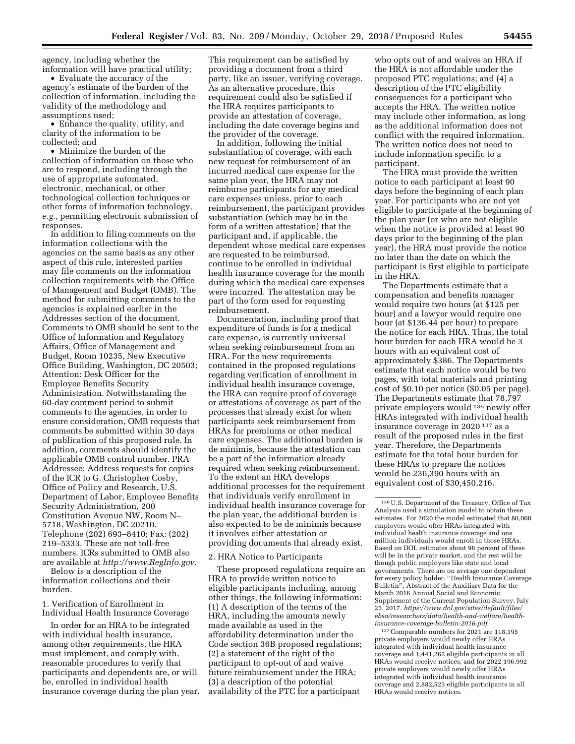agency, including whether the information will have practical utility;

- Evaluate the accuracy of the agency's estimate of the burden of the collection of information, including the validity of the methodology and assumptions used;
- Enhance the quality, utility, and clarity of the information to be collected; and
- Minimize the burden of the collection of information on those who are to respond, including through the use of appropriate automated, electronic, mechanical, or other technological collection techniques or other forms of information technology, *e.g.,* permitting electronic submission of responses.

In addition to filing comments on the information collections with the agencies on the same basis as any other aspect of this rule, interested parties may file comments on the information collection requirements with the Office of Management and Budget (OMB). The method for submitting comments to the agencies is explained earlier in the Addresses section of the document. Comments to OMB should be sent to the Office of Information and Regulatory Affairs, Office of Management and Budget, Room 10235, New Executive Office Building, Washington, DC 20503; Attention: Desk Officer for the Employee Benefits Security Administration. Notwithstanding the 60-day comment period to submit comments to the agencies, in order to ensure consideration, OMB requests that comments be submitted within 30 days of publication of this proposed rule. In addition, comments should identify the applicable OMB control number. PRA Addressee: Address requests for copies of the ICR to G. Christopher Cosby, Office of Policy and Research, U.S. Department of Labor, Employee Benefits Security Administration, 200 Constitution Avenue NW, Room N–5718, Washington, DC 20210. Telephone (202) 693–8410; Fax: (202) 219–5333. These are not toll-free numbers. ICRs submitted to OMB also are available at *http://www.RegInfo.gov.*

Below is a description of the information collections and their burden.

### 1. Verification of Enrollment in Individual Health Insurance Coverage

In order for an HRA to be integrated with individual health insurance, among other requirements, the HRA must implement, and comply with, reasonable procedures to verify that participants and dependents are, or will be, enrolled in individual health insurance coverage during the plan year. This requirement can be satisfied by providing a document from a third party, like an issuer, verifying coverage. As an alternative procedure, this requirement could also be satisfied if the HRA requires participants to provide an attestation of coverage, including the date coverage begins and the provider of the coverage.

In addition, following the initial substantiation of coverage, with each new request for reimbursement of an incurred medical care expense for the same plan year, the HRA may not reimburse participants for any medical care expenses unless, prior to each reimbursement, the participant provides substantiation (which may be in the form of a written attestation) that the participant and, if applicable, the dependent whose medical care expenses are requested to be reimbursed, continue to be enrolled in individual health insurance coverage for the month during which the medical care expenses were incurred. The attestation may be part of the form used for requesting reimbursement.

Documentation, including proof that expenditure of funds is for a medical care expense, is currently universal when seeking reimbursement from an HRA. For the new requirements contained in the proposed regulations regarding verification of enrollment in individual health insurance coverage, the HRA can require proof of coverage or attestations of coverage as part of the processes that already exist for when participants seek reimbursement from HRAs for premiums or other medical care expenses. The additional burden is de minimis, because the attestation can be a part of the information already required when seeking reimbursement. To the extent an HRA develops additional processes for the requirement that individuals verify enrollment in individual health insurance coverage for the plan year, the additional burden is also expected to be de minimis because it involves either attestation or providing documents that already exist.

### 2. HRA Notice to Participants

These proposed regulations require an HRA to provide written notice to eligible participants including, among other things, the following information: (1) A description of the terms of the HRA, including the amounts newly made available as used in the affordability determination under the Code section 36B proposed regulations; (2) a statement of the right of the participant to opt-out of and waive future reimbursement under the HRA; (3) a description of the potential availability of the PTC for a participant who opts out of and waives an HRA if the HRA is not affordable under the proposed PTC regulations; and (4) a description of the PTC eligibility consequences for a participant who accepts the HRA. The written notice may include other information, as long as the additional information does not conflict with the required information. The written notice does not need to include information specific to a participant.

The HRA must provide the written notice to each participant at least 90 days before the beginning of each plan year. For participants who are not yet eligible to participate at the beginning of the plan year (or who are not eligible when the notice is provided at least 90 days prior to the beginning of the plan year), the HRA must provide the notice no later than the date on which the participant is first eligible to participate in the HRA.

The Departments estimate that a compensation and benefits manager would require two hours (at $125 per hour) and a lawyer would require one hour (at $136.44 per hour) to prepare the notice for each HRA. Thus, the total hour burden for each HRA would be 3 hours with an equivalent cost of approximately $386. The Departments estimate that each notice would be two pages, with total materials and printing cost of $0.10 per notice ($0.05 per page). The Departments estimate that 78,797 private employers would[136] newly offer HRAs integrated with individual health insurance coverage in 2020[137] as a result of the proposed rules in the first year. Therefore, the Departments estimate for the total hour burden for these HRAs to prepare the notices would be 236,390 hours with an equivalent cost of $30,450,216.

---

[136] U.S. Department of the Treasury, Office of Tax Analysis used a simulation model to obtain these estimates. For 2020 the model estimated that 80,000 employers would offer HRAs integrated with individual health insurance coverage and one million individuals would enroll in those HRAs. Based on DOL estimates about 98 percent of these will be in the private market, and the rest will be though public employers like state and local governments. There are on average one dependent for every policy holder. "Health Insurance Coverage Bulletin", Abstract of the Auxiliary Data for the March 2016 Annual Social and Economic Supplement of the Current Population Survey, July 25, 2017. *https://www.dol.gov/sites/default/files/ebsa/researchers/data/health-and-welfare/health-insurance-coverage-bulletin-2016.pdf*

[137] Comparable numbers for 2021 are 118,195 private employers would newly offer HRAs integrated with individual health insurance coverage and 1,441,262 eligible participants in all HRAs would receive notices, and for 2022 196,992 private employers would newly offer HRAs integrated with individual health insurance coverage and 2,882,523 eligible participants in all HRAs would receive notices.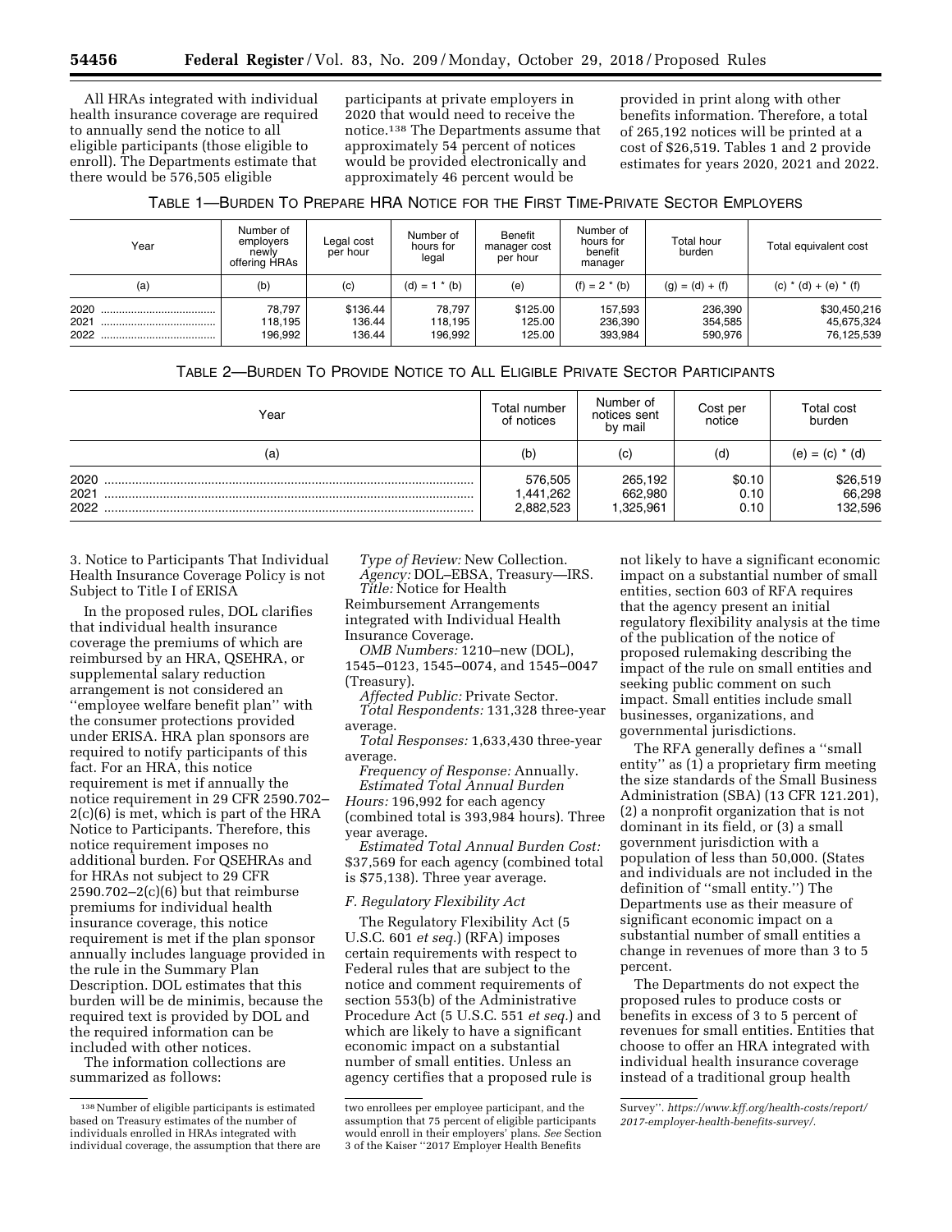All HRAs integrated with individual health insurance coverage are required to annually send the notice to all eligible participants (those eligible to enroll). The Departments estimate that there would be 576,505 eligible participants at private employers in 2020 that would need to receive the notice.[138] The Departments assume that approximately 54 percent of notices would be provided electronically and approximately 46 percent would be provided in print along with other benefits information. Therefore, a total of 265,192 notices will be printed at a cost of $26,519. Tables 1 and 2 provide estimates for years 2020, 2021 and 2022.

TABLE 1—BURDEN TO PREPARE HRA NOTICE FOR THE FIRST TIME-PRIVATE SECTOR EMPLOYERS

| Year | Number of employers newly offering HRAs | Legal cost per hour | Number of hours for legal | Benefit manager cost per hour | Number of hours for benefit manager | Total hour burden | Total equivalent cost |
|---|---|---|---|---|---|---|---|
| (a) | (b) | (c) | (d) = 1 * (b) | (e) | (f) = 2 * (b) | (g) = (d) + (f) | (c) * (d) + (e) * (f) |
| 2020 | 78,797 | $136.44 | 78,797 | $125.00 | 157,593 | 236,390 | $30,450,216 |
| 2021 | 118,195 | 136.44 | 118,195 | 125.00 | 236,390 | 354,585 | 45,675,324 |
| 2022 | 196,992 | 136.44 | 196,992 | 125.00 | 393,984 | 590,976 | 76,125,539 |

TABLE 2—BURDEN TO PROVIDE NOTICE TO ALL ELIGIBLE PRIVATE SECTOR PARTICIPANTS

| Year | Total number of notices | Number of notices sent by mail | Cost per notice | Total cost burden |
|---|---|---|---|---|
| (a) | (b) | (c) | (d) | (e) = (c) * (d) |
| 2020 | 576,505 | 265,192 | $0.10 | $26,519 |
| 2021 | 1,441,262 | 662,980 | 0.10 | 66,298 |
| 2022 | 2,882,523 | 1,325,961 | 0.10 | 132,596 |

3. Notice to Participants That Individual Health Insurance Coverage Policy is not Subject to Title I of ERISA

In the proposed rules, DOL clarifies that individual health insurance coverage the premiums of which are reimbursed by an HRA, QSEHRA, or supplemental salary reduction arrangement is not considered an ''employee welfare benefit plan'' with the consumer protections provided under ERISA. HRA plan sponsors are required to notify participants of this fact. For an HRA, this notice requirement is met if annually the notice requirement in 29 CFR 2590.702–2(c)(6) is met, which is part of the HRA Notice to Participants. Therefore, this notice requirement imposes no additional burden. For QSEHRAs and for HRAs not subject to 29 CFR 2590.702–2(c)(6) but that reimburse premiums for individual health insurance coverage, this notice requirement is met if the plan sponsor annually includes language provided in the rule in the Summary Plan Description. DOL estimates that this burden will be de minimis, because the required text is provided by DOL and the required information can be included with other notices.

The information collections are summarized as follows:

*Type of Review:* New Collection.
*Agency:* DOL–EBSA, Treasury—IRS.
*Title:* Notice for Health Reimbursement Arrangements integrated with Individual Health Insurance Coverage.
*OMB Numbers:* 1210–new (DOL), 1545–0123, 1545–0074, and 1545–0047 (Treasury).
*Affected Public:* Private Sector.
*Total Respondents:* 131,328 three-year average.
*Total Responses:* 1,633,430 three-year average.
*Frequency of Response:* Annually.
*Estimated Total Annual Burden Hours:* 196,992 for each agency (combined total is 393,984 hours). Three year average.
*Estimated Total Annual Burden Cost:* $37,569 for each agency (combined total is $75,138). Three year average.

### *F. Regulatory Flexibility Act*

The Regulatory Flexibility Act (5 U.S.C. 601 *et seq.*) (RFA) imposes certain requirements with respect to Federal rules that are subject to the notice and comment requirements of section 553(b) of the Administrative Procedure Act (5 U.S.C. 551 *et seq.*) and which are likely to have a significant economic impact on a substantial number of small entities. Unless an agency certifies that a proposed rule is not likely to have a significant economic impact on a substantial number of small entities, section 603 of RFA requires that the agency present an initial regulatory flexibility analysis at the time of the publication of the notice of proposed rulemaking describing the impact of the rule on small entities and seeking public comment on such impact. Small entities include small businesses, organizations, and governmental jurisdictions.

The RFA generally defines a ''small entity'' as (1) a proprietary firm meeting the size standards of the Small Business Administration (SBA) (13 CFR 121.201), (2) a nonprofit organization that is not dominant in its field, or (3) a small government jurisdiction with a population of less than 50,000. (States and individuals are not included in the definition of ''small entity.'') The Departments use as their measure of significant economic impact on a substantial number of small entities a change in revenues of more than 3 to 5 percent.

The Departments do not expect the proposed rules to produce costs or benefits in excess of 3 to 5 percent of revenues for small entities. Entities that choose to offer an HRA integrated with individual health insurance coverage instead of a traditional group health

---

[138] Number of eligible participants is estimated based on Treasury estimates of the number of individuals enrolled in HRAs integrated with individual coverage, the assumption that there are two enrollees per employee participant, and the assumption that 75 percent of eligible participants would enroll in their employers' plans. *See* Section 3 of the Kaiser ''2017 Employer Health Benefits Survey''. *https://www.kff.org/health-costs/report/2017-employer-health-benefits-survey/*.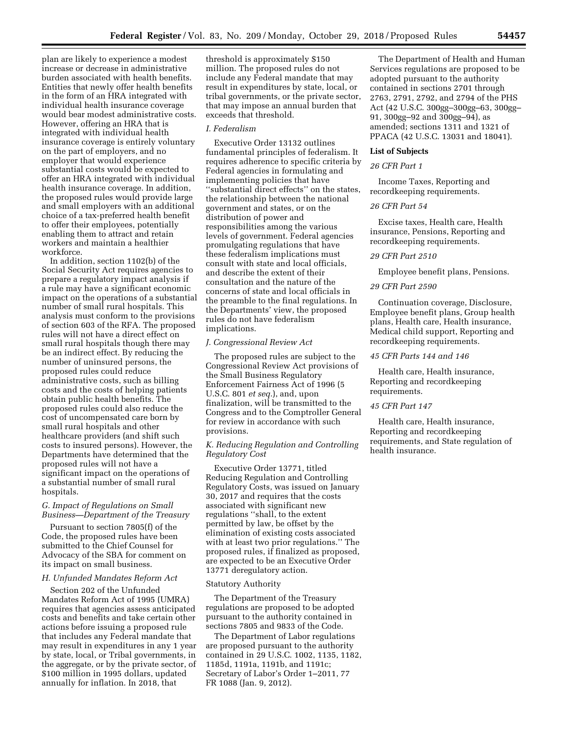plan are likely to experience a modest increase or decrease in administrative burden associated with health benefits. Entities that newly offer health benefits in the form of an HRA integrated with individual health insurance coverage would bear modest administrative costs. However, offering an HRA that is integrated with individual health insurance coverage is entirely voluntary on the part of employers, and no employer that would experience substantial costs would be expected to offer an HRA integrated with individual health insurance coverage. In addition, the proposed rules would provide large and small employers with an additional choice of a tax-preferred health benefit to offer their employees, potentially enabling them to attract and retain workers and maintain a healthier workforce.

In addition, section 1102(b) of the Social Security Act requires agencies to prepare a regulatory impact analysis if a rule may have a significant economic impact on the operations of a substantial number of small rural hospitals. This analysis must conform to the provisions of section 603 of the RFA. The proposed rules will not have a direct effect on small rural hospitals though there may be an indirect effect. By reducing the number of uninsured persons, the proposed rules could reduce administrative costs, such as billing costs and the costs of helping patients obtain public health benefits. The proposed rules could also reduce the cost of uncompensated care born by small rural hospitals and other healthcare providers (and shift such costs to insured persons). However, the Departments have determined that the proposed rules will not have a significant impact on the operations of a substantial number of small rural hospitals.

### *G. Impact of Regulations on Small Business—Department of the Treasury*

Pursuant to section 7805(f) of the Code, the proposed rules have been submitted to the Chief Counsel for Advocacy of the SBA for comment on its impact on small business.

### *H. Unfunded Mandates Reform Act*

Section 202 of the Unfunded Mandates Reform Act of 1995 (UMRA) requires that agencies assess anticipated costs and benefits and take certain other actions before issuing a proposed rule that includes any Federal mandate that may result in expenditures in any 1 year by state, local, or Tribal governments, in the aggregate, or by the private sector, of $100 million in 1995 dollars, updated annually for inflation. In 2018, that threshold is approximately $150 million. The proposed rules do not include any Federal mandate that may result in expenditures by state, local, or tribal governments, or the private sector, that may impose an annual burden that exceeds that threshold.

### *I. Federalism*

Executive Order 13132 outlines fundamental principles of federalism. It requires adherence to specific criteria by Federal agencies in formulating and implementing policies that have ''substantial direct effects'' on the states, the relationship between the national government and states, or on the distribution of power and responsibilities among the various levels of government. Federal agencies promulgating regulations that have these federalism implications must consult with state and local officials, and describe the extent of their consultation and the nature of the concerns of state and local officials in the preamble to the final regulations. In the Departments' view, the proposed rules do not have federalism implications.

### *J. Congressional Review Act*

The proposed rules are subject to the Congressional Review Act provisions of the Small Business Regulatory Enforcement Fairness Act of 1996 (5 U.S.C. 801 *et seq.*), and, upon finalization, will be transmitted to the Congress and to the Comptroller General for review in accordance with such provisions.

### *K. Reducing Regulation and Controlling Regulatory Cost*

Executive Order 13771, titled Reducing Regulation and Controlling Regulatory Costs, was issued on January 30, 2017 and requires that the costs associated with significant new regulations ''shall, to the extent permitted by law, be offset by the elimination of existing costs associated with at least two prior regulations.'' The proposed rules, if finalized as proposed, are expected to be an Executive Order 13771 deregulatory action.

### Statutory Authority

The Department of the Treasury regulations are proposed to be adopted pursuant to the authority contained in sections 7805 and 9833 of the Code.

The Department of Labor regulations are proposed pursuant to the authority contained in 29 U.S.C. 1002, 1135, 1182, 1185d, 1191a, 1191b, and 1191c; Secretary of Labor's Order 1–2011, 77 FR 1088 (Jan. 9, 2012).

The Department of Health and Human Services regulations are proposed to be adopted pursuant to the authority contained in sections 2701 through 2763, 2791, 2792, and 2794 of the PHS Act (42 U.S.C. 300gg–300gg–63, 300gg–91, 300gg–92 and 300gg–94), as amended; sections 1311 and 1321 of PPACA (42 U.S.C. 13031 and 18041).

### List of Subjects

*26 CFR Part 1*

Income Taxes, Reporting and recordkeeping requirements.

*26 CFR Part 54*

Excise taxes, Health care, Health insurance, Pensions, Reporting and recordkeeping requirements.

*29 CFR Part 2510*

Employee benefit plans, Pensions.

*29 CFR Part 2590*

Continuation coverage, Disclosure, Employee benefit plans, Group health plans, Health care, Health insurance, Medical child support, Reporting and recordkeeping requirements.

*45 CFR Parts 144 and 146*

Health care, Health insurance, Reporting and recordkeeping requirements.

*45 CFR Part 147*

Health care, Health insurance, Reporting and recordkeeping requirements, and State regulation of health insurance.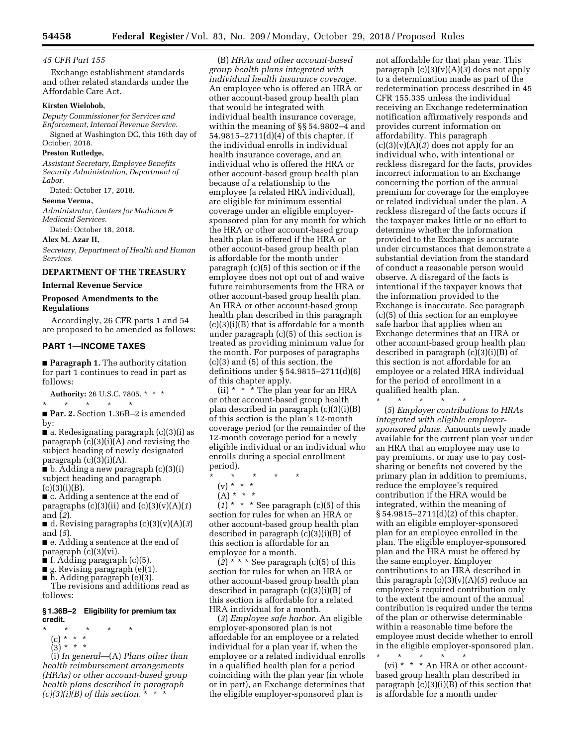*45 CFR Part 155*

Exchange establishment standards and other related standards under the Affordable Care Act.

**Kirsten Wielobob,**

*Deputy Commissioner for Services and Enforcement, Internal Revenue Service.*

Signed at Washington DC, this 16th day of October, 2018.

**Preston Rutledge,**

*Assistant Secretary, Employee Benefits Security Administration, Department of Labor.*

Dated: October 17, 2018.

**Seema Verma,**

*Administrator, Centers for Medicare & Medicaid Services.*

Dated: October 18, 2018.

**Alex M. Azar II,**

*Secretary, Department of Health and Human Services.*

## DEPARTMENT OF THE TREASURY

### Internal Revenue Service

### Proposed Amendments to the Regulations

Accordingly, 26 CFR parts 1 and 54 are proposed to be amended as follows:

## PART 1—INCOME TAXES

■ **Paragraph 1.** The authority citation for part 1 continues to read in part as follows:

**Authority:** 26 U.S.C. 7805. * * *

\* \* \* \* \*

■ **Par. 2.** Section 1.36B–2 is amended by:

■ a. Redesignating paragraph (c)(3)(i) as paragraph (c)(3)(i)(A) and revising the subject heading of newly designated paragraph (c)(3)(i)(A).

■ b. Adding a new paragraph (c)(3)(i) subject heading and paragraph (c)(3)(i)(B).

■ c. Adding a sentence at the end of paragraphs (c)(3)(ii) and (c)(3)(v)(A)(*1*) and (*2*).

■ d. Revising paragraphs (c)(3)(v)(A)(*3*) and (*5*).

■ e. Adding a sentence at the end of paragraph (c)(3)(vi).

■ f. Adding paragraph (c)(5).

■ g. Revising paragraph (e)(1).

■ h. Adding paragraph (e)(3).

The revisions and additions read as follows:

### § 1.36B–2 Eligibility for premium tax credit.

\* \* \* \* \*

(c) * * *

(3) * * *

(i) *In general*—(A) *Plans other than health reimbursement arrangements (HRAs) or other account-based group health plans described in paragraph (c)(3)(i)(B) of this section.* * * *

(B) *HRAs and other account-based group health plans integrated with individual health insurance coverage.* An employee who is offered an HRA or other account-based group health plan that would be integrated with individual health insurance coverage, within the meaning of §§ 54.9802–4 and 54.9815–2711(d)(4) of this chapter, if the individual enrolls in individual health insurance coverage, and an individual who is offered the HRA or other account-based group health plan because of a relationship to the employee (a related HRA individual), are eligible for minimum essential coverage under an eligible employer-sponsored plan for any month for which the HRA or other account-based group health plan is offered if the HRA or other account-based group health plan is affordable for the month under paragraph (c)(5) of this section or if the employee does not opt out of and waive future reimbursements from the HRA or other account-based group health plan. An HRA or other account-based group health plan described in this paragraph (c)(3)(i)(B) that is affordable for a month under paragraph (c)(5) of this section is treated as providing minimum value for the month. For purposes of paragraphs (c)(3) and (5) of this section, the definitions under § 54.9815–2711(d)(6) of this chapter apply.

(ii) * * * The plan year for an HRA or other account-based group health plan described in paragraph (c)(3)(i)(B) of this section is the plan's 12-month coverage period (or the remainder of the 12-month coverage period for a newly eligible individual or an individual who enrolls during a special enrollment period).

\* \* \* \* \*

(v) * * *

(A) * * *

(*1*) * * * See paragraph (c)(5) of this section for rules for when an HRA or other account-based group health plan described in paragraph (c)(3)(i)(B) of this section is affordable for an employee for a month.

(*2*) * * * See paragraph (c)(5) of this section for rules for when an HRA or other account-based group health plan described in paragraph (c)(3)(i)(B) of this section is affordable for a related HRA individual for a month.

(*3*) *Employee safe harbor.* An eligible employer-sponsored plan is not affordable for an employee or a related individual for a plan year if, when the employee or a related individual enrolls in a qualified health plan for a period coinciding with the plan year (in whole or in part), an Exchange determines that the eligible employer-sponsored plan is not affordable for that plan year. This paragraph (c)(3)(v)(A)(*3*) does not apply to a determination made as part of the redetermination process described in 45 CFR 155.335 unless the individual receiving an Exchange redetermination notification affirmatively responds and provides current information on affordability. This paragraph (c)(3)(v)(A)(*3*) does not apply for an individual who, with intentional or reckless disregard for the facts, provides incorrect information to an Exchange concerning the portion of the annual premium for coverage for the employee or related individual under the plan. A reckless disregard of the facts occurs if the taxpayer makes little or no effort to determine whether the information provided to the Exchange is accurate under circumstances that demonstrate a substantial deviation from the standard of conduct a reasonable person would observe. A disregard of the facts is intentional if the taxpayer knows that the information provided to the Exchange is inaccurate. See paragraph (c)(5) of this section for an employee safe harbor that applies when an Exchange determines that an HRA or other account-based group health plan described in paragraph (c)(3)(i)(B) of this section is not affordable for an employee or a related HRA individual for the period of enrollment in a qualified health plan.

\* \* \* \* \*

(*5*) *Employer contributions to HRAs integrated with eligible employer-sponsored plans.* Amounts newly made available for the current plan year under an HRA that an employee may use to pay premiums, or may use to pay cost-sharing or benefits not covered by the primary plan in addition to premiums, reduce the employee's required contribution if the HRA would be integrated, within the meaning of § 54.9815–2711(d)(2) of this chapter, with an eligible employer-sponsored plan for an employee enrolled in the plan. The eligible employer-sponsored plan and the HRA must be offered by the same employer. Employer contributions to an HRA described in this paragraph (c)(3)(v)(A)(*5*) reduce an employee's required contribution only to the extent the amount of the annual contribution is required under the terms of the plan or otherwise determinable within a reasonable time before the employee must decide whether to enroll in the eligible employer-sponsored plan.

\* \* \* \* \*

(vi) * * * An HRA or other account-based group health plan described in paragraph (c)(3)(i)(B) of this section that is affordable for a month under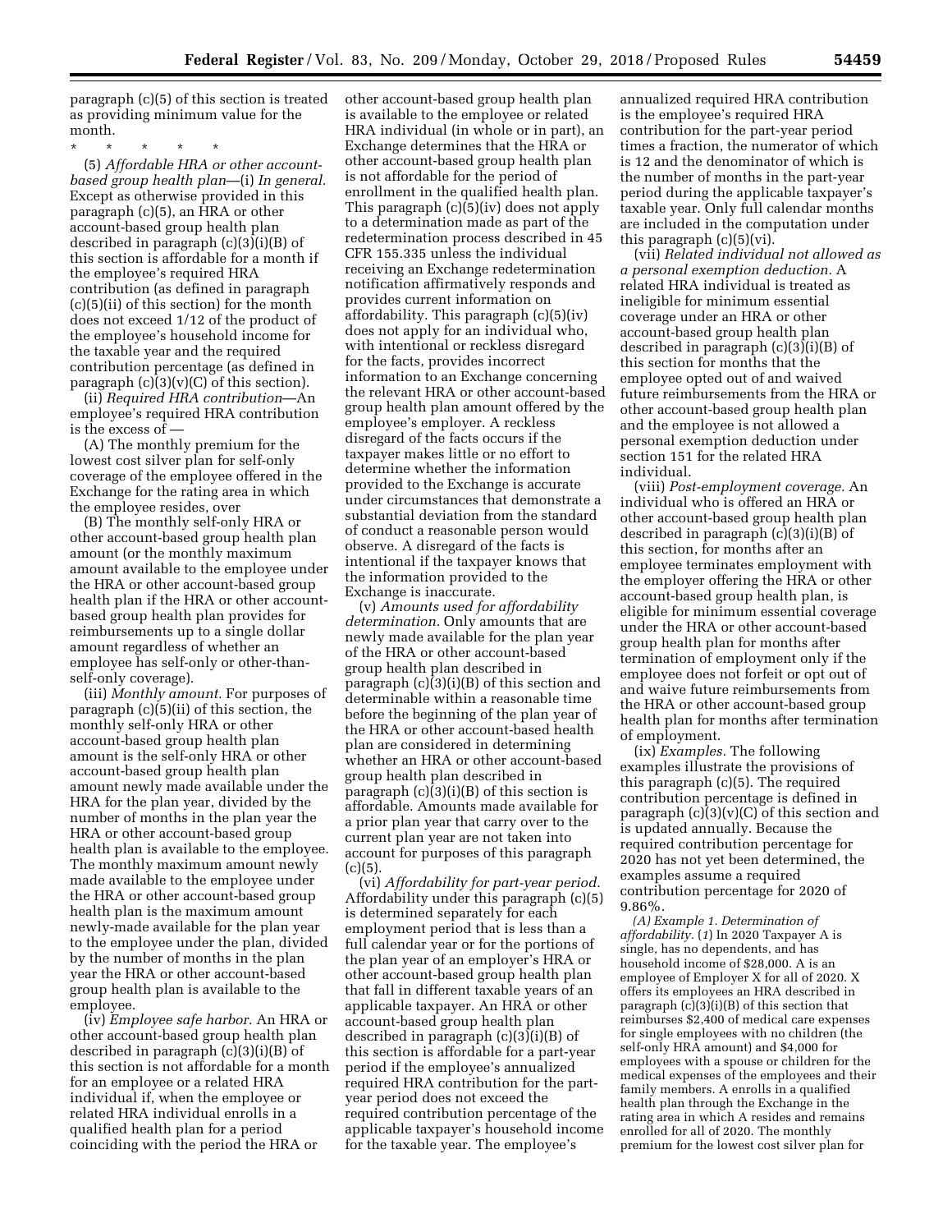paragraph (c)(5) of this section is treated as providing minimum value for the month.

\* \* \* \* \*

(5) *Affordable HRA or other account-based group health plan*—(i) *In general.* Except as otherwise provided in this paragraph (c)(5), an HRA or other account-based group health plan described in paragraph (c)(3)(i)(B) of this section is affordable for a month if the employee's required HRA contribution (as defined in paragraph (c)(5)(ii) of this section) for the month does not exceed 1/12 of the product of the employee's household income for the taxable year and the required contribution percentage (as defined in paragraph (c)(3)(v)(C) of this section).

(ii) *Required HRA contribution*—An employee's required HRA contribution is the excess of —

(A) The monthly premium for the lowest cost silver plan for self-only coverage of the employee offered in the Exchange for the rating area in which the employee resides, over

(B) The monthly self-only HRA or other account-based group health plan amount (or the monthly maximum amount available to the employee under the HRA or other account-based group health plan if the HRA or other account-based group health plan provides for reimbursements up to a single dollar amount regardless of whether an employee has self-only or other-than-self-only coverage).

(iii) *Monthly amount.* For purposes of paragraph (c)(5)(ii) of this section, the monthly self-only HRA or other account-based group health plan amount is the self-only HRA or other account-based group health plan amount newly made available under the HRA for the plan year, divided by the number of months in the plan year the HRA or other account-based group health plan is available to the employee. The monthly maximum amount newly made available to the employee under the HRA or other account-based group health plan is the maximum amount newly-made available for the plan year to the employee under the plan, divided by the number of months in the plan year the HRA or other account-based group health plan is available to the employee.

(iv) *Employee safe harbor.* An HRA or other account-based group health plan described in paragraph (c)(3)(i)(B) of this section is not affordable for a month for an employee or a related HRA individual if, when the employee or related HRA individual enrolls in a qualified health plan for a period coinciding with the period the HRA or other account-based group health plan is available to the employee or related HRA individual (in whole or in part), an Exchange determines that the HRA or other account-based group health plan is not affordable for the period of enrollment in the qualified health plan. This paragraph (c)(5)(iv) does not apply to a determination made as part of the redetermination process described in 45 CFR 155.335 unless the individual receiving an Exchange redetermination notification affirmatively responds and provides current information on affordability. This paragraph (c)(5)(iv) does not apply for an individual who, with intentional or reckless disregard for the facts, provides incorrect information to an Exchange concerning the relevant HRA or other account-based group health plan amount offered by the employee's employer. A reckless disregard of the facts occurs if the taxpayer makes little or no effort to determine whether the information provided to the Exchange is accurate under circumstances that demonstrate a substantial deviation from the standard of conduct a reasonable person would observe. A disregard of the facts is intentional if the taxpayer knows that the information provided to the Exchange is inaccurate.

(v) *Amounts used for affordability determination.* Only amounts that are newly made available for the plan year of the HRA or other account-based group health plan described in paragraph (c)(3)(i)(B) of this section and determinable within a reasonable time before the beginning of the plan year of the HRA or other account-based health plan are considered in determining whether an HRA or other account-based group health plan described in paragraph (c)(3)(i)(B) of this section is affordable. Amounts made available for a prior plan year that carry over to the current plan year are not taken into account for purposes of this paragraph (c)(5).

(vi) *Affordability for part-year period.* Affordability under this paragraph (c)(5) is determined separately for each employment period that is less than a full calendar year or for the portions of the plan year of an employer's HRA or other account-based group health plan that fall in different taxable years of an applicable taxpayer. An HRA or other account-based group health plan described in paragraph (c)(3)(i)(B) of this section is affordable for a part-year period if the employee's annualized required HRA contribution for the part-year period does not exceed the required contribution percentage of the applicable taxpayer's household income for the taxable year. The employee's annualized required HRA contribution is the employee's required HRA contribution for the part-year period times a fraction, the numerator of which is 12 and the denominator of which is the number of months in the part-year period during the applicable taxpayer's taxable year. Only full calendar months are included in the computation under this paragraph (c)(5)(vi).

(vii) *Related individual not allowed as a personal exemption deduction.* A related HRA individual is treated as ineligible for minimum essential coverage under an HRA or other account-based group health plan described in paragraph (c)(3)(i)(B) of this section for months that the employee opted out of and waived future reimbursements from the HRA or other account-based group health plan and the employee is not allowed a personal exemption deduction under section 151 for the related HRA individual.

(viii) *Post-employment coverage.* An individual who is offered an HRA or other account-based group health plan described in paragraph (c)(3)(i)(B) of this section, for months after an employee terminates employment with the employer offering the HRA or other account-based group health plan, is eligible for minimum essential coverage under the HRA or other account-based group health plan for months after termination of employment only if the employee does not forfeit or opt out of and waive future reimbursements from the HRA or other account-based group health plan for months after termination of employment.

(ix) *Examples.* The following examples illustrate the provisions of this paragraph (c)(5). The required contribution percentage is defined in paragraph (c)(3)(v)(C) of this section and is updated annually. Because the required contribution percentage for 2020 has not yet been determined, the examples assume a required contribution percentage for 2020 of 9.86%.

*(A) Example 1. Determination of affordability.* (*1*) In 2020 Taxpayer A is single, has no dependents, and has household income of $28,000. A is an employee of Employer X for all of 2020. X offers its employees an HRA described in paragraph (c)(3)(i)(B) of this section that reimburses $2,400 of medical care expenses for single employees with no children (the self-only HRA amount) and $4,000 for employees with a spouse or children for the medical expenses of the employees and their family members. A enrolls in a qualified health plan through the Exchange in the rating area in which A resides and remains enrolled for all of 2020. The monthly premium for the lowest cost silver plan for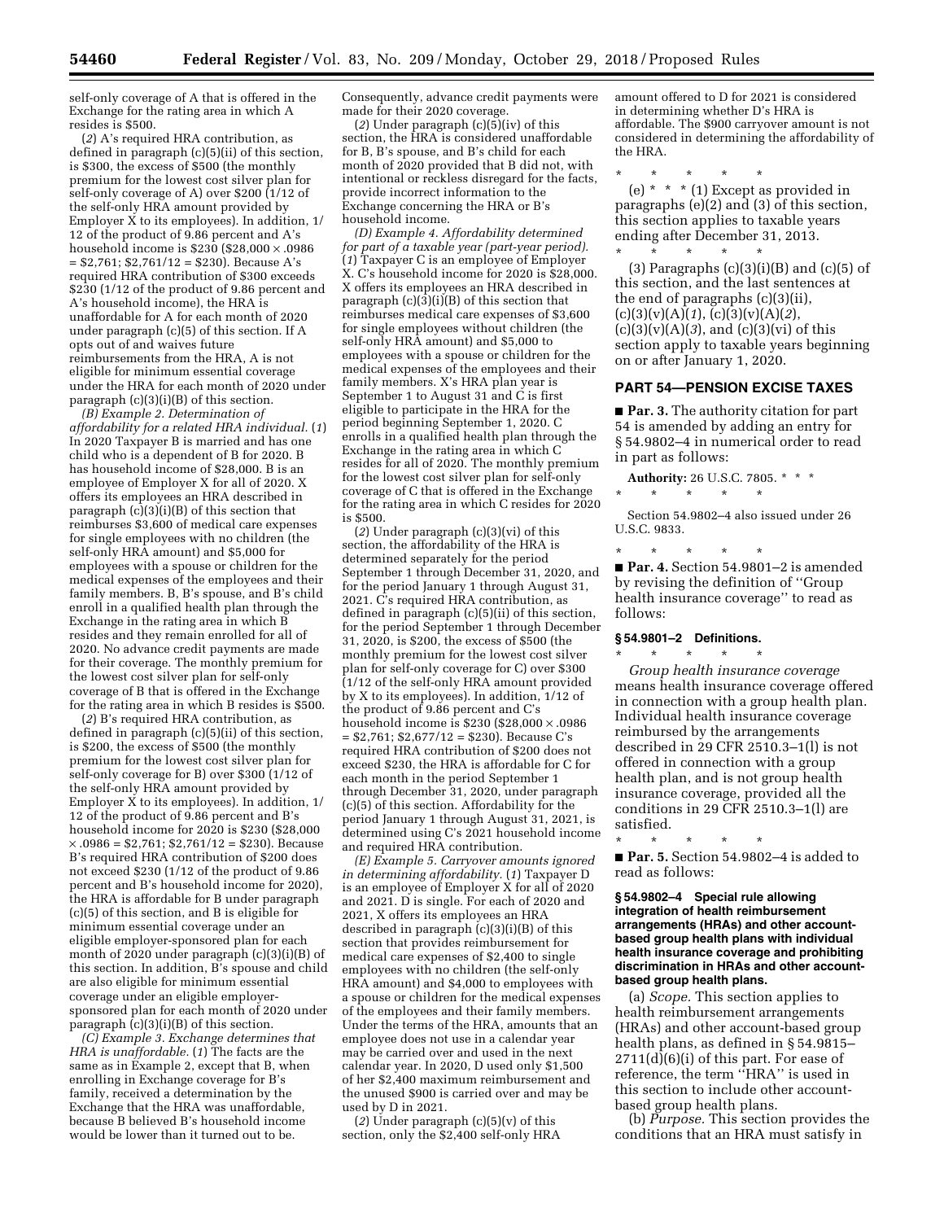self-only coverage of A that is offered in the Exchange for the rating area in which A resides is $500.

(*2*) A's required HRA contribution, as defined in paragraph (c)(5)(ii) of this section, is $300, the excess of $500 (the monthly premium for the lowest cost silver plan for self-only coverage of A) over $200 (1/12 of the self-only HRA amount provided by Employer X to its employees). In addition, 1/12 of the product of 9.86 percent and A's household income is $230 ($28,000 × .0986 = $2,761; $2,761/12 = $230). Because A's required HRA contribution of $300 exceeds $230 (1/12 of the product of 9.86 percent and A's household income), the HRA is unaffordable for A for each month of 2020 under paragraph (c)(5) of this section. If A opts out of and waives future reimbursements from the HRA, A is not eligible for minimum essential coverage under the HRA for each month of 2020 under paragraph (c)(3)(i)(B) of this section.

*(B) Example 2. Determination of affordability for a related HRA individual.* (*1*) In 2020 Taxpayer B is married and has one child who is a dependent of B for 2020. B has household income of $28,000. B is an employee of Employer X for all of 2020. X offers its employees an HRA described in paragraph (c)(3)(i)(B) of this section that reimburses $3,600 of medical care expenses for single employees with no children (the self-only HRA amount) and $5,000 for employees with a spouse or children for the medical expenses of the employees and their family members. B, B's spouse, and B's child enroll in a qualified health plan through the Exchange in the rating area in which B resides and they remain enrolled for all of 2020. No advance credit payments are made for their coverage. The monthly premium for the lowest cost silver plan for self-only coverage of B that is offered in the Exchange for the rating area in which B resides is $500.

(*2*) B's required HRA contribution, as defined in paragraph (c)(5)(ii) of this section, is $200, the excess of $500 (the monthly premium for the lowest cost silver plan for self-only coverage for B) over $300 (1/12 of the self-only HRA amount provided by Employer X to its employees). In addition, 1/12 of the product of 9.86 percent and B's household income for 2020 is $230 ($28,000 × .0986 = $2,761; $2,761/12 = $230). Because B's required HRA contribution of $200 does not exceed $230 (1/12 of the product of 9.86 percent and B's household income for 2020), the HRA is affordable for B under paragraph (c)(5) of this section, and B is eligible for minimum essential coverage under an eligible employer-sponsored plan for each month of 2020 under paragraph (c)(3)(i)(B) of this section. In addition, B's spouse and child are also eligible for minimum essential coverage under an eligible employer-sponsored plan for each month of 2020 under paragraph (c)(3)(i)(B) of this section.

*(C) Example 3. Exchange determines that HRA is unaffordable.* (*1*) The facts are the same as in Example 2, except that B, when enrolling in Exchange coverage for B's family, received a determination by the Exchange that the HRA was unaffordable, because B believed B's household income would be lower than it turned out to be. Consequently, advance credit payments were made for their 2020 coverage.

(*2*) Under paragraph (c)(5)(iv) of this section, the HRA is considered unaffordable for B, B's spouse, and B's child for each month of 2020 provided that B did not, with intentional or reckless disregard for the facts, provide incorrect information to the Exchange concerning the HRA or B's household income.

*(D) Example 4. Affordability determined for part of a taxable year (part-year period).* (*1*) Taxpayer C is an employee of Employer X. C's household income for 2020 is $28,000. X offers its employees an HRA described in paragraph (c)(3)(i)(B) of this section that reimburses medical care expenses of $3,600 for single employees without children (the self-only HRA amount) and $5,000 to employees with a spouse or children for the medical expenses of the employees and their family members. X's HRA plan year is September 1 to August 31 and C is first eligible to participate in the HRA for the period beginning September 1, 2020. C enrolls in a qualified health plan through the Exchange in the rating area in which C resides for all of 2020. The monthly premium for the lowest cost silver plan for self-only coverage of C that is offered in the Exchange for the rating area in which C resides for 2020 is $500.

(*2*) Under paragraph (c)(3)(vi) of this section, the affordability of the HRA is determined separately for the period September 1 through December 31, 2020, and for the period January 1 through August 31, 2021. C's required HRA contribution, as defined in paragraph (c)(5)(ii) of this section, for the period September 1 through December 31, 2020, is $200, the excess of $500 (the monthly premium for the lowest cost silver plan for self-only coverage for C) over $300 (1/12 of the self-only HRA amount provided by X to its employees). In addition, 1/12 of the product of 9.86 percent and C's household income is $230 ($28,000 × .0986 = $2,761; $2,677/12 = $230). Because C's required HRA contribution of $200 does not exceed $230, the HRA is affordable for C for each month in the period September 1 through December 31, 2020, under paragraph (c)(5) of this section. Affordability for the period January 1 through August 31, 2021, is determined using C's 2021 household income and required HRA contribution.

*(E) Example 5. Carryover amounts ignored in determining affordability.* (*1*) Taxpayer D is an employee of Employer X for all of 2020 and 2021. D is single. For each of 2020 and 2021, X offers its employees an HRA described in paragraph (c)(3)(i)(B) of this section that provides reimbursement for medical care expenses of $2,400 to single employees with no children (the self-only HRA amount) and $4,000 to employees with a spouse or children for the medical expenses of the employees and their family members. Under the terms of the HRA, amounts that an employee does not use in a calendar year may be carried over and used in the next calendar year. In 2020, D used only $1,500 of her $2,400 maximum reimbursement and the unused $900 is carried over and may be used by D in 2021.

(*2*) Under paragraph (c)(5)(v) of this section, only the $2,400 self-only HRA amount offered to D for 2021 is considered in determining whether D's HRA is affordable. The $900 carryover amount is not considered in determining the affordability of the HRA.

\* \* \* \* \*

(e) \* \* \* (1) Except as provided in paragraphs (e)(2) and (3) of this section, this section applies to taxable years ending after December 31, 2013.

\* \* \* \* \*

(3) Paragraphs (c)(3)(i)(B) and (c)(5) of this section, and the last sentences at the end of paragraphs (c)(3)(ii), (c)(3)(v)(A)(*1*), (c)(3)(v)(A)(*2*), (c)(3)(v)(A)(*3*), and (c)(3)(vi) of this section apply to taxable years beginning on or after January 1, 2020.

## PART 54—PENSION EXCISE TAXES

■ **Par. 3.** The authority citation for part 54 is amended by adding an entry for § 54.9802–4 in numerical order to read in part as follows:

**Authority:** 26 U.S.C. 7805. \* \* \*

\* \* \* \* \*

Section 54.9802–4 also issued under 26 U.S.C. 9833.

\* \* \* \* \*

■ **Par. 4.** Section 54.9801–2 is amended by revising the definition of "Group health insurance coverage" to read as follows:

### § 54.9801–2 Definitions.

\* \* \* \* \*

*Group health insurance coverage* means health insurance coverage offered in connection with a group health plan. Individual health insurance coverage reimbursed by the arrangements described in 29 CFR 2510.3–1(l) is not offered in connection with a group health plan, and is not group health insurance coverage, provided all the conditions in 29 CFR 2510.3–1(l) are satisfied.

\* \* \* \* \*

■ **Par. 5.** Section 54.9802–4 is added to read as follows:

### § 54.9802–4 Special rule allowing integration of health reimbursement arrangements (HRAs) and other account-based group health plans with individual health insurance coverage and prohibiting discrimination in HRAs and other account-based group health plans.

(a) *Scope.* This section applies to health reimbursement arrangements (HRAs) and other account-based group health plans, as defined in § 54.9815–2711(d)(6)(i) of this part. For ease of reference, the term "HRA" is used in this section to include other account-based group health plans.

(b) *Purpose.* This section provides the conditions that an HRA must satisfy in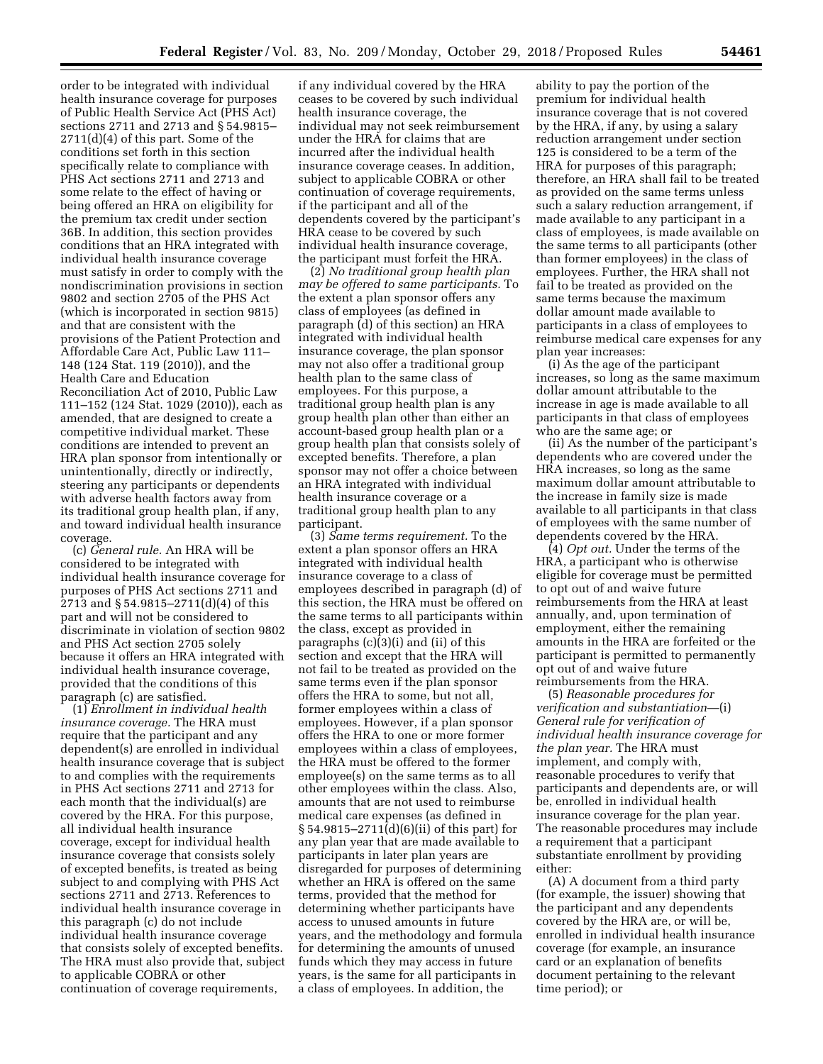order to be integrated with individual health insurance coverage for purposes of Public Health Service Act (PHS Act) sections 2711 and 2713 and § 54.9815–2711(d)(4) of this part. Some of the conditions set forth in this section specifically relate to compliance with PHS Act sections 2711 and 2713 and some relate to the effect of having or being offered an HRA on eligibility for the premium tax credit under section 36B. In addition, this section provides conditions that an HRA integrated with individual health insurance coverage must satisfy in order to comply with the nondiscrimination provisions in section 9802 and section 2705 of the PHS Act (which is incorporated in section 9815) and that are consistent with the provisions of the Patient Protection and Affordable Care Act, Public Law 111–148 (124 Stat. 119 (2010)), and the Health Care and Education Reconciliation Act of 2010, Public Law 111–152 (124 Stat. 1029 (2010)), each as amended, that are designed to create a competitive individual market. These conditions are intended to prevent an HRA plan sponsor from intentionally or unintentionally, directly or indirectly, steering any participants or dependents with adverse health factors away from its traditional group health plan, if any, and toward individual health insurance coverage.

(c) *General rule.* An HRA will be considered to be integrated with individual health insurance coverage for purposes of PHS Act sections 2711 and 2713 and § 54.9815–2711(d)(4) of this part and will not be considered to discriminate in violation of section 9802 and PHS Act section 2705 solely because it offers an HRA integrated with individual health insurance coverage, provided that the conditions of this paragraph (c) are satisfied.

(1) *Enrollment in individual health insurance coverage.* The HRA must require that the participant and any dependent(s) are enrolled in individual health insurance coverage that is subject to and complies with the requirements in PHS Act sections 2711 and 2713 for each month that the individual(s) are covered by the HRA. For this purpose, all individual health insurance coverage, except for individual health insurance coverage that consists solely of excepted benefits, is treated as being subject to and complying with PHS Act sections 2711 and 2713. References to individual health insurance coverage in this paragraph (c) do not include individual health insurance coverage that consists solely of excepted benefits. The HRA must also provide that, subject to applicable COBRA or other continuation of coverage requirements, if any individual covered by the HRA ceases to be covered by such individual health insurance coverage, the individual may not seek reimbursement under the HRA for claims that are incurred after the individual health insurance coverage ceases. In addition, subject to applicable COBRA or other continuation of coverage requirements, if the participant and all of the dependents covered by the participant's HRA cease to be covered by such individual health insurance coverage, the participant must forfeit the HRA.

(2) *No traditional group health plan may be offered to same participants.* To the extent a plan sponsor offers any class of employees (as defined in paragraph (d) of this section) an HRA integrated with individual health insurance coverage, the plan sponsor may not also offer a traditional group health plan to the same class of employees. For this purpose, a traditional group health plan is any group health plan other than either an account-based group health plan or a group health plan that consists solely of excepted benefits. Therefore, a plan sponsor may not offer a choice between an HRA integrated with individual health insurance coverage or a traditional group health plan to any participant.

(3) *Same terms requirement.* To the extent a plan sponsor offers an HRA integrated with individual health insurance coverage to a class of employees described in paragraph (d) of this section, the HRA must be offered on the same terms to all participants within the class, except as provided in paragraphs (c)(3)(i) and (ii) of this section and except that the HRA will not fail to be treated as provided on the same terms even if the plan sponsor offers the HRA to some, but not all, former employees within a class of employees. However, if a plan sponsor offers the HRA to one or more former employees within a class of employees, the HRA must be offered to the former employee(s) on the same terms as to all other employees within the class. Also, amounts that are not used to reimburse medical care expenses (as defined in § 54.9815–2711(d)(6)(ii) of this part) for any plan year that are made available to participants in later plan years are disregarded for purposes of determining whether an HRA is offered on the same terms, provided that the method for determining whether participants have access to unused amounts in future years, and the methodology and formula for determining the amounts of unused funds which they may access in future years, is the same for all participants in a class of employees. In addition, the ability to pay the portion of the premium for individual health insurance coverage that is not covered by the HRA, if any, by using a salary reduction arrangement under section 125 is considered to be a term of the HRA for purposes of this paragraph; therefore, an HRA shall fail to be treated as provided on the same terms unless such a salary reduction arrangement, if made available to any participant in a class of employees, is made available on the same terms to all participants (other than former employees) in the class of employees. Further, the HRA shall not fail to be treated as provided on the same terms because the maximum dollar amount made available to participants in a class of employees to reimburse medical care expenses for any plan year increases:

(i) As the age of the participant increases, so long as the same maximum dollar amount attributable to the increase in age is made available to all participants in that class of employees who are the same age; or

(ii) As the number of the participant's dependents who are covered under the HRA increases, so long as the same maximum dollar amount attributable to the increase in family size is made available to all participants in that class of employees with the same number of dependents covered by the HRA.

(4) *Opt out.* Under the terms of the HRA, a participant who is otherwise eligible for coverage must be permitted to opt out of and waive future reimbursements from the HRA at least annually, and, upon termination of employment, either the remaining amounts in the HRA are forfeited or the participant is permitted to permanently opt out of and waive future reimbursements from the HRA.

(5) *Reasonable procedures for verification and substantiation*—(i) *General rule for verification of individual health insurance coverage for the plan year.* The HRA must implement, and comply with, reasonable procedures to verify that participants and dependents are, or will be, enrolled in individual health insurance coverage for the plan year. The reasonable procedures may include a requirement that a participant substantiate enrollment by providing either:

(A) A document from a third party (for example, the issuer) showing that the participant and any dependents covered by the HRA are, or will be, enrolled in individual health insurance coverage (for example, an insurance card or an explanation of benefits document pertaining to the relevant time period); or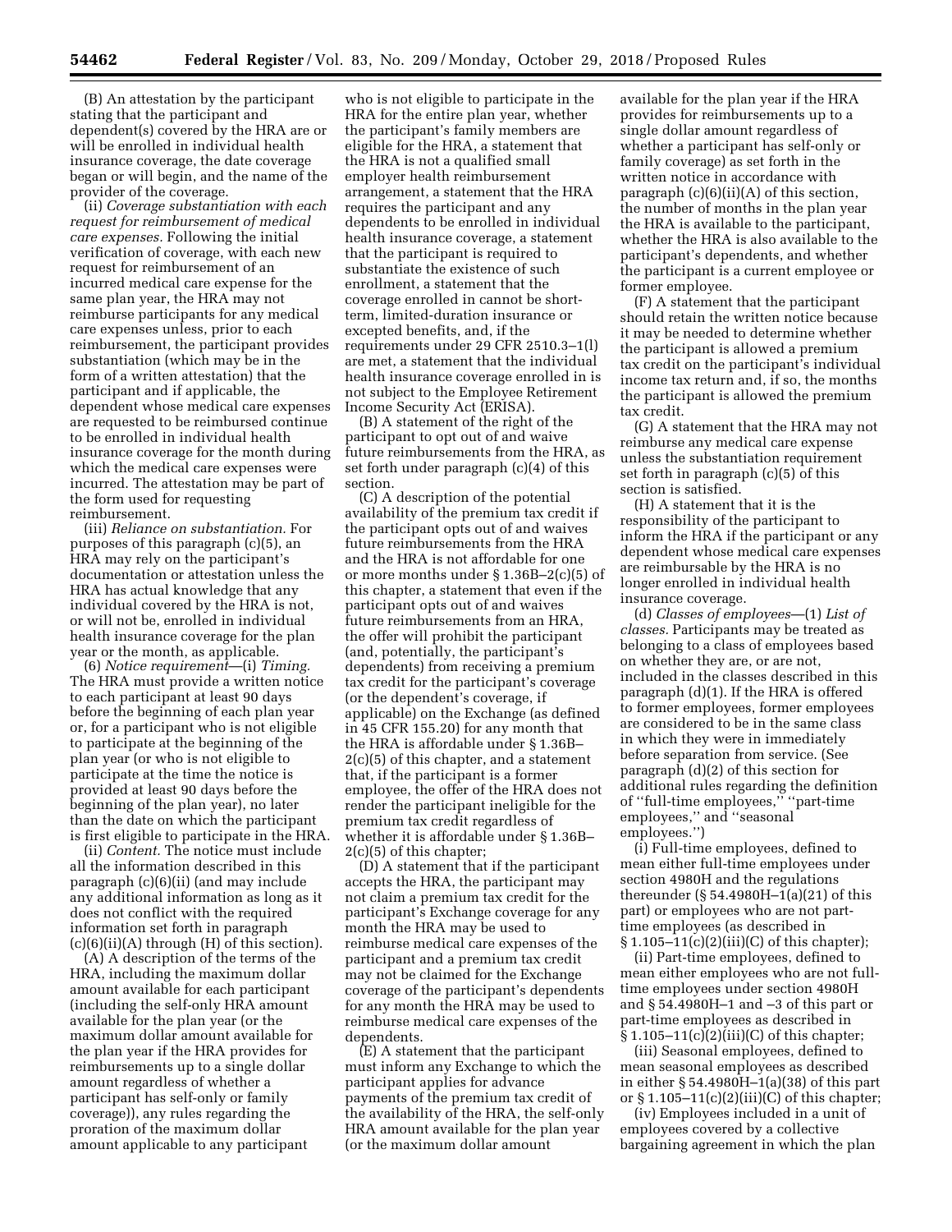(B) An attestation by the participant stating that the participant and dependent(s) covered by the HRA are or will be enrolled in individual health insurance coverage, the date coverage began or will begin, and the name of the provider of the coverage.

(ii) *Coverage substantiation with each request for reimbursement of medical care expenses.* Following the initial verification of coverage, with each new request for reimbursement of an incurred medical care expense for the same plan year, the HRA may not reimburse participants for any medical care expenses unless, prior to each reimbursement, the participant provides substantiation (which may be in the form of a written attestation) that the participant and if applicable, the dependent whose medical care expenses are requested to be reimbursed continue to be enrolled in individual health insurance coverage for the month during which the medical care expenses were incurred. The attestation may be part of the form used for requesting reimbursement.

(iii) *Reliance on substantiation.* For purposes of this paragraph (c)(5), an HRA may rely on the participant's documentation or attestation unless the HRA has actual knowledge that any individual covered by the HRA is not, or will not be, enrolled in individual health insurance coverage for the plan year or the month, as applicable.

(6) *Notice requirement*—(i) *Timing.* The HRA must provide a written notice to each participant at least 90 days before the beginning of each plan year or, for a participant who is not eligible to participate at the beginning of the plan year (or who is not eligible to participate at the time the notice is provided at least 90 days before the beginning of the plan year), no later than the date on which the participant is first eligible to participate in the HRA.

(ii) *Content.* The notice must include all the information described in this paragraph (c)(6)(ii) (and may include any additional information as long as it does not conflict with the required information set forth in paragraph (c)(6)(ii)(A) through (H) of this section).

(A) A description of the terms of the HRA, including the maximum dollar amount available for each participant (including the self-only HRA amount available for the plan year (or the maximum dollar amount available for the plan year if the HRA provides for reimbursements up to a single dollar amount regardless of whether a participant has self-only or family coverage)), any rules regarding the proration of the maximum dollar amount applicable to any participant who is not eligible to participate in the HRA for the entire plan year, whether the participant's family members are eligible for the HRA, a statement that the HRA is not a qualified small employer health reimbursement arrangement, a statement that the HRA requires the participant and any dependents to be enrolled in individual health insurance coverage, a statement that the participant is required to substantiate the existence of such enrollment, a statement that the coverage enrolled in cannot be short-term, limited-duration insurance or excepted benefits, and, if the requirements under 29 CFR 2510.3–1(l) are met, a statement that the individual health insurance coverage enrolled in is not subject to the Employee Retirement Income Security Act (ERISA).

(B) A statement of the right of the participant to opt out of and waive future reimbursements from the HRA, as set forth under paragraph (c)(4) of this section.

(C) A description of the potential availability of the premium tax credit if the participant opts out of and waives future reimbursements from the HRA and the HRA is not affordable for one or more months under § 1.36B–2(c)(5) of this chapter, a statement that even if the participant opts out of and waives future reimbursements from an HRA, the offer will prohibit the participant (and, potentially, the participant's dependents) from receiving a premium tax credit for the participant's coverage (or the dependent's coverage, if applicable) on the Exchange (as defined in 45 CFR 155.20) for any month that the HRA is affordable under § 1.36B–2(c)(5) of this chapter, and a statement that, if the participant is a former employee, the offer of the HRA does not render the participant ineligible for the premium tax credit regardless of whether it is affordable under § 1.36B–2(c)(5) of this chapter;

(D) A statement that if the participant accepts the HRA, the participant may not claim a premium tax credit for the participant's Exchange coverage for any month the HRA may be used to reimburse medical care expenses of the participant and a premium tax credit may not be claimed for the Exchange coverage of the participant's dependents for any month the HRA may be used to reimburse medical care expenses of the dependents.

(E) A statement that the participant must inform any Exchange to which the participant applies for advance payments of the premium tax credit of the availability of the HRA, the self-only HRA amount available for the plan year (or the maximum dollar amount available for the plan year if the HRA provides for reimbursements up to a single dollar amount regardless of whether a participant has self-only or family coverage) as set forth in the written notice in accordance with paragraph (c)(6)(ii)(A) of this section, the number of months in the plan year the HRA is available to the participant, whether the HRA is also available to the participant's dependents, and whether the participant is a current employee or former employee.

(F) A statement that the participant should retain the written notice because it may be needed to determine whether the participant is allowed a premium tax credit on the participant's individual income tax return and, if so, the months the participant is allowed the premium tax credit.

(G) A statement that the HRA may not reimburse any medical care expense unless the substantiation requirement set forth in paragraph (c)(5) of this section is satisfied.

(H) A statement that it is the responsibility of the participant to inform the HRA if the participant or any dependent whose medical care expenses are reimbursable by the HRA is no longer enrolled in individual health insurance coverage.

(d) *Classes of employees*—(1) *List of classes.* Participants may be treated as belonging to a class of employees based on whether they are, or are not, included in the classes described in this paragraph (d)(1). If the HRA is offered to former employees, former employees are considered to be in the same class in which they were in immediately before separation from service. (See paragraph (d)(2) of this section for additional rules regarding the definition of "full-time employees," "part-time employees," and "seasonal employees.")

(i) Full-time employees, defined to mean either full-time employees under section 4980H and the regulations thereunder (§ 54.4980H–1(a)(21) of this part) or employees who are not part-time employees (as described in § 1.105–11(c)(2)(iii)(C) of this chapter);

(ii) Part-time employees, defined to mean either employees who are not full-time employees under section 4980H and § 54.4980H–1 and –3 of this part or part-time employees as described in § 1.105–11(c)(2)(iii)(C) of this chapter;

(iii) Seasonal employees, defined to mean seasonal employees as described in either § 54.4980H–1(a)(38) of this part or § 1.105–11(c)(2)(iii)(C) of this chapter;

(iv) Employees included in a unit of employees covered by a collective bargaining agreement in which the plan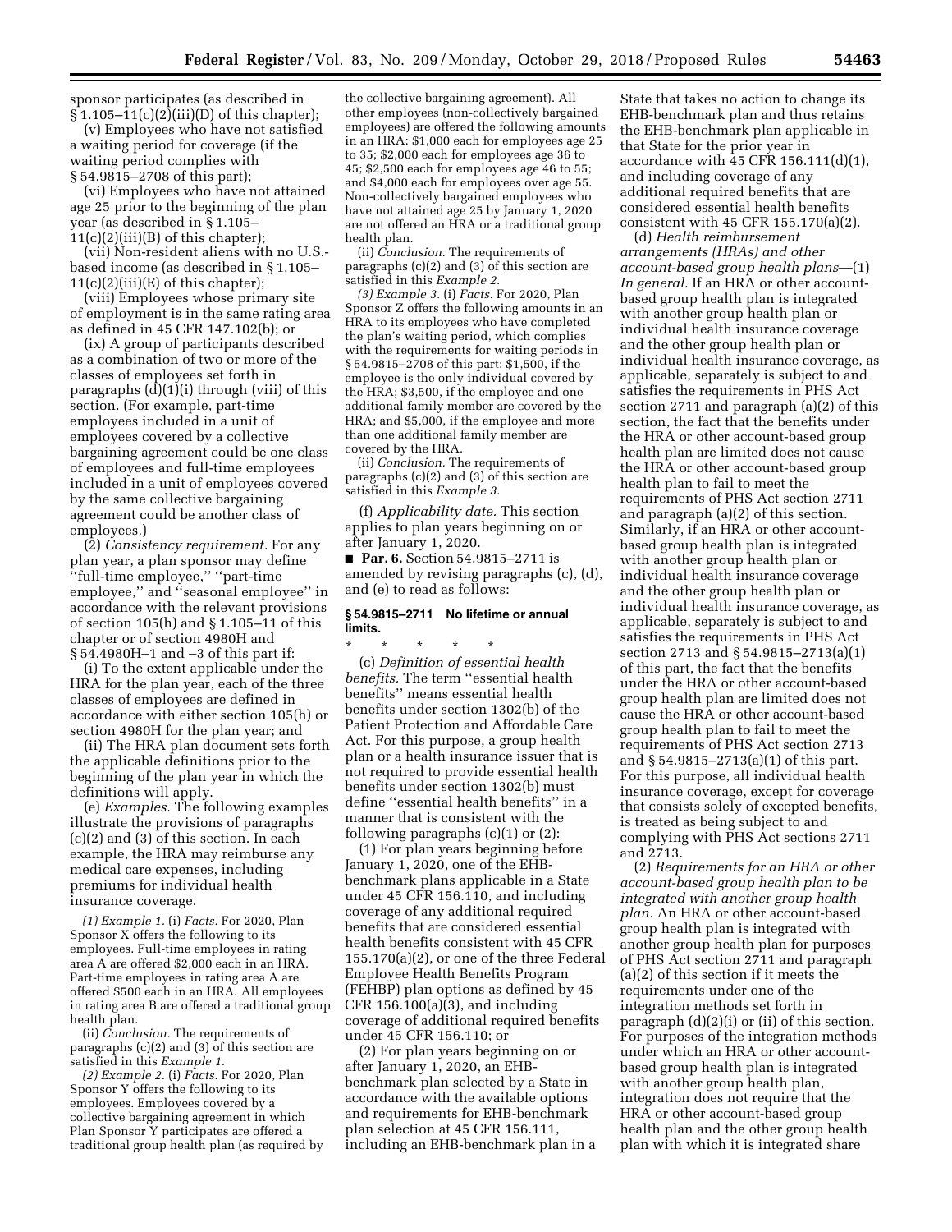sponsor participates (as described in § 1.105–11(c)(2)(iii)(D) of this chapter);

(v) Employees who have not satisfied a waiting period for coverage (if the waiting period complies with § 54.9815–2708 of this part);

(vi) Employees who have not attained age 25 prior to the beginning of the plan year (as described in § 1.105–11(c)(2)(iii)(B) of this chapter);

(vii) Non-resident aliens with no U.S.-based income (as described in § 1.105–11(c)(2)(iii)(E) of this chapter);

(viii) Employees whose primary site of employment is in the same rating area as defined in 45 CFR 147.102(b); or

(ix) A group of participants described as a combination of two or more of the classes of employees set forth in paragraphs (d)(1)(i) through (viii) of this section. (For example, part-time employees included in a unit of employees covered by a collective bargaining agreement could be one class of employees and full-time employees included in a unit of employees covered by the same collective bargaining agreement could be another class of employees.)

(2) *Consistency requirement.* For any plan year, a plan sponsor may define ''full-time employee,'' ''part-time employee,'' and ''seasonal employee'' in accordance with the relevant provisions of section 105(h) and § 1.105–11 of this chapter or of section 4980H and § 54.4980H–1 and –3 of this part if:

(i) To the extent applicable under the HRA for the plan year, each of the three classes of employees are defined in accordance with either section 105(h) or section 4980H for the plan year; and

(ii) The HRA plan document sets forth the applicable definitions prior to the beginning of the plan year in which the definitions will apply.

(e) *Examples.* The following examples illustrate the provisions of paragraphs (c)(2) and (3) of this section. In each example, the HRA may reimburse any medical care expenses, including premiums for individual health insurance coverage.

*(1) Example 1.* (i) *Facts.* For 2020, Plan Sponsor X offers the following to its employees. Full-time employees in rating area A are offered $2,000 each in an HRA. Part-time employees in rating area A are offered $500 each in an HRA. All employees in rating area B are offered a traditional group health plan.

(ii) *Conclusion.* The requirements of paragraphs (c)(2) and (3) of this section are satisfied in this *Example 1.*

*(2) Example 2.* (i) *Facts.* For 2020, Plan Sponsor Y offers the following to its employees. Employees covered by a collective bargaining agreement in which Plan Sponsor Y participates are offered a traditional group health plan (as required by the collective bargaining agreement). All other employees (non-collectively bargained employees) are offered the following amounts in an HRA: $1,000 each for employees age 25 to 35; $2,000 each for employees age 36 to 45; $2,500 each for employees age 46 to 55; and $4,000 each for employees over age 55. Non-collectively bargained employees who have not attained age 25 by January 1, 2020 are not offered an HRA or a traditional group health plan.

(ii) *Conclusion.* The requirements of paragraphs (c)(2) and (3) of this section are satisfied in this *Example 2.*

*(3) Example 3.* (i) *Facts.* For 2020, Plan Sponsor Z offers the following amounts in an HRA to its employees who have completed the plan's waiting period, which complies with the requirements for waiting periods in § 54.9815–2708 of this part: $1,500, if the employee is the only individual covered by the HRA; $3,500, if the employee and one additional family member are covered by the HRA; and $5,000, if the employee and more than one additional family member are covered by the HRA.

(ii) *Conclusion.* The requirements of paragraphs (c)(2) and (3) of this section are satisfied in this *Example 3.*

(f) *Applicability date.* This section applies to plan years beginning on or after January 1, 2020.

■ **Par. 6.** Section 54.9815–2711 is amended by revising paragraphs (c), (d), and (e) to read as follows:

**§ 54.9815–2711 No lifetime or annual limits.**

\* \* \* \* \*

(c) *Definition of essential health benefits.* The term ''essential health benefits'' means essential health benefits under section 1302(b) of the Patient Protection and Affordable Care Act. For this purpose, a group health plan or a health insurance issuer that is not required to provide essential health benefits under section 1302(b) must define ''essential health benefits'' in a manner that is consistent with the following paragraphs (c)(1) or (2):

(1) For plan years beginning before January 1, 2020, one of the EHB-benchmark plans applicable in a State under 45 CFR 156.110, and including coverage of any additional required benefits that are considered essential health benefits consistent with 45 CFR 155.170(a)(2), or one of the three Federal Employee Health Benefits Program (FEHBP) plan options as defined by 45 CFR 156.100(a)(3), and including coverage of additional required benefits under 45 CFR 156.110; or

(2) For plan years beginning on or after January 1, 2020, an EHB-benchmark plan selected by a State in accordance with the available options and requirements for EHB-benchmark plan selection at 45 CFR 156.111, including an EHB-benchmark plan in a State that takes no action to change its EHB-benchmark plan and thus retains the EHB-benchmark plan applicable in that State for the prior year in accordance with 45 CFR 156.111(d)(1), and including coverage of any additional required benefits that are considered essential health benefits consistent with 45 CFR 155.170(a)(2).

(d) *Health reimbursement arrangements (HRAs) and other account-based group health plans*—(1) *In general.* If an HRA or other account-based group health plan is integrated with another group health plan or individual health insurance coverage and the other group health plan or individual health insurance coverage, as applicable, separately is subject to and satisfies the requirements in PHS Act section 2711 and paragraph (a)(2) of this section, the fact that the benefits under the HRA or other account-based group health plan are limited does not cause the HRA or other account-based group health plan to fail to meet the requirements of PHS Act section 2711 and paragraph (a)(2) of this section. Similarly, if an HRA or other account-based group health plan is integrated with another group health plan or individual health insurance coverage and the other group health plan or individual health insurance coverage, as applicable, separately is subject to and satisfies the requirements in PHS Act section 2713 and § 54.9815–2713(a)(1) of this part, the fact that the benefits under the HRA or other account-based group health plan are limited does not cause the HRA or other account-based group health plan to fail to meet the requirements of PHS Act section 2713 and § 54.9815–2713(a)(1) of this part. For this purpose, all individual health insurance coverage, except for coverage that consists solely of excepted benefits, is treated as being subject to and complying with PHS Act sections 2711 and 2713.

(2) *Requirements for an HRA or other account-based group health plan to be integrated with another group health plan.* An HRA or other account-based group health plan is integrated with another group health plan for purposes of PHS Act section 2711 and paragraph (a)(2) of this section if it meets the requirements under one of the integration methods set forth in paragraph (d)(2)(i) or (ii) of this section. For purposes of the integration methods under which an HRA or other account-based group health plan is integrated with another group health plan, integration does not require that the HRA or other account-based group health plan and the other group health plan with which it is integrated share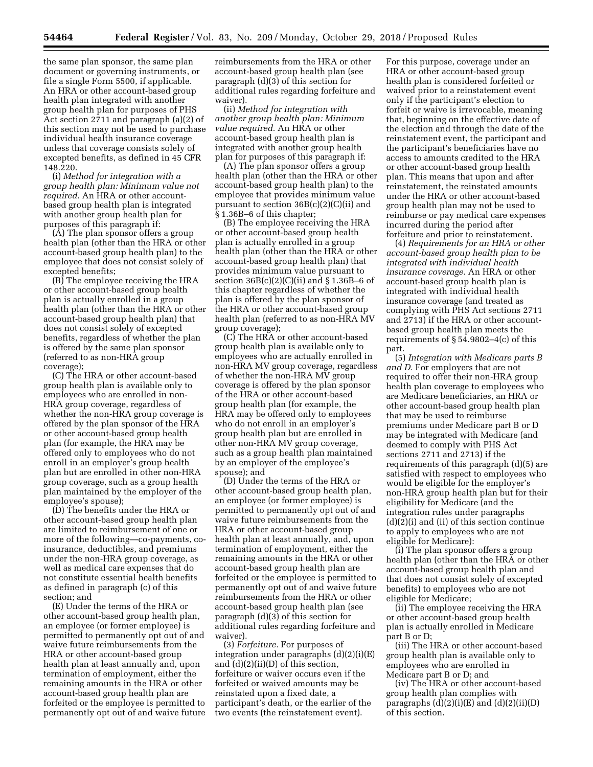the same plan sponsor, the same plan document or governing instruments, or file a single Form 5500, if applicable. An HRA or other account-based group health plan integrated with another group health plan for purposes of PHS Act section 2711 and paragraph (a)(2) of this section may not be used to purchase individual health insurance coverage unless that coverage consists solely of excepted benefits, as defined in 45 CFR 148.220.

(i) *Method for integration with a group health plan: Minimum value not required.* An HRA or other account-based group health plan is integrated with another group health plan for purposes of this paragraph if:

(A) The plan sponsor offers a group health plan (other than the HRA or other account-based group health plan) to the employee that does not consist solely of excepted benefits;

(B) The employee receiving the HRA or other account-based group health plan is actually enrolled in a group health plan (other than the HRA or other account-based group health plan) that does not consist solely of excepted benefits, regardless of whether the plan is offered by the same plan sponsor (referred to as non-HRA group coverage);

(C) The HRA or other account-based group health plan is available only to employees who are enrolled in non-HRA group coverage, regardless of whether the non-HRA group coverage is offered by the plan sponsor of the HRA or other account-based group health plan (for example, the HRA may be offered only to employees who do not enroll in an employer's group health plan but are enrolled in other non-HRA group coverage, such as a group health plan maintained by the employer of the employee's spouse);

(D) The benefits under the HRA or other account-based group health plan are limited to reimbursement of one or more of the following—co-payments, co-insurance, deductibles, and premiums under the non-HRA group coverage, as well as medical care expenses that do not constitute essential health benefits as defined in paragraph (c) of this section; and

(E) Under the terms of the HRA or other account-based group health plan, an employee (or former employee) is permitted to permanently opt out of and waive future reimbursements from the HRA or other account-based group health plan at least annually and, upon termination of employment, either the remaining amounts in the HRA or other account-based group health plan are forfeited or the employee is permitted to permanently opt out of and waive future reimbursements from the HRA or other account-based group health plan (see paragraph (d)(3) of this section for additional rules regarding forfeiture and waiver).

(ii) *Method for integration with another group health plan: Minimum value required.* An HRA or other account-based group health plan is integrated with another group health plan for purposes of this paragraph if:

(A) The plan sponsor offers a group health plan (other than the HRA or other account-based group health plan) to the employee that provides minimum value pursuant to section 36B(c)(2)(C)(ii) and § 1.36B–6 of this chapter;

(B) The employee receiving the HRA or other account-based group health plan is actually enrolled in a group health plan (other than the HRA or other account-based group health plan) that provides minimum value pursuant to section 36B(c)(2)(C)(ii) and § 1.36B–6 of this chapter regardless of whether the plan is offered by the plan sponsor of the HRA or other account-based group health plan (referred to as non-HRA MV group coverage);

(C) The HRA or other account-based group health plan is available only to employees who are actually enrolled in non-HRA MV group coverage, regardless of whether the non-HRA MV group coverage is offered by the plan sponsor of the HRA or other account-based group health plan (for example, the HRA may be offered only to employees who do not enroll in an employer's group health plan but are enrolled in other non-HRA MV group coverage, such as a group health plan maintained by an employer of the employee's spouse); and

(D) Under the terms of the HRA or other account-based group health plan, an employee (or former employee) is permitted to permanently opt out of and waive future reimbursements from the HRA or other account-based group health plan at least annually, and, upon termination of employment, either the remaining amounts in the HRA or other account-based group health plan are forfeited or the employee is permitted to permanently opt out of and waive future reimbursements from the HRA or other account-based group health plan (see paragraph (d)(3) of this section for additional rules regarding forfeiture and waiver).

(3) *Forfeiture.* For purposes of integration under paragraphs (d)(2)(i)(E) and (d)(2)(ii)(D) of this section, forfeiture or waiver occurs even if the forfeited or waived amounts may be reinstated upon a fixed date, a participant's death, or the earlier of the two events (the reinstatement event). For this purpose, coverage under an HRA or other account-based group health plan is considered forfeited or waived prior to a reinstatement event only if the participant's election to forfeit or waive is irrevocable, meaning that, beginning on the effective date of the election and through the date of the reinstatement event, the participant and the participant's beneficiaries have no access to amounts credited to the HRA or other account-based group health plan. This means that upon and after reinstatement, the reinstated amounts under the HRA or other account-based group health plan may not be used to reimburse or pay medical care expenses incurred during the period after forfeiture and prior to reinstatement.

(4) *Requirements for an HRA or other account-based group health plan to be integrated with individual health insurance coverage.* An HRA or other account-based group health plan is integrated with individual health insurance coverage (and treated as complying with PHS Act sections 2711 and 2713) if the HRA or other account-based group health plan meets the requirements of § 54.9802–4(c) of this part.

(5) *Integration with Medicare parts B and D.* For employers that are not required to offer their non-HRA group health plan coverage to employees who are Medicare beneficiaries, an HRA or other account-based group health plan that may be used to reimburse premiums under Medicare part B or D may be integrated with Medicare (and deemed to comply with PHS Act sections 2711 and 2713) if the requirements of this paragraph (d)(5) are satisfied with respect to employees who would be eligible for the employer's non-HRA group health plan but for their eligibility for Medicare (and the integration rules under paragraphs (d)(2)(i) and (ii) of this section continue to apply to employees who are not eligible for Medicare):

(i) The plan sponsor offers a group health plan (other than the HRA or other account-based group health plan and that does not consist solely of excepted benefits) to employees who are not eligible for Medicare;

(ii) The employee receiving the HRA or other account-based group health plan is actually enrolled in Medicare part B or D;

(iii) The HRA or other account-based group health plan is available only to employees who are enrolled in Medicare part B or D; and

(iv) The HRA or other account-based group health plan complies with paragraphs (d)(2)(i)(E) and (d)(2)(ii)(D) of this section.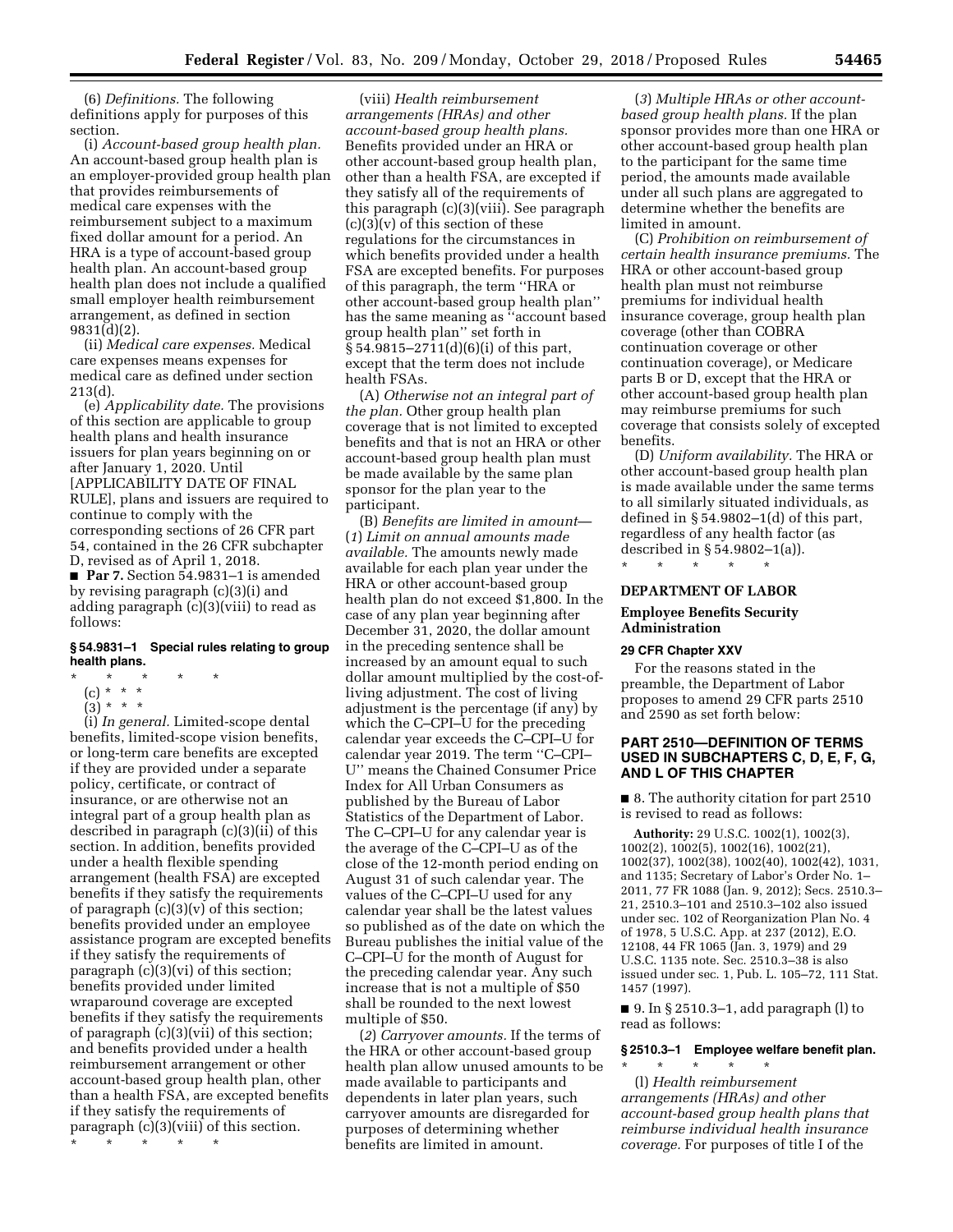(6) *Definitions.* The following definitions apply for purposes of this section.

(i) *Account-based group health plan.* An account-based group health plan is an employer-provided group health plan that provides reimbursements of medical care expenses with the reimbursement subject to a maximum fixed dollar amount for a period. An HRA is a type of account-based group health plan. An account-based group health plan does not include a qualified small employer health reimbursement arrangement, as defined in section 9831(d)(2).

(ii) *Medical care expenses.* Medical care expenses means expenses for medical care as defined under section 213(d).

(e) *Applicability date.* The provisions of this section are applicable to group health plans and health insurance issuers for plan years beginning on or after January 1, 2020. Until [APPLICABILITY DATE OF FINAL RULE], plans and issuers are required to continue to comply with the corresponding sections of 26 CFR part 54, contained in the 26 CFR subchapter D, revised as of April 1, 2018.

■ **Par 7.** Section 54.9831–1 is amended by revising paragraph (c)(3)(i) and adding paragraph (c)(3)(viii) to read as follows:

### § 54.9831–1 Special rules relating to group health plans.

\* \* \* \* \*

(c) \* \* \*

(3) \* \* \*

(i) *In general.* Limited-scope dental benefits, limited-scope vision benefits, or long-term care benefits are excepted if they are provided under a separate policy, certificate, or contract of insurance, or are otherwise not an integral part of a group health plan as described in paragraph (c)(3)(ii) of this section. In addition, benefits provided under a health flexible spending arrangement (health FSA) are excepted benefits if they satisfy the requirements of paragraph (c)(3)(v) of this section; benefits provided under an employee assistance program are excepted benefits if they satisfy the requirements of paragraph (c)(3)(vi) of this section; benefits provided under limited wraparound coverage are excepted benefits if they satisfy the requirements of paragraph (c)(3)(vii) of this section; and benefits provided under a health reimbursement arrangement or other account-based group health plan, other than a health FSA, are excepted benefits if they satisfy the requirements of paragraph (c)(3)(viii) of this section.

\* \* \* \* \*

(viii) *Health reimbursement arrangements (HRAs) and other account-based group health plans.* Benefits provided under an HRA or other account-based group health plan, other than a health FSA, are excepted if they satisfy all of the requirements of this paragraph (c)(3)(viii). See paragraph (c)(3)(v) of this section of these regulations for the circumstances in which benefits provided under a health FSA are excepted benefits. For purposes of this paragraph, the term "HRA or other account-based group health plan" has the same meaning as "account based group health plan" set forth in § 54.9815–2711(d)(6)(i) of this part, except that the term does not include health FSAs.

(A) *Otherwise not an integral part of the plan.* Other group health plan coverage that is not limited to excepted benefits and that is not an HRA or other account-based group health plan must be made available by the same plan sponsor for the plan year to the participant.

(B) *Benefits are limited in amount*—(*1*) *Limit on annual amounts made available.* The amounts newly made available for each plan year under the HRA or other account-based group health plan do not exceed $1,800. In the case of any plan year beginning after December 31, 2020, the dollar amount in the preceding sentence shall be increased by an amount equal to such dollar amount multiplied by the cost-of-living adjustment. The cost of living adjustment is the percentage (if any) by which the C–CPI–U for the preceding calendar year exceeds the C–CPI–U for calendar year 2019. The term "C–CPI–U" means the Chained Consumer Price Index for All Urban Consumers as published by the Bureau of Labor Statistics of the Department of Labor. The C–CPI–U for any calendar year is the average of the C–CPI–U as of the close of the 12-month period ending on August 31 of such calendar year. The values of the C–CPI–U used for any calendar year shall be the latest values so published as of the date on which the Bureau publishes the initial value of the C–CPI–U for the month of August for the preceding calendar year. Any such increase that is not a multiple of $50 shall be rounded to the next lowest multiple of $50.

(*2*) *Carryover amounts.* If the terms of the HRA or other account-based group health plan allow unused amounts to be made available to participants and dependents in later plan years, such carryover amounts are disregarded for purposes of determining whether benefits are limited in amount.

(*3*) *Multiple HRAs or other account-based group health plans.* If the plan sponsor provides more than one HRA or other account-based group health plan to the participant for the same time period, the amounts made available under all such plans are aggregated to determine whether the benefits are limited in amount.

(C) *Prohibition on reimbursement of certain health insurance premiums.* The HRA or other account-based group health plan must not reimburse premiums for individual health insurance coverage, group health plan coverage (other than COBRA continuation coverage or other continuation coverage), or Medicare parts B or D, except that the HRA or other account-based group health plan may reimburse premiums for such coverage that consists solely of excepted benefits.

(D) *Uniform availability.* The HRA or other account-based group health plan is made available under the same terms to all similarly situated individuals, as defined in § 54.9802–1(d) of this part, regardless of any health factor (as described in § 54.9802–1(a)).

\* \* \* \* \*

## DEPARTMENT OF LABOR

## Employee Benefits Security Administration

### 29 CFR Chapter XXV

For the reasons stated in the preamble, the Department of Labor proposes to amend 29 CFR parts 2510 and 2590 as set forth below:

## PART 2510—DEFINITION OF TERMS USED IN SUBCHAPTERS C, D, E, F, G, AND L OF THIS CHAPTER

■ 8. The authority citation for part 2510 is revised to read as follows:

**Authority:** 29 U.S.C. 1002(1), 1002(3), 1002(2), 1002(5), 1002(16), 1002(21), 1002(37), 1002(38), 1002(40), 1002(42), 1031, and 1135; Secretary of Labor's Order No. 1–2011, 77 FR 1088 (Jan. 9, 2012); Secs. 2510.3–21, 2510.3–101 and 2510.3–102 also issued under sec. 102 of Reorganization Plan No. 4 of 1978, 5 U.S.C. App. at 237 (2012), E.O. 12108, 44 FR 1065 (Jan. 3, 1979) and 29 U.S.C. 1135 note. Sec. 2510.3–38 is also issued under sec. 1, Pub. L. 105–72, 111 Stat. 1457 (1997).

■ 9. In § 2510.3–1, add paragraph (l) to read as follows:

### § 2510.3–1 Employee welfare benefit plan.

\* \* \* \* \*

(l) *Health reimbursement arrangements (HRAs) and other account-based group health plans that reimburse individual health insurance coverage.* For purposes of title I of the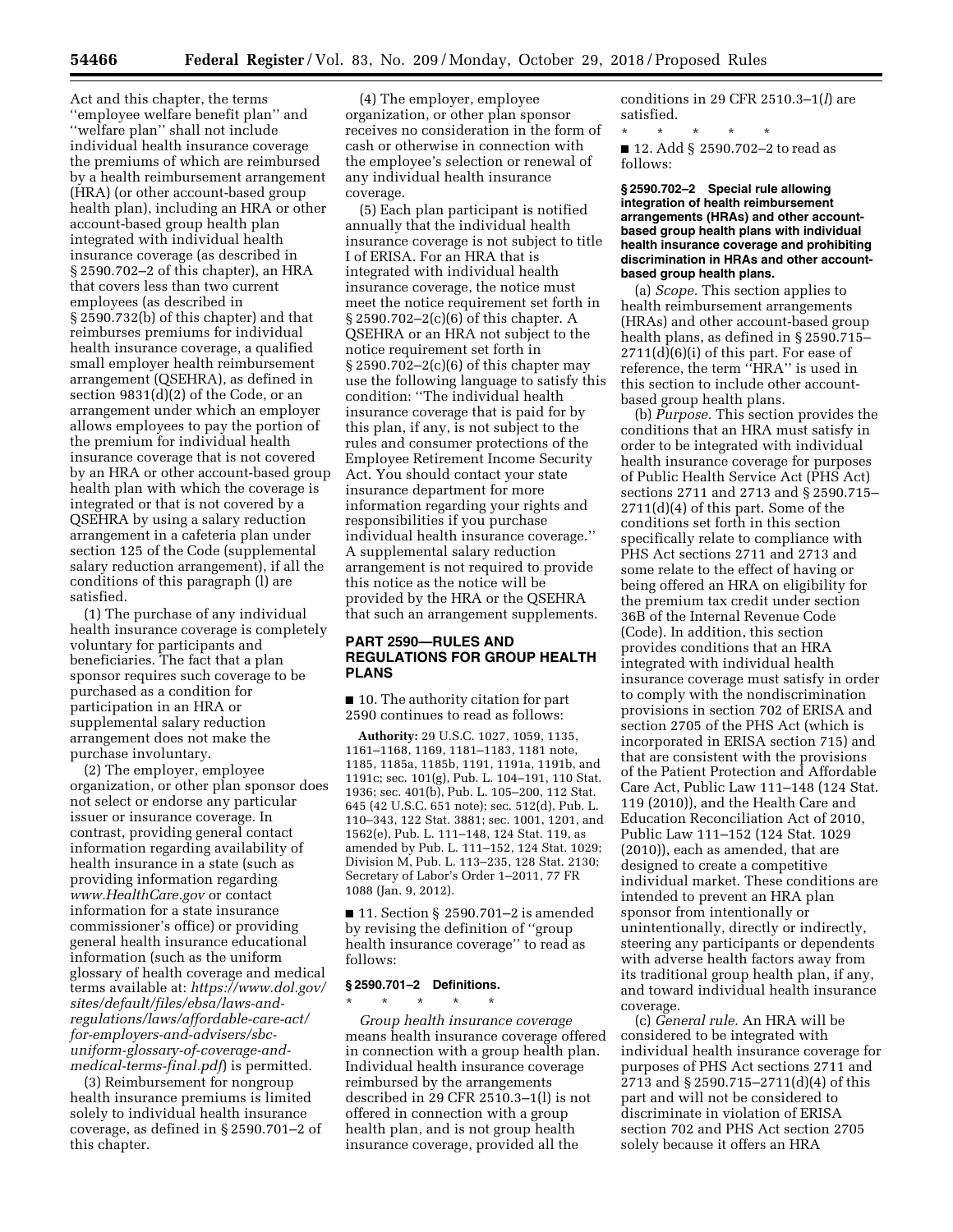Act and this chapter, the terms "employee welfare benefit plan" and "welfare plan" shall not include individual health insurance coverage the premiums of which are reimbursed by a health reimbursement arrangement (HRA) (or other account-based group health plan), including an HRA or other account-based group health plan integrated with individual health insurance coverage (as described in § 2590.702–2 of this chapter), an HRA that covers less than two current employees (as described in § 2590.732(b) of this chapter) and that reimburses premiums for individual health insurance coverage, a qualified small employer health reimbursement arrangement (QSEHRA), as defined in section 9831(d)(2) of the Code, or an arrangement under which an employer allows employees to pay the portion of the premium for individual health insurance coverage that is not covered by an HRA or other account-based group health plan with which the coverage is integrated or that is not covered by a QSEHRA by using a salary reduction arrangement in a cafeteria plan under section 125 of the Code (supplemental salary reduction arrangement), if all the conditions of this paragraph (l) are satisfied.

(1) The purchase of any individual health insurance coverage is completely voluntary for participants and beneficiaries. The fact that a plan sponsor requires such coverage to be purchased as a condition for participation in an HRA or supplemental salary reduction arrangement does not make the purchase involuntary.

(2) The employer, employee organization, or other plan sponsor does not select or endorse any particular issuer or insurance coverage. In contrast, providing general contact information regarding availability of health insurance in a state (such as providing information regarding *www.HealthCare.gov* or contact information for a state insurance commissioner's office) or providing general health insurance educational information (such as the uniform glossary of health coverage and medical terms available at: *https://www.dol.gov/sites/default/files/ebsa/laws-and-regulations/laws/affordable-care-act/for-employers-and-advisers/sbc-uniform-glossary-of-coverage-and-medical-terms-final.pdf*) is permitted.

(3) Reimbursement for nongroup health insurance premiums is limited solely to individual health insurance coverage, as defined in § 2590.701–2 of this chapter.

(4) The employer, employee organization, or other plan sponsor receives no consideration in the form of cash or otherwise in connection with the employee's selection or renewal of any individual health insurance coverage.

(5) Each plan participant is notified annually that the individual health insurance coverage is not subject to title I of ERISA. For an HRA that is integrated with individual health insurance coverage, the notice must meet the notice requirement set forth in § 2590.702–2(c)(6) of this chapter. A QSEHRA or an HRA not subject to the notice requirement set forth in § 2590.702–2(c)(6) of this chapter may use the following language to satisfy this condition: "The individual health insurance coverage that is paid for by this plan, if any, is not subject to the rules and consumer protections of the Employee Retirement Income Security Act. You should contact your state insurance department for more information regarding your rights and responsibilities if you purchase individual health insurance coverage." A supplemental salary reduction arrangement is not required to provide this notice as the notice will be provided by the HRA or the QSEHRA that such an arrangement supplements.

## PART 2590—RULES AND REGULATIONS FOR GROUP HEALTH PLANS

■ 10. The authority citation for part 2590 continues to read as follows:

**Authority:** 29 U.S.C. 1027, 1059, 1135, 1161–1168, 1169, 1181–1183, 1181 note, 1185, 1185a, 1185b, 1191, 1191a, 1191b, and 1191c; sec. 101(g), Pub. L. 104–191, 110 Stat. 1936; sec. 401(b), Pub. L. 105–200, 112 Stat. 645 (42 U.S.C. 651 note); sec. 512(d), Pub. L. 110–343, 122 Stat. 3881; sec. 1001, 1201, and 1562(e), Pub. L. 111–148, 124 Stat. 119, as amended by Pub. L. 111–152, 124 Stat. 1029; Division M, Pub. L. 113–235, 128 Stat. 2130; Secretary of Labor's Order 1–2011, 77 FR 1088 (Jan. 9, 2012).

■ 11. Section § 2590.701–2 is amended by revising the definition of "group health insurance coverage" to read as follows:

### § 2590.701–2 Definitions.

\* \* \* \* \*

*Group health insurance coverage* means health insurance coverage offered in connection with a group health plan. Individual health insurance coverage reimbursed by the arrangements described in 29 CFR 2510.3–1(l) is not offered in connection with a group health plan, and is not group health insurance coverage, provided all the conditions in 29 CFR 2510.3–1(*l*) are satisfied.

\* \* \* \* \*

■ 12. Add § 2590.702–2 to read as follows:

### § 2590.702–2 Special rule allowing integration of health reimbursement arrangements (HRAs) and other account-based group health plans with individual health insurance coverage and prohibiting discrimination in HRAs and other account-based group health plans.

(a) *Scope.* This section applies to health reimbursement arrangements (HRAs) and other account-based group health plans, as defined in § 2590.715–2711(d)(6)(i) of this part. For ease of reference, the term "HRA" is used in this section to include other account-based group health plans.

(b) *Purpose.* This section provides the conditions that an HRA must satisfy in order to be integrated with individual health insurance coverage for purposes of Public Health Service Act (PHS Act) sections 2711 and 2713 and § 2590.715–2711(d)(4) of this part. Some of the conditions set forth in this section specifically relate to compliance with PHS Act sections 2711 and 2713 and some relate to the effect of having or being offered an HRA on eligibility for the premium tax credit under section 36B of the Internal Revenue Code (Code). In addition, this section provides conditions that an HRA integrated with individual health insurance coverage must satisfy in order to comply with the nondiscrimination provisions in section 702 of ERISA and section 2705 of the PHS Act (which is incorporated in ERISA section 715) and that are consistent with the provisions of the Patient Protection and Affordable Care Act, Public Law 111–148 (124 Stat. 119 (2010)), and the Health Care and Education Reconciliation Act of 2010, Public Law 111–152 (124 Stat. 1029 (2010)), each as amended, that are designed to create a competitive individual market. These conditions are intended to prevent an HRA plan sponsor from intentionally or unintentionally, directly or indirectly, steering any participants or dependents with adverse health factors away from its traditional group health plan, if any, and toward individual health insurance coverage.

(c) *General rule.* An HRA will be considered to be integrated with individual health insurance coverage for purposes of PHS Act sections 2711 and 2713 and § 2590.715–2711(d)(4) of this part and will not be considered to discriminate in violation of ERISA section 702 and PHS Act section 2705 solely because it offers an HRA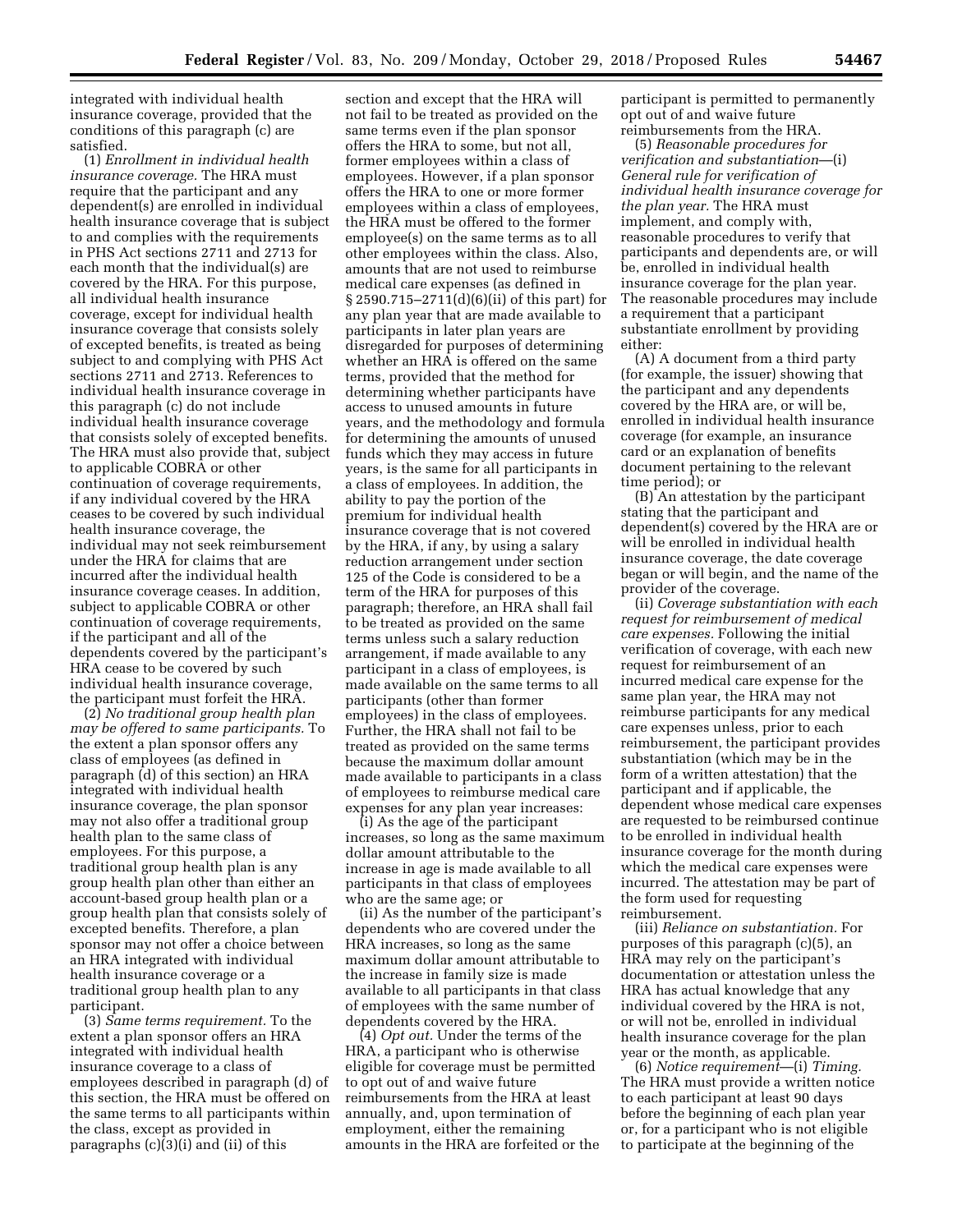integrated with individual health insurance coverage, provided that the conditions of this paragraph (c) are satisfied.

(1) *Enrollment in individual health insurance coverage.* The HRA must require that the participant and any dependent(s) are enrolled in individual health insurance coverage that is subject to and complies with the requirements in PHS Act sections 2711 and 2713 for each month that the individual(s) are covered by the HRA. For this purpose, all individual health insurance coverage, except for individual health insurance coverage that consists solely of excepted benefits, is treated as being subject to and complying with PHS Act sections 2711 and 2713. References to individual health insurance coverage in this paragraph (c) do not include individual health insurance coverage that consists solely of excepted benefits. The HRA must also provide that, subject to applicable COBRA or other continuation of coverage requirements, if any individual covered by the HRA ceases to be covered by such individual health insurance coverage, the individual may not seek reimbursement under the HRA for claims that are incurred after the individual health insurance coverage ceases. In addition, subject to applicable COBRA or other continuation of coverage requirements, if the participant and all of the dependents covered by the participant's HRA cease to be covered by such individual health insurance coverage, the participant must forfeit the HRA.

(2) *No traditional group health plan may be offered to same participants.* To the extent a plan sponsor offers any class of employees (as defined in paragraph (d) of this section) an HRA integrated with individual health insurance coverage, the plan sponsor may not also offer a traditional group health plan to the same class of employees. For this purpose, a traditional group health plan is any group health plan other than either an account-based group health plan or a group health plan that consists solely of excepted benefits. Therefore, a plan sponsor may not offer a choice between an HRA integrated with individual health insurance coverage or a traditional group health plan to any participant.

(3) *Same terms requirement.* To the extent a plan sponsor offers an HRA integrated with individual health insurance coverage to a class of employees described in paragraph (d) of this section, the HRA must be offered on the same terms to all participants within the class, except as provided in paragraphs (c)(3)(i) and (ii) of this section and except that the HRA will not fail to be treated as provided on the same terms even if the plan sponsor offers the HRA to some, but not all, former employees within a class of employees. However, if a plan sponsor offers the HRA to one or more former employees within a class of employees, the HRA must be offered to the former employee(s) on the same terms as to all other employees within the class. Also, amounts that are not used to reimburse medical care expenses (as defined in § 2590.715–2711(d)(6)(ii) of this part) for any plan year that are made available to participants in later plan years are disregarded for purposes of determining whether an HRA is offered on the same terms, provided that the method for determining whether participants have access to unused amounts in future years, and the methodology and formula for determining the amounts of unused funds which they may access in future years, is the same for all participants in a class of employees. In addition, the ability to pay the portion of the premium for individual health insurance coverage that is not covered by the HRA, if any, by using a salary reduction arrangement under section 125 of the Code is considered to be a term of the HRA for purposes of this paragraph; therefore, an HRA shall fail to be treated as provided on the same terms unless such a salary reduction arrangement, if made available to any participant in a class of employees, is made available on the same terms to all participants (other than former employees) in the class of employees. Further, the HRA shall not fail to be treated as provided on the same terms because the maximum dollar amount made available to participants in a class of employees to reimburse medical care expenses for any plan year increases:

(i) As the age of the participant increases, so long as the same maximum dollar amount attributable to the increase in age is made available to all participants in that class of employees who are the same age; or

(ii) As the number of the participant's dependents who are covered under the HRA increases, so long as the same maximum dollar amount attributable to the increase in family size is made available to all participants in that class of employees with the same number of dependents covered by the HRA.

(4) *Opt out.* Under the terms of the HRA, a participant who is otherwise eligible for coverage must be permitted to opt out of and waive future reimbursements from the HRA at least annually, and, upon termination of employment, either the remaining amounts in the HRA are forfeited or the participant is permitted to permanently opt out of and waive future reimbursements from the HRA.

(5) *Reasonable procedures for verification and substantiation*—(i) *General rule for verification of individual health insurance coverage for the plan year.* The HRA must implement, and comply with, reasonable procedures to verify that participants and dependents are, or will be, enrolled in individual health insurance coverage for the plan year. The reasonable procedures may include a requirement that a participant substantiate enrollment by providing either:

(A) A document from a third party (for example, the issuer) showing that the participant and any dependents covered by the HRA are, or will be, enrolled in individual health insurance coverage (for example, an insurance card or an explanation of benefits document pertaining to the relevant time period); or

(B) An attestation by the participant stating that the participant and dependent(s) covered by the HRA are or will be enrolled in individual health insurance coverage, the date coverage began or will begin, and the name of the provider of the coverage.

(ii) *Coverage substantiation with each request for reimbursement of medical care expenses.* Following the initial verification of coverage, with each new request for reimbursement of an incurred medical care expense for the same plan year, the HRA may not reimburse participants for any medical care expenses unless, prior to each reimbursement, the participant provides substantiation (which may be in the form of a written attestation) that the participant and if applicable, the dependent whose medical care expenses are requested to be reimbursed continue to be enrolled in individual health insurance coverage for the month during which the medical care expenses were incurred. The attestation may be part of the form used for requesting reimbursement.

(iii) *Reliance on substantiation.* For purposes of this paragraph (c)(5), an HRA may rely on the participant's documentation or attestation unless the HRA has actual knowledge that any individual covered by the HRA is not, or will not be, enrolled in individual health insurance coverage for the plan year or the month, as applicable.

(6) *Notice requirement*—(i) *Timing.* The HRA must provide a written notice to each participant at least 90 days before the beginning of each plan year or, for a participant who is not eligible to participate at the beginning of the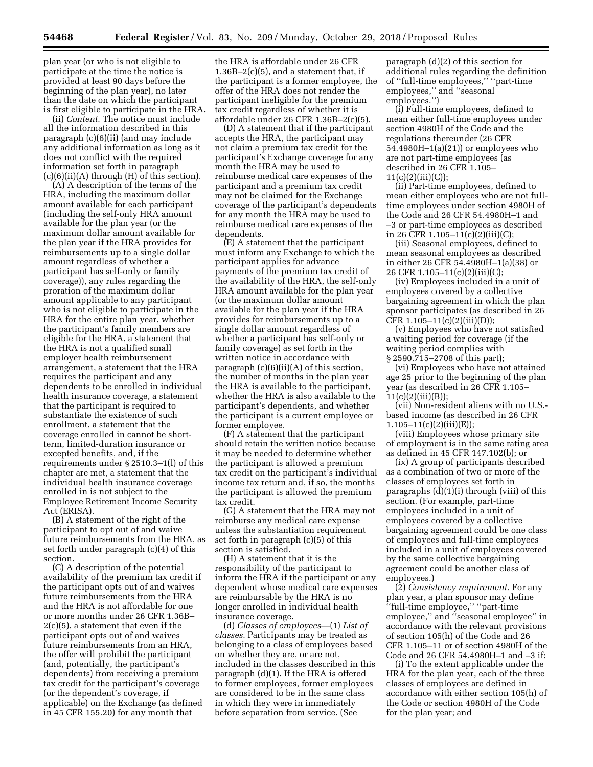plan year (or who is not eligible to participate at the time the notice is provided at least 90 days before the beginning of the plan year), no later than the date on which the participant is first eligible to participate in the HRA.

(ii) *Content.* The notice must include all the information described in this paragraph (c)(6)(ii) (and may include any additional information as long as it does not conflict with the required information set forth in paragraph (c)(6)(ii)(A) through (H) of this section).

(A) A description of the terms of the HRA, including the maximum dollar amount available for each participant (including the self-only HRA amount available for the plan year (or the maximum dollar amount available for the plan year if the HRA provides for reimbursements up to a single dollar amount regardless of whether a participant has self-only or family coverage)), any rules regarding the proration of the maximum dollar amount applicable to any participant who is not eligible to participate in the HRA for the entire plan year, whether the participant's family members are eligible for the HRA, a statement that the HRA is not a qualified small employer health reimbursement arrangement, a statement that the HRA requires the participant and any dependents to be enrolled in individual health insurance coverage, a statement that the participant is required to substantiate the existence of such enrollment, a statement that the coverage enrolled in cannot be short-term, limited-duration insurance or excepted benefits, and, if the requirements under § 2510.3–1(l) of this chapter are met, a statement that the individual health insurance coverage enrolled in is not subject to the Employee Retirement Income Security Act (ERISA).

(B) A statement of the right of the participant to opt out of and waive future reimbursements from the HRA, as set forth under paragraph (c)(4) of this section.

(C) A description of the potential availability of the premium tax credit if the participant opts out of and waives future reimbursements from the HRA and the HRA is not affordable for one or more months under 26 CFR 1.36B–2(c)(5), a statement that even if the participant opts out of and waives future reimbursements from an HRA, the offer will prohibit the participant (and, potentially, the participant's dependents) from receiving a premium tax credit for the participant's coverage (or the dependent's coverage, if applicable) on the Exchange (as defined in 45 CFR 155.20) for any month that the HRA is affordable under 26 CFR 1.36B–2(c)(5), and a statement that, if the participant is a former employee, the offer of the HRA does not render the participant ineligible for the premium tax credit regardless of whether it is affordable under 26 CFR 1.36B–2(c)(5).

(D) A statement that if the participant accepts the HRA, the participant may not claim a premium tax credit for the participant's Exchange coverage for any month the HRA may be used to reimburse medical care expenses of the participant and a premium tax credit may not be claimed for the Exchange coverage of the participant's dependents for any month the HRA may be used to reimburse medical care expenses of the dependents.

(E) A statement that the participant must inform any Exchange to which the participant applies for advance payments of the premium tax credit of the availability of the HRA, the self-only HRA amount available for the plan year (or the maximum dollar amount available for the plan year if the HRA provides for reimbursements up to a single dollar amount regardless of whether a participant has self-only or family coverage) as set forth in the written notice in accordance with paragraph (c)(6)(ii)(A) of this section, the number of months in the plan year the HRA is available to the participant, whether the HRA is also available to the participant's dependents, and whether the participant is a current employee or former employee.

(F) A statement that the participant should retain the written notice because it may be needed to determine whether the participant is allowed a premium tax credit on the participant's individual income tax return and, if so, the months the participant is allowed the premium tax credit.

(G) A statement that the HRA may not reimburse any medical care expense unless the substantiation requirement set forth in paragraph (c)(5) of this section is satisfied.

(H) A statement that it is the responsibility of the participant to inform the HRA if the participant or any dependent whose medical care expenses are reimbursable by the HRA is no longer enrolled in individual health insurance coverage.

(d) *Classes of employees*—(1) *List of classes.* Participants may be treated as belonging to a class of employees based on whether they are, or are not, included in the classes described in this paragraph (d)(1). If the HRA is offered to former employees, former employees are considered to be in the same class in which they were in immediately before separation from service. (See paragraph (d)(2) of this section for additional rules regarding the definition of "full-time employees," "part-time employees," and "seasonal employees.")

(i) Full-time employees, defined to mean either full-time employees under section 4980H of the Code and the regulations thereunder (26 CFR 54.4980H–1(a)(21)) or employees who are not part-time employees (as described in 26 CFR 1.105–11(c)(2)(iii)(C));

(ii) Part-time employees, defined to mean either employees who are not full-time employees under section 4980H of the Code and 26 CFR 54.4980H–1 and –3 or part-time employees as described in 26 CFR 1.105–11(c)(2)(iii)(C);

(iii) Seasonal employees, defined to mean seasonal employees as described in either 26 CFR 54.4980H–1(a)(38) or 26 CFR 1.105–11(c)(2)(iii)(C);

(iv) Employees included in a unit of employees covered by a collective bargaining agreement in which the plan sponsor participates (as described in 26 CFR 1.105–11(c)(2)(iii)(D));

(v) Employees who have not satisfied a waiting period for coverage (if the waiting period complies with § 2590.715–2708 of this part);

(vi) Employees who have not attained age 25 prior to the beginning of the plan year (as described in 26 CFR 1.105–11(c)(2)(iii)(B));

(vii) Non-resident aliens with no U.S.-based income (as described in 26 CFR 1.105–11(c)(2)(iii)(E));

(viii) Employees whose primary site of employment is in the same rating area as defined in 45 CFR 147.102(b); or

(ix) A group of participants described as a combination of two or more of the classes of employees set forth in paragraphs (d)(1)(i) through (viii) of this section. (For example, part-time employees included in a unit of employees covered by a collective bargaining agreement could be one class of employees and full-time employees included in a unit of employees covered by the same collective bargaining agreement could be another class of employees.)

(2) *Consistency requirement.* For any plan year, a plan sponsor may define "full-time employee," "part-time employee," and "seasonal employee" in accordance with the relevant provisions of section 105(h) of the Code and 26 CFR 1.105–11 or of section 4980H of the Code and 26 CFR 54.4980H–1 and –3 if:

(i) To the extent applicable under the HRA for the plan year, each of the three classes of employees are defined in accordance with either section 105(h) of the Code or section 4980H of the Code for the plan year; and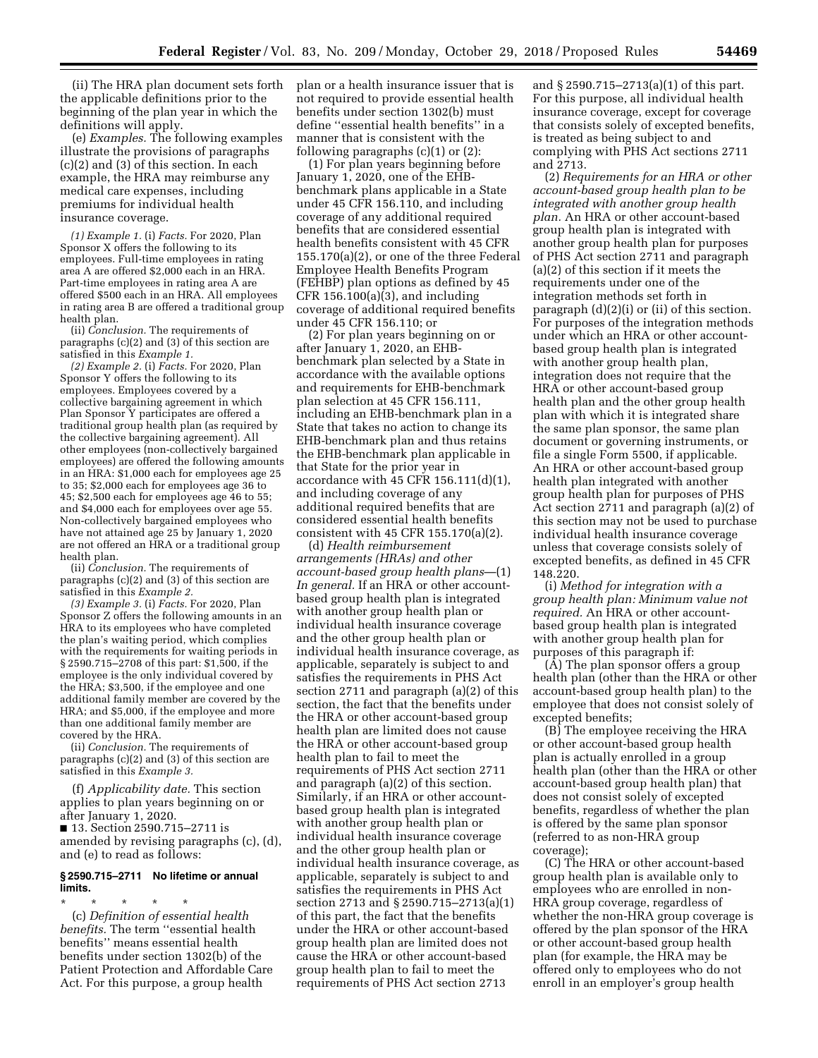(ii) The HRA plan document sets forth the applicable definitions prior to the beginning of the plan year in which the definitions will apply.

(e) *Examples.* The following examples illustrate the provisions of paragraphs (c)(2) and (3) of this section. In each example, the HRA may reimburse any medical care expenses, including premiums for individual health insurance coverage.

*(1) Example 1.* (i) *Facts.* For 2020, Plan Sponsor X offers the following to its employees. Full-time employees in rating area A are offered $2,000 each in an HRA. Part-time employees in rating area A are offered $500 each in an HRA. All employees in rating area B are offered a traditional group health plan.

(ii) *Conclusion.* The requirements of paragraphs (c)(2) and (3) of this section are satisfied in this *Example 1.*

*(2) Example 2.* (i) *Facts.* For 2020, Plan Sponsor Y offers the following to its employees. Employees covered by a collective bargaining agreement in which Plan Sponsor Y participates are offered a traditional group health plan (as required by the collective bargaining agreement). All other employees (non-collectively bargained employees) are offered the following amounts in an HRA: $1,000 each for employees age 25 to 35; $2,000 each for employees age 36 to 45; $2,500 each for employees age 46 to 55; and $4,000 each for employees over age 55. Non-collectively bargained employees who have not attained age 25 by January 1, 2020 are not offered an HRA or a traditional group health plan.

(ii) *Conclusion.* The requirements of paragraphs (c)(2) and (3) of this section are satisfied in this *Example 2.*

*(3) Example 3.* (i) *Facts.* For 2020, Plan Sponsor Z offers the following amounts in an HRA to its employees who have completed the plan's waiting period, which complies with the requirements for waiting periods in § 2590.715–2708 of this part: $1,500, if the employee is the only individual covered by the HRA; $3,500, if the employee and one additional family member are covered by the HRA; and $5,000, if the employee and more than one additional family member are covered by the HRA.

(ii) *Conclusion.* The requirements of paragraphs (c)(2) and (3) of this section are satisfied in this *Example 3.*

(f) *Applicability date.* This section applies to plan years beginning on or after January 1, 2020.

■ 13. Section 2590.715–2711 is amended by revising paragraphs (c), (d), and (e) to read as follows:

**§ 2590.715–2711 No lifetime or annual limits.**

\* \* \* \* \*

(c) *Definition of essential health benefits.* The term ''essential health benefits'' means essential health benefits under section 1302(b) of the Patient Protection and Affordable Care Act. For this purpose, a group health plan or a health insurance issuer that is not required to provide essential health benefits under section 1302(b) must define ''essential health benefits'' in a manner that is consistent with the following paragraphs (c)(1) or (2):

(1) For plan years beginning before January 1, 2020, one of the EHB-benchmark plans applicable in a State under 45 CFR 156.110, and including coverage of any additional required benefits that are considered essential health benefits consistent with 45 CFR 155.170(a)(2), or one of the three Federal Employee Health Benefits Program (FEHBP) plan options as defined by 45 CFR 156.100(a)(3), and including coverage of additional required benefits under 45 CFR 156.110; or

(2) For plan years beginning on or after January 1, 2020, an EHB-benchmark plan selected by a State in accordance with the available options and requirements for EHB-benchmark plan selection at 45 CFR 156.111, including an EHB-benchmark plan in a State that takes no action to change its EHB-benchmark plan and thus retains the EHB-benchmark plan applicable in that State for the prior year in accordance with 45 CFR 156.111(d)(1), and including coverage of any additional required benefits that are considered essential health benefits consistent with 45 CFR 155.170(a)(2).

(d) *Health reimbursement arrangements (HRAs) and other account-based group health plans*—(1) *In general.* If an HRA or other account-based group health plan is integrated with another group health plan or individual health insurance coverage and the other group health plan or individual health insurance coverage, as applicable, separately is subject to and satisfies the requirements in PHS Act section 2711 and paragraph (a)(2) of this section, the fact that the benefits under the HRA or other account-based group health plan are limited does not cause the HRA or other account-based group health plan to fail to meet the requirements of PHS Act section 2711 and paragraph (a)(2) of this section. Similarly, if an HRA or other account-based group health plan is integrated with another group health plan or individual health insurance coverage and the other group health plan or individual health insurance coverage, as applicable, separately is subject to and satisfies the requirements in PHS Act section 2713 and § 2590.715–2713(a)(1) of this part, the fact that the benefits under the HRA or other account-based group health plan are limited does not cause the HRA or other account-based group health plan to fail to meet the requirements of PHS Act section 2713 and § 2590.715–2713(a)(1) of this part. For this purpose, all individual health insurance coverage, except for coverage that consists solely of excepted benefits, is treated as being subject to and complying with PHS Act sections 2711 and 2713.

(2) *Requirements for an HRA or other account-based group health plan to be integrated with another group health plan.* An HRA or other account-based group health plan is integrated with another group health plan for purposes of PHS Act section 2711 and paragraph (a)(2) of this section if it meets the requirements under one of the integration methods set forth in paragraph (d)(2)(i) or (ii) of this section. For purposes of the integration methods under which an HRA or other account-based group health plan is integrated with another group health plan, integration does not require that the HRA or other account-based group health plan and the other group health plan with which it is integrated share the same plan sponsor, the same plan document or governing instruments, or file a single Form 5500, if applicable. An HRA or other account-based group health plan integrated with another group health plan for purposes of PHS Act section 2711 and paragraph (a)(2) of this section may not be used to purchase individual health insurance coverage unless that coverage consists solely of excepted benefits, as defined in 45 CFR 148.220.

(i) *Method for integration with a group health plan: Minimum value not required.* An HRA or other account-based group health plan is integrated with another group health plan for purposes of this paragraph if:

(A) The plan sponsor offers a group health plan (other than the HRA or other account-based group health plan) to the employee that does not consist solely of excepted benefits;

(B) The employee receiving the HRA or other account-based group health plan is actually enrolled in a group health plan (other than the HRA or other account-based group health plan) that does not consist solely of excepted benefits, regardless of whether the plan is offered by the same plan sponsor (referred to as non-HRA group coverage);

(C) The HRA or other account-based group health plan is available only to employees who are enrolled in non-HRA group coverage, regardless of whether the non-HRA group coverage is offered by the plan sponsor of the HRA or other account-based group health plan (for example, the HRA may be offered only to employees who do not enroll in an employer's group health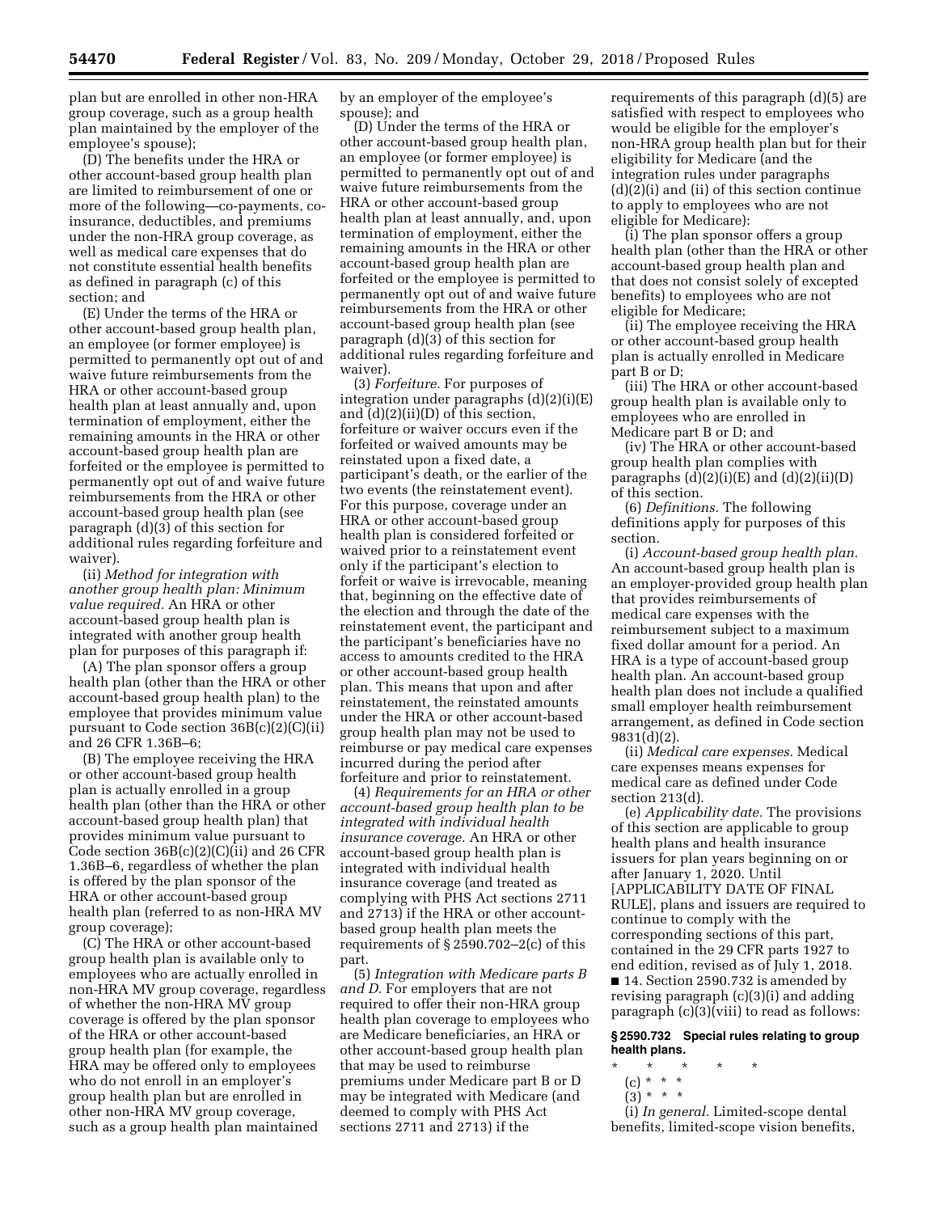plan but are enrolled in other non-HRA group coverage, such as a group health plan maintained by the employer of the employee's spouse);

(D) The benefits under the HRA or other account-based group health plan are limited to reimbursement of one or more of the following—co-payments, co-insurance, deductibles, and premiums under the non-HRA group coverage, as well as medical care expenses that do not constitute essential health benefits as defined in paragraph (c) of this section; and

(E) Under the terms of the HRA or other account-based group health plan, an employee (or former employee) is permitted to permanently opt out of and waive future reimbursements from the HRA or other account-based group health plan at least annually and, upon termination of employment, either the remaining amounts in the HRA or other account-based group health plan are forfeited or the employee is permitted to permanently opt out of and waive future reimbursements from the HRA or other account-based group health plan (see paragraph (d)(3) of this section for additional rules regarding forfeiture and waiver).

(ii) *Method for integration with another group health plan: Minimum value required.* An HRA or other account-based group health plan is integrated with another group health plan for purposes of this paragraph if:

(A) The plan sponsor offers a group health plan (other than the HRA or other account-based group health plan) to the employee that provides minimum value pursuant to Code section 36B(c)(2)(C)(ii) and 26 CFR 1.36B–6;

(B) The employee receiving the HRA or other account-based group health plan is actually enrolled in a group health plan (other than the HRA or other account-based group health plan) that provides minimum value pursuant to Code section 36B(c)(2)(C)(ii) and 26 CFR 1.36B–6, regardless of whether the plan is offered by the plan sponsor of the HRA or other account-based group health plan (referred to as non-HRA MV group coverage);

(C) The HRA or other account-based group health plan is available only to employees who are actually enrolled in non-HRA MV group coverage, regardless of whether the non-HRA MV group coverage is offered by the plan sponsor of the HRA or other account-based group health plan (for example, the HRA may be offered only to employees who do not enroll in an employer's group health plan but are enrolled in other non-HRA MV group coverage, such as a group health plan maintained by an employer of the employee's spouse); and

(D) Under the terms of the HRA or other account-based group health plan, an employee (or former employee) is permitted to permanently opt out of and waive future reimbursements from the HRA or other account-based group health plan at least annually, and, upon termination of employment, either the remaining amounts in the HRA or other account-based group health plan are forfeited or the employee is permitted to permanently opt out of and waive future reimbursements from the HRA or other account-based group health plan (see paragraph (d)(3) of this section for additional rules regarding forfeiture and waiver).

(3) *Forfeiture.* For purposes of integration under paragraphs (d)(2)(i)(E) and (d)(2)(ii)(D) of this section, forfeiture or waiver occurs even if the forfeited or waived amounts may be reinstated upon a fixed date, a participant's death, or the earlier of the two events (the reinstatement event). For this purpose, coverage under an HRA or other account-based group health plan is considered forfeited or waived prior to a reinstatement event only if the participant's election to forfeit or waive is irrevocable, meaning that, beginning on the effective date of the election and through the date of the reinstatement event, the participant and the participant's beneficiaries have no access to amounts credited to the HRA or other account-based group health plan. This means that upon and after reinstatement, the reinstated amounts under the HRA or other account-based group health plan may not be used to reimburse or pay medical care expenses incurred during the period after forfeiture and prior to reinstatement.

(4) *Requirements for an HRA or other account-based group health plan to be integrated with individual health insurance coverage.* An HRA or other account-based group health plan is integrated with individual health insurance coverage (and treated as complying with PHS Act sections 2711 and 2713) if the HRA or other account-based group health plan meets the requirements of § 2590.702–2(c) of this part.

(5) *Integration with Medicare parts B and D.* For employers that are not required to offer their non-HRA group health plan coverage to employees who are Medicare beneficiaries, an HRA or other account-based group health plan that may be used to reimburse premiums under Medicare part B or D may be integrated with Medicare (and deemed to comply with PHS Act sections 2711 and 2713) if the requirements of this paragraph (d)(5) are satisfied with respect to employees who would be eligible for the employer's non-HRA group health plan but for their eligibility for Medicare (and the integration rules under paragraphs (d)(2)(i) and (ii) of this section continue to apply to employees who are not eligible for Medicare):

(i) The plan sponsor offers a group health plan (other than the HRA or other account-based group health plan and that does not consist solely of excepted benefits) to employees who are not eligible for Medicare;

(ii) The employee receiving the HRA or other account-based group health plan is actually enrolled in Medicare part B or D;

(iii) The HRA or other account-based group health plan is available only to employees who are enrolled in Medicare part B or D; and

(iv) The HRA or other account-based group health plan complies with paragraphs (d)(2)(i)(E) and (d)(2)(ii)(D) of this section.

(6) *Definitions.* The following definitions apply for purposes of this section.

(i) *Account-based group health plan.* An account-based group health plan is an employer-provided group health plan that provides reimbursements of medical care expenses with the reimbursement subject to a maximum fixed dollar amount for a period. An HRA is a type of account-based group health plan. An account-based group health plan does not include a qualified small employer health reimbursement arrangement, as defined in Code section 9831(d)(2).

(ii) *Medical care expenses.* Medical care expenses means expenses for medical care as defined under Code section 213(d).

(e) *Applicability date.* The provisions of this section are applicable to group health plans and health insurance issuers for plan years beginning on or after January 1, 2020. Until [APPLICABILITY DATE OF FINAL RULE], plans and issuers are required to continue to comply with the corresponding sections of this part, contained in the 29 CFR parts 1927 to end edition, revised as of July 1, 2018.

■ 14. Section 2590.732 is amended by revising paragraph (c)(3)(i) and adding paragraph (c)(3)(viii) to read as follows:

**§ 2590.732 Special rules relating to group health plans.**

\* \* \* \* \*

(c) \* \* \*

(3) \* \* \*

(i) *In general.* Limited-scope dental benefits, limited-scope vision benefits,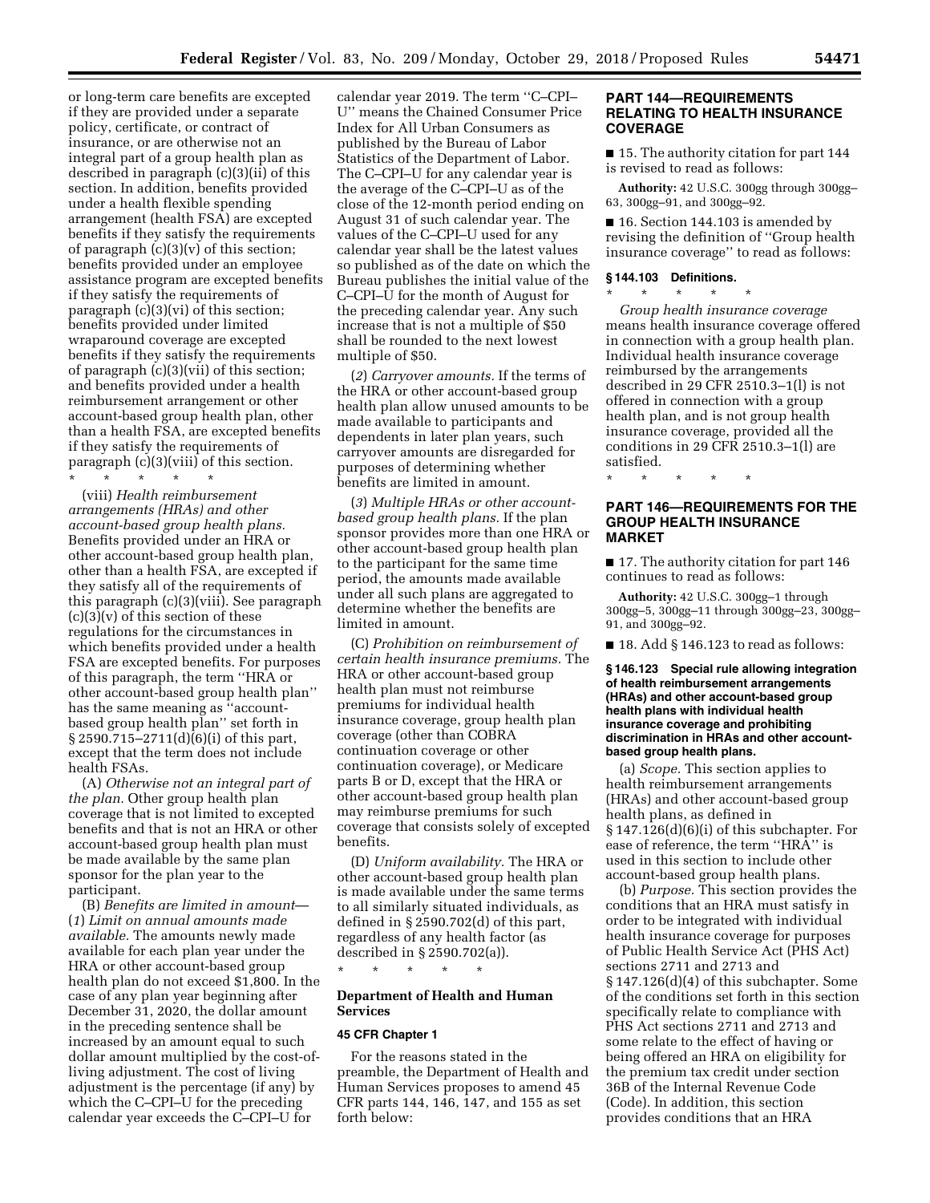or long-term care benefits are excepted if they are provided under a separate policy, certificate, or contract of insurance, or are otherwise not an integral part of a group health plan as described in paragraph (c)(3)(ii) of this section. In addition, benefits provided under a health flexible spending arrangement (health FSA) are excepted benefits if they satisfy the requirements of paragraph (c)(3)(v) of this section; benefits provided under an employee assistance program are excepted benefits if they satisfy the requirements of paragraph (c)(3)(vi) of this section; benefits provided under limited wraparound coverage are excepted benefits if they satisfy the requirements of paragraph (c)(3)(vii) of this section; and benefits provided under a health reimbursement arrangement or other account-based group health plan, other than a health FSA, are excepted benefits if they satisfy the requirements of paragraph (c)(3)(viii) of this section.

\* \* \* \* \*

(viii) *Health reimbursement arrangements (HRAs) and other account-based group health plans.* Benefits provided under an HRA or other account-based group health plan, other than a health FSA, are excepted if they satisfy all of the requirements of this paragraph (c)(3)(viii). See paragraph (c)(3)(v) of this section of these regulations for the circumstances in which benefits provided under a health FSA are excepted benefits. For purposes of this paragraph, the term ''HRA or other account-based group health plan'' has the same meaning as ''account-based group health plan'' set forth in § 2590.715–2711(d)(6)(i) of this part, except that the term does not include health FSAs.

(A) *Otherwise not an integral part of the plan.* Other group health plan coverage that is not limited to excepted benefits and that is not an HRA or other account-based group health plan must be made available by the same plan sponsor for the plan year to the participant.

(B) *Benefits are limited in amount*—(*1*) *Limit on annual amounts made available.* The amounts newly made available for each plan year under the HRA or other account-based group health plan do not exceed $1,800. In the case of any plan year beginning after December 31, 2020, the dollar amount in the preceding sentence shall be increased by an amount equal to such dollar amount multiplied by the cost-of-living adjustment. The cost of living adjustment is the percentage (if any) by which the C–CPI–U for the preceding calendar year exceeds the C–CPI–U for calendar year 2019. The term ''C–CPI–U'' means the Chained Consumer Price Index for All Urban Consumers as published by the Bureau of Labor Statistics of the Department of Labor. The C–CPI–U for any calendar year is the average of the C–CPI–U as of the close of the 12-month period ending on August 31 of such calendar year. The values of the C–CPI–U used for any calendar year shall be the latest values so published as of the date on which the Bureau publishes the initial value of the C–CPI–U for the month of August for the preceding calendar year. Any such increase that is not a multiple of $50 shall be rounded to the next lowest multiple of $50.

(*2*) *Carryover amounts.* If the terms of the HRA or other account-based group health plan allow unused amounts to be made available to participants and dependents in later plan years, such carryover amounts are disregarded for purposes of determining whether benefits are limited in amount.

(*3*) *Multiple HRAs or other account-based group health plans.* If the plan sponsor provides more than one HRA or other account-based group health plan to the participant for the same time period, the amounts made available under all such plans are aggregated to determine whether the benefits are limited in amount.

(C) *Prohibition on reimbursement of certain health insurance premiums.* The HRA or other account-based group health plan must not reimburse premiums for individual health insurance coverage, group health plan coverage (other than COBRA continuation coverage or other continuation coverage), or Medicare parts B or D, except that the HRA or other account-based group health plan may reimburse premiums for such coverage that consists solely of excepted benefits.

(D) *Uniform availability.* The HRA or other account-based group health plan is made available under the same terms to all similarly situated individuals, as defined in § 2590.702(d) of this part, regardless of any health factor (as described in § 2590.702(a)).

\* \* \* \* \*

## Department of Health and Human Services

### 45 CFR Chapter 1

For the reasons stated in the preamble, the Department of Health and Human Services proposes to amend 45 CFR parts 144, 146, 147, and 155 as set forth below:

## PART 144—REQUIREMENTS RELATING TO HEALTH INSURANCE COVERAGE

■ 15. The authority citation for part 144 is revised to read as follows:

**Authority:** 42 U.S.C. 300gg through 300gg–63, 300gg–91, and 300gg–92.

■ 16. Section 144.103 is amended by revising the definition of ''Group health insurance coverage'' to read as follows:

### § 144.103 Definitions.

\* \* \* \* \*

*Group health insurance coverage* means health insurance coverage offered in connection with a group health plan. Individual health insurance coverage reimbursed by the arrangements described in 29 CFR 2510.3–1(l) is not offered in connection with a group health plan, and is not group health insurance coverage, provided all the conditions in 29 CFR 2510.3–1(l) are satisfied.

\* \* \* \* \*

## PART 146—REQUIREMENTS FOR THE GROUP HEALTH INSURANCE MARKET

■ 17. The authority citation for part 146 continues to read as follows:

**Authority:** 42 U.S.C. 300gg–1 through 300gg–5, 300gg–11 through 300gg–23, 300gg–91, and 300gg–92.

■ 18. Add § 146.123 to read as follows:

### § 146.123 Special rule allowing integration of health reimbursement arrangements (HRAs) and other account-based group health plans with individual health insurance coverage and prohibiting discrimination in HRAs and other account-based group health plans.

(a) *Scope.* This section applies to health reimbursement arrangements (HRAs) and other account-based group health plans, as defined in § 147.126(d)(6)(i) of this subchapter. For ease of reference, the term ''HRA'' is used in this section to include other account-based group health plans.

(b) *Purpose.* This section provides the conditions that an HRA must satisfy in order to be integrated with individual health insurance coverage for purposes of Public Health Service Act (PHS Act) sections 2711 and 2713 and § 147.126(d)(4) of this subchapter. Some of the conditions set forth in this section specifically relate to compliance with PHS Act sections 2711 and 2713 and some relate to the effect of having or being offered an HRA on eligibility for the premium tax credit under section 36B of the Internal Revenue Code (Code). In addition, this section provides conditions that an HRA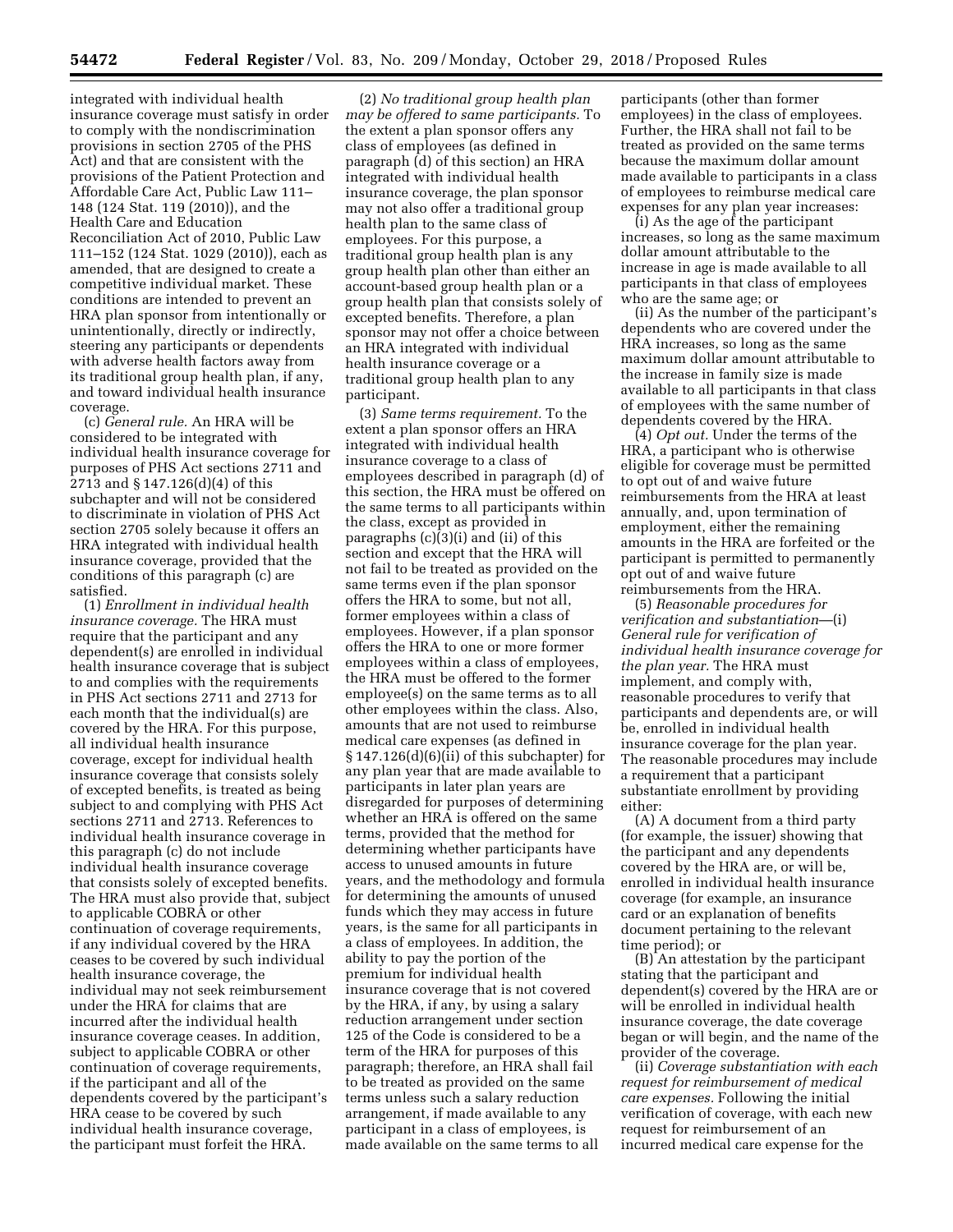integrated with individual health insurance coverage must satisfy in order to comply with the nondiscrimination provisions in section 2705 of the PHS Act) and that are consistent with the provisions of the Patient Protection and Affordable Care Act, Public Law 111–148 (124 Stat. 119 (2010)), and the Health Care and Education Reconciliation Act of 2010, Public Law 111–152 (124 Stat. 1029 (2010)), each as amended, that are designed to create a competitive individual market. These conditions are intended to prevent an HRA plan sponsor from intentionally or unintentionally, directly or indirectly, steering any participants or dependents with adverse health factors away from its traditional group health plan, if any, and toward individual health insurance coverage.

(c) *General rule.* An HRA will be considered to be integrated with individual health insurance coverage for purposes of PHS Act sections 2711 and 2713 and § 147.126(d)(4) of this subchapter and will not be considered to discriminate in violation of PHS Act section 2705 solely because it offers an HRA integrated with individual health insurance coverage, provided that the conditions of this paragraph (c) are satisfied.

(1) *Enrollment in individual health insurance coverage.* The HRA must require that the participant and any dependent(s) are enrolled in individual health insurance coverage that is subject to and complies with the requirements in PHS Act sections 2711 and 2713 for each month that the individual(s) are covered by the HRA. For this purpose, all individual health insurance coverage, except for individual health insurance coverage that consists solely of excepted benefits, is treated as being subject to and complying with PHS Act sections 2711 and 2713. References to individual health insurance coverage in this paragraph (c) do not include individual health insurance coverage that consists solely of excepted benefits. The HRA must also provide that, subject to applicable COBRA or other continuation of coverage requirements, if any individual covered by the HRA ceases to be covered by such individual health insurance coverage, the individual may not seek reimbursement under the HRA for claims that are incurred after the individual health insurance coverage ceases. In addition, subject to applicable COBRA or other continuation of coverage requirements, if the participant and all of the dependents covered by the participant's HRA cease to be covered by such individual health insurance coverage, the participant must forfeit the HRA.

(2) *No traditional group health plan may be offered to same participants.* To the extent a plan sponsor offers any class of employees (as defined in paragraph (d) of this section) an HRA integrated with individual health insurance coverage, the plan sponsor may not also offer a traditional group health plan to the same class of employees. For this purpose, a traditional group health plan is any group health plan other than either an account-based group health plan or a group health plan that consists solely of excepted benefits. Therefore, a plan sponsor may not offer a choice between an HRA integrated with individual health insurance coverage or a traditional group health plan to any participant.

(3) *Same terms requirement.* To the extent a plan sponsor offers an HRA integrated with individual health insurance coverage to a class of employees described in paragraph (d) of this section, the HRA must be offered on the same terms to all participants within the class, except as provided in paragraphs (c)(3)(i) and (ii) of this section and except that the HRA will not fail to be treated as provided on the same terms even if the plan sponsor offers the HRA to some, but not all, former employees within a class of employees. However, if a plan sponsor offers the HRA to one or more former employees within a class of employees, the HRA must be offered to the former employee(s) on the same terms as to all other employees within the class. Also, amounts that are not used to reimburse medical care expenses (as defined in § 147.126(d)(6)(ii) of this subchapter) for any plan year that are made available to participants in later plan years are disregarded for purposes of determining whether an HRA is offered on the same terms, provided that the method for determining whether participants have access to unused amounts in future years, and the methodology and formula for determining the amounts of unused funds which they may access in future years, is the same for all participants in a class of employees. In addition, the ability to pay the portion of the premium for individual health insurance coverage that is not covered by the HRA, if any, by using a salary reduction arrangement under section 125 of the Code is considered to be a term of the HRA for purposes of this paragraph; therefore, an HRA shall fail to be treated as provided on the same terms unless such a salary reduction arrangement, if made available to any participant in a class of employees, is made available on the same terms to all participants (other than former employees) in the class of employees. Further, the HRA shall not fail to be treated as provided on the same terms because the maximum dollar amount made available to participants in a class of employees to reimburse medical care expenses for any plan year increases:

(i) As the age of the participant increases, so long as the same maximum dollar amount attributable to the increase in age is made available to all participants in that class of employees who are the same age; or

(ii) As the number of the participant's dependents who are covered under the HRA increases, so long as the same maximum dollar amount attributable to the increase in family size is made available to all participants in that class of employees with the same number of dependents covered by the HRA.

(4) *Opt out.* Under the terms of the HRA, a participant who is otherwise eligible for coverage must be permitted to opt out of and waive future reimbursements from the HRA at least annually, and, upon termination of employment, either the remaining amounts in the HRA are forfeited or the participant is permitted to permanently opt out of and waive future reimbursements from the HRA.

(5) *Reasonable procedures for verification and substantiation*—(i) *General rule for verification of individual health insurance coverage for the plan year.* The HRA must implement, and comply with, reasonable procedures to verify that participants and dependents are, or will be, enrolled in individual health insurance coverage for the plan year. The reasonable procedures may include a requirement that a participant substantiate enrollment by providing either:

(A) A document from a third party (for example, the issuer) showing that the participant and any dependents covered by the HRA are, or will be, enrolled in individual health insurance coverage (for example, an insurance card or an explanation of benefits document pertaining to the relevant time period); or

(B) An attestation by the participant stating that the participant and dependent(s) covered by the HRA are or will be enrolled in individual health insurance coverage, the date coverage began or will begin, and the name of the provider of the coverage.

(ii) *Coverage substantiation with each request for reimbursement of medical care expenses.* Following the initial verification of coverage, with each new request for reimbursement of an incurred medical care expense for the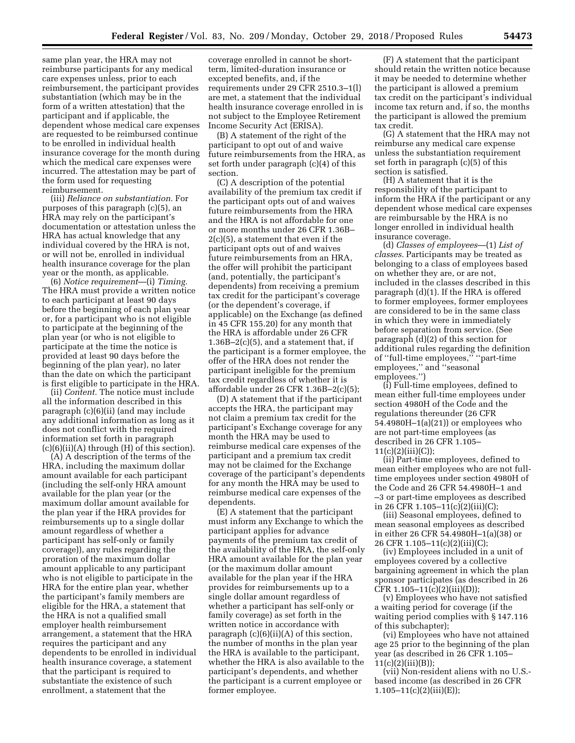same plan year, the HRA may not reimburse participants for any medical care expenses unless, prior to each reimbursement, the participant provides substantiation (which may be in the form of a written attestation) that the participant and if applicable, the dependent whose medical care expenses are requested to be reimbursed continue to be enrolled in individual health insurance coverage for the month during which the medical care expenses were incurred. The attestation may be part of the form used for requesting reimbursement.

(iii) *Reliance on substantiation.* For purposes of this paragraph (c)(5), an HRA may rely on the participant's documentation or attestation unless the HRA has actual knowledge that any individual covered by the HRA is not, or will not be, enrolled in individual health insurance coverage for the plan year or the month, as applicable.

(6) *Notice requirement*—(i) *Timing.* The HRA must provide a written notice to each participant at least 90 days before the beginning of each plan year or, for a participant who is not eligible to participate at the beginning of the plan year (or who is not eligible to participate at the time the notice is provided at least 90 days before the beginning of the plan year), no later than the date on which the participant is first eligible to participate in the HRA.

(ii) *Content.* The notice must include all the information described in this paragraph (c)(6)(ii) (and may include any additional information as long as it does not conflict with the required information set forth in paragraph (c)(6)(ii)(A) through (H) of this section).

(A) A description of the terms of the HRA, including the maximum dollar amount available for each participant (including the self-only HRA amount available for the plan year (or the maximum dollar amount available for the plan year if the HRA provides for reimbursements up to a single dollar amount regardless of whether a participant has self-only or family coverage)), any rules regarding the proration of the maximum dollar amount applicable to any participant who is not eligible to participate in the HRA for the entire plan year, whether the participant's family members are eligible for the HRA, a statement that the HRA is not a qualified small employer health reimbursement arrangement, a statement that the HRA requires the participant and any dependents to be enrolled in individual health insurance coverage, a statement that the participant is required to substantiate the existence of such enrollment, a statement that the coverage enrolled in cannot be short-term, limited-duration insurance or excepted benefits, and, if the requirements under 29 CFR 2510.3–1(l) are met, a statement that the individual health insurance coverage enrolled in is not subject to the Employee Retirement Income Security Act (ERISA).

(B) A statement of the right of the participant to opt out of and waive future reimbursements from the HRA, as set forth under paragraph (c)(4) of this section.

(C) A description of the potential availability of the premium tax credit if the participant opts out of and waives future reimbursements from the HRA and the HRA is not affordable for one or more months under 26 CFR 1.36B–2(c)(5), a statement that even if the participant opts out of and waives future reimbursements from an HRA, the offer will prohibit the participant (and, potentially, the participant's dependents) from receiving a premium tax credit for the participant's coverage (or the dependent's coverage, if applicable) on the Exchange (as defined in 45 CFR 155.20) for any month that the HRA is affordable under 26 CFR 1.36B–2(c)(5), and a statement that, if the participant is a former employee, the offer of the HRA does not render the participant ineligible for the premium tax credit regardless of whether it is affordable under 26 CFR 1.36B–2(c)(5);

(D) A statement that if the participant accepts the HRA, the participant may not claim a premium tax credit for the participant's Exchange coverage for any month the HRA may be used to reimburse medical care expenses of the participant and a premium tax credit may not be claimed for the Exchange coverage of the participant's dependents for any month the HRA may be used to reimburse medical care expenses of the dependents.

(E) A statement that the participant must inform any Exchange to which the participant applies for advance payments of the premium tax credit of the availability of the HRA, the self-only HRA amount available for the plan year (or the maximum dollar amount available for the plan year if the HRA provides for reimbursements up to a single dollar amount regardless of whether a participant has self-only or family coverage) as set forth in the written notice in accordance with paragraph (c)(6)(ii)(A) of this section, the number of months in the plan year the HRA is available to the participant, whether the HRA is also available to the participant's dependents, and whether the participant is a current employee or former employee.

(F) A statement that the participant should retain the written notice because it may be needed to determine whether the participant is allowed a premium tax credit on the participant's individual income tax return and, if so, the months the participant is allowed the premium tax credit.

(G) A statement that the HRA may not reimburse any medical care expense unless the substantiation requirement set forth in paragraph (c)(5) of this section is satisfied.

(H) A statement that it is the responsibility of the participant to inform the HRA if the participant or any dependent whose medical care expenses are reimbursable by the HRA is no longer enrolled in individual health insurance coverage.

(d) *Classes of employees*—(1) *List of classes.* Participants may be treated as belonging to a class of employees based on whether they are, or are not, included in the classes described in this paragraph (d)(1). If the HRA is offered to former employees, former employees are considered to be in the same class in which they were in immediately before separation from service. (See paragraph (d)(2) of this section for additional rules regarding the definition of "full-time employees," "part-time employees," and "seasonal employees.")

(i) Full-time employees, defined to mean either full-time employees under section 4980H of the Code and the regulations thereunder (26 CFR 54.4980H–1(a)(21)) or employees who are not part-time employees (as described in 26 CFR 1.105–11(c)(2)(iii)(C));

(ii) Part-time employees, defined to mean either employees who are not full-time employees under section 4980H of the Code and 26 CFR 54.4980H–1 and –3 or part-time employees as described in 26 CFR 1.105–11(c)(2)(iii)(C);

(iii) Seasonal employees, defined to mean seasonal employees as described in either 26 CFR 54.4980H–1(a)(38) or 26 CFR 1.105–11(c)(2)(iii)(C);

(iv) Employees included in a unit of employees covered by a collective bargaining agreement in which the plan sponsor participates (as described in 26 CFR 1.105–11(c)(2)(iii)(D));

(v) Employees who have not satisfied a waiting period for coverage (if the waiting period complies with § 147.116 of this subchapter);

(vi) Employees who have not attained age 25 prior to the beginning of the plan year (as described in 26 CFR 1.105–11(c)(2)(iii)(B));

(vii) Non-resident aliens with no U.S.-based income (as described in 26 CFR 1.105–11(c)(2)(iii)(E));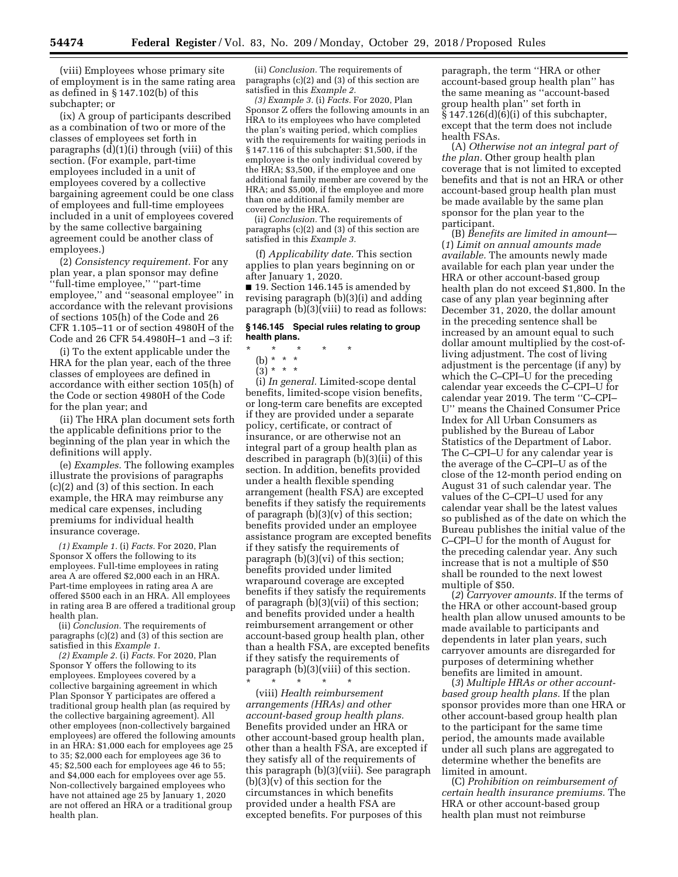(viii) Employees whose primary site of employment is in the same rating area as defined in § 147.102(b) of this subchapter; or

(ix) A group of participants described as a combination of two or more of the classes of employees set forth in paragraphs (d)(1)(i) through (viii) of this section. (For example, part-time employees included in a unit of employees covered by a collective bargaining agreement could be one class of employees and full-time employees included in a unit of employees covered by the same collective bargaining agreement could be another class of employees.)

(2) *Consistency requirement.* For any plan year, a plan sponsor may define ''full-time employee,'' ''part-time employee,'' and ''seasonal employee'' in accordance with the relevant provisions of sections 105(h) of the Code and 26 CFR 1.105–11 or of section 4980H of the Code and 26 CFR 54.4980H–1 and –3 if:

(i) To the extent applicable under the HRA for the plan year, each of the three classes of employees are defined in accordance with either section 105(h) of the Code or section 4980H of the Code for the plan year; and

(ii) The HRA plan document sets forth the applicable definitions prior to the beginning of the plan year in which the definitions will apply.

(e) *Examples.* The following examples illustrate the provisions of paragraphs (c)(2) and (3) of this section. In each example, the HRA may reimburse any medical care expenses, including premiums for individual health insurance coverage.

*(1) Example 1.* (i) *Facts.* For 2020, Plan Sponsor X offers the following to its employees. Full-time employees in rating area A are offered $2,000 each in an HRA. Part-time employees in rating area A are offered $500 each in an HRA. All employees in rating area B are offered a traditional group health plan.

(ii) *Conclusion.* The requirements of paragraphs (c)(2) and (3) of this section are satisfied in this *Example 1.*

*(2) Example 2.* (i) *Facts.* For 2020, Plan Sponsor Y offers the following to its employees. Employees covered by a collective bargaining agreement in which Plan Sponsor Y participates are offered a traditional group health plan (as required by the collective bargaining agreement). All other employees (non-collectively bargained employees) are offered the following amounts in an HRA: $1,000 each for employees age 25 to 35; $2,000 each for employees age 36 to 45; $2,500 each for employees age 46 to 55; and $4,000 each for employees over age 55. Non-collectively bargained employees who have not attained age 25 by January 1, 2020 are not offered an HRA or a traditional group health plan.

(ii) *Conclusion.* The requirements of paragraphs (c)(2) and (3) of this section are satisfied in this *Example 2.*

*(3) Example 3.* (i) *Facts.* For 2020, Plan Sponsor Z offers the following amounts in an HRA to its employees who have completed the plan's waiting period, which complies with the requirements for waiting periods in § 147.116 of this subchapter: $1,500, if the employee is the only individual covered by the HRA; $3,500, if the employee and one additional family member are covered by the HRA; and $5,000, if the employee and more than one additional family member are covered by the HRA.

(ii) *Conclusion.* The requirements of paragraphs (c)(2) and (3) of this section are satisfied in this *Example 3.*

(f) *Applicability date.* This section applies to plan years beginning on or after January 1, 2020.

■ 19. Section 146.145 is amended by revising paragraph (b)(3)(i) and adding paragraph (b)(3)(viii) to read as follows:

**§ 146.145 Special rules relating to group health plans.**

\* \* \* \* \*

(b) \* \* \*

(3) \* \* \*

(i) *In general.* Limited-scope dental benefits, limited-scope vision benefits, or long-term care benefits are excepted if they are provided under a separate policy, certificate, or contract of insurance, or are otherwise not an integral part of a group health plan as described in paragraph (b)(3)(ii) of this section. In addition, benefits provided under a health flexible spending arrangement (health FSA) are excepted benefits if they satisfy the requirements of paragraph (b)(3)(v) of this section; benefits provided under an employee assistance program are excepted benefits if they satisfy the requirements of paragraph (b)(3)(vi) of this section; benefits provided under limited wraparound coverage are excepted benefits if they satisfy the requirements of paragraph (b)(3)(vii) of this section; and benefits provided under a health reimbursement arrangement or other account-based group health plan, other than a health FSA, are excepted benefits if they satisfy the requirements of paragraph (b)(3)(viii) of this section.

\* \* \* \* \*

(viii) *Health reimbursement arrangements (HRAs) and other account-based group health plans.* Benefits provided under an HRA or other account-based group health plan, other than a health FSA, are excepted if they satisfy all of the requirements of this paragraph (b)(3)(viii). See paragraph (b)(3)(v) of this section for the circumstances in which benefits provided under a health FSA are excepted benefits. For purposes of this paragraph, the term ''HRA or other account-based group health plan'' has the same meaning as ''account-based group health plan'' set forth in § 147.126(d)(6)(i) of this subchapter, except that the term does not include health FSAs.

(A) *Otherwise not an integral part of the plan.* Other group health plan coverage that is not limited to excepted benefits and that is not an HRA or other account-based group health plan must be made available by the same plan sponsor for the plan year to the participant.

(B) *Benefits are limited in amount*—(*1*) *Limit on annual amounts made available.* The amounts newly made available for each plan year under the HRA or other account-based group health plan do not exceed $1,800. In the case of any plan year beginning after December 31, 2020, the dollar amount in the preceding sentence shall be increased by an amount equal to such dollar amount multiplied by the cost-of-living adjustment. The cost of living adjustment is the percentage (if any) by which the C–CPI–U for the preceding calendar year exceeds the C–CPI–U for calendar year 2019. The term ''C–CPI–U'' means the Chained Consumer Price Index for All Urban Consumers as published by the Bureau of Labor Statistics of the Department of Labor. The C–CPI–U for any calendar year is the average of the C–CPI–U as of the close of the 12-month period ending on August 31 of such calendar year. The values of the C–CPI–U used for any calendar year shall be the latest values so published as of the date on which the Bureau publishes the initial value of the C–CPI–U for the month of August for the preceding calendar year. Any such increase that is not a multiple of $50 shall be rounded to the next lowest multiple of $50.

(*2*) *Carryover amounts.* If the terms of the HRA or other account-based group health plan allow unused amounts to be made available to participants and dependents in later plan years, such carryover amounts are disregarded for purposes of determining whether benefits are limited in amount.

(*3*) *Multiple HRAs or other account-based group health plans.* If the plan sponsor provides more than one HRA or other account-based group health plan to the participant for the same time period, the amounts made available under all such plans are aggregated to determine whether the benefits are limited in amount.

(C) *Prohibition on reimbursement of certain health insurance premiums.* The HRA or other account-based group health plan must not reimburse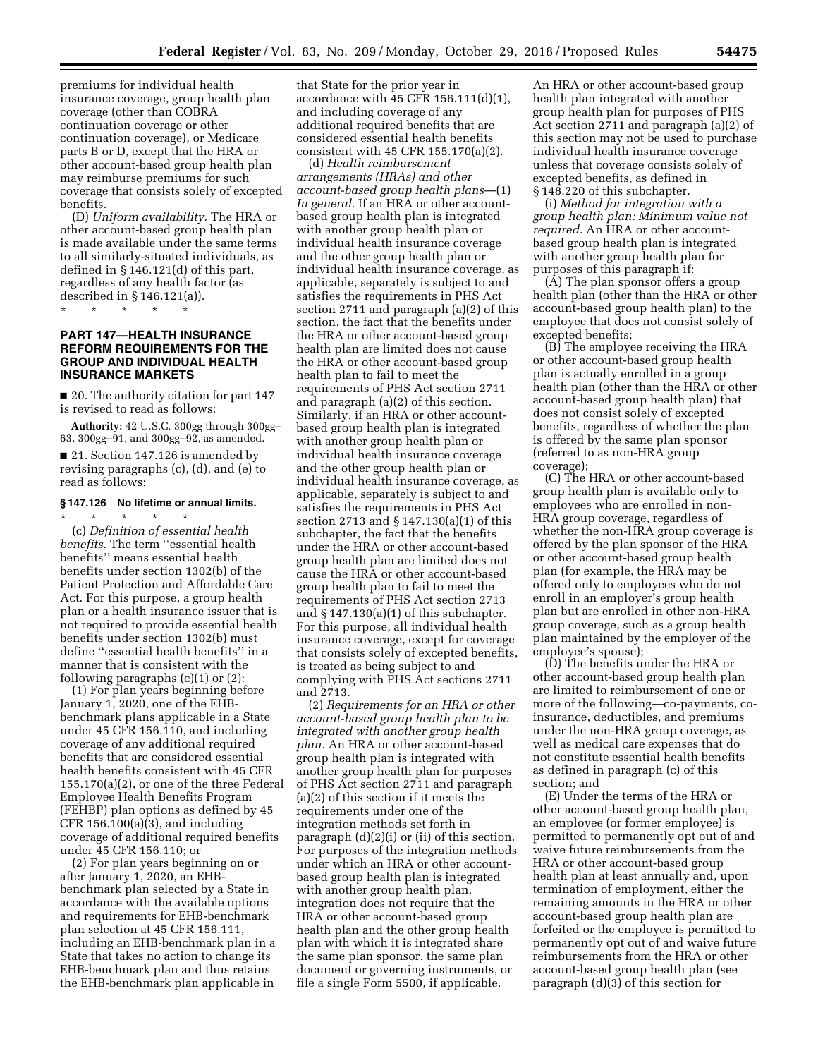premiums for individual health insurance coverage, group health plan coverage (other than COBRA continuation coverage or other continuation coverage), or Medicare parts B or D, except that the HRA or other account-based group health plan may reimburse premiums for such coverage that consists solely of excepted benefits.

(D) *Uniform availability.* The HRA or other account-based group health plan is made available under the same terms to all similarly-situated individuals, as defined in § 146.121(d) of this part, regardless of any health factor (as described in § 146.121(a)).

\* \* \* \* \*

## PART 147—HEALTH INSURANCE REFORM REQUIREMENTS FOR THE GROUP AND INDIVIDUAL HEALTH INSURANCE MARKETS

■ 20. The authority citation for part 147 is revised to read as follows:

**Authority:** 42 U.S.C. 300gg through 300gg–63, 300gg–91, and 300gg–92, as amended.

■ 21. Section 147.126 is amended by revising paragraphs (c), (d), and (e) to read as follows:

### § 147.126 No lifetime or annual limits.

\* \* \* \* \*

(c) *Definition of essential health benefits.* The term "essential health benefits" means essential health benefits under section 1302(b) of the Patient Protection and Affordable Care Act. For this purpose, a group health plan or a health insurance issuer that is not required to provide essential health benefits under section 1302(b) must define "essential health benefits" in a manner that is consistent with the following paragraphs (c)(1) or (2):

(1) For plan years beginning before January 1, 2020, one of the EHB-benchmark plans applicable in a State under 45 CFR 156.110, and including coverage of any additional required benefits that are considered essential health benefits consistent with 45 CFR 155.170(a)(2), or one of the three Federal Employee Health Benefits Program (FEHBP) plan options as defined by 45 CFR 156.100(a)(3), and including coverage of additional required benefits under 45 CFR 156.110; or

(2) For plan years beginning on or after January 1, 2020, an EHB-benchmark plan selected by a State in accordance with the available options and requirements for EHB-benchmark plan selection at 45 CFR 156.111, including an EHB-benchmark plan in a State that takes no action to change its EHB-benchmark plan and thus retains the EHB-benchmark plan applicable in that State for the prior year in accordance with 45 CFR 156.111(d)(1), and including coverage of any additional required benefits that are considered essential health benefits consistent with 45 CFR 155.170(a)(2).

(d) *Health reimbursement arrangements (HRAs) and other account-based group health plans*—(1) *In general.* If an HRA or other account-based group health plan is integrated with another group health plan or individual health insurance coverage and the other group health plan or individual health insurance coverage, as applicable, separately is subject to and satisfies the requirements in PHS Act section 2711 and paragraph (a)(2) of this section, the fact that the benefits under the HRA or other account-based group health plan are limited does not cause the HRA or other account-based group health plan to fail to meet the requirements of PHS Act section 2711 and paragraph (a)(2) of this section. Similarly, if an HRA or other account-based group health plan is integrated with another group health plan or individual health insurance coverage and the other group health plan or individual health insurance coverage, as applicable, separately is subject to and satisfies the requirements in PHS Act section 2713 and § 147.130(a)(1) of this subchapter, the fact that the benefits under the HRA or other account-based group health plan are limited does not cause the HRA or other account-based group health plan to fail to meet the requirements of PHS Act section 2713 and § 147.130(a)(1) of this subchapter. For this purpose, all individual health insurance coverage, except for coverage that consists solely of excepted benefits, is treated as being subject to and complying with PHS Act sections 2711 and 2713.

(2) *Requirements for an HRA or other account-based group health plan to be integrated with another group health plan.* An HRA or other account-based group health plan is integrated with another group health plan for purposes of PHS Act section 2711 and paragraph (a)(2) of this section if it meets the requirements under one of the integration methods set forth in paragraph (d)(2)(i) or (ii) of this section. For purposes of the integration methods under which an HRA or other account-based group health plan is integrated with another group health plan, integration does not require that the HRA or other account-based group health plan and the other group health plan with which it is integrated share the same plan sponsor, the same plan document or governing instruments, or file a single Form 5500, if applicable. An HRA or other account-based group health plan integrated with another group health plan for purposes of PHS Act section 2711 and paragraph (a)(2) of this section may not be used to purchase individual health insurance coverage unless that coverage consists solely of excepted benefits, as defined in § 148.220 of this subchapter.

(i) *Method for integration with a group health plan: Minimum value not required.* An HRA or other account-based group health plan is integrated with another group health plan for purposes of this paragraph if:

(A) The plan sponsor offers a group health plan (other than the HRA or other account-based group health plan) to the employee that does not consist solely of excepted benefits;

(B) The employee receiving the HRA or other account-based group health plan is actually enrolled in a group health plan (other than the HRA or other account-based group health plan) that does not consist solely of excepted benefits, regardless of whether the plan is offered by the same plan sponsor (referred to as non-HRA group coverage);

(C) The HRA or other account-based group health plan is available only to employees who are enrolled in non-HRA group coverage, regardless of whether the non-HRA group coverage is offered by the plan sponsor of the HRA or other account-based group health plan (for example, the HRA may be offered only to employees who do not enroll in an employer's group health plan but are enrolled in other non-HRA group coverage, such as a group health plan maintained by the employer of the employee's spouse);

(D) The benefits under the HRA or other account-based group health plan are limited to reimbursement of one or more of the following—co-payments, co-insurance, deductibles, and premiums under the non-HRA group coverage, as well as medical care expenses that do not constitute essential health benefits as defined in paragraph (c) of this section; and

(E) Under the terms of the HRA or other account-based group health plan, an employee (or former employee) is permitted to permanently opt out of and waive future reimbursements from the HRA or other account-based group health plan at least annually and, upon termination of employment, either the remaining amounts in the HRA or other account-based group health plan are forfeited or the employee is permitted to permanently opt out of and waive future reimbursements from the HRA or other account-based group health plan (see paragraph (d)(3) of this section for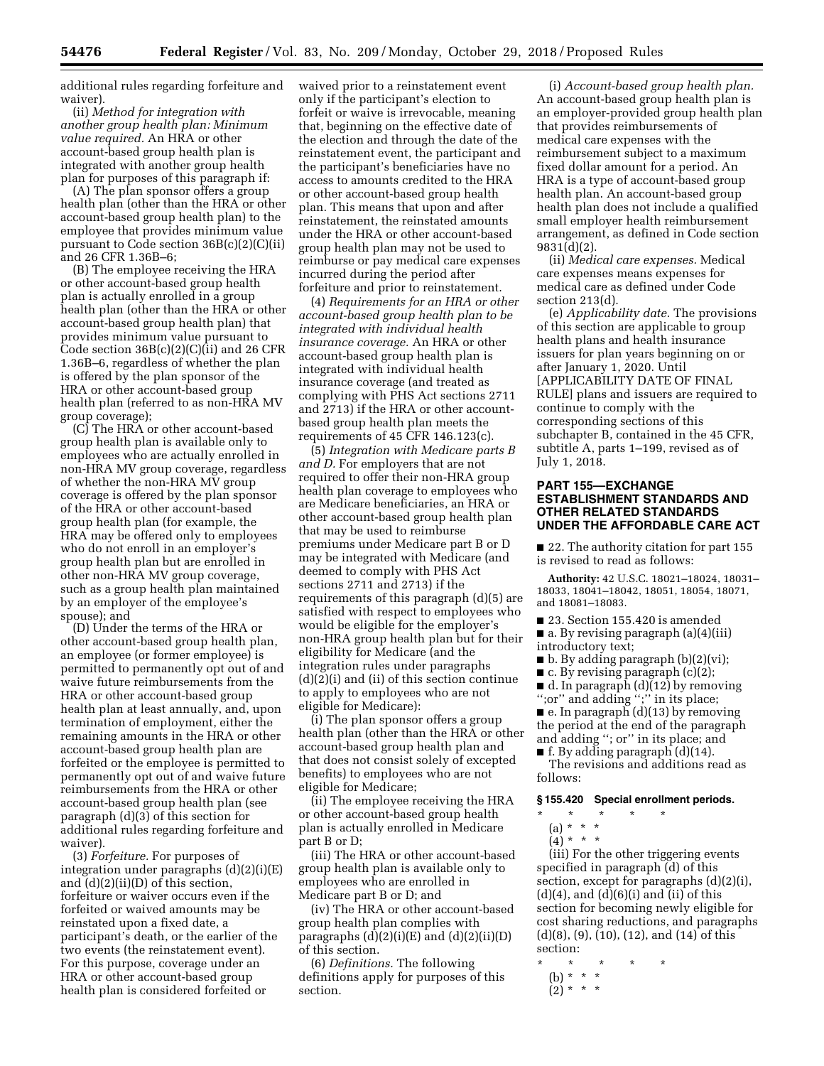additional rules regarding forfeiture and waiver).

(ii) *Method for integration with another group health plan: Minimum value required.* An HRA or other account-based group health plan is integrated with another group health plan for purposes of this paragraph if:

(A) The plan sponsor offers a group health plan (other than the HRA or other account-based group health plan) to the employee that provides minimum value pursuant to Code section 36B(c)(2)(C)(ii) and 26 CFR 1.36B–6;

(B) The employee receiving the HRA or other account-based group health plan is actually enrolled in a group health plan (other than the HRA or other account-based group health plan) that provides minimum value pursuant to Code section 36B(c)(2)(C)(ii) and 26 CFR 1.36B–6, regardless of whether the plan is offered by the plan sponsor of the HRA or other account-based group health plan (referred to as non-HRA MV group coverage);

(C) The HRA or other account-based group health plan is available only to employees who are actually enrolled in non-HRA MV group coverage, regardless of whether the non-HRA MV group coverage is offered by the plan sponsor of the HRA or other account-based group health plan (for example, the HRA may be offered only to employees who do not enroll in an employer's group health plan but are enrolled in other non-HRA MV group coverage, such as a group health plan maintained by an employer of the employee's spouse); and

(D) Under the terms of the HRA or other account-based group health plan, an employee (or former employee) is permitted to permanently opt out of and waive future reimbursements from the HRA or other account-based group health plan at least annually, and, upon termination of employment, either the remaining amounts in the HRA or other account-based group health plan are forfeited or the employee is permitted to permanently opt out of and waive future reimbursements from the HRA or other account-based group health plan (see paragraph (d)(3) of this section for additional rules regarding forfeiture and waiver).

(3) *Forfeiture.* For purposes of integration under paragraphs (d)(2)(i)(E) and (d)(2)(ii)(D) of this section, forfeiture or waiver occurs even if the forfeited or waived amounts may be reinstated upon a fixed date, a participant's death, or the earlier of the two events (the reinstatement event). For this purpose, coverage under an HRA or other account-based group health plan is considered forfeited or waived prior to a reinstatement event only if the participant's election to forfeit or waive is irrevocable, meaning that, beginning on the effective date of the election and through the date of the reinstatement event, the participant and the participant's beneficiaries have no access to amounts credited to the HRA or other account-based group health plan. This means that upon and after reinstatement, the reinstated amounts under the HRA or other account-based group health plan may not be used to reimburse or pay medical care expenses incurred during the period after forfeiture and prior to reinstatement.

(4) *Requirements for an HRA or other account-based group health plan to be integrated with individual health insurance coverage.* An HRA or other account-based group health plan is integrated with individual health insurance coverage (and treated as complying with PHS Act sections 2711 and 2713) if the HRA or other account-based group health plan meets the requirements of 45 CFR 146.123(c).

(5) *Integration with Medicare parts B and D.* For employers that are not required to offer their non-HRA group health plan coverage to employees who are Medicare beneficiaries, an HRA or other account-based group health plan that may be used to reimburse premiums under Medicare part B or D may be integrated with Medicare (and deemed to comply with PHS Act sections 2711 and 2713) if the requirements of this paragraph (d)(5) are satisfied with respect to employees who would be eligible for the employer's non-HRA group health plan but for their eligibility for Medicare (and the integration rules under paragraphs (d)(2)(i) and (ii) of this section continue to apply to employees who are not eligible for Medicare):

(i) The plan sponsor offers a group health plan (other than the HRA or other account-based group health plan and that does not consist solely of excepted benefits) to employees who are not eligible for Medicare;

(ii) The employee receiving the HRA or other account-based group health plan is actually enrolled in Medicare part B or D;

(iii) The HRA or other account-based group health plan is available only to employees who are enrolled in Medicare part B or D; and

(iv) The HRA or other account-based group health plan complies with paragraphs (d)(2)(i)(E) and (d)(2)(ii)(D) of this section.

(6) *Definitions.* The following definitions apply for purposes of this section.

(i) *Account-based group health plan.* An account-based group health plan is an employer-provided group health plan that provides reimbursements of medical care expenses with the reimbursement subject to a maximum fixed dollar amount for a period. An HRA is a type of account-based group health plan. An account-based group health plan does not include a qualified small employer health reimbursement arrangement, as defined in Code section 9831(d)(2).

(ii) *Medical care expenses.* Medical care expenses means expenses for medical care as defined under Code section 213(d).

(e) *Applicability date.* The provisions of this section are applicable to group health plans and health insurance issuers for plan years beginning on or after January 1, 2020. Until [APPLICABILITY DATE OF FINAL RULE] plans and issuers are required to continue to comply with the corresponding sections of this subchapter B, contained in the 45 CFR, subtitle A, parts 1–199, revised as of July 1, 2018.

## PART 155—EXCHANGE ESTABLISHMENT STANDARDS AND OTHER RELATED STANDARDS UNDER THE AFFORDABLE CARE ACT

■ 22. The authority citation for part 155 is revised to read as follows:

**Authority:** 42 U.S.C. 18021–18024, 18031–18033, 18041–18042, 18051, 18054, 18071, and 18081–18083.

■ 23. Section 155.420 is amended

■ a. By revising paragraph (a)(4)(iii) introductory text;

■ b. By adding paragraph (b)(2)(vi);

■ c. By revising paragraph (c)(2);

■ d. In paragraph (d)(12) by removing ";or" and adding ";" in its place;

■ e. In paragraph (d)(13) by removing the period at the end of the paragraph and adding "; or" in its place; and

■ f. By adding paragraph (d)(14).

The revisions and additions read as follows:

### § 155.420 Special enrollment periods.

\* \* \* \* \*

(a) \* \* \*

(4) \* \* \*

(iii) For the other triggering events specified in paragraph (d) of this section, except for paragraphs (d)(2)(i), (d)(4), and (d)(6)(i) and (ii) of this section for becoming newly eligible for cost sharing reductions, and paragraphs (d)(8), (9), (10), (12), and (14) of this section:

\* \* \* \* \*

(b) \* \* \*

(2) \* \* \*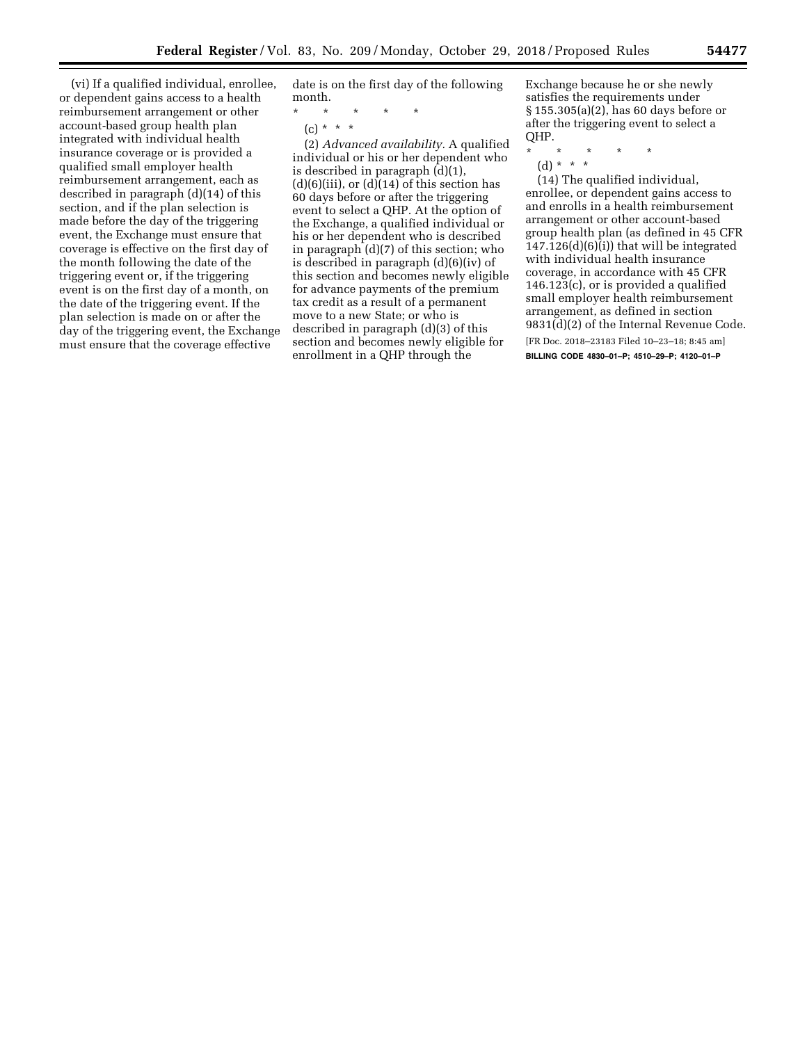(vi) If a qualified individual, enrollee, or dependent gains access to a health reimbursement arrangement or other account-based group health plan integrated with individual health insurance coverage or is provided a qualified small employer health reimbursement arrangement, each as described in paragraph (d)(14) of this section, and if the plan selection is made before the day of the triggering event, the Exchange must ensure that coverage is effective on the first day of the month following the date of the triggering event or, if the triggering event is on the first day of a month, on the date of the triggering event. If the plan selection is made on or after the day of the triggering event, the Exchange must ensure that the coverage effective date is on the first day of the following month.

\* \* \* \* \*

(c) \* \* \*

(2) *Advanced availability.* A qualified individual or his or her dependent who is described in paragraph (d)(1), (d)(6)(iii), or (d)(14) of this section has 60 days before or after the triggering event to select a QHP. At the option of the Exchange, a qualified individual or his or her dependent who is described in paragraph (d)(7) of this section; who is described in paragraph (d)(6)(iv) of this section and becomes newly eligible for advance payments of the premium tax credit as a result of a permanent move to a new State; or who is described in paragraph (d)(3) of this section and becomes newly eligible for enrollment in a QHP through the Exchange because he or she newly satisfies the requirements under § 155.305(a)(2), has 60 days before or after the triggering event to select a QHP.

\* \* \* \* \*

(d) \* \* \*

(14) The qualified individual, enrollee, or dependent gains access to and enrolls in a health reimbursement arrangement or other account-based group health plan (as defined in 45 CFR 147.126(d)(6)(i)) that will be integrated with individual health insurance coverage, in accordance with 45 CFR 146.123(c), or is provided a qualified small employer health reimbursement arrangement, as defined in section 9831(d)(2) of the Internal Revenue Code.

[FR Doc. 2018–23183 Filed 10–23–18; 8:45 am]

**BILLING CODE 4830–01–P; 4510–29–P; 4120–01–P**